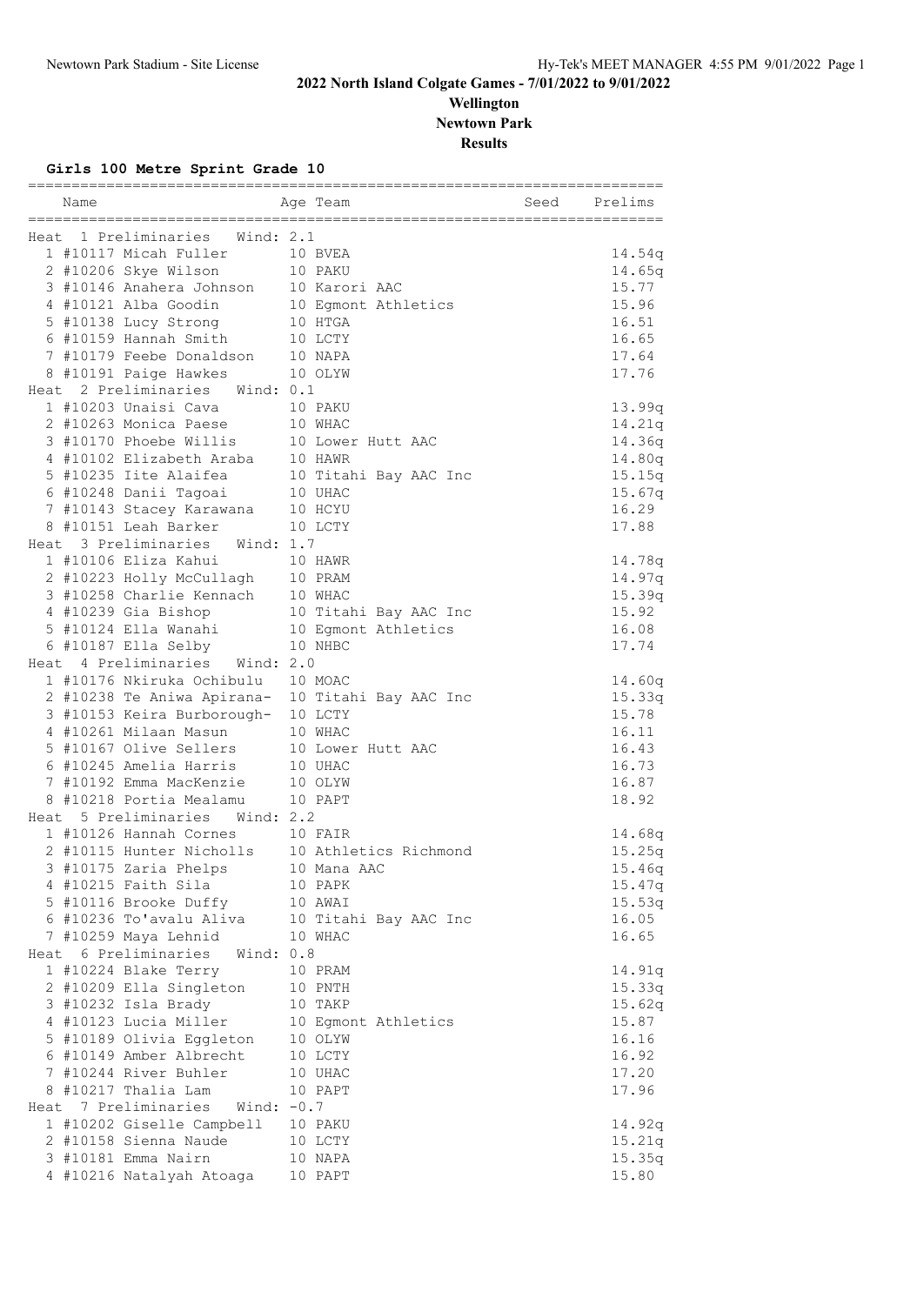# 2022 North Island Colgate Games - 7/01/2022 to 9/01/2022

## Wellington

## Newtown Park

## Results

### Girls 100 Metre Sprint Grade 10

| Name | Age | Team | Seed | Prelims |
|---|---|---|---|---|
| **Heat 1 Preliminaries Wind: 2.1** | | | | |
| 1 #10117 Micah Fuller | 10 | BVEA | | 14.54q |
| 2 #10206 Skye Wilson | 10 | PAKU | | 14.65q |
| 3 #10146 Anahera Johnson | 10 | Karori AAC | | 15.77 |
| 4 #10121 Alba Goodin | 10 | Egmont Athletics | | 15.96 |
| 5 #10138 Lucy Strong | 10 | HTGA | | 16.51 |
| 6 #10159 Hannah Smith | 10 | LCTY | | 16.65 |
| 7 #10179 Feebe Donaldson | 10 | NAPA | | 17.64 |
| 8 #10191 Paige Hawkes | 10 | OLYW | | 17.76 |
| **Heat 2 Preliminaries Wind: 0.1** | | | | |
| 1 #10203 Unaisi Cava | 10 | PAKU | | 13.99q |
| 2 #10263 Monica Paese | 10 | WHAC | | 14.21q |
| 3 #10170 Phoebe Willis | 10 | Lower Hutt AAC | | 14.36q |
| 4 #10102 Elizabeth Araba | 10 | HAWR | | 14.80q |
| 5 #10235 Iite Alaifea | 10 | Titahi Bay AAC Inc | | 15.15q |
| 6 #10248 Danii Tagoai | 10 | UHAC | | 15.67q |
| 7 #10143 Stacey Karawana | 10 | HCYU | | 16.29 |
| 8 #10151 Leah Barker | 10 | LCTY | | 17.88 |
| **Heat 3 Preliminaries Wind: 1.7** | | | | |
| 1 #10106 Eliza Kahui | 10 | HAWR | | 14.78q |
| 2 #10223 Holly McCullagh | 10 | PRAM | | 14.97q |
| 3 #10258 Charlie Kennach | 10 | WHAC | | 15.39q |
| 4 #10239 Gia Bishop | 10 | Titahi Bay AAC Inc | | 15.92 |
| 5 #10124 Ella Wanahi | 10 | Egmont Athletics | | 16.08 |
| 6 #10187 Ella Selby | 10 | NHBC | | 17.74 |
| **Heat 4 Preliminaries Wind: 2.0** | | | | |
| 1 #10176 Nkiruka Ochibulu | 10 | MOAC | | 14.60q |
| 2 #10238 Te Aniwa Apirana- | 10 | Titahi Bay AAC Inc | | 15.33q |
| 3 #10153 Keira Burborough- | 10 | LCTY | | 15.78 |
| 4 #10261 Milaan Masun | 10 | WHAC | | 16.11 |
| 5 #10167 Olive Sellers | 10 | Lower Hutt AAC | | 16.43 |
| 6 #10245 Amelia Harris | 10 | UHAC | | 16.73 |
| 7 #10192 Emma MacKenzie | 10 | OLYW | | 16.87 |
| 8 #10218 Portia Mealamu | 10 | PAPT | | 18.92 |
| **Heat 5 Preliminaries Wind: 2.2** | | | | |
| 1 #10126 Hannah Cornes | 10 | FAIR | | 14.68q |
| 2 #10115 Hunter Nicholls | 10 | Athletics Richmond | | 15.25q |
| 3 #10175 Zaria Phelps | 10 | Mana AAC | | 15.46q |
| 4 #10215 Faith Sila | 10 | PAPK | | 15.47q |
| 5 #10116 Brooke Duffy | 10 | AWAI | | 15.53q |
| 6 #10236 To'avalu Aliva | 10 | Titahi Bay AAC Inc | | 16.05 |
| 7 #10259 Maya Lehnid | 10 | WHAC | | 16.65 |
| **Heat 6 Preliminaries Wind: 0.8** | | | | |
| 1 #10224 Blake Terry | 10 | PRAM | | 14.91q |
| 2 #10209 Ella Singleton | 10 | PNTH | | 15.33q |
| 3 #10232 Isla Brady | 10 | TAKP | | 15.62q |
| 4 #10123 Lucia Miller | 10 | Egmont Athletics | | 15.87 |
| 5 #10189 Olivia Eggleton | 10 | OLYW | | 16.16 |
| 6 #10149 Amber Albrecht | 10 | LCTY | | 16.92 |
| 7 #10244 River Buhler | 10 | UHAC | | 17.20 |
| 8 #10217 Thalia Lam | 10 | PAPT | | 17.96 |
| **Heat 7 Preliminaries Wind: -0.7** | | | | |
| 1 #10202 Giselle Campbell | 10 | PAKU | | 14.92q |
| 2 #10158 Sienna Naude | 10 | LCTY | | 15.21q |
| 3 #10181 Emma Nairn | 10 | NAPA | | 15.35q |
| 4 #10216 Natalyah Atoaga | 10 | PAPT | | 15.80 |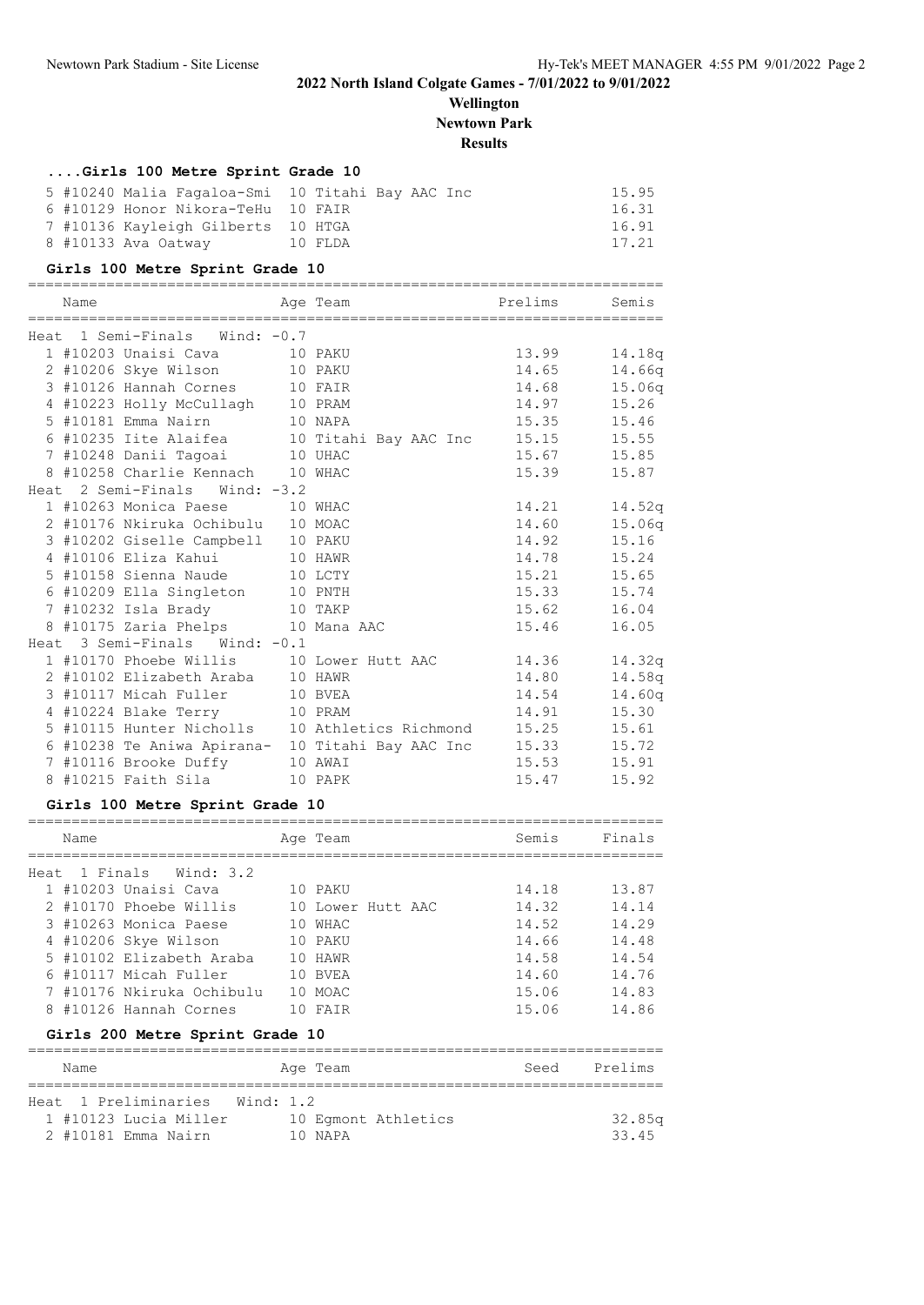## 2022 North Island Colgate Games - 7/01/2022 to 9/01/2022

**Wellington**

**Newtown Park**

**Results**

### ....Girls 100 Metre Sprint Grade 10

| Place | Name | Age | Team | Finals |
|---|---|---|---|---|
| 5 | #10240 Malia Fagaloa-Smi | 10 | Titahi Bay AAC Inc | 15.95 |
| 6 | #10129 Honor Nikora-TeHu | 10 | FAIR | 16.31 |
| 7 | #10136 Kayleigh Gilberts | 10 | HTGA | 16.91 |
| 8 | #10133 Ava Oatway | 10 | FLDA | 17.21 |

### Girls 100 Metre Sprint Grade 10

| Place | Name | Age | Team | Prelims | Semis |
|---|---|---|---|---|---|
| **Heat 1 Semi-Finals Wind: -0.7** | | | | | |
| 1 | #10203 Unaisi Cava | 10 | PAKU | 13.99 | 14.18q |
| 2 | #10206 Skye Wilson | 10 | PAKU | 14.65 | 14.66q |
| 3 | #10126 Hannah Cornes | 10 | FAIR | 14.68 | 15.06q |
| 4 | #10223 Holly McCullagh | 10 | PRAM | 14.97 | 15.26 |
| 5 | #10181 Emma Nairn | 10 | NAPA | 15.35 | 15.46 |
| 6 | #10235 Iite Alaifea | 10 | Titahi Bay AAC Inc | 15.15 | 15.55 |
| 7 | #10248 Danii Tagoai | 10 | UHAC | 15.67 | 15.85 |
| 8 | #10258 Charlie Kennach | 10 | WHAC | 15.39 | 15.87 |
| **Heat 2 Semi-Finals Wind: -3.2** | | | | | |
| 1 | #10263 Monica Paese | 10 | WHAC | 14.21 | 14.52q |
| 2 | #10176 Nkiruka Ochibulu | 10 | MOAC | 14.60 | 15.06q |
| 3 | #10202 Giselle Campbell | 10 | PAKU | 14.92 | 15.16 |
| 4 | #10106 Eliza Kahui | 10 | HAWR | 14.78 | 15.24 |
| 5 | #10158 Sienna Naude | 10 | LCTY | 15.21 | 15.65 |
| 6 | #10209 Ella Singleton | 10 | PNTH | 15.33 | 15.74 |
| 7 | #10232 Isla Brady | 10 | TAKP | 15.62 | 16.04 |
| 8 | #10175 Zaria Phelps | 10 | Mana AAC | 15.46 | 16.05 |
| **Heat 3 Semi-Finals Wind: -0.1** | | | | | |
| 1 | #10170 Phoebe Willis | 10 | Lower Hutt AAC | 14.36 | 14.32q |
| 2 | #10102 Elizabeth Araba | 10 | HAWR | 14.80 | 14.58q |
| 3 | #10117 Micah Fuller | 10 | BVEA | 14.54 | 14.60q |
| 4 | #10224 Blake Terry | 10 | PRAM | 14.91 | 15.30 |
| 5 | #10115 Hunter Nicholls | 10 | Athletics Richmond | 15.25 | 15.61 |
| 6 | #10238 Te Aniwa Apirana- | 10 | Titahi Bay AAC Inc | 15.33 | 15.72 |
| 7 | #10116 Brooke Duffy | 10 | AWAI | 15.53 | 15.91 |
| 8 | #10215 Faith Sila | 10 | PAPK | 15.47 | 15.92 |

### Girls 100 Metre Sprint Grade 10

| Place | Name | Age | Team | Semis | Finals |
|---|---|---|---|---|---|
| **Heat 1 Finals Wind: 3.2** | | | | | |
| 1 | #10203 Unaisi Cava | 10 | PAKU | 14.18 | 13.87 |
| 2 | #10170 Phoebe Willis | 10 | Lower Hutt AAC | 14.32 | 14.14 |
| 3 | #10263 Monica Paese | 10 | WHAC | 14.52 | 14.29 |
| 4 | #10206 Skye Wilson | 10 | PAKU | 14.66 | 14.48 |
| 5 | #10102 Elizabeth Araba | 10 | HAWR | 14.58 | 14.54 |
| 6 | #10117 Micah Fuller | 10 | BVEA | 14.60 | 14.76 |
| 7 | #10176 Nkiruka Ochibulu | 10 | MOAC | 15.06 | 14.83 |
| 8 | #10126 Hannah Cornes | 10 | FAIR | 15.06 | 14.86 |

### Girls 200 Metre Sprint Grade 10

| Place | Name | Age | Team | Seed | Prelims |
|---|---|---|---|---|---|
| **Heat 1 Preliminaries Wind: 1.2** | | | | | |
| 1 | #10123 Lucia Miller | 10 | Egmont Athletics | | 32.85q |
| 2 | #10181 Emma Nairn | 10 | NAPA | | 33.45 |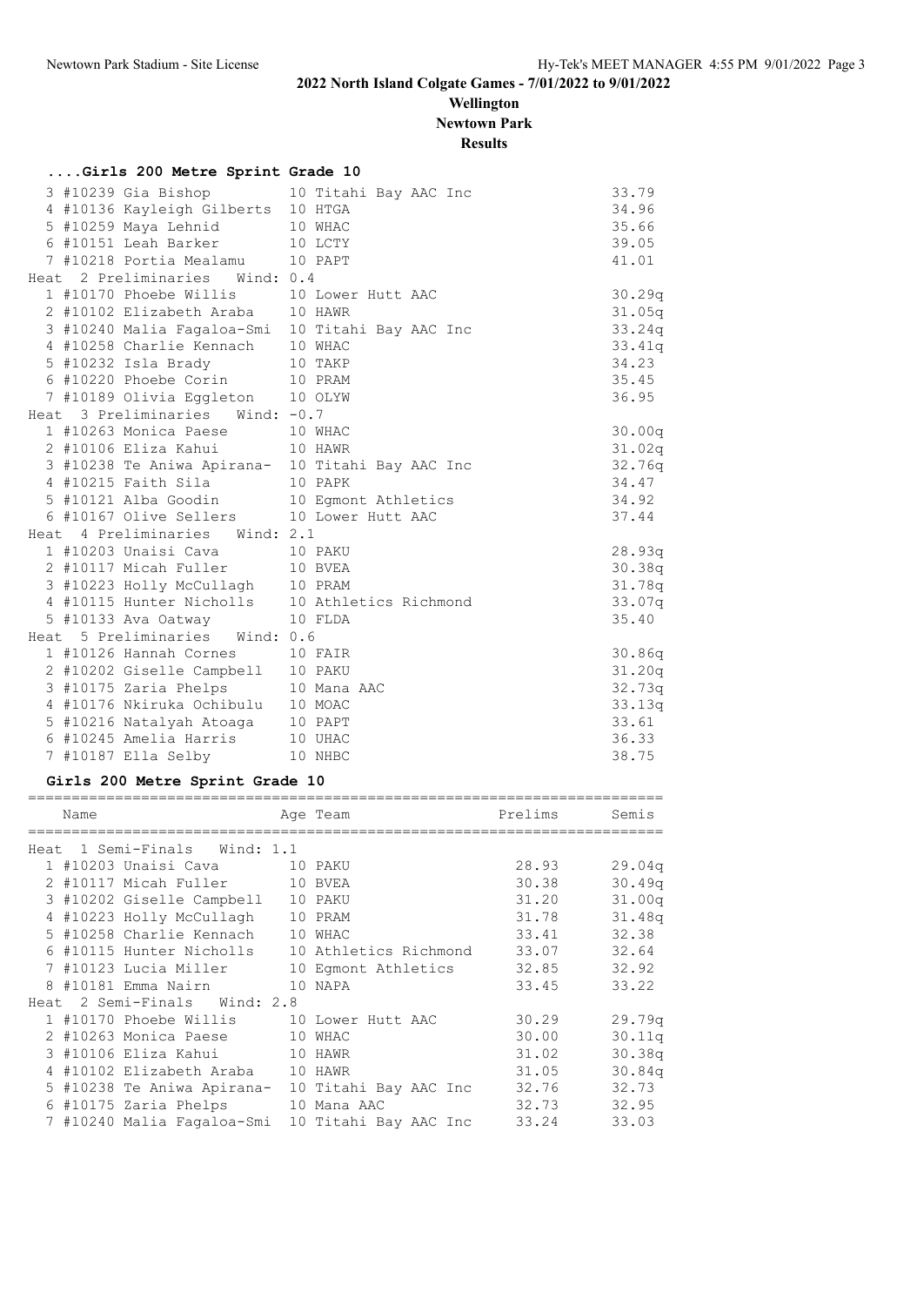# 2022 North Island Colgate Games - 7/01/2022 to 9/01/2022

**Wellington**

**Newtown Park**

**Results**

### ....Girls 200 Metre Sprint Grade 10

| Place | Name | Age | Team | Time |
|---|---|---|---|---|
| 3 | #10239 Gia Bishop | 10 | Titahi Bay AAC Inc | 33.79 |
| 4 | #10136 Kayleigh Gilberts | 10 | HTGA | 34.96 |
| 5 | #10259 Maya Lehnid | 10 | WHAC | 35.66 |
| 6 | #10151 Leah Barker | 10 | LCTY | 39.05 |
| 7 | #10218 Portia Mealamu | 10 | PAPT | 41.01 |
| **Heat 2 Preliminaries Wind: 0.4** | | | | |
| 1 | #10170 Phoebe Willis | 10 | Lower Hutt AAC | 30.29q |
| 2 | #10102 Elizabeth Araba | 10 | HAWR | 31.05q |
| 3 | #10240 Malia Fagaloa-Smi | 10 | Titahi Bay AAC Inc | 33.24q |
| 4 | #10258 Charlie Kennach | 10 | WHAC | 33.41q |
| 5 | #10232 Isla Brady | 10 | TAKP | 34.23 |
| 6 | #10220 Phoebe Corin | 10 | PRAM | 35.45 |
| 7 | #10189 Olivia Eggleton | 10 | OLYW | 36.95 |
| **Heat 3 Preliminaries Wind: -0.7** | | | | |
| 1 | #10263 Monica Paese | 10 | WHAC | 30.00q |
| 2 | #10106 Eliza Kahui | 10 | HAWR | 31.02q |
| 3 | #10238 Te Aniwa Apirana- | 10 | Titahi Bay AAC Inc | 32.76q |
| 4 | #10215 Faith Sila | 10 | PAPK | 34.47 |
| 5 | #10121 Alba Goodin | 10 | Egmont Athletics | 34.92 |
| 6 | #10167 Olive Sellers | 10 | Lower Hutt AAC | 37.44 |
| **Heat 4 Preliminaries Wind: 2.1** | | | | |
| 1 | #10203 Unaisi Cava | 10 | PAKU | 28.93q |
| 2 | #10117 Micah Fuller | 10 | BVEA | 30.38q |
| 3 | #10223 Holly McCullagh | 10 | PRAM | 31.78q |
| 4 | #10115 Hunter Nicholls | 10 | Athletics Richmond | 33.07q |
| 5 | #10133 Ava Oatway | 10 | FLDA | 35.40 |
| **Heat 5 Preliminaries Wind: 0.6** | | | | |
| 1 | #10126 Hannah Cornes | 10 | FAIR | 30.86q |
| 2 | #10202 Giselle Campbell | 10 | PAKU | 31.20q |
| 3 | #10175 Zaria Phelps | 10 | Mana AAC | 32.73q |
| 4 | #10176 Nkiruka Ochibulu | 10 | MOAC | 33.13q |
| 5 | #10216 Natalyah Atoaga | 10 | PAPT | 33.61 |
| 6 | #10245 Amelia Harris | 10 | UHAC | 36.33 |
| 7 | #10187 Ella Selby | 10 | NHBC | 38.75 |

### Girls 200 Metre Sprint Grade 10

| Place | Name | Age | Team | Prelims | Semis |
|---|---|---|---|---|---|
| **Heat 1 Semi-Finals Wind: 1.1** | | | | | |
| 1 | #10203 Unaisi Cava | 10 | PAKU | 28.93 | 29.04q |
| 2 | #10117 Micah Fuller | 10 | BVEA | 30.38 | 30.49q |
| 3 | #10202 Giselle Campbell | 10 | PAKU | 31.20 | 31.00q |
| 4 | #10223 Holly McCullagh | 10 | PRAM | 31.78 | 31.48q |
| 5 | #10258 Charlie Kennach | 10 | WHAC | 33.41 | 32.38 |
| 6 | #10115 Hunter Nicholls | 10 | Athletics Richmond | 33.07 | 32.64 |
| 7 | #10123 Lucia Miller | 10 | Egmont Athletics | 32.85 | 32.92 |
| 8 | #10181 Emma Nairn | 10 | NAPA | 33.45 | 33.22 |
| **Heat 2 Semi-Finals Wind: 2.8** | | | | | |
| 1 | #10170 Phoebe Willis | 10 | Lower Hutt AAC | 30.29 | 29.79q |
| 2 | #10263 Monica Paese | 10 | WHAC | 30.00 | 30.11q |
| 3 | #10106 Eliza Kahui | 10 | HAWR | 31.02 | 30.38q |
| 4 | #10102 Elizabeth Araba | 10 | HAWR | 31.05 | 30.84q |
| 5 | #10238 Te Aniwa Apirana- | 10 | Titahi Bay AAC Inc | 32.76 | 32.73 |
| 6 | #10175 Zaria Phelps | 10 | Mana AAC | 32.73 | 32.95 |
| 7 | #10240 Malia Fagaloa-Smi | 10 | Titahi Bay AAC Inc | 33.24 | 33.03 |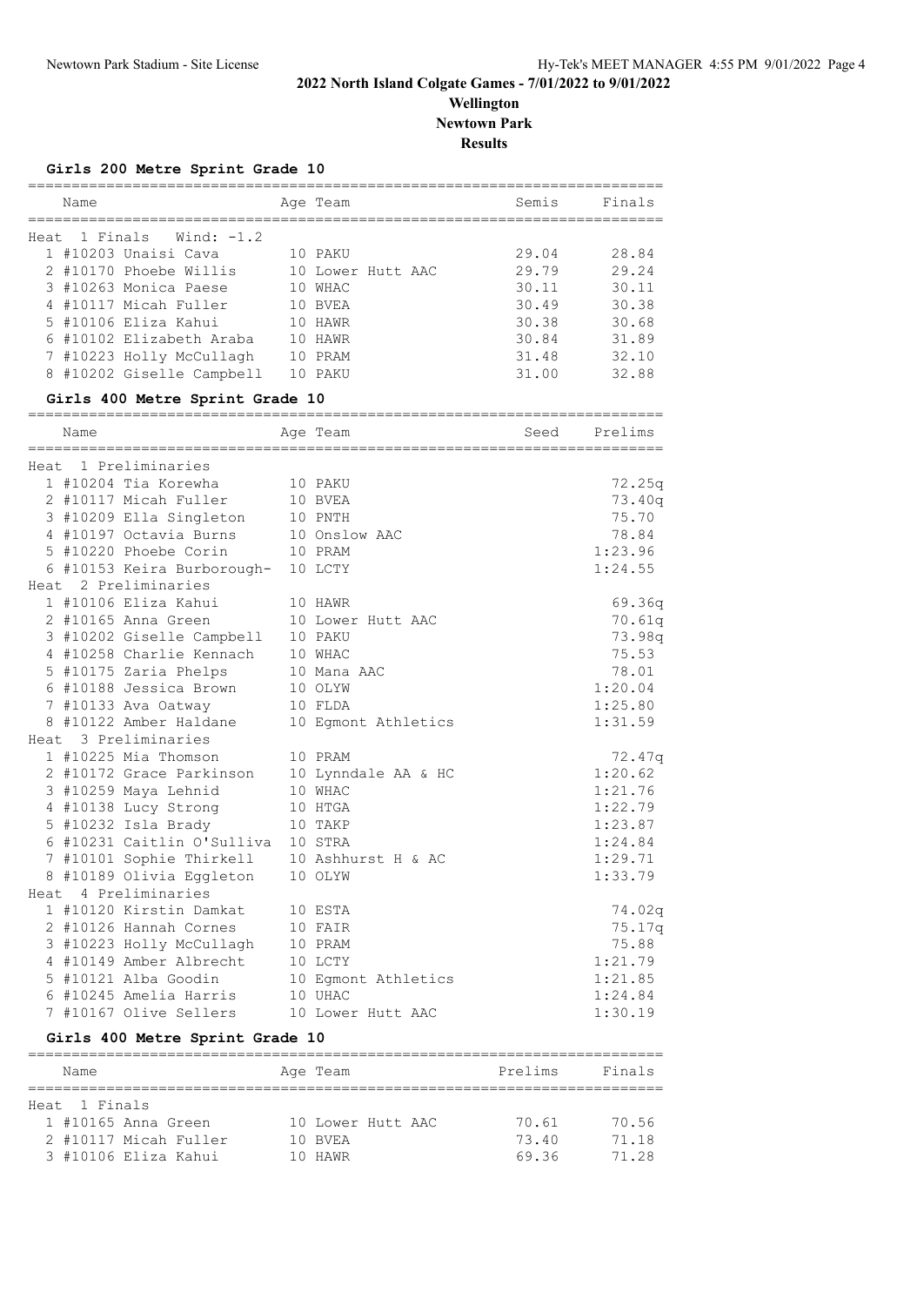# 2022 North Island Colgate Games - 7/01/2022 to 9/01/2022

**Wellington**

**Newtown Park**

**Results**

### Girls 200 Metre Sprint Grade 10

Heat 1 Finals Wind: -1.2

| | Name | Age | Team | Semis | Finals |
|---|---|---|---|---|---|
| 1 | #10203 Unaisi Cava | 10 | PAKU | 29.04 | 28.84 |
| 2 | #10170 Phoebe Willis | 10 | Lower Hutt AAC | 29.79 | 29.24 |
| 3 | #10263 Monica Paese | 10 | WHAC | 30.11 | 30.11 |
| 4 | #10117 Micah Fuller | 10 | BVEA | 30.49 | 30.38 |
| 5 | #10106 Eliza Kahui | 10 | HAWR | 30.38 | 30.68 |
| 6 | #10102 Elizabeth Araba | 10 | HAWR | 30.84 | 31.89 |
| 7 | #10223 Holly McCullagh | 10 | PRAM | 31.48 | 32.10 |
| 8 | #10202 Giselle Campbell | 10 | PAKU | 31.00 | 32.88 |

### Girls 400 Metre Sprint Grade 10

| | Name | Age | Team | Seed | Prelims |
|---|---|---|---|---|---|
| **Heat 1 Preliminaries** | | | | | |
| 1 | #10204 Tia Korewha | 10 | PAKU | | 72.25q |
| 2 | #10117 Micah Fuller | 10 | BVEA | | 73.40q |
| 3 | #10209 Ella Singleton | 10 | PNTH | | 75.70 |
| 4 | #10197 Octavia Burns | 10 | Onslow AAC | | 78.84 |
| 5 | #10220 Phoebe Corin | 10 | PRAM | | 1:23.96 |
| 6 | #10153 Keira Burborough- | 10 | LCTY | | 1:24.55 |
| **Heat 2 Preliminaries** | | | | | |
| 1 | #10106 Eliza Kahui | 10 | HAWR | | 69.36q |
| 2 | #10165 Anna Green | 10 | Lower Hutt AAC | | 70.61q |
| 3 | #10202 Giselle Campbell | 10 | PAKU | | 73.98q |
| 4 | #10258 Charlie Kennach | 10 | WHAC | | 75.53 |
| 5 | #10175 Zaria Phelps | 10 | Mana AAC | | 78.01 |
| 6 | #10188 Jessica Brown | 10 | OLYW | | 1:20.04 |
| 7 | #10133 Ava Oatway | 10 | FLDA | | 1:25.80 |
| 8 | #10122 Amber Haldane | 10 | Egmont Athletics | | 1:31.59 |
| **Heat 3 Preliminaries** | | | | | |
| 1 | #10225 Mia Thomson | 10 | PRAM | | 72.47q |
| 2 | #10172 Grace Parkinson | 10 | Lynndale AA & HC | | 1:20.62 |
| 3 | #10259 Maya Lehnid | 10 | WHAC | | 1:21.76 |
| 4 | #10138 Lucy Strong | 10 | HTGA | | 1:22.79 |
| 5 | #10232 Isla Brady | 10 | TAKP | | 1:23.87 |
| 6 | #10231 Caitlin O'Sulliva | 10 | STRA | | 1:24.84 |
| 7 | #10101 Sophie Thirkell | 10 | Ashhurst H & AC | | 1:29.71 |
| 8 | #10189 Olivia Eggleton | 10 | OLYW | | 1:33.79 |
| **Heat 4 Preliminaries** | | | | | |
| 1 | #10120 Kirstin Damkat | 10 | ESTA | | 74.02q |
| 2 | #10126 Hannah Cornes | 10 | FAIR | | 75.17q |
| 3 | #10223 Holly McCullagh | 10 | PRAM | | 75.88 |
| 4 | #10149 Amber Albrecht | 10 | LCTY | | 1:21.79 |
| 5 | #10121 Alba Goodin | 10 | Egmont Athletics | | 1:21.85 |
| 6 | #10245 Amelia Harris | 10 | UHAC | | 1:24.84 |
| 7 | #10167 Olive Sellers | 10 | Lower Hutt AAC | | 1:30.19 |

### Girls 400 Metre Sprint Grade 10

Heat 1 Finals

| | Name | Age | Team | Prelims | Finals |
|---|---|---|---|---|---|
| 1 | #10165 Anna Green | 10 | Lower Hutt AAC | 70.61 | 70.56 |
| 2 | #10117 Micah Fuller | 10 | BVEA | 73.40 | 71.18 |
| 3 | #10106 Eliza Kahui | 10 | HAWR | 69.36 | 71.28 |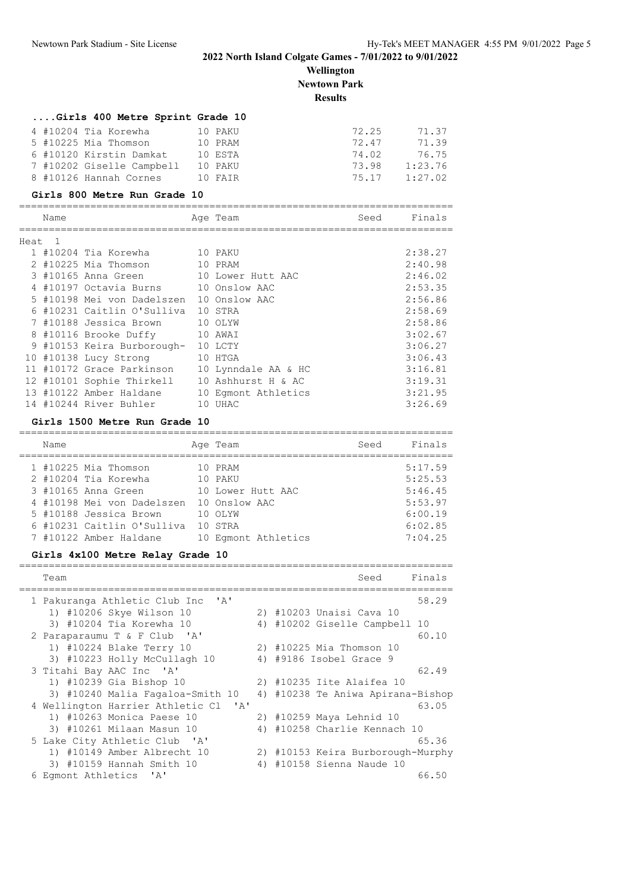# 2022 North Island Colgate Games - 7/01/2022 to 9/01/2022

## Wellington

## Newtown Park

## Results

### ....Girls 400 Metre Sprint Grade 10

| Place | Name | Age | Team | Seed | Finals |
|---|---|---|---|---|---|
| 4 | #10204 Tia Korewha | 10 | PAKU | 72.25 | 71.37 |
| 5 | #10225 Mia Thomson | 10 | PRAM | 72.47 | 71.39 |
| 6 | #10120 Kirstin Damkat | 10 | ESTA | 74.02 | 76.75 |
| 7 | #10202 Giselle Campbell | 10 | PAKU | 73.98 | 1:23.76 |
| 8 | #10126 Hannah Cornes | 10 | FAIR | 75.17 | 1:27.02 |

### Girls 800 Metre Run Grade 10

Heat 1

| Place | Name | Age | Team | Seed | Finals |
|---|---|---|---|---|---|
| 1 | #10204 Tia Korewha | 10 | PAKU | | 2:38.27 |
| 2 | #10225 Mia Thomson | 10 | PRAM | | 2:40.98 |
| 3 | #10165 Anna Green | 10 | Lower Hutt AAC | | 2:46.02 |
| 4 | #10197 Octavia Burns | 10 | Onslow AAC | | 2:53.35 |
| 5 | #10198 Mei von Dadelszen | 10 | Onslow AAC | | 2:56.86 |
| 6 | #10231 Caitlin O'Sulliva | 10 | STRA | | 2:58.69 |
| 7 | #10188 Jessica Brown | 10 | OLYW | | 2:58.86 |
| 8 | #10116 Brooke Duffy | 10 | AWAI | | 3:02.67 |
| 9 | #10153 Keira Burborough- | 10 | LCTY | | 3:06.27 |
| 10 | #10138 Lucy Strong | 10 | HTGA | | 3:06.43 |
| 11 | #10172 Grace Parkinson | 10 | Lynndale AA & HC | | 3:16.81 |
| 12 | #10101 Sophie Thirkell | 10 | Ashhurst H & AC | | 3:19.31 |
| 13 | #10122 Amber Haldane | 10 | Egmont Athletics | | 3:21.95 |
| 14 | #10244 River Buhler | 10 | UHAC | | 3:26.69 |

### Girls 1500 Metre Run Grade 10

| Place | Name | Age | Team | Seed | Finals |
|---|---|---|---|---|---|
| 1 | #10225 Mia Thomson | 10 | PRAM | | 5:17.59 |
| 2 | #10204 Tia Korewha | 10 | PAKU | | 5:25.53 |
| 3 | #10165 Anna Green | 10 | Lower Hutt AAC | | 5:46.45 |
| 4 | #10198 Mei von Dadelszen | 10 | Onslow AAC | | 5:53.97 |
| 5 | #10188 Jessica Brown | 10 | OLYW | | 6:00.19 |
| 6 | #10231 Caitlin O'Sulliva | 10 | STRA | | 6:02.85 |
| 7 | #10122 Amber Haldane | 10 | Egmont Athletics | | 7:04.25 |

### Girls 4x100 Metre Relay Grade 10

| Place | Team | Seed | Finals |
|---|---|---|---|
| 1 | Pakuranga Athletic Club Inc 'A' | | 58.29 |
| | 1) #10206 Skye Wilson 10; 2) #10203 Unaisi Cava 10; 3) #10204 Tia Korewha 10; 4) #10202 Giselle Campbell 10 | | |
| 2 | Paraparaumu T & F Club 'A' | | 60.10 |
| | 1) #10224 Blake Terry 10; 2) #10225 Mia Thomson 10; 3) #10223 Holly McCullagh 10; 4) #9186 Isobel Grace 9 | | |
| 3 | Titahi Bay AAC Inc 'A' | | 62.49 |
| | 1) #10239 Gia Bishop 10; 2) #10235 Iite Alaifea 10; 3) #10240 Malia Fagaloa-Smith 10; 4) #10238 Te Aniwa Apirana-Bishop | | |
| 4 | Wellington Harrier Athletic Cl 'A' | | 63.05 |
| | 1) #10263 Monica Paese 10; 2) #10259 Maya Lehnid 10; 3) #10261 Milaan Masun 10; 4) #10258 Charlie Kennach 10 | | |
| 5 | Lake City Athletic Club 'A' | | 65.36 |
| | 1) #10149 Amber Albrecht 10; 2) #10153 Keira Burborough-Murphy; 3) #10159 Hannah Smith 10; 4) #10158 Sienna Naude 10 | | |
| 6 | Egmont Athletics 'A' | | 66.50 |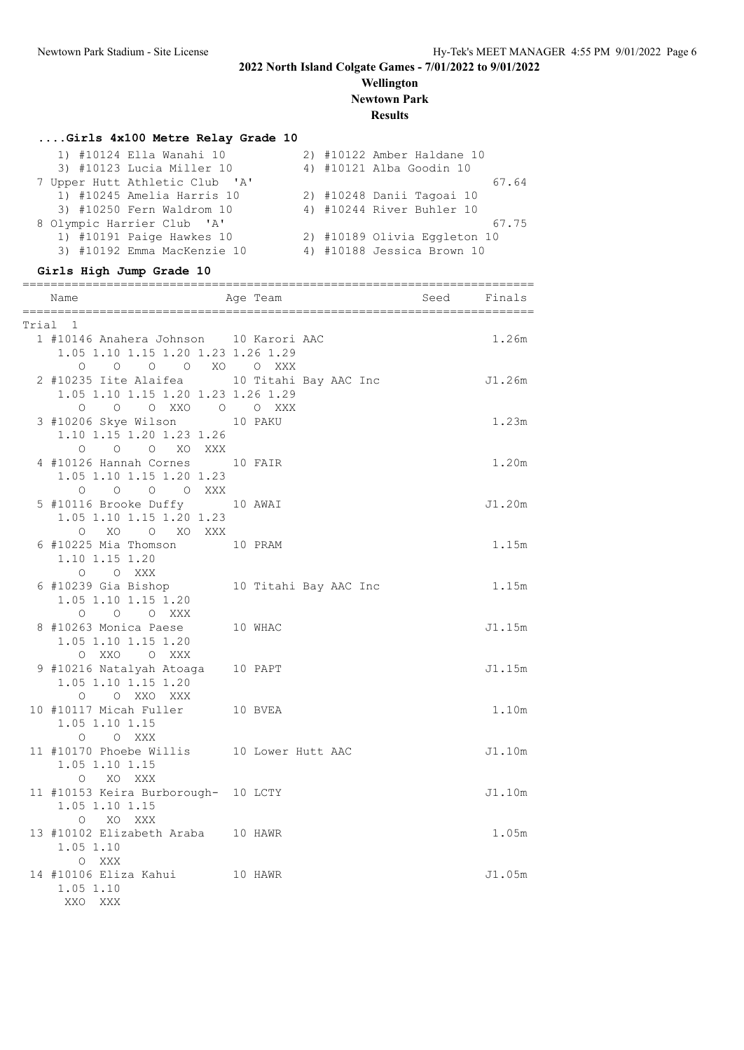## 2022 North Island Colgate Games - 7/01/2022 to 9/01/2022

### Wellington
### Newtown Park
### Results

#### ....Girls 4x100 Metre Relay Grade 10

```
    1) #10124 Ella Wanahi 10          2) #10122 Amber Haldane 10
    3) #10123 Lucia Miller 10         4) #10121 Alba Goodin 10
 7 Upper Hutt Athletic Club  'A'                                  67.64
    1) #10245 Amelia Harris 10        2) #10248 Danii Tagoai 10
    3) #10250 Fern Waldrom 10         4) #10244 River Buhler 10
 8 Olympic Harrier Club  'A'                                      67.75
    1) #10191 Paige Hawkes 10         2) #10189 Olivia Eggleton 10
    3) #10192 Emma MacKenzie 10       4) #10188 Jessica Brown 10
```

#### Girls High Jump Grade 10

```
=========================================================================
    Name                    Age Team                    Seed     Finals
=========================================================================
Trial  1
  1 #10146 Anahera Johnson    10 Karori AAC                        1.26m
     1.05 1.10 1.15 1.20 1.23 1.26 1.29
        O    O    O    O   XO    O  XXX
  2 #10235 Iite Alaifea       10 Titahi Bay AAC Inc               J1.26m
     1.05 1.10 1.15 1.20 1.23 1.26 1.29
        O    O    O  XXO    O    O  XXX
  3 #10206 Skye Wilson        10 PAKU                              1.23m
     1.10 1.15 1.20 1.23 1.26
        O    O    O   XO  XXX
  4 #10126 Hannah Cornes      10 FAIR                              1.20m
     1.05 1.10 1.15 1.20 1.23
        O    O    O    O  XXX
  5 #10116 Brooke Duffy       10 AWAI                             J1.20m
     1.05 1.10 1.15 1.20 1.23
        O   XO    O   XO  XXX
  6 #10225 Mia Thomson        10 PRAM                              1.15m
     1.10 1.15 1.20
        O    O  XXX
  6 #10239 Gia Bishop         10 Titahi Bay AAC Inc                1.15m
     1.05 1.10 1.15 1.20
        O    O    O  XXX
  8 #10263 Monica Paese       10 WHAC                             J1.15m
     1.05 1.10 1.15 1.20
        O  XXO    O  XXX
  9 #10216 Natalyah Atoaga    10 PAPT                             J1.15m
     1.05 1.10 1.15 1.20
        O    O  XXO  XXX
 10 #10117 Micah Fuller       10 BVEA                              1.10m
     1.05 1.10 1.15
        O    O  XXX
 11 #10170 Phoebe Willis      10 Lower Hutt AAC                   J1.10m
     1.05 1.10 1.15
        O   XO  XXX
 11 #10153 Keira Burborough-  10 LCTY                             J1.10m
     1.05 1.10 1.15
        O   XO  XXX
 13 #10102 Elizabeth Araba    10 HAWR                              1.05m
     1.05 1.10
        O  XXX
 14 #10106 Eliza Kahui        10 HAWR                             J1.05m
     1.05 1.10
      XXO  XXX
```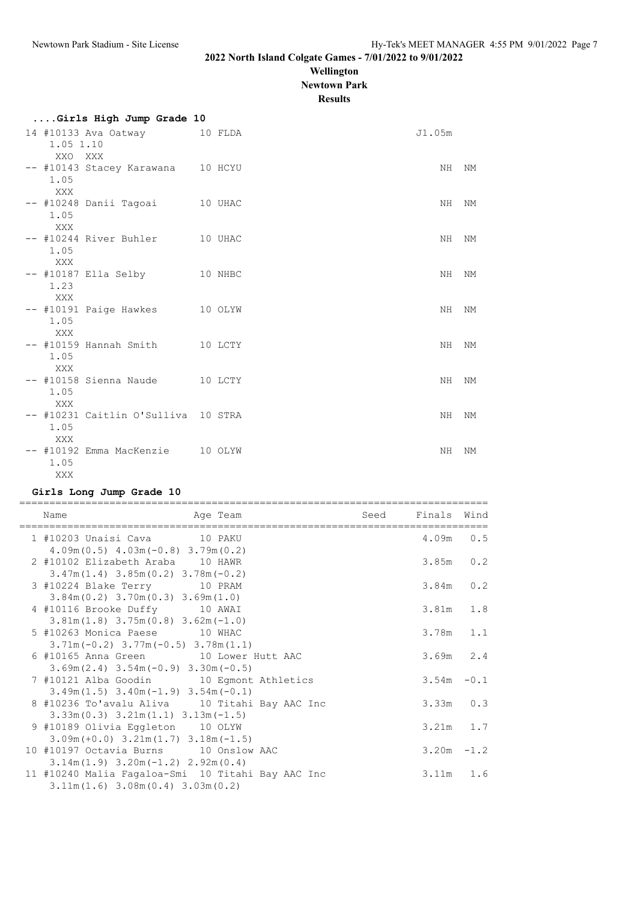# 2022 North Island Colgate Games - 7/01/2022 to 9/01/2022

**Wellington**

**Newtown Park**

**Results**

### ....Girls High Jump Grade 10

```
 14 #10133 Ava Oatway          10 FLDA                                J1.05m
     1.05 1.10
      XXO  XXX
 -- #10143 Stacey Karawana     10 HCYU                                    NH  NM
     1.05
      XXX
 -- #10248 Danii Tagoai        10 UHAC                                    NH  NM
     1.05
      XXX
 -- #10244 River Buhler        10 UHAC                                    NH  NM
     1.05
      XXX
 -- #10187 Ella Selby          10 NHBC                                    NH  NM
     1.23
      XXX
 -- #10191 Paige Hawkes        10 OLYW                                    NH  NM
     1.05
      XXX
 -- #10159 Hannah Smith        10 LCTY                                    NH  NM
     1.05
      XXX
 -- #10158 Sienna Naude        10 LCTY                                    NH  NM
     1.05
      XXX
 -- #10231 Caitlin O'Sulliva   10 STRA                                    NH  NM
     1.05
      XXX
 -- #10192 Emma MacKenzie      10 OLYW                                    NH  NM
     1.05
      XXX
```

### Girls Long Jump Grade 10

| Place | Name | Age | Team | Seed | Finals | Wind |
|---|---|---|---|---|---|---|
| 1 | #10203 Unaisi Cava | 10 | PAKU | | 4.09m | 0.5 |
| | 4.09m(0.5) 4.03m(-0.8) 3.79m(0.2) | | | | | |
| 2 | #10102 Elizabeth Araba | 10 | HAWR | | 3.85m | 0.2 |
| | 3.47m(1.4) 3.85m(0.2) 3.78m(-0.2) | | | | | |
| 3 | #10224 Blake Terry | 10 | PRAM | | 3.84m | 0.2 |
| | 3.84m(0.2) 3.70m(0.3) 3.69m(1.0) | | | | | |
| 4 | #10116 Brooke Duffy | 10 | AWAI | | 3.81m | 1.8 |
| | 3.81m(1.8) 3.75m(0.8) 3.62m(-1.0) | | | | | |
| 5 | #10263 Monica Paese | 10 | WHAC | | 3.78m | 1.1 |
| | 3.71m(-0.2) 3.77m(-0.5) 3.78m(1.1) | | | | | |
| 6 | #10165 Anna Green | 10 | Lower Hutt AAC | | 3.69m | 2.4 |
| | 3.69m(2.4) 3.54m(-0.9) 3.30m(-0.5) | | | | | |
| 7 | #10121 Alba Goodin | 10 | Egmont Athletics | | 3.54m | -0.1 |
| | 3.49m(1.5) 3.40m(-1.9) 3.54m(-0.1) | | | | | |
| 8 | #10236 To'avalu Aliva | 10 | Titahi Bay AAC Inc | | 3.33m | 0.3 |
| | 3.33m(0.3) 3.21m(1.1) 3.13m(-1.5) | | | | | |
| 9 | #10189 Olivia Eggleton | 10 | OLYW | | 3.21m | 1.7 |
| | 3.09m(+0.0) 3.21m(1.7) 3.18m(-1.5) | | | | | |
| 10 | #10197 Octavia Burns | 10 | Onslow AAC | | 3.20m | -1.2 |
| | 3.14m(1.9) 3.20m(-1.2) 2.92m(0.4) | | | | | |
| 11 | #10240 Malia Fagaloa-Smi | 10 | Titahi Bay AAC Inc | | 3.11m | 1.6 |
| | 3.11m(1.6) 3.08m(0.4) 3.03m(0.2) | | | | | |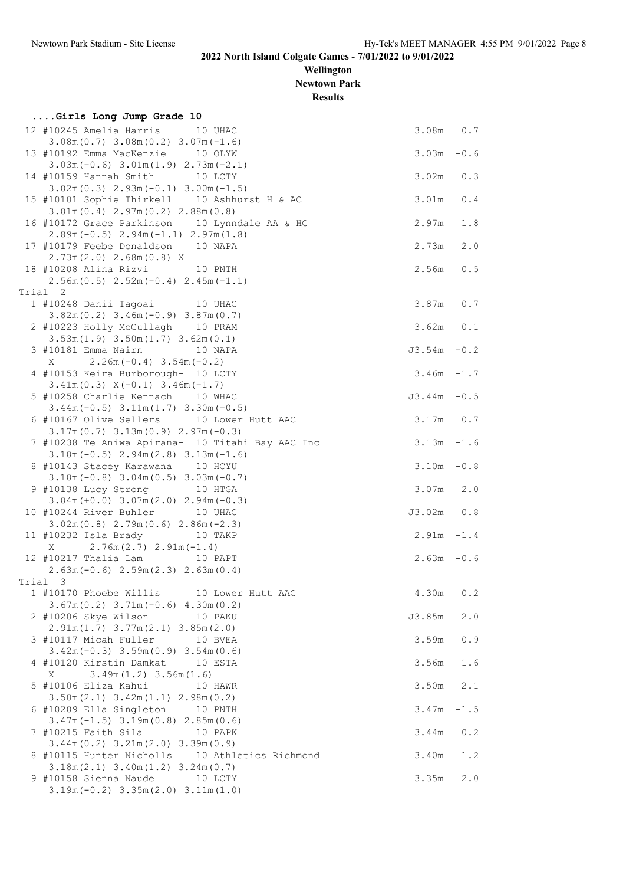## 2022 North Island Colgate Games - 7/01/2022 to 9/01/2022

**Wellington**

**Newtown Park**

**Results**

### ....Girls Long Jump Grade 10

```
 12 #10245 Amelia Harris      10 UHAC                              3.08m   0.7
     3.08m(0.7) 3.08m(0.2) 3.07m(-1.6)
 13 #10192 Emma MacKenzie     10 OLYW                              3.03m  -0.6
     3.03m(-0.6) 3.01m(1.9) 2.73m(-2.1)
 14 #10159 Hannah Smith       10 LCTY                              3.02m   0.3
     3.02m(0.3) 2.93m(-0.1) 3.00m(-1.5)
 15 #10101 Sophie Thirkell    10 Ashhurst H & AC                   3.01m   0.4
     3.01m(0.4) 2.97m(0.2) 2.88m(0.8)
 16 #10172 Grace Parkinson    10 Lynndale AA & HC                  2.97m   1.8
     2.89m(-0.5) 2.94m(-1.1) 2.97m(1.8)
 17 #10179 Feebe Donaldson    10 NAPA                              2.73m   2.0
     2.73m(2.0) 2.68m(0.8) X
 18 #10208 Alina Rizvi        10 PNTH                              2.56m   0.5
     2.56m(0.5) 2.52m(-0.4) 2.45m(-1.1)
Trial  2
  1 #10248 Danii Tagoai       10 UHAC                              3.87m   0.7
     3.82m(0.2) 3.46m(-0.9) 3.87m(0.7)
  2 #10223 Holly McCullagh    10 PRAM                              3.62m   0.1
     3.53m(1.9) 3.50m(1.7) 3.62m(0.1)
  3 #10181 Emma Nairn         10 NAPA                             J3.54m  -0.2
     X      2.26m(-0.4) 3.54m(-0.2)
  4 #10153 Keira Burborough-  10 LCTY                              3.46m  -1.7
     3.41m(0.3) X(-0.1) 3.46m(-1.7)
  5 #10258 Charlie Kennach    10 WHAC                             J3.44m  -0.5
     3.44m(-0.5) 3.11m(1.7) 3.30m(-0.5)
  6 #10167 Olive Sellers      10 Lower Hutt AAC                    3.17m   0.7
     3.17m(0.7) 3.13m(0.9) 2.97m(-0.3)
  7 #10238 Te Aniwa Apirana-  10 Titahi Bay AAC Inc                3.13m  -1.6
     3.10m(-0.5) 2.94m(2.8) 3.13m(-1.6)
  8 #10143 Stacey Karawana    10 HCYU                              3.10m  -0.8
     3.10m(-0.8) 3.04m(0.5) 3.03m(-0.7)
  9 #10138 Lucy Strong        10 HTGA                              3.07m   2.0
     3.04m(+0.0) 3.07m(2.0) 2.94m(-0.3)
 10 #10244 River Buhler       10 UHAC                             J3.02m   0.8
     3.02m(0.8) 2.79m(0.6) 2.86m(-2.3)
 11 #10232 Isla Brady         10 TAKP                              2.91m  -1.4
     X      2.76m(2.7) 2.91m(-1.4)
 12 #10217 Thalia Lam         10 PAPT                              2.63m  -0.6
     2.63m(-0.6) 2.59m(2.3) 2.63m(0.4)
Trial  3
  1 #10170 Phoebe Willis      10 Lower Hutt AAC                    4.30m   0.2
     3.67m(0.2) 3.71m(-0.6) 4.30m(0.2)
  2 #10206 Skye Wilson        10 PAKU                             J3.85m   2.0
     2.91m(1.7) 3.77m(2.1) 3.85m(2.0)
  3 #10117 Micah Fuller       10 BVEA                              3.59m   0.9
     3.42m(-0.3) 3.59m(0.9) 3.54m(0.6)
  4 #10120 Kirstin Damkat     10 ESTA                              3.56m   1.6
     X      3.49m(1.2) 3.56m(1.6)
  5 #10106 Eliza Kahui        10 HAWR                              3.50m   2.1
     3.50m(2.1) 3.42m(1.1) 2.98m(0.2)
  6 #10209 Ella Singleton     10 PNTH                              3.47m  -1.5
     3.47m(-1.5) 3.19m(0.8) 2.85m(0.6)
  7 #10215 Faith Sila         10 PAPK                              3.44m   0.2
     3.44m(0.2) 3.21m(2.0) 3.39m(0.9)
  8 #10115 Hunter Nicholls    10 Athletics Richmond                3.40m   1.2
     3.18m(2.1) 3.40m(1.2) 3.24m(0.7)
  9 #10158 Sienna Naude       10 LCTY                              3.35m   2.0
     3.19m(-0.2) 3.35m(2.0) 3.11m(1.0)
```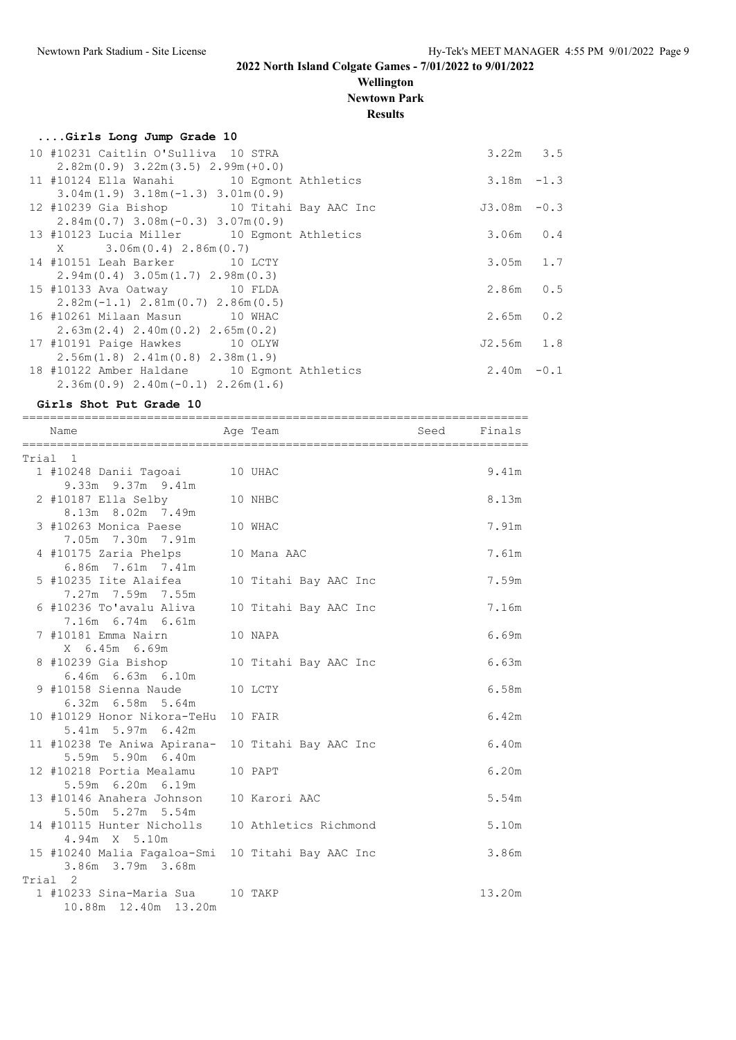# 2022 North Island Colgate Games - 7/01/2022 to 9/01/2022

## Wellington

## Newtown Park

## Results

### ....Girls Long Jump Grade 10

```
 10 #10231 Caitlin O'Sulliva  10 STRA                                 3.22m   3.5
     2.82m(0.9) 3.22m(3.5) 2.99m(+0.0)
 11 #10124 Ella Wanahi        10 Egmont Athletics                     3.18m  -1.3
     3.04m(1.9) 3.18m(-1.3) 3.01m(0.9)
 12 #10239 Gia Bishop         10 Titahi Bay AAC Inc                  J3.08m  -0.3
     2.84m(0.7) 3.08m(-0.3) 3.07m(0.9)
 13 #10123 Lucia Miller       10 Egmont Athletics                     3.06m   0.4
     X      3.06m(0.4) 2.86m(0.7)
 14 #10151 Leah Barker        10 LCTY                                 3.05m   1.7
     2.94m(0.4) 3.05m(1.7) 2.98m(0.3)
 15 #10133 Ava Oatway         10 FLDA                                 2.86m   0.5
     2.82m(-1.1) 2.81m(0.7) 2.86m(0.5)
 16 #10261 Milaan Masun       10 WHAC                                 2.65m   0.2
     2.63m(2.4) 2.40m(0.2) 2.65m(0.2)
 17 #10191 Paige Hawkes       10 OLYW                                J2.56m   1.8
     2.56m(1.8) 2.41m(0.8) 2.38m(1.9)
 18 #10122 Amber Haldane      10 Egmont Athletics                     2.40m  -0.1
     2.36m(0.9) 2.40m(-0.1) 2.26m(1.6)
```

### Girls Shot Put Grade 10

```
=========================================================================
    Name                    Age Team                    Seed    Finals
=========================================================================
Trial  1
  1 #10248 Danii Tagoai       10 UHAC                                 9.41m
       9.33m  9.37m  9.41m
  2 #10187 Ella Selby         10 NHBC                                 8.13m
       8.13m  8.02m  7.49m
  3 #10263 Monica Paese       10 WHAC                                 7.91m
       7.05m  7.30m  7.91m
  4 #10175 Zaria Phelps       10 Mana AAC                             7.61m
       6.86m  7.61m  7.41m
  5 #10235 Iite Alaifea       10 Titahi Bay AAC Inc                   7.59m
       7.27m  7.59m  7.55m
  6 #10236 To'avalu Aliva     10 Titahi Bay AAC Inc                   7.16m
       7.16m  6.74m  6.61m
  7 #10181 Emma Nairn         10 NAPA                                 6.69m
       X  6.45m  6.69m
  8 #10239 Gia Bishop         10 Titahi Bay AAC Inc                   6.63m
       6.46m  6.63m  6.10m
  9 #10158 Sienna Naude       10 LCTY                                 6.58m
       6.32m  6.58m  5.64m
 10 #10129 Honor Nikora-TeHu  10 FAIR                                 6.42m
       5.41m  5.97m  6.42m
 11 #10238 Te Aniwa Apirana-  10 Titahi Bay AAC Inc                   6.40m
       5.59m  5.90m  6.40m
 12 #10218 Portia Mealamu     10 PAPT                                 6.20m
       5.59m  6.20m  6.19m
 13 #10146 Anahera Johnson    10 Karori AAC                           5.54m
       5.50m  5.27m  5.54m
 14 #10115 Hunter Nicholls    10 Athletics Richmond                   5.10m
       4.94m  X  5.10m
 15 #10240 Malia Fagaloa-Smi  10 Titahi Bay AAC Inc                   3.86m
       3.86m  3.79m  3.68m
Trial  2
  1 #10233 Sina-Maria Sua     10 TAKP                                13.20m
      10.88m  12.40m  13.20m
```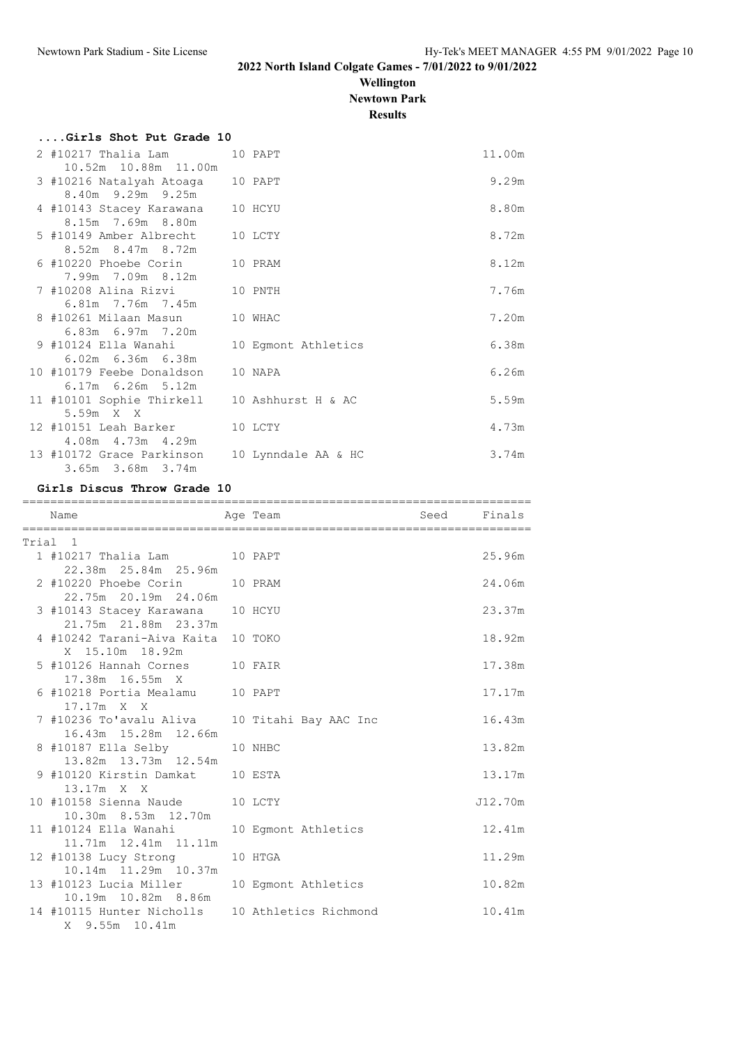## 2022 North Island Colgate Games - 7/01/2022 to 9/01/2022

**Wellington**

**Newtown Park**

**Results**

### ....Girls Shot Put Grade 10

| Place | Name | Age | Team | Finals |
|---|---|---|---|---|
| 2 | #10217 Thalia Lam | 10 | PAPT | 11.00m |
| | 10.52m 10.88m 11.00m | | | |
| 3 | #10216 Natalyah Atoaga | 10 | PAPT | 9.29m |
| | 8.40m 9.29m 9.25m | | | |
| 4 | #10143 Stacey Karawana | 10 | HCYU | 8.80m |
| | 8.15m 7.69m 8.80m | | | |
| 5 | #10149 Amber Albrecht | 10 | LCTY | 8.72m |
| | 8.52m 8.47m 8.72m | | | |
| 6 | #10220 Phoebe Corin | 10 | PRAM | 8.12m |
| | 7.99m 7.09m 8.12m | | | |
| 7 | #10208 Alina Rizvi | 10 | PNTH | 7.76m |
| | 6.81m 7.76m 7.45m | | | |
| 8 | #10261 Milaan Masun | 10 | WHAC | 7.20m |
| | 6.83m 6.97m 7.20m | | | |
| 9 | #10124 Ella Wanahi | 10 | Egmont Athletics | 6.38m |
| | 6.02m 6.36m 6.38m | | | |
| 10 | #10179 Feebe Donaldson | 10 | NAPA | 6.26m |
| | 6.17m 6.26m 5.12m | | | |
| 11 | #10101 Sophie Thirkell | 10 | Ashhurst H & AC | 5.59m |
| | 5.59m X X | | | |
| 12 | #10151 Leah Barker | 10 | LCTY | 4.73m |
| | 4.08m 4.73m 4.29m | | | |
| 13 | #10172 Grace Parkinson | 10 | Lynndale AA & HC | 3.74m |
| | 3.65m 3.68m 3.74m | | | |

### Girls Discus Throw Grade 10

Trial 1

| Place | Name | Age | Team | Seed | Finals |
|---|---|---|---|---|---|
| 1 | #10217 Thalia Lam | 10 | PAPT | | 25.96m |
| | 22.38m 25.84m 25.96m | | | | |
| 2 | #10220 Phoebe Corin | 10 | PRAM | | 24.06m |
| | 22.75m 20.19m 24.06m | | | | |
| 3 | #10143 Stacey Karawana | 10 | HCYU | | 23.37m |
| | 21.75m 21.88m 23.37m | | | | |
| 4 | #10242 Tarani-Aiva Kaita | 10 | TOKO | | 18.92m |
| | X 15.10m 18.92m | | | | |
| 5 | #10126 Hannah Cornes | 10 | FAIR | | 17.38m |
| | 17.38m 16.55m X | | | | |
| 6 | #10218 Portia Mealamu | 10 | PAPT | | 17.17m |
| | 17.17m X X | | | | |
| 7 | #10236 To'avalu Aliva | 10 | Titahi Bay AAC Inc | | 16.43m |
| | 16.43m 15.28m 12.66m | | | | |
| 8 | #10187 Ella Selby | 10 | NHBC | | 13.82m |
| | 13.82m 13.73m 12.54m | | | | |
| 9 | #10120 Kirstin Damkat | 10 | ESTA | | 13.17m |
| | 13.17m X X | | | | |
| 10 | #10158 Sienna Naude | 10 | LCTY | | J12.70m |
| | 10.30m 8.53m 12.70m | | | | |
| 11 | #10124 Ella Wanahi | 10 | Egmont Athletics | | 12.41m |
| | 11.71m 12.41m 11.11m | | | | |
| 12 | #10138 Lucy Strong | 10 | HTGA | | 11.29m |
| | 10.14m 11.29m 10.37m | | | | |
| 13 | #10123 Lucia Miller | 10 | Egmont Athletics | | 10.82m |
| | 10.19m 10.82m 8.86m | | | | |
| 14 | #10115 Hunter Nicholls | 10 | Athletics Richmond | | 10.41m |
| | X 9.55m 10.41m | | | | |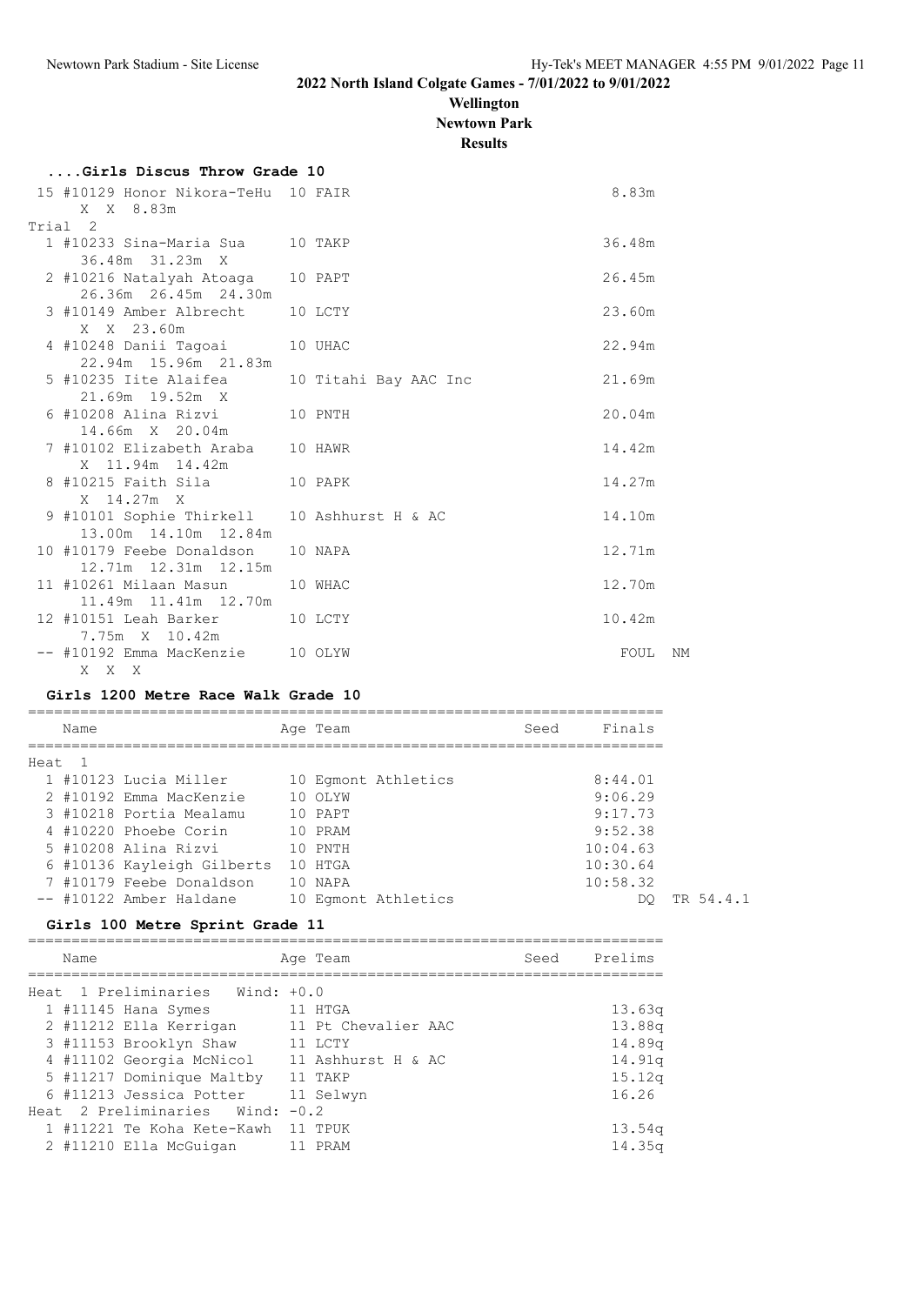# 2022 North Island Colgate Games - 7/01/2022 to 9/01/2022

## Wellington

## Newtown Park

## Results

### ....Girls Discus Throw Grade 10

| Place | Name | Age | Team | Finals | |
|---|---|---|---|---|---|
| 15 | #10129 Honor Nikora-TeHu | 10 | FAIR | 8.83m | |
| | X X 8.83m | | | | |

**Trial 2**

| Place | Name | Age | Team | Finals | |
|---|---|---|---|---|---|
| 1 | #10233 Sina-Maria Sua | 10 | TAKP | 36.48m | |
| | 36.48m 31.23m X | | | | |
| 2 | #10216 Natalyah Atoaga | 10 | PAPT | 26.45m | |
| | 26.36m 26.45m 24.30m | | | | |
| 3 | #10149 Amber Albrecht | 10 | LCTY | 23.60m | |
| | X X 23.60m | | | | |
| 4 | #10248 Danii Tagoai | 10 | UHAC | 22.94m | |
| | 22.94m 15.96m 21.83m | | | | |
| 5 | #10235 Iite Alaifea | 10 | Titahi Bay AAC Inc | 21.69m | |
| | 21.69m 19.52m X | | | | |
| 6 | #10208 Alina Rizvi | 10 | PNTH | 20.04m | |
| | 14.66m X 20.04m | | | | |
| 7 | #10102 Elizabeth Araba | 10 | HAWR | 14.42m | |
| | X 11.94m 14.42m | | | | |
| 8 | #10215 Faith Sila | 10 | PAPK | 14.27m | |
| | X 14.27m X | | | | |
| 9 | #10101 Sophie Thirkell | 10 | Ashhurst H & AC | 14.10m | |
| | 13.00m 14.10m 12.84m | | | | |
| 10 | #10179 Feebe Donaldson | 10 | NAPA | 12.71m | |
| | 12.71m 12.31m 12.15m | | | | |
| 11 | #10261 Milaan Masun | 10 | WHAC | 12.70m | |
| | 11.49m 11.41m 12.70m | | | | |
| 12 | #10151 Leah Barker | 10 | LCTY | 10.42m | |
| | 7.75m X 10.42m | | | | |
| -- | #10192 Emma MacKenzie | 10 | OLYW | FOUL | NM |
| | X X X | | | | |

### Girls 1200 Metre Race Walk Grade 10

| Place | Name | Age | Team | Seed | Finals | |
|---|---|---|---|---|---|---|
| **Heat 1** | | | | | | |
| 1 | #10123 Lucia Miller | 10 | Egmont Athletics | | 8:44.01 | |
| 2 | #10192 Emma MacKenzie | 10 | OLYW | | 9:06.29 | |
| 3 | #10218 Portia Mealamu | 10 | PAPT | | 9:17.73 | |
| 4 | #10220 Phoebe Corin | 10 | PRAM | | 9:52.38 | |
| 5 | #10208 Alina Rizvi | 10 | PNTH | | 10:04.63 | |
| 6 | #10136 Kayleigh Gilberts | 10 | HTGA | | 10:30.64 | |
| 7 | #10179 Feebe Donaldson | 10 | NAPA | | 10:58.32 | |
| -- | #10122 Amber Haldane | 10 | Egmont Athletics | | DQ | TR 54.4.1 |

### Girls 100 Metre Sprint Grade 11

| Place | Name | Age | Team | Seed | Prelims |
|---|---|---|---|---|---|
| **Heat 1 Preliminaries Wind: +0.0** | | | | | |
| 1 | #11145 Hana Symes | 11 | HTGA | | 13.63q |
| 2 | #11212 Ella Kerrigan | 11 | Pt Chevalier AAC | | 13.88q |
| 3 | #11153 Brooklyn Shaw | 11 | LCTY | | 14.89q |
| 4 | #11102 Georgia McNicol | 11 | Ashhurst H & AC | | 14.91q |
| 5 | #11217 Dominique Maltby | 11 | TAKP | | 15.12q |
| 6 | #11213 Jessica Potter | 11 | Selwyn | | 16.26 |
| **Heat 2 Preliminaries Wind: -0.2** | | | | | |
| 1 | #11221 Te Koha Kete-Kawh | 11 | TPUK | | 13.54q |
| 2 | #11210 Ella McGuigan | 11 | PRAM | | 14.35q |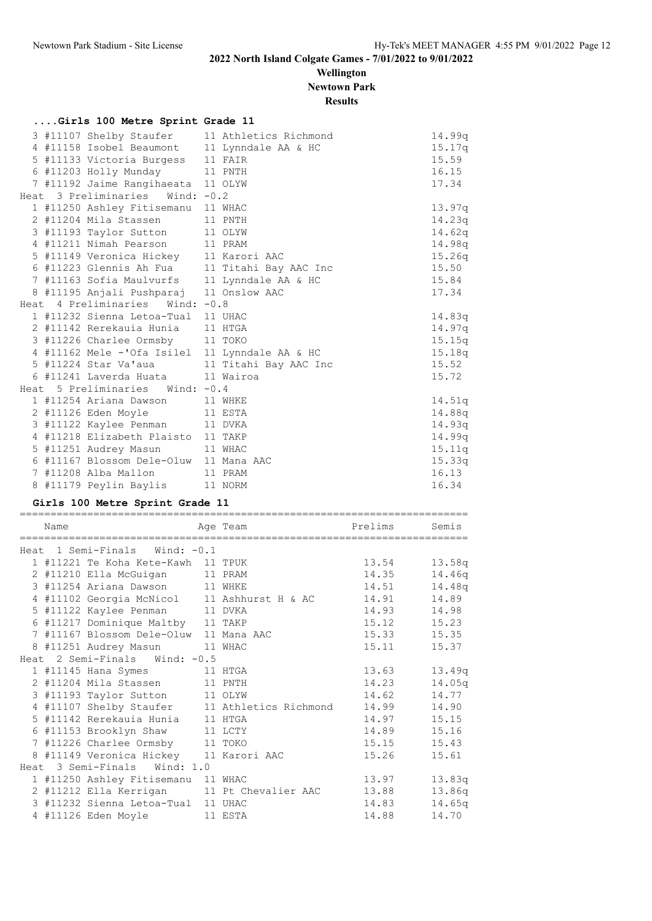## 2022 North Island Colgate Games - 7/01/2022 to 9/01/2022

**Wellington**

**Newtown Park**

**Results**

### ....Girls 100 Metre Sprint Grade 11

| Place | Name | Age | Team | Prelims |
|---|---|---|---|---|
| 3 | #11107 Shelby Staufer | 11 | Athletics Richmond | 14.99q |
| 4 | #11158 Isobel Beaumont | 11 | Lynndale AA & HC | 15.17q |
| 5 | #11133 Victoria Burgess | 11 | FAIR | 15.59 |
| 6 | #11203 Holly Munday | 11 | PNTH | 16.15 |
| 7 | #11192 Jaime Rangihaeata | 11 | OLYW | 17.34 |
| **Heat 3 Preliminaries Wind: -0.2** | | | | |
| 1 | #11250 Ashley Fitisemanu | 11 | WHAC | 13.97q |
| 2 | #11204 Mila Stassen | 11 | PNTH | 14.23q |
| 3 | #11193 Taylor Sutton | 11 | OLYW | 14.62q |
| 4 | #11211 Nimah Pearson | 11 | PRAM | 14.98q |
| 5 | #11149 Veronica Hickey | 11 | Karori AAC | 15.26q |
| 6 | #11223 Glennis Ah Fua | 11 | Titahi Bay AAC Inc | 15.50 |
| 7 | #11163 Sofia Maulvurfs | 11 | Lynndale AA & HC | 15.84 |
| 8 | #11195 Anjali Pushparaj | 11 | Onslow AAC | 17.34 |
| **Heat 4 Preliminaries Wind: -0.8** | | | | |
| 1 | #11232 Sienna Letoa-Tual | 11 | UHAC | 14.83q |
| 2 | #11142 Rerekauia Hunia | 11 | HTGA | 14.97q |
| 3 | #11226 Charlee Ormsby | 11 | TOKO | 15.15q |
| 4 | #11162 Mele -'Ofa Isilel | 11 | Lynndale AA & HC | 15.18q |
| 5 | #11224 Star Va'aua | 11 | Titahi Bay AAC Inc | 15.52 |
| 6 | #11241 Laverda Huata | 11 | Wairoa | 15.72 |
| **Heat 5 Preliminaries Wind: -0.4** | | | | |
| 1 | #11254 Ariana Dawson | 11 | WHKE | 14.51q |
| 2 | #11126 Eden Moyle | 11 | ESTA | 14.88q |
| 3 | #11122 Kaylee Penman | 11 | DVKA | 14.93q |
| 4 | #11218 Elizabeth Plaisto | 11 | TAKP | 14.99q |
| 5 | #11251 Audrey Masun | 11 | WHAC | 15.11q |
| 6 | #11167 Blossom Dele-Oluw | 11 | Mana AAC | 15.33q |
| 7 | #11208 Alba Mallon | 11 | PRAM | 16.13 |
| 8 | #11179 Peylin Baylis | 11 | NORM | 16.34 |

### Girls 100 Metre Sprint Grade 11

| Place | Name | Age | Team | Prelims | Semis |
|---|---|---|---|---|---|
| **Heat 1 Semi-Finals Wind: -0.1** | | | | | |
| 1 | #11221 Te Koha Kete-Kawh | 11 | TPUK | 13.54 | 13.58q |
| 2 | #11210 Ella McGuigan | 11 | PRAM | 14.35 | 14.46q |
| 3 | #11254 Ariana Dawson | 11 | WHKE | 14.51 | 14.48q |
| 4 | #11102 Georgia McNicol | 11 | Ashhurst H & AC | 14.91 | 14.89 |
| 5 | #11122 Kaylee Penman | 11 | DVKA | 14.93 | 14.98 |
| 6 | #11217 Dominique Maltby | 11 | TAKP | 15.12 | 15.23 |
| 7 | #11167 Blossom Dele-Oluw | 11 | Mana AAC | 15.33 | 15.35 |
| 8 | #11251 Audrey Masun | 11 | WHAC | 15.11 | 15.37 |
| **Heat 2 Semi-Finals Wind: -0.5** | | | | | |
| 1 | #11145 Hana Symes | 11 | HTGA | 13.63 | 13.49q |
| 2 | #11204 Mila Stassen | 11 | PNTH | 14.23 | 14.05q |
| 3 | #11193 Taylor Sutton | 11 | OLYW | 14.62 | 14.77 |
| 4 | #11107 Shelby Staufer | 11 | Athletics Richmond | 14.99 | 14.90 |
| 5 | #11142 Rerekauia Hunia | 11 | HTGA | 14.97 | 15.15 |
| 6 | #11153 Brooklyn Shaw | 11 | LCTY | 14.89 | 15.16 |
| 7 | #11226 Charlee Ormsby | 11 | TOKO | 15.15 | 15.43 |
| 8 | #11149 Veronica Hickey | 11 | Karori AAC | 15.26 | 15.61 |
| **Heat 3 Semi-Finals Wind: 1.0** | | | | | |
| 1 | #11250 Ashley Fitisemanu | 11 | WHAC | 13.97 | 13.83q |
| 2 | #11212 Ella Kerrigan | 11 | Pt Chevalier AAC | 13.88 | 13.86q |
| 3 | #11232 Sienna Letoa-Tual | 11 | UHAC | 14.83 | 14.65q |
| 4 | #11126 Eden Moyle | 11 | ESTA | 14.88 | 14.70 |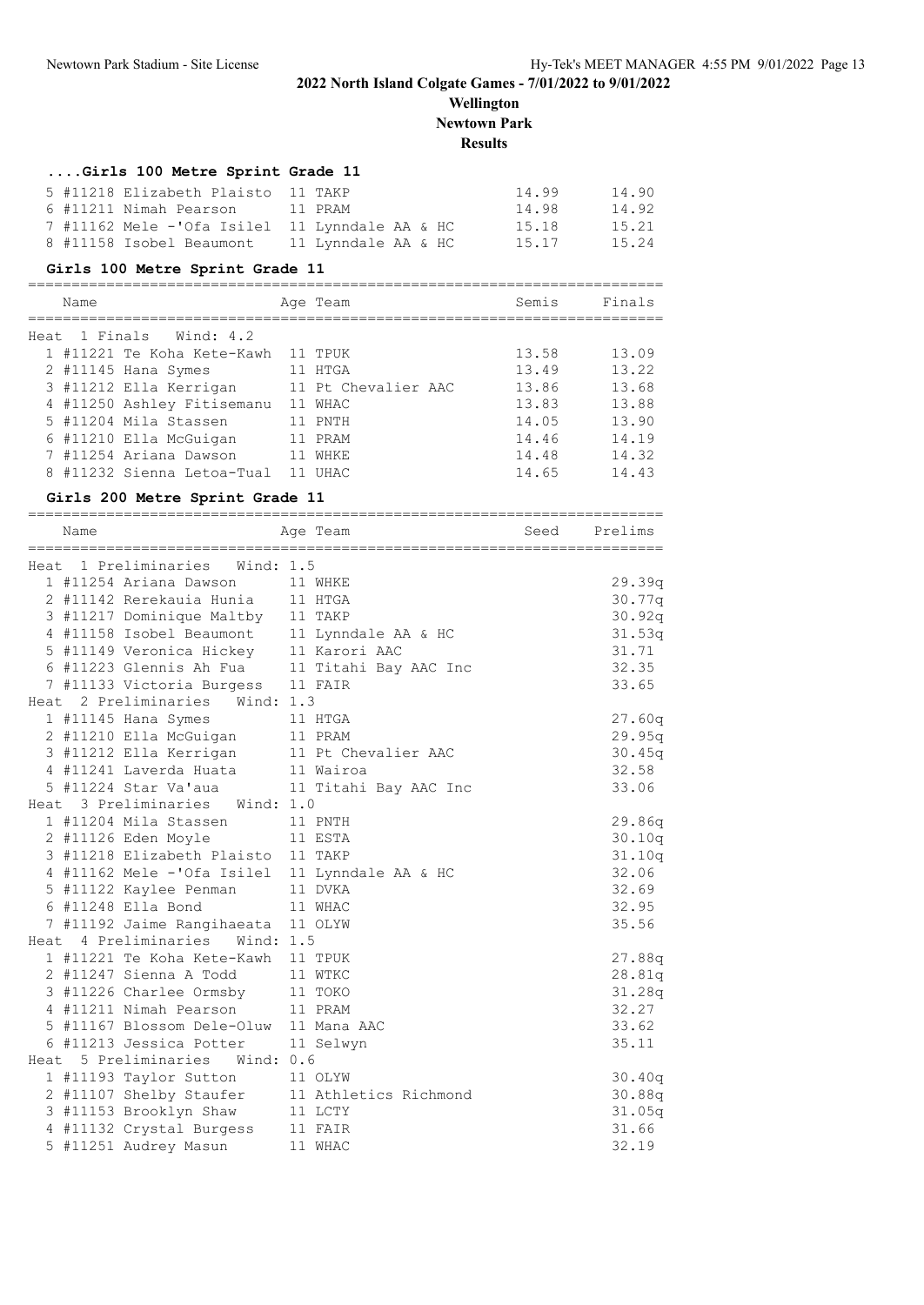# 2022 North Island Colgate Games - 7/01/2022 to 9/01/2022

**Wellington**

**Newtown Park**

**Results**

### ....Girls 100 Metre Sprint Grade 11

| | Name | Age | Team | Semis | Finals |
|---|---|---|---|---|---|
| 5 | #11218 Elizabeth Plaisto | 11 | TAKP | 14.99 | 14.90 |
| 6 | #11211 Nimah Pearson | 11 | PRAM | 14.98 | 14.92 |
| 7 | #11162 Mele -'Ofa Isilel | 11 | Lynndale AA & HC | 15.18 | 15.21 |
| 8 | #11158 Isobel Beaumont | 11 | Lynndale AA & HC | 15.17 | 15.24 |

### Girls 100 Metre Sprint Grade 11

**Heat 1 Finals Wind: 4.2**

| | Name | Age | Team | Semis | Finals |
|---|---|---|---|---|---|
| 1 | #11221 Te Koha Kete-Kawh | 11 | TPUK | 13.58 | 13.09 |
| 2 | #11145 Hana Symes | 11 | HTGA | 13.49 | 13.22 |
| 3 | #11212 Ella Kerrigan | 11 | Pt Chevalier AAC | 13.86 | 13.68 |
| 4 | #11250 Ashley Fitisemanu | 11 | WHAC | 13.83 | 13.88 |
| 5 | #11204 Mila Stassen | 11 | PNTH | 14.05 | 13.90 |
| 6 | #11210 Ella McGuigan | 11 | PRAM | 14.46 | 14.19 |
| 7 | #11254 Ariana Dawson | 11 | WHKE | 14.48 | 14.32 |
| 8 | #11232 Sienna Letoa-Tual | 11 | UHAC | 14.65 | 14.43 |

### Girls 200 Metre Sprint Grade 11

| | Name | Age | Team | Seed | Prelims |
|---|---|---|---|---|---|
| **Heat 1 Preliminaries Wind: 1.5** | | | | | |
| 1 | #11254 Ariana Dawson | 11 | WHKE | | 29.39q |
| 2 | #11142 Rerekauia Hunia | 11 | HTGA | | 30.77q |
| 3 | #11217 Dominique Maltby | 11 | TAKP | | 30.92q |
| 4 | #11158 Isobel Beaumont | 11 | Lynndale AA & HC | | 31.53q |
| 5 | #11149 Veronica Hickey | 11 | Karori AAC | | 31.71 |
| 6 | #11223 Glennis Ah Fua | 11 | Titahi Bay AAC Inc | | 32.35 |
| 7 | #11133 Victoria Burgess | 11 | FAIR | | 33.65 |
| **Heat 2 Preliminaries Wind: 1.3** | | | | | |
| 1 | #11145 Hana Symes | 11 | HTGA | | 27.60q |
| 2 | #11210 Ella McGuigan | 11 | PRAM | | 29.95q |
| 3 | #11212 Ella Kerrigan | 11 | Pt Chevalier AAC | | 30.45q |
| 4 | #11241 Laverda Huata | 11 | Wairoa | | 32.58 |
| 5 | #11224 Star Va'aua | 11 | Titahi Bay AAC Inc | | 33.06 |
| **Heat 3 Preliminaries Wind: 1.0** | | | | | |
| 1 | #11204 Mila Stassen | 11 | PNTH | | 29.86q |
| 2 | #11126 Eden Moyle | 11 | ESTA | | 30.10q |
| 3 | #11218 Elizabeth Plaisto | 11 | TAKP | | 31.10q |
| 4 | #11162 Mele -'Ofa Isilel | 11 | Lynndale AA & HC | | 32.06 |
| 5 | #11122 Kaylee Penman | 11 | DVKA | | 32.69 |
| 6 | #11248 Ella Bond | 11 | WHAC | | 32.95 |
| 7 | #11192 Jaime Rangihaeata | 11 | OLYW | | 35.56 |
| **Heat 4 Preliminaries Wind: 1.5** | | | | | |
| 1 | #11221 Te Koha Kete-Kawh | 11 | TPUK | | 27.88q |
| 2 | #11247 Sienna A Todd | 11 | WTKC | | 28.81q |
| 3 | #11226 Charlee Ormsby | 11 | TOKO | | 31.28q |
| 4 | #11211 Nimah Pearson | 11 | PRAM | | 32.27 |
| 5 | #11167 Blossom Dele-Oluw | 11 | Mana AAC | | 33.62 |
| 6 | #11213 Jessica Potter | 11 | Selwyn | | 35.11 |
| **Heat 5 Preliminaries Wind: 0.6** | | | | | |
| 1 | #11193 Taylor Sutton | 11 | OLYW | | 30.40q |
| 2 | #11107 Shelby Staufer | 11 | Athletics Richmond | | 30.88q |
| 3 | #11153 Brooklyn Shaw | 11 | LCTY | | 31.05q |
| 4 | #11132 Crystal Burgess | 11 | FAIR | | 31.66 |
| 5 | #11251 Audrey Masun | 11 | WHAC | | 32.19 |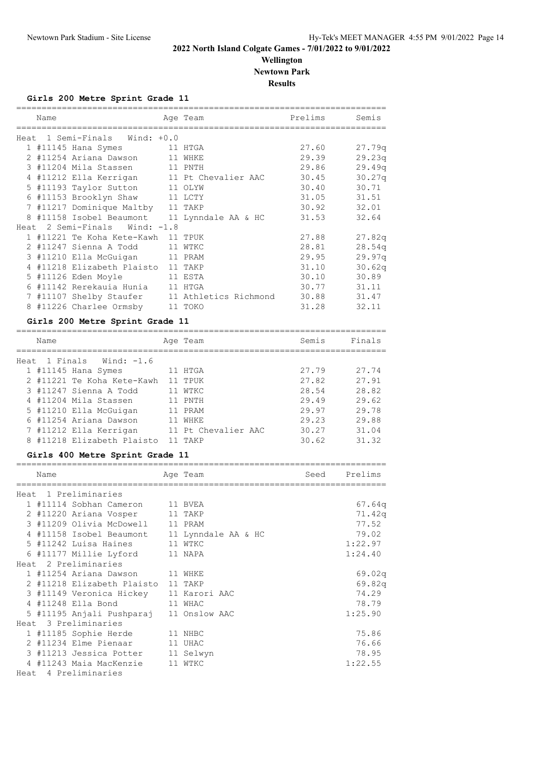# 2022 North Island Colgate Games - 7/01/2022 to 9/01/2022

**Wellington**

**Newtown Park**

**Results**

### Girls 200 Metre Sprint Grade 11

| | Name | Age | Team | Prelims | Semis |
|---|---|---|---|---|---|
| **Heat 1 Semi-Finals Wind: +0.0** | | | | | |
| 1 | #11145 Hana Symes | 11 | HTGA | 27.60 | 27.79q |
| 2 | #11254 Ariana Dawson | 11 | WHKE | 29.39 | 29.23q |
| 3 | #11204 Mila Stassen | 11 | PNTH | 29.86 | 29.49q |
| 4 | #11212 Ella Kerrigan | 11 | Pt Chevalier AAC | 30.45 | 30.27q |
| 5 | #11193 Taylor Sutton | 11 | OLYW | 30.40 | 30.71 |
| 6 | #11153 Brooklyn Shaw | 11 | LCTY | 31.05 | 31.51 |
| 7 | #11217 Dominique Maltby | 11 | TAKP | 30.92 | 32.01 |
| 8 | #11158 Isobel Beaumont | 11 | Lynndale AA & HC | 31.53 | 32.64 |
| **Heat 2 Semi-Finals Wind: -1.8** | | | | | |
| 1 | #11221 Te Koha Kete-Kawh | 11 | TPUK | 27.88 | 27.82q |
| 2 | #11247 Sienna A Todd | 11 | WTKC | 28.81 | 28.54q |
| 3 | #11210 Ella McGuigan | 11 | PRAM | 29.95 | 29.97q |
| 4 | #11218 Elizabeth Plaisto | 11 | TAKP | 31.10 | 30.62q |
| 5 | #11126 Eden Moyle | 11 | ESTA | 30.10 | 30.89 |
| 6 | #11142 Rerekauia Hunia | 11 | HTGA | 30.77 | 31.11 |
| 7 | #11107 Shelby Staufer | 11 | Athletics Richmond | 30.88 | 31.47 |
| 8 | #11226 Charlee Ormsby | 11 | TOKO | 31.28 | 32.11 |

### Girls 200 Metre Sprint Grade 11

| | Name | Age | Team | Semis | Finals |
|---|---|---|---|---|---|
| **Heat 1 Finals Wind: -1.6** | | | | | |
| 1 | #11145 Hana Symes | 11 | HTGA | 27.79 | 27.74 |
| 2 | #11221 Te Koha Kete-Kawh | 11 | TPUK | 27.82 | 27.91 |
| 3 | #11247 Sienna A Todd | 11 | WTKC | 28.54 | 28.82 |
| 4 | #11204 Mila Stassen | 11 | PNTH | 29.49 | 29.62 |
| 5 | #11210 Ella McGuigan | 11 | PRAM | 29.97 | 29.78 |
| 6 | #11254 Ariana Dawson | 11 | WHKE | 29.23 | 29.88 |
| 7 | #11212 Ella Kerrigan | 11 | Pt Chevalier AAC | 30.27 | 31.04 |
| 8 | #11218 Elizabeth Plaisto | 11 | TAKP | 30.62 | 31.32 |

### Girls 400 Metre Sprint Grade 11

| | Name | Age | Team | Seed | Prelims |
|---|---|---|---|---|---|
| **Heat 1 Preliminaries** | | | | | |
| 1 | #11114 Sobhan Cameron | 11 | BVEA | | 67.64q |
| 2 | #11220 Ariana Vosper | 11 | TAKP | | 71.42q |
| 3 | #11209 Olivia McDowell | 11 | PRAM | | 77.52 |
| 4 | #11158 Isobel Beaumont | 11 | Lynndale AA & HC | | 79.02 |
| 5 | #11242 Luisa Haines | 11 | WTKC | | 1:22.97 |
| 6 | #11177 Millie Lyford | 11 | NAPA | | 1:24.40 |
| **Heat 2 Preliminaries** | | | | | |
| 1 | #11254 Ariana Dawson | 11 | WHKE | | 69.02q |
| 2 | #11218 Elizabeth Plaisto | 11 | TAKP | | 69.82q |
| 3 | #11149 Veronica Hickey | 11 | Karori AAC | | 74.29 |
| 4 | #11248 Ella Bond | 11 | WHAC | | 78.79 |
| 5 | #11195 Anjali Pushparaj | 11 | Onslow AAC | | 1:25.90 |
| **Heat 3 Preliminaries** | | | | | |
| 1 | #11185 Sophie Herde | 11 | NHBC | | 75.86 |
| 2 | #11234 Elme Pienaar | 11 | UHAC | | 76.66 |
| 3 | #11213 Jessica Potter | 11 | Selwyn | | 78.95 |
| 4 | #11243 Maia MacKenzie | 11 | WTKC | | 1:22.55 |
| **Heat 4 Preliminaries** | | | | | |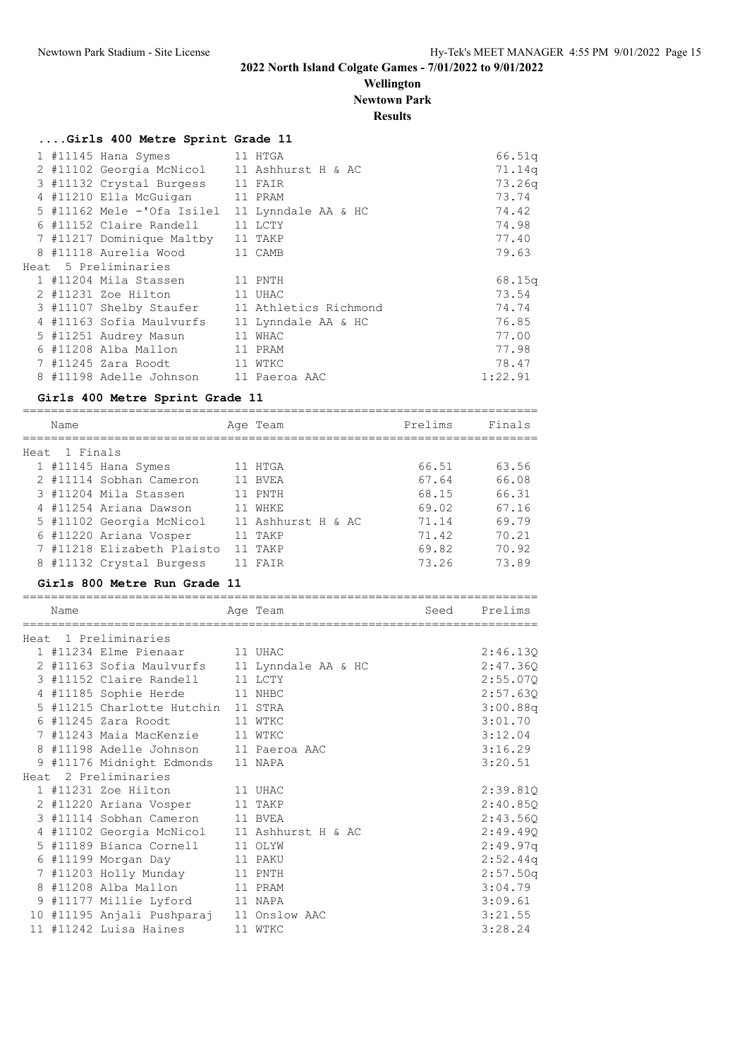# 2022 North Island Colgate Games - 7/01/2022 to 9/01/2022

## Wellington

## Newtown Park

## Results

### ....Girls 400 Metre Sprint Grade 11

| Place | Name | Age | Team | Prelims |
|---|---|---|---|---|
| 1 | #11145 Hana Symes | 11 | HTGA | 66.51q |
| 2 | #11102 Georgia McNicol | 11 | Ashhurst H & AC | 71.14q |
| 3 | #11132 Crystal Burgess | 11 | FAIR | 73.26q |
| 4 | #11210 Ella McGuigan | 11 | PRAM | 73.74 |
| 5 | #11162 Mele -'Ofa Isilel | 11 | Lynndale AA & HC | 74.42 |
| 6 | #11152 Claire Randell | 11 | LCTY | 74.98 |
| 7 | #11217 Dominique Maltby | 11 | TAKP | 77.40 |
| 8 | #11118 Aurelia Wood | 11 | CAMB | 79.63 |

Heat 5 Preliminaries

| Place | Name | Age | Team | Prelims |
|---|---|---|---|---|
| 1 | #11204 Mila Stassen | 11 | PNTH | 68.15q |
| 2 | #11231 Zoe Hilton | 11 | UHAC | 73.54 |
| 3 | #11107 Shelby Staufer | 11 | Athletics Richmond | 74.74 |
| 4 | #11163 Sofia Maulvurfs | 11 | Lynndale AA & HC | 76.85 |
| 5 | #11251 Audrey Masun | 11 | WHAC | 77.00 |
| 6 | #11208 Alba Mallon | 11 | PRAM | 77.98 |
| 7 | #11245 Zara Roodt | 11 | WTKC | 78.47 |
| 8 | #11198 Adelle Johnson | 11 | Paeroa AAC | 1:22.91 |

### Girls 400 Metre Sprint Grade 11

Heat 1 Finals

| Place | Name | Age | Team | Prelims | Finals |
|---|---|---|---|---|---|
| 1 | #11145 Hana Symes | 11 | HTGA | 66.51 | 63.56 |
| 2 | #11114 Sobhan Cameron | 11 | BVEA | 67.64 | 66.08 |
| 3 | #11204 Mila Stassen | 11 | PNTH | 68.15 | 66.31 |
| 4 | #11254 Ariana Dawson | 11 | WHKE | 69.02 | 67.16 |
| 5 | #11102 Georgia McNicol | 11 | Ashhurst H & AC | 71.14 | 69.79 |
| 6 | #11220 Ariana Vosper | 11 | TAKP | 71.42 | 70.21 |
| 7 | #11218 Elizabeth Plaisto | 11 | TAKP | 69.82 | 70.92 |
| 8 | #11132 Crystal Burgess | 11 | FAIR | 73.26 | 73.89 |

### Girls 800 Metre Run Grade 11

Heat 1 Preliminaries

| Place | Name | Age | Team | Seed | Prelims |
|---|---|---|---|---|---|
| 1 | #11234 Elme Pienaar | 11 | UHAC | | 2:46.13Q |
| 2 | #11163 Sofia Maulvurfs | 11 | Lynndale AA & HC | | 2:47.36Q |
| 3 | #11152 Claire Randell | 11 | LCTY | | 2:55.07Q |
| 4 | #11185 Sophie Herde | 11 | NHBC | | 2:57.63Q |
| 5 | #11215 Charlotte Hutchin | 11 | STRA | | 3:00.88q |
| 6 | #11245 Zara Roodt | 11 | WTKC | | 3:01.70 |
| 7 | #11243 Maia MacKenzie | 11 | WTKC | | 3:12.04 |
| 8 | #11198 Adelle Johnson | 11 | Paeroa AAC | | 3:16.29 |
| 9 | #11176 Midnight Edmonds | 11 | NAPA | | 3:20.51 |

Heat 2 Preliminaries

| Place | Name | Age | Team | Seed | Prelims |
|---|---|---|---|---|---|
| 1 | #11231 Zoe Hilton | 11 | UHAC | | 2:39.81Q |
| 2 | #11220 Ariana Vosper | 11 | TAKP | | 2:40.85Q |
| 3 | #11114 Sobhan Cameron | 11 | BVEA | | 2:43.56Q |
| 4 | #11102 Georgia McNicol | 11 | Ashhurst H & AC | | 2:49.49Q |
| 5 | #11189 Bianca Cornell | 11 | OLYW | | 2:49.97q |
| 6 | #11199 Morgan Day | 11 | PAKU | | 2:52.44q |
| 7 | #11203 Holly Munday | 11 | PNTH | | 2:57.50q |
| 8 | #11208 Alba Mallon | 11 | PRAM | | 3:04.79 |
| 9 | #11177 Millie Lyford | 11 | NAPA | | 3:09.61 |
| 10 | #11195 Anjali Pushparaj | 11 | Onslow AAC | | 3:21.55 |
| 11 | #11242 Luisa Haines | 11 | WTKC | | 3:28.24 |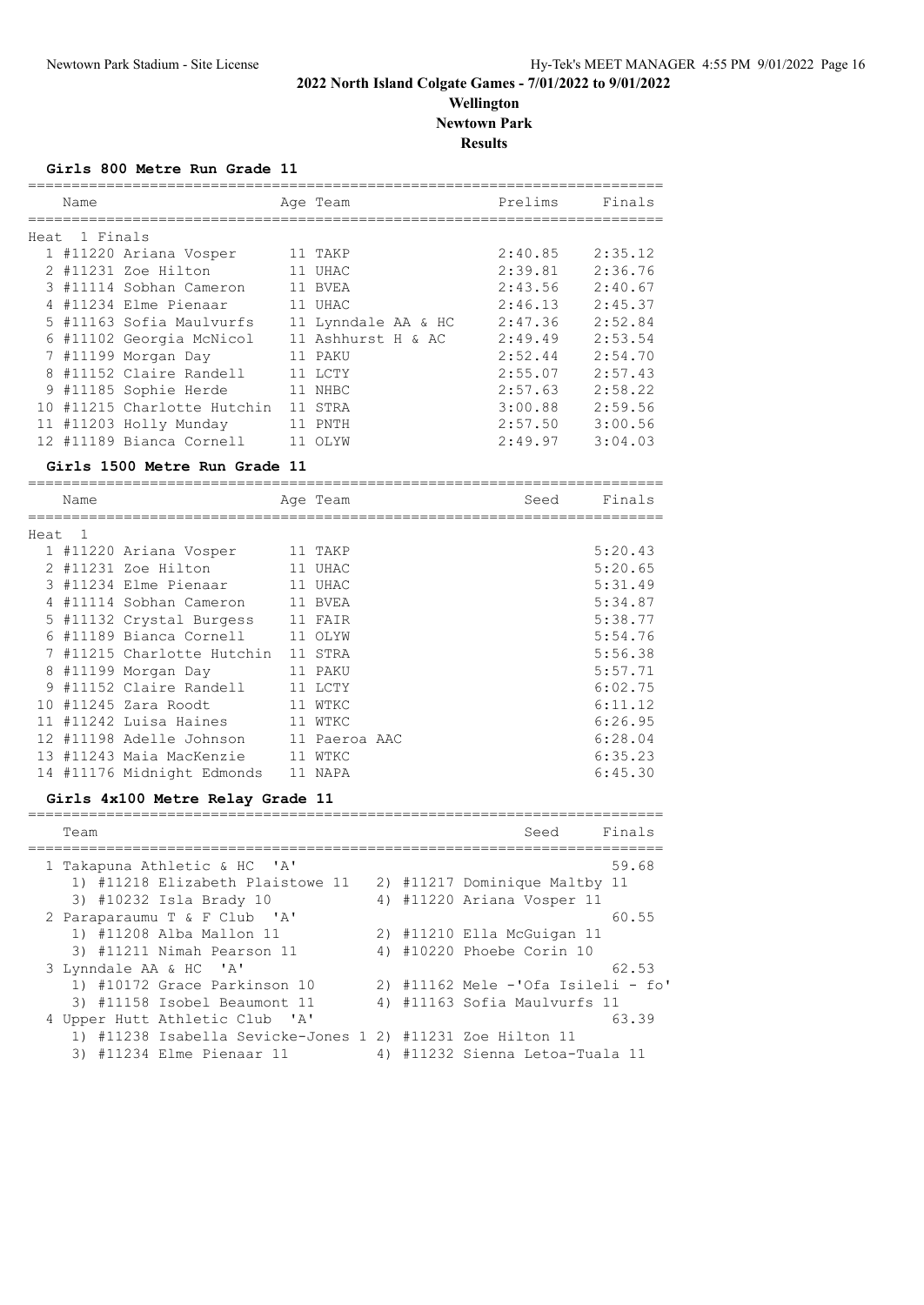# 2022 North Island Colgate Games - 7/01/2022 to 9/01/2022

**Wellington**

**Newtown Park**

**Results**

### Girls 800 Metre Run Grade 11

**Heat 1 Finals**

| Place | Name | Age | Team | Prelims | Finals |
|---|---|---|---|---|---|
| 1 | #11220 Ariana Vosper | 11 | TAKP | 2:40.85 | 2:35.12 |
| 2 | #11231 Zoe Hilton | 11 | UHAC | 2:39.81 | 2:36.76 |
| 3 | #11114 Sobhan Cameron | 11 | BVEA | 2:43.56 | 2:40.67 |
| 4 | #11234 Elme Pienaar | 11 | UHAC | 2:46.13 | 2:45.37 |
| 5 | #11163 Sofia Maulvurfs | 11 | Lynndale AA & HC | 2:47.36 | 2:52.84 |
| 6 | #11102 Georgia McNicol | 11 | Ashhurst H & AC | 2:49.49 | 2:53.54 |
| 7 | #11199 Morgan Day | 11 | PAKU | 2:52.44 | 2:54.70 |
| 8 | #11152 Claire Randell | 11 | LCTY | 2:55.07 | 2:57.43 |
| 9 | #11185 Sophie Herde | 11 | NHBC | 2:57.63 | 2:58.22 |
| 10 | #11215 Charlotte Hutchin | 11 | STRA | 3:00.88 | 2:59.56 |
| 11 | #11203 Holly Munday | 11 | PNTH | 2:57.50 | 3:00.56 |
| 12 | #11189 Bianca Cornell | 11 | OLYW | 2:49.97 | 3:04.03 |

### Girls 1500 Metre Run Grade 11

**Heat 1**

| Place | Name | Age | Team | Seed | Finals |
|---|---|---|---|---|---|
| 1 | #11220 Ariana Vosper | 11 | TAKP | | 5:20.43 |
| 2 | #11231 Zoe Hilton | 11 | UHAC | | 5:20.65 |
| 3 | #11234 Elme Pienaar | 11 | UHAC | | 5:31.49 |
| 4 | #11114 Sobhan Cameron | 11 | BVEA | | 5:34.87 |
| 5 | #11132 Crystal Burgess | 11 | FAIR | | 5:38.77 |
| 6 | #11189 Bianca Cornell | 11 | OLYW | | 5:54.76 |
| 7 | #11215 Charlotte Hutchin | 11 | STRA | | 5:56.38 |
| 8 | #11199 Morgan Day | 11 | PAKU | | 5:57.71 |
| 9 | #11152 Claire Randell | 11 | LCTY | | 6:02.75 |
| 10 | #11245 Zara Roodt | 11 | WTKC | | 6:11.12 |
| 11 | #11242 Luisa Haines | 11 | WTKC | | 6:26.95 |
| 12 | #11198 Adelle Johnson | 11 | Paeroa AAC | | 6:28.04 |
| 13 | #11243 Maia MacKenzie | 11 | WTKC | | 6:35.23 |
| 14 | #11176 Midnight Edmonds | 11 | NAPA | | 6:45.30 |

### Girls 4x100 Metre Relay Grade 11

| Place | Team | Seed | Finals |
|---|---|---|---|
| 1 | Takapuna Athletic & HC 'A' | | 59.68 |
| | 1) #11218 Elizabeth Plaistowe 11, 2) #11217 Dominique Maltby 11, 3) #10232 Isla Brady 10, 4) #11220 Ariana Vosper 11 | | |
| 2 | Paraparaumu T & F Club 'A' | | 60.55 |
| | 1) #11208 Alba Mallon 11, 2) #11210 Ella McGuigan 11, 3) #11211 Nimah Pearson 11, 4) #10220 Phoebe Corin 10 | | |
| 3 | Lynndale AA & HC 'A' | | 62.53 |
| | 1) #10172 Grace Parkinson 10, 2) #11162 Mele -'Ofa Isileli - fo', 3) #11158 Isobel Beaumont 11, 4) #11163 Sofia Maulvurfs 11 | | |
| 4 | Upper Hutt Athletic Club 'A' | | 63.39 |
| | 1) #11238 Isabella Sevicke-Jones 1, 2) #11231 Zoe Hilton 11, 3) #11234 Elme Pienaar 11, 4) #11232 Sienna Letoa-Tuala 11 | | |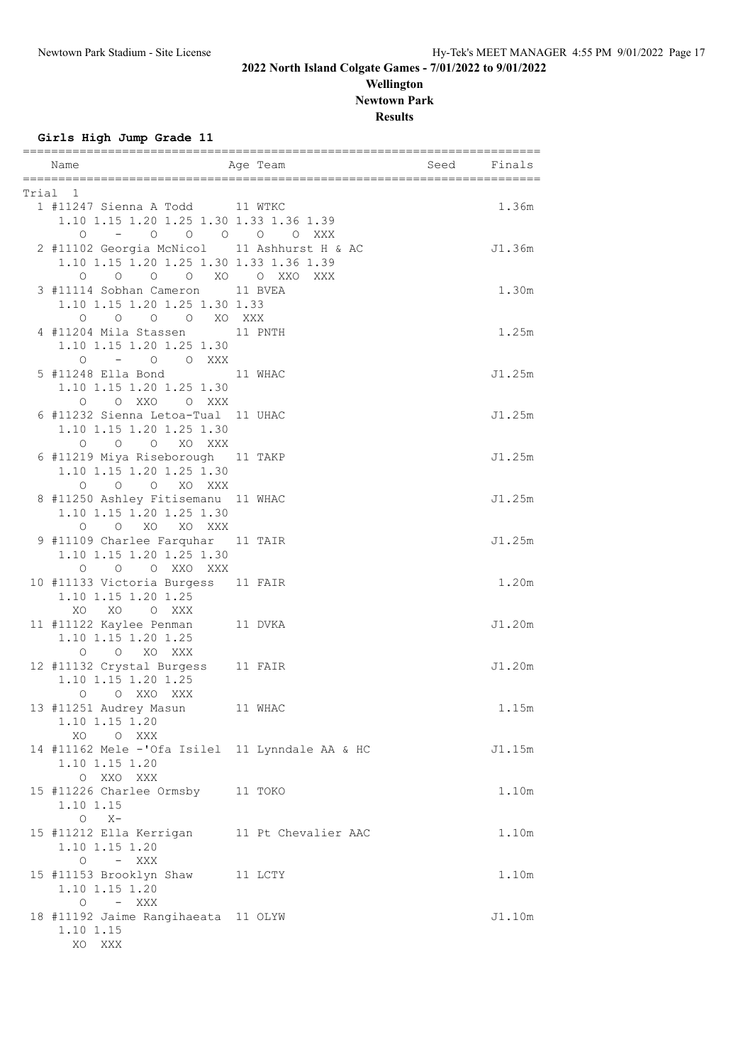# 2022 North Island Colgate Games - 7/01/2022 to 9/01/2022

## Wellington

## Newtown Park

## Results

### Girls High Jump Grade 11

```
=========================================================================
    Name                    Age Team                    Seed    Finals  
=========================================================================
Trial  1
  1 #11247 Sienna A Todd      11 WTKC                               1.36m 
     1.10 1.15 1.20 1.25 1.30 1.33 1.36 1.39
        O    -    O    O    O    O    O  XXX
  2 #11102 Georgia McNicol    11 Ashhurst H & AC                   J1.36m 
     1.10 1.15 1.20 1.25 1.30 1.33 1.36 1.39
        O    O    O    O   XO    O  XXO  XXX
  3 #11114 Sobhan Cameron     11 BVEA                               1.30m 
     1.10 1.15 1.20 1.25 1.30 1.33
        O    O    O    O   XO  XXX
  4 #11204 Mila Stassen       11 PNTH                               1.25m 
     1.10 1.15 1.20 1.25 1.30
        O    -    O    O  XXX
  5 #11248 Ella Bond          11 WHAC                              J1.25m 
     1.10 1.15 1.20 1.25 1.30
        O    O  XXO    O  XXX
  6 #11232 Sienna Letoa-Tual  11 UHAC                              J1.25m 
     1.10 1.15 1.20 1.25 1.30
        O    O    O   XO  XXX
  6 #11219 Miya Riseborough   11 TAKP                              J1.25m 
     1.10 1.15 1.20 1.25 1.30
        O    O    O   XO  XXX
  8 #11250 Ashley Fitisemanu  11 WHAC                              J1.25m 
     1.10 1.15 1.20 1.25 1.30
        O    O   XO   XO  XXX
  9 #11109 Charlee Farquhar   11 TAIR                              J1.25m 
     1.10 1.15 1.20 1.25 1.30
        O    O    O  XXO  XXX
 10 #11133 Victoria Burgess   11 FAIR                               1.20m 
     1.10 1.15 1.20 1.25
       XO   XO    O  XXX
 11 #11122 Kaylee Penman      11 DVKA                              J1.20m 
     1.10 1.15 1.20 1.25
        O    O   XO  XXX
 12 #11132 Crystal Burgess    11 FAIR                              J1.20m 
     1.10 1.15 1.20 1.25
        O    O  XXO  XXX
 13 #11251 Audrey Masun       11 WHAC                               1.15m 
     1.10 1.15 1.20
       XO    O  XXX
 14 #11162 Mele -'Ofa Isilel  11 Lynndale AA & HC                  J1.15m 
     1.10 1.15 1.20
        O  XXO  XXX
 15 #11226 Charlee Ormsby     11 TOKO                               1.10m 
     1.10 1.15
        O   X-
 15 #11212 Ella Kerrigan      11 Pt Chevalier AAC                   1.10m 
     1.10 1.15 1.20
        O    -  XXX
 15 #11153 Brooklyn Shaw      11 LCTY                               1.10m 
     1.10 1.15 1.20
        O    -  XXX
 18 #11192 Jaime Rangihaeata  11 OLYW                              J1.10m 
     1.10 1.15
       XO  XXX
```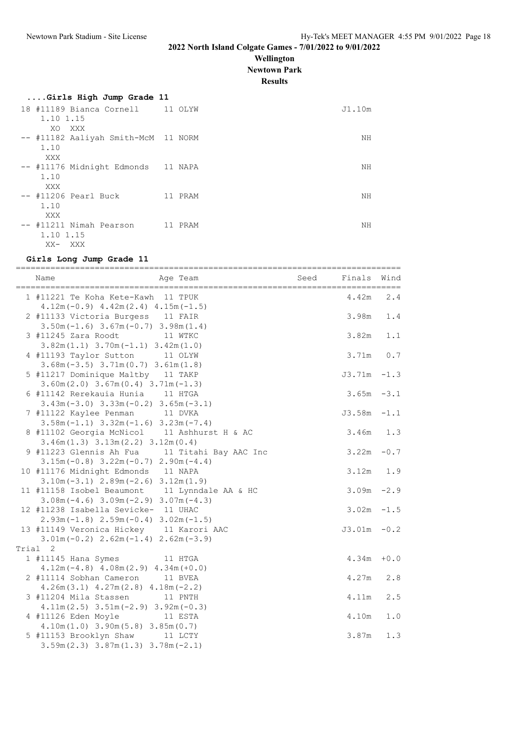## 2022 North Island Colgate Games - 7/01/2022 to 9/01/2022

**Wellington**

**Newtown Park**

**Results**

### ....Girls High Jump Grade 11

```
 18 #11189 Bianca Cornell      11 OLYW                                  J1.10m
      1.10 1.15
        XO  XXX
 -- #11182 Aaliyah Smith-McM  11 NORM                                      NH
      1.10
       XXX
 -- #11176 Midnight Edmonds   11 NAPA                                      NH
      1.10
       XXX
 -- #11206 Pearl Buck          11 PRAM                                      NH
      1.10
       XXX
 -- #11211 Nimah Pearson       11 PRAM                                      NH
      1.10 1.15
       XX-  XXX
```

### Girls Long Jump Grade 11

```
=============================================================================
   Name                    Age Team                    Seed    Finals  Wind
=============================================================================
  1 #11221 Te Koha Kete-Kawh  11 TPUK                              4.42m   2.4
      4.12m(-0.9) 4.42m(2.4) 4.15m(-1.5)
  2 #11133 Victoria Burgess   11 FAIR                              3.98m   1.4
      3.50m(-1.6) 3.67m(-0.7) 3.98m(1.4)
  3 #11245 Zara Roodt          11 WTKC                              3.82m   1.1
      3.82m(1.1) 3.70m(-1.1) 3.42m(1.0)
  4 #11193 Taylor Sutton       11 OLYW                              3.71m   0.7
      3.68m(-3.5) 3.71m(0.7) 3.61m(1.8)
  5 #11217 Dominique Maltby   11 TAKP                             J3.71m  -1.3
      3.60m(2.0) 3.67m(0.4) 3.71m(-1.3)
  6 #11142 Rerekauia Hunia    11 HTGA                              3.65m  -3.1
      3.43m(-3.0) 3.33m(-0.2) 3.65m(-3.1)
  7 #11122 Kaylee Penman      11 DVKA                             J3.58m  -1.1
      3.58m(-1.1) 3.32m(-1.6) 3.23m(-7.4)
  8 #11102 Georgia McNicol    11 Ashhurst H & AC                   3.46m   1.3
      3.46m(1.3) 3.13m(2.2) 3.12m(0.4)
  9 #11223 Glennis Ah Fua     11 Titahi Bay AAC Inc                3.22m  -0.7
      3.15m(-0.8) 3.22m(-0.7) 2.90m(-4.4)
 10 #11176 Midnight Edmonds   11 NAPA                              3.12m   1.9
      3.10m(-3.1) 2.89m(-2.6) 3.12m(1.9)
 11 #11158 Isobel Beaumont    11 Lynndale AA & HC                  3.09m  -2.9
      3.08m(-4.6) 3.09m(-2.9) 3.07m(-4.3)
 12 #11238 Isabella Sevicke-  11 UHAC                              3.02m  -1.5
      2.93m(-1.8) 2.59m(-0.4) 3.02m(-1.5)
 13 #11149 Veronica Hickey    11 Karori AAC                       J3.01m  -0.2
      3.01m(-0.2) 2.62m(-1.4) 2.62m(-3.9)
Trial  2
  1 #11145 Hana Symes          11 HTGA                              4.34m  +0.0
      4.12m(-4.8) 4.08m(2.9) 4.34m(+0.0)
  2 #11114 Sobhan Cameron     11 BVEA                              4.27m   2.8
      4.26m(3.1) 4.27m(2.8) 4.18m(-2.2)
  3 #11204 Mila Stassen        11 PNTH                              4.11m   2.5
      4.11m(2.5) 3.51m(-2.9) 3.92m(-0.3)
  4 #11126 Eden Moyle          11 ESTA                              4.10m   1.0
      4.10m(1.0) 3.90m(5.8) 3.85m(0.7)
  5 #11153 Brooklyn Shaw      11 LCTY                              3.87m   1.3
      3.59m(2.3) 3.87m(1.3) 3.78m(-2.1)
```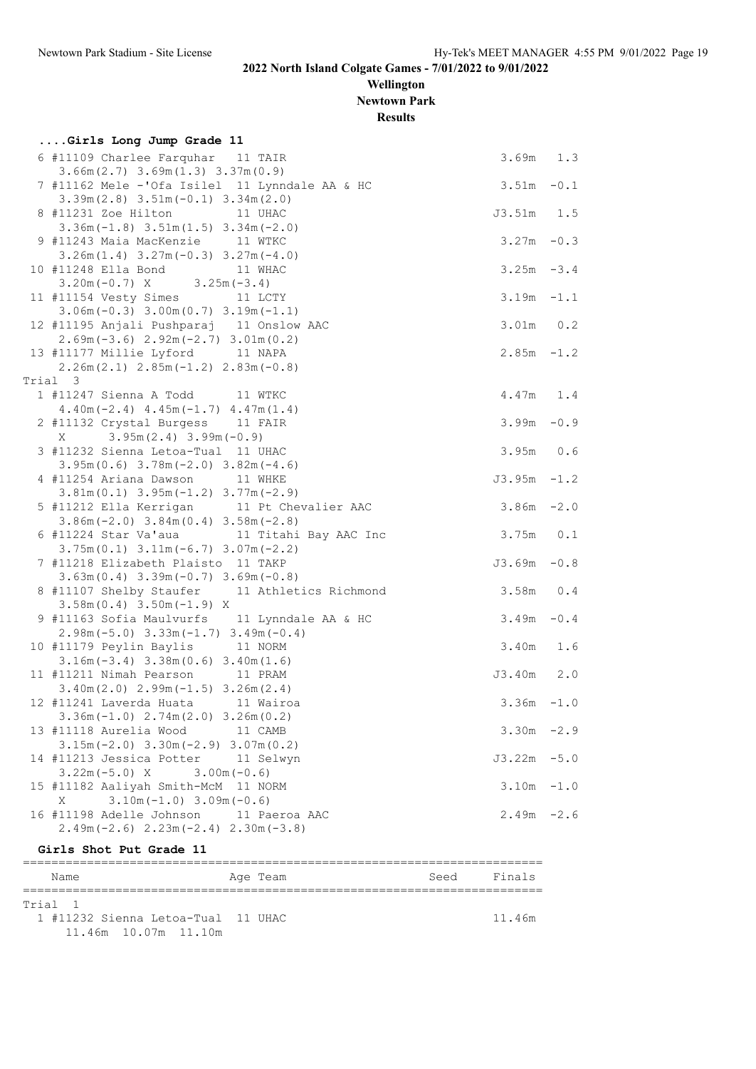# 2022 North Island Colgate Games - 7/01/2022 to 9/01/2022

## Wellington
## Newtown Park
## Results

### ....Girls Long Jump Grade 11

```
  6 #11109 Charlee Farquhar   11 TAIR                                3.69m   1.3
     3.66m(2.7) 3.69m(1.3) 3.37m(0.9)
  7 #11162 Mele -'Ofa Isilel  11 Lynndale AA & HC                    3.51m  -0.1
     3.39m(2.8) 3.51m(-0.1) 3.34m(2.0)
  8 #11231 Zoe Hilton         11 UHAC                               J3.51m   1.5
     3.36m(-1.8) 3.51m(1.5) 3.34m(-2.0)
  9 #11243 Maia MacKenzie     11 WTKC                                3.27m  -0.3
     3.26m(1.4) 3.27m(-0.3) 3.27m(-4.0)
 10 #11248 Ella Bond          11 WHAC                                3.25m  -3.4
     3.20m(-0.7) X      3.25m(-3.4)
 11 #11154 Vesty Simes        11 LCTY                                3.19m  -1.1
     3.06m(-0.3) 3.00m(0.7) 3.19m(-1.1)
 12 #11195 Anjali Pushparaj   11 Onslow AAC                          3.01m   0.2
     2.69m(-3.6) 2.92m(-2.7) 3.01m(0.2)
 13 #11177 Millie Lyford      11 NAPA                                2.85m  -1.2
     2.26m(2.1) 2.85m(-1.2) 2.83m(-0.8)
Trial  3
  1 #11247 Sienna A Todd      11 WTKC                                4.47m   1.4
     4.40m(-2.4) 4.45m(-1.7) 4.47m(1.4)
  2 #11132 Crystal Burgess    11 FAIR                                3.99m  -0.9
     X      3.95m(2.4) 3.99m(-0.9)
  3 #11232 Sienna Letoa-Tual  11 UHAC                                3.95m   0.6
     3.95m(0.6) 3.78m(-2.0) 3.82m(-4.6)
  4 #11254 Ariana Dawson      11 WHKE                               J3.95m  -1.2
     3.81m(0.1) 3.95m(-1.2) 3.77m(-2.9)
  5 #11212 Ella Kerrigan      11 Pt Chevalier AAC                    3.86m  -2.0
     3.86m(-2.0) 3.84m(0.4) 3.58m(-2.8)
  6 #11224 Star Va'aua        11 Titahi Bay AAC Inc                  3.75m   0.1
     3.75m(0.1) 3.11m(-6.7) 3.07m(-2.2)
  7 #11218 Elizabeth Plaisto  11 TAKP                               J3.69m  -0.8
     3.63m(0.4) 3.39m(-0.7) 3.69m(-0.8)
  8 #11107 Shelby Staufer     11 Athletics Richmond                  3.58m   0.4
     3.58m(0.4) 3.50m(-1.9) X
  9 #11163 Sofia Maulvurfs    11 Lynndale AA & HC                    3.49m  -0.4
     2.98m(-5.0) 3.33m(-1.7) 3.49m(-0.4)
 10 #11179 Peylin Baylis      11 NORM                                3.40m   1.6
     3.16m(-3.4) 3.38m(0.6) 3.40m(1.6)
 11 #11211 Nimah Pearson      11 PRAM                               J3.40m   2.0
     3.40m(2.0) 2.99m(-1.5) 3.26m(2.4)
 12 #11241 Laverda Huata      11 Wairoa                              3.36m  -1.0
     3.36m(-1.0) 2.74m(2.0) 3.26m(0.2)
 13 #11118 Aurelia Wood       11 CAMB                                3.30m  -2.9
     3.15m(-2.0) 3.30m(-2.9) 3.07m(0.2)
 14 #11213 Jessica Potter     11 Selwyn                             J3.22m  -5.0
     3.22m(-5.0) X      3.00m(-0.6)
 15 #11182 Aaliyah Smith-McM  11 NORM                                3.10m  -1.0
     X      3.10m(-1.0) 3.09m(-0.6)
 16 #11198 Adelle Johnson     11 Paeroa AAC                          2.49m  -2.6
     2.49m(-2.6) 2.23m(-2.4) 2.30m(-3.8)
```

### Girls Shot Put Grade 11

```
=====================================================================
    Name                    Age Team                    Seed    Finals
=====================================================================
Trial  1
  1 #11232 Sienna Letoa-Tual  11 UHAC                             11.46m
     11.46m  10.07m  11.10m
```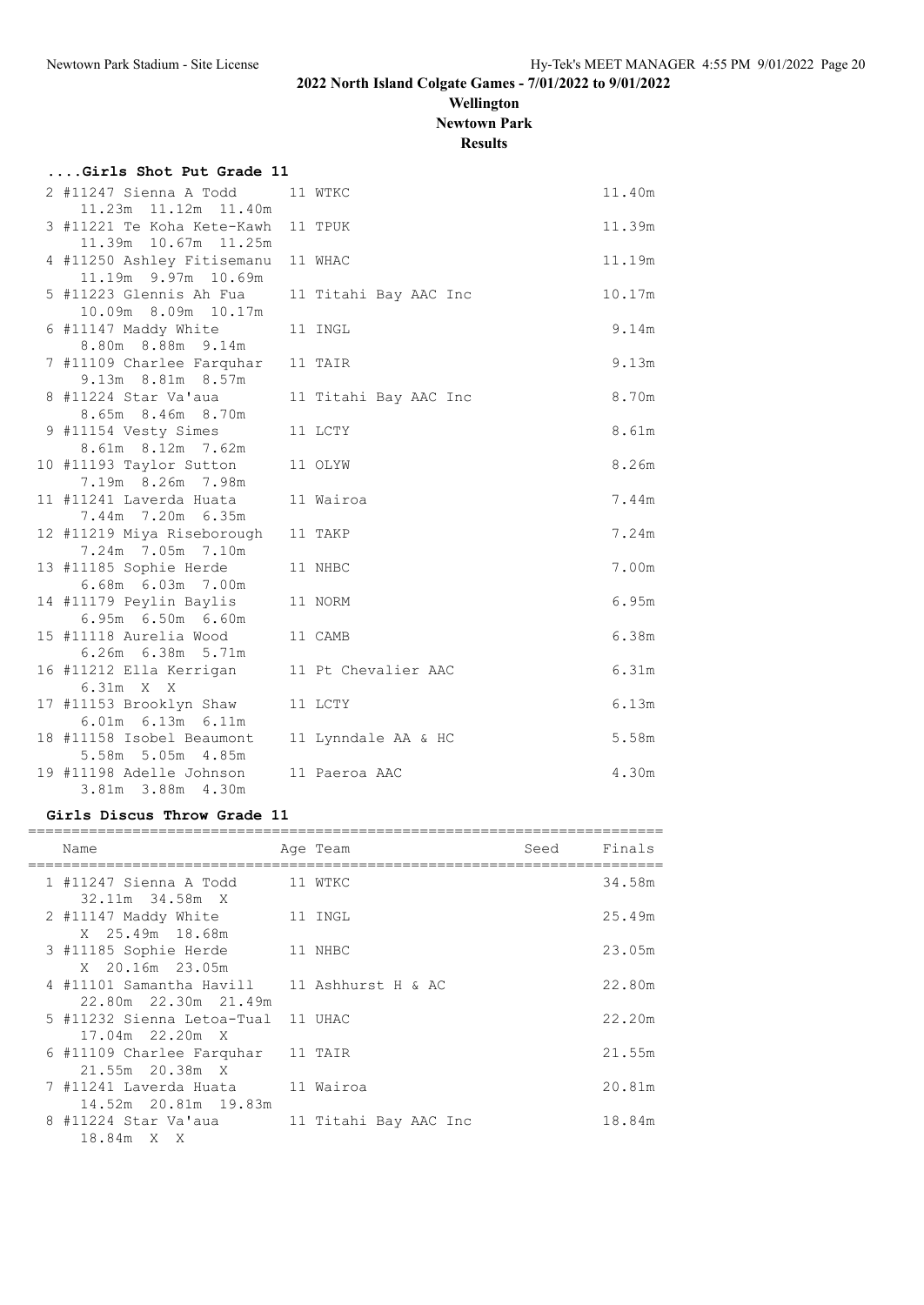## 2022 North Island Colgate Games - 7/01/2022 to 9/01/2022

**Wellington**

**Newtown Park**

**Results**

### ....Girls Shot Put Grade 11

| Place | Name | Age | Team | Finals |
|---|---|---|---|---|
| 2 | #11247 Sienna A Todd | 11 | WTKC | 11.40m |
| | 11.23m 11.12m 11.40m | | | |
| 3 | #11221 Te Koha Kete-Kawh | 11 | TPUK | 11.39m |
| | 11.39m 10.67m 11.25m | | | |
| 4 | #11250 Ashley Fitisemanu | 11 | WHAC | 11.19m |
| | 11.19m 9.97m 10.69m | | | |
| 5 | #11223 Glennis Ah Fua | 11 | Titahi Bay AAC Inc | 10.17m |
| | 10.09m 8.09m 10.17m | | | |
| 6 | #11147 Maddy White | 11 | INGL | 9.14m |
| | 8.80m 8.88m 9.14m | | | |
| 7 | #11109 Charlee Farquhar | 11 | TAIR | 9.13m |
| | 9.13m 8.81m 8.57m | | | |
| 8 | #11224 Star Va'aua | 11 | Titahi Bay AAC Inc | 8.70m |
| | 8.65m 8.46m 8.70m | | | |
| 9 | #11154 Vesty Simes | 11 | LCTY | 8.61m |
| | 8.61m 8.12m 7.62m | | | |
| 10 | #11193 Taylor Sutton | 11 | OLYW | 8.26m |
| | 7.19m 8.26m 7.98m | | | |
| 11 | #11241 Laverda Huata | 11 | Wairoa | 7.44m |
| | 7.44m 7.20m 6.35m | | | |
| 12 | #11219 Miya Riseborough | 11 | TAKP | 7.24m |
| | 7.24m 7.05m 7.10m | | | |
| 13 | #11185 Sophie Herde | 11 | NHBC | 7.00m |
| | 6.68m 6.03m 7.00m | | | |
| 14 | #11179 Peylin Baylis | 11 | NORM | 6.95m |
| | 6.95m 6.50m 6.60m | | | |
| 15 | #11118 Aurelia Wood | 11 | CAMB | 6.38m |
| | 6.26m 6.38m 5.71m | | | |
| 16 | #11212 Ella Kerrigan | 11 | Pt Chevalier AAC | 6.31m |
| | 6.31m X X | | | |
| 17 | #11153 Brooklyn Shaw | 11 | LCTY | 6.13m |
| | 6.01m 6.13m 6.11m | | | |
| 18 | #11158 Isobel Beaumont | 11 | Lynndale AA & HC | 5.58m |
| | 5.58m 5.05m 4.85m | | | |
| 19 | #11198 Adelle Johnson | 11 | Paeroa AAC | 4.30m |
| | 3.81m 3.88m 4.30m | | | |

### Girls Discus Throw Grade 11

| Place | Name | Age | Team | Seed | Finals |
|---|---|---|---|---|---|
| 1 | #11247 Sienna A Todd | 11 | WTKC | | 34.58m |
| | 32.11m 34.58m X | | | | |
| 2 | #11147 Maddy White | 11 | INGL | | 25.49m |
| | X 25.49m 18.68m | | | | |
| 3 | #11185 Sophie Herde | 11 | NHBC | | 23.05m |
| | X 20.16m 23.05m | | | | |
| 4 | #11101 Samantha Havill | 11 | Ashhurst H & AC | | 22.80m |
| | 22.80m 22.30m 21.49m | | | | |
| 5 | #11232 Sienna Letoa-Tual | 11 | UHAC | | 22.20m |
| | 17.04m 22.20m X | | | | |
| 6 | #11109 Charlee Farquhar | 11 | TAIR | | 21.55m |
| | 21.55m 20.38m X | | | | |
| 7 | #11241 Laverda Huata | 11 | Wairoa | | 20.81m |
| | 14.52m 20.81m 19.83m | | | | |
| 8 | #11224 Star Va'aua | 11 | Titahi Bay AAC Inc | | 18.84m |
| | 18.84m X X | | | | |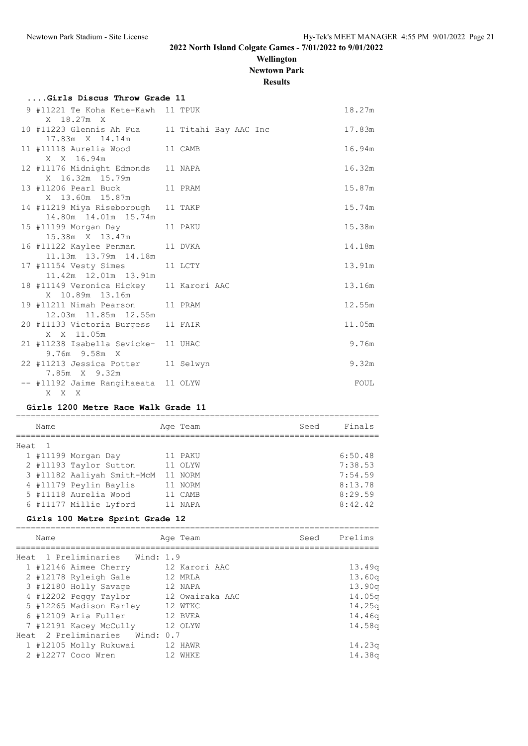## 2022 North Island Colgate Games - 7/01/2022 to 9/01/2022

**Wellington**

**Newtown Park**

**Results**

### ....Girls Discus Throw Grade 11

| Place | Name | Age | Team | Finals |
|---|---|---|---|---|
| 9 | #11221 Te Koha Kete-Kawh | 11 | TPUK | 18.27m |
| | X 18.27m X | | | |
| 10 | #11223 Glennis Ah Fua | 11 | Titahi Bay AAC Inc | 17.83m |
| | 17.83m X 14.14m | | | |
| 11 | #11118 Aurelia Wood | 11 | CAMB | 16.94m |
| | X X 16.94m | | | |
| 12 | #11176 Midnight Edmonds | 11 | NAPA | 16.32m |
| | X 16.32m 15.79m | | | |
| 13 | #11206 Pearl Buck | 11 | PRAM | 15.87m |
| | X 13.60m 15.87m | | | |
| 14 | #11219 Miya Riseborough | 11 | TAKP | 15.74m |
| | 14.80m 14.01m 15.74m | | | |
| 15 | #11199 Morgan Day | 11 | PAKU | 15.38m |
| | 15.38m X 13.47m | | | |
| 16 | #11122 Kaylee Penman | 11 | DVKA | 14.18m |
| | 11.13m 13.79m 14.18m | | | |
| 17 | #11154 Vesty Simes | 11 | LCTY | 13.91m |
| | 11.42m 12.01m 13.91m | | | |
| 18 | #11149 Veronica Hickey | 11 | Karori AAC | 13.16m |
| | X 10.89m 13.16m | | | |
| 19 | #11211 Nimah Pearson | 11 | PRAM | 12.55m |
| | 12.03m 11.85m 12.55m | | | |
| 20 | #11133 Victoria Burgess | 11 | FAIR | 11.05m |
| | X X 11.05m | | | |
| 21 | #11238 Isabella Sevicke- | 11 | UHAC | 9.76m |
| | 9.76m 9.58m X | | | |
| 22 | #11213 Jessica Potter | 11 | Selwyn | 9.32m |
| | 7.85m X 9.32m | | | |
| -- | #11192 Jaime Rangihaeata | 11 | OLYW | FOUL |
| | X X X | | | |

### Girls 1200 Metre Race Walk Grade 11

| Place | Name | Age | Team | Seed | Finals |
|---|---|---|---|---|---|
| **Heat 1** | | | | | |
| 1 | #11199 Morgan Day | 11 | PAKU | | 6:50.48 |
| 2 | #11193 Taylor Sutton | 11 | OLYW | | 7:38.53 |
| 3 | #11182 Aaliyah Smith-McM | 11 | NORM | | 7:54.59 |
| 4 | #11179 Peylin Baylis | 11 | NORM | | 8:13.78 |
| 5 | #11118 Aurelia Wood | 11 | CAMB | | 8:29.59 |
| 6 | #11177 Millie Lyford | 11 | NAPA | | 8:42.42 |

### Girls 100 Metre Sprint Grade 12

| Place | Name | Age | Team | Seed | Prelims |
|---|---|---|---|---|---|
| **Heat 1 Preliminaries Wind: 1.9** | | | | | |
| 1 | #12146 Aimee Cherry | 12 | Karori AAC | | 13.49q |
| 2 | #12178 Ryleigh Gale | 12 | MRLA | | 13.60q |
| 3 | #12180 Holly Savage | 12 | NAPA | | 13.90q |
| 4 | #12202 Peggy Taylor | 12 | Owairaka AAC | | 14.05q |
| 5 | #12265 Madison Earley | 12 | WTKC | | 14.25q |
| 6 | #12109 Aria Fuller | 12 | BVEA | | 14.46q |
| 7 | #12191 Kacey McCully | 12 | OLYW | | 14.58q |
| **Heat 2 Preliminaries Wind: 0.7** | | | | | |
| 1 | #12105 Molly Rukuwai | 12 | HAWR | | 14.23q |
| 2 | #12277 Coco Wren | 12 | WHKE | | 14.38q |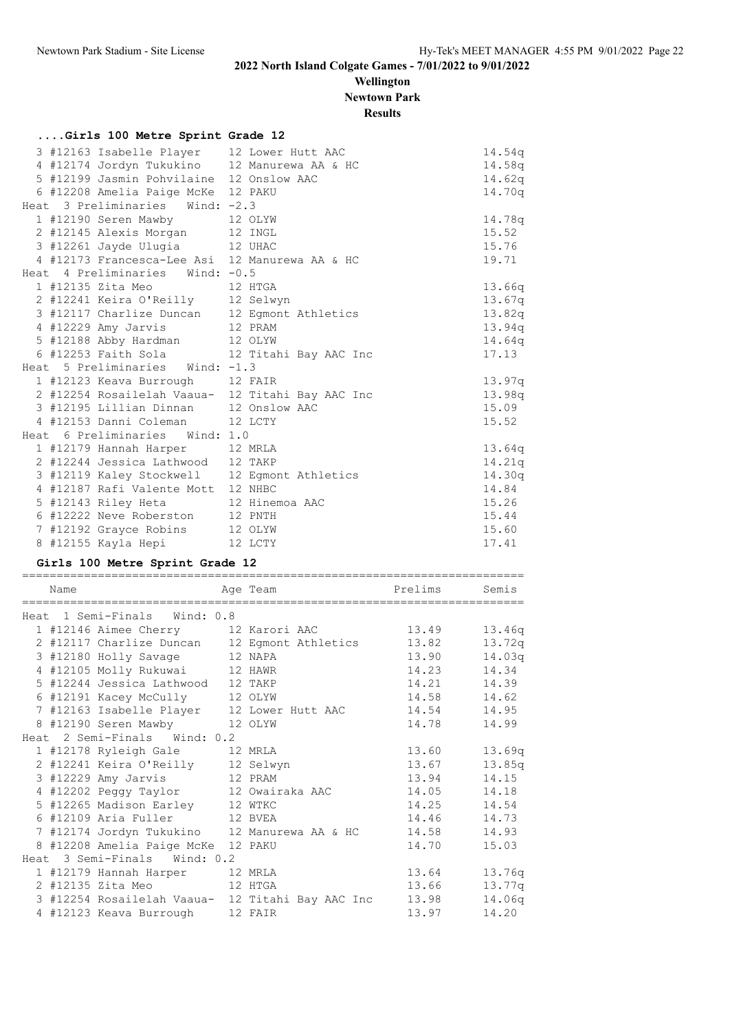# 2022 North Island Colgate Games - 7/01/2022 to 9/01/2022

**Wellington**

**Newtown Park**

**Results**

### ....Girls 100 Metre Sprint Grade 12

| Place | Name | Age | Team | Prelims |
|---|---|---|---|---|
| 3 | #12163 Isabelle Player | 12 | Lower Hutt AAC | 14.54q |
| 4 | #12174 Jordyn Tukukino | 12 | Manurewa AA & HC | 14.58q |
| 5 | #12199 Jasmin Pohvilaine | 12 | Onslow AAC | 14.62q |
| 6 | #12208 Amelia Paige McKe | 12 | PAKU | 14.70q |
| **Heat 3 Preliminaries Wind: -2.3** | | | | |
| 1 | #12190 Seren Mawby | 12 | OLYW | 14.78q |
| 2 | #12145 Alexis Morgan | 12 | INGL | 15.52 |
| 3 | #12261 Jayde Ulugia | 12 | UHAC | 15.76 |
| 4 | #12173 Francesca-Lee Asi | 12 | Manurewa AA & HC | 19.71 |
| **Heat 4 Preliminaries Wind: -0.5** | | | | |
| 1 | #12135 Zita Meo | 12 | HTGA | 13.66q |
| 2 | #12241 Keira O'Reilly | 12 | Selwyn | 13.67q |
| 3 | #12117 Charlize Duncan | 12 | Egmont Athletics | 13.82q |
| 4 | #12229 Amy Jarvis | 12 | PRAM | 13.94q |
| 5 | #12188 Abby Hardman | 12 | OLYW | 14.64q |
| 6 | #12253 Faith Sola | 12 | Titahi Bay AAC Inc | 17.13 |
| **Heat 5 Preliminaries Wind: -1.3** | | | | |
| 1 | #12123 Keava Burrough | 12 | FAIR | 13.97q |
| 2 | #12254 Rosailelah Vaaua- | 12 | Titahi Bay AAC Inc | 13.98q |
| 3 | #12195 Lillian Dinnan | 12 | Onslow AAC | 15.09 |
| 4 | #12153 Danni Coleman | 12 | LCTY | 15.52 |
| **Heat 6 Preliminaries Wind: 1.0** | | | | |
| 1 | #12179 Hannah Harper | 12 | MRLA | 13.64q |
| 2 | #12244 Jessica Lathwood | 12 | TAKP | 14.21q |
| 3 | #12119 Kaley Stockwell | 12 | Egmont Athletics | 14.30q |
| 4 | #12187 Rafi Valente Mott | 12 | NHBC | 14.84 |
| 5 | #12143 Riley Heta | 12 | Hinemoa AAC | 15.26 |
| 6 | #12222 Neve Roberston | 12 | PNTH | 15.44 |
| 7 | #12192 Grayce Robins | 12 | OLYW | 15.60 |
| 8 | #12155 Kayla Hepi | 12 | LCTY | 17.41 |

### Girls 100 Metre Sprint Grade 12

| Place | Name | Age | Team | Prelims | Semis |
|---|---|---|---|---|---|
| **Heat 1 Semi-Finals Wind: 0.8** | | | | | |
| 1 | #12146 Aimee Cherry | 12 | Karori AAC | 13.49 | 13.46q |
| 2 | #12117 Charlize Duncan | 12 | Egmont Athletics | 13.82 | 13.72q |
| 3 | #12180 Holly Savage | 12 | NAPA | 13.90 | 14.03q |
| 4 | #12105 Molly Rukuwai | 12 | HAWR | 14.23 | 14.34 |
| 5 | #12244 Jessica Lathwood | 12 | TAKP | 14.21 | 14.39 |
| 6 | #12191 Kacey McCully | 12 | OLYW | 14.58 | 14.62 |
| 7 | #12163 Isabelle Player | 12 | Lower Hutt AAC | 14.54 | 14.95 |
| 8 | #12190 Seren Mawby | 12 | OLYW | 14.78 | 14.99 |
| **Heat 2 Semi-Finals Wind: 0.2** | | | | | |
| 1 | #12178 Ryleigh Gale | 12 | MRLA | 13.60 | 13.69q |
| 2 | #12241 Keira O'Reilly | 12 | Selwyn | 13.67 | 13.85q |
| 3 | #12229 Amy Jarvis | 12 | PRAM | 13.94 | 14.15 |
| 4 | #12202 Peggy Taylor | 12 | Owairaka AAC | 14.05 | 14.18 |
| 5 | #12265 Madison Earley | 12 | WTKC | 14.25 | 14.54 |
| 6 | #12109 Aria Fuller | 12 | BVEA | 14.46 | 14.73 |
| 7 | #12174 Jordyn Tukukino | 12 | Manurewa AA & HC | 14.58 | 14.93 |
| 8 | #12208 Amelia Paige McKe | 12 | PAKU | 14.70 | 15.03 |
| **Heat 3 Semi-Finals Wind: 0.2** | | | | | |
| 1 | #12179 Hannah Harper | 12 | MRLA | 13.64 | 13.76q |
| 2 | #12135 Zita Meo | 12 | HTGA | 13.66 | 13.77q |
| 3 | #12254 Rosailelah Vaaua- | 12 | Titahi Bay AAC Inc | 13.98 | 14.06q |
| 4 | #12123 Keava Burrough | 12 | FAIR | 13.97 | 14.20 |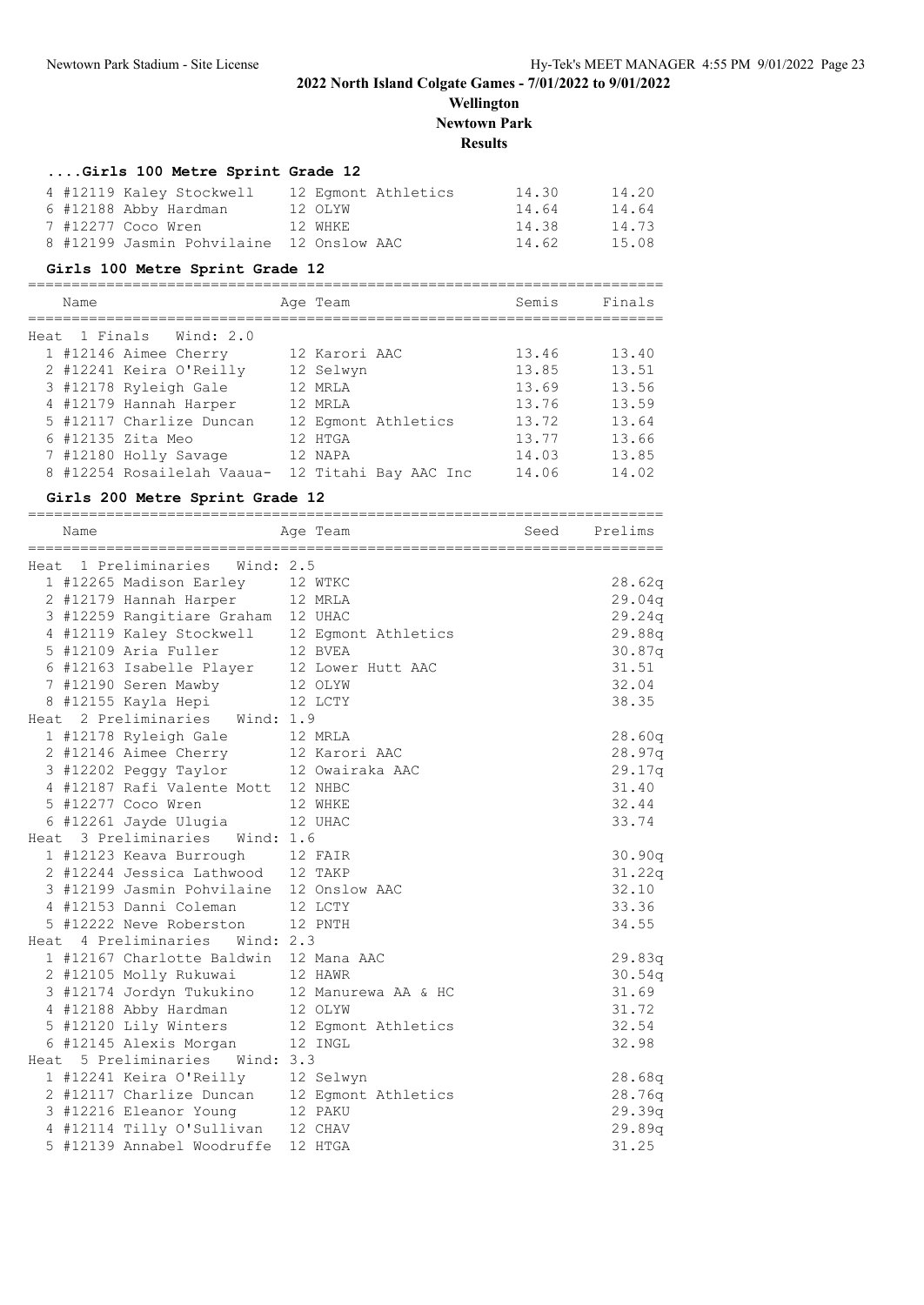# 2022 North Island Colgate Games - 7/01/2022 to 9/01/2022

**Wellington**

**Newtown Park**

**Results**

### ....Girls 100 Metre Sprint Grade 12

| | Name | Age | Team | Semis | Finals |
|---|---|---|---|---|---|
| 4 | #12119 Kaley Stockwell | 12 | Egmont Athletics | 14.30 | 14.20 |
| 6 | #12188 Abby Hardman | 12 | OLYW | 14.64 | 14.64 |
| 7 | #12277 Coco Wren | 12 | WHKE | 14.38 | 14.73 |
| 8 | #12199 Jasmin Pohvilaine | 12 | Onslow AAC | 14.62 | 15.08 |

### Girls 100 Metre Sprint Grade 12

| | Name | Age | Team | Semis | Finals |
|---|---|---|---|---|---|
| **Heat 1 Finals Wind: 2.0** | | | | | |
| 1 | #12146 Aimee Cherry | 12 | Karori AAC | 13.46 | 13.40 |
| 2 | #12241 Keira O'Reilly | 12 | Selwyn | 13.85 | 13.51 |
| 3 | #12178 Ryleigh Gale | 12 | MRLA | 13.69 | 13.56 |
| 4 | #12179 Hannah Harper | 12 | MRLA | 13.76 | 13.59 |
| 5 | #12117 Charlize Duncan | 12 | Egmont Athletics | 13.72 | 13.64 |
| 6 | #12135 Zita Meo | 12 | HTGA | 13.77 | 13.66 |
| 7 | #12180 Holly Savage | 12 | NAPA | 14.03 | 13.85 |
| 8 | #12254 Rosailelah Vaaua- | 12 | Titahi Bay AAC Inc | 14.06 | 14.02 |

### Girls 200 Metre Sprint Grade 12

| | Name | Age | Team | Seed | Prelims |
|---|---|---|---|---|---|
| **Heat 1 Preliminaries Wind: 2.5** | | | | | |
| 1 | #12265 Madison Earley | 12 | WTKC | | 28.62q |
| 2 | #12179 Hannah Harper | 12 | MRLA | | 29.04q |
| 3 | #12259 Rangitiare Graham | 12 | UHAC | | 29.24q |
| 4 | #12119 Kaley Stockwell | 12 | Egmont Athletics | | 29.88q |
| 5 | #12109 Aria Fuller | 12 | BVEA | | 30.87q |
| 6 | #12163 Isabelle Player | 12 | Lower Hutt AAC | | 31.51 |
| 7 | #12190 Seren Mawby | 12 | OLYW | | 32.04 |
| 8 | #12155 Kayla Hepi | 12 | LCTY | | 38.35 |
| **Heat 2 Preliminaries Wind: 1.9** | | | | | |
| 1 | #12178 Ryleigh Gale | 12 | MRLA | | 28.60q |
| 2 | #12146 Aimee Cherry | 12 | Karori AAC | | 28.97q |
| 3 | #12202 Peggy Taylor | 12 | Owairaka AAC | | 29.17q |
| 4 | #12187 Rafi Valente Mott | 12 | NHBC | | 31.40 |
| 5 | #12277 Coco Wren | 12 | WHKE | | 32.44 |
| 6 | #12261 Jayde Ulugia | 12 | UHAC | | 33.74 |
| **Heat 3 Preliminaries Wind: 1.6** | | | | | |
| 1 | #12123 Keava Burrough | 12 | FAIR | | 30.90q |
| 2 | #12244 Jessica Lathwood | 12 | TAKP | | 31.22q |
| 3 | #12199 Jasmin Pohvilaine | 12 | Onslow AAC | | 32.10 |
| 4 | #12153 Danni Coleman | 12 | LCTY | | 33.36 |
| 5 | #12222 Neve Roberston | 12 | PNTH | | 34.55 |
| **Heat 4 Preliminaries Wind: 2.3** | | | | | |
| 1 | #12167 Charlotte Baldwin | 12 | Mana AAC | | 29.83q |
| 2 | #12105 Molly Rukuwai | 12 | HAWR | | 30.54q |
| 3 | #12174 Jordyn Tukukino | 12 | Manurewa AA & HC | | 31.69 |
| 4 | #12188 Abby Hardman | 12 | OLYW | | 31.72 |
| 5 | #12120 Lily Winters | 12 | Egmont Athletics | | 32.54 |
| 6 | #12145 Alexis Morgan | 12 | INGL | | 32.98 |
| **Heat 5 Preliminaries Wind: 3.3** | | | | | |
| 1 | #12241 Keira O'Reilly | 12 | Selwyn | | 28.68q |
| 2 | #12117 Charlize Duncan | 12 | Egmont Athletics | | 28.76q |
| 3 | #12216 Eleanor Young | 12 | PAKU | | 29.39q |
| 4 | #12114 Tilly O'Sullivan | 12 | CHAV | | 29.89q |
| 5 | #12139 Annabel Woodruffe | 12 | HTGA | | 31.25 |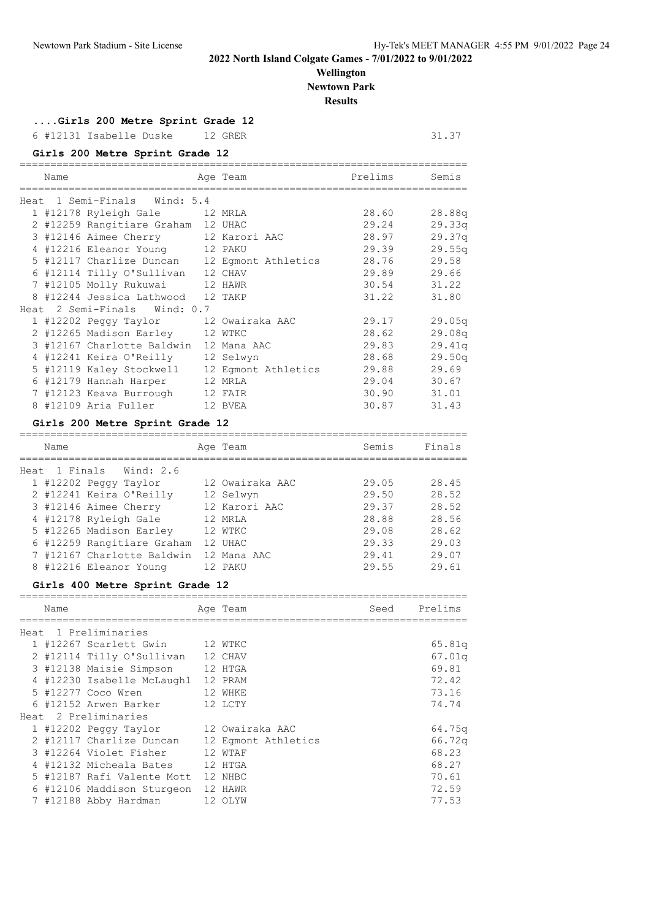# 2022 North Island Colgate Games - 7/01/2022 to 9/01/2022

**Wellington**

**Newtown Park**

**Results**

### ....Girls 200 Metre Sprint Grade 12

| | Name | Age | Team | | |
|---|---|---|---|---|---|
| 6 | #12131 Isabelle Duske | 12 | GRER | | 31.37 |

### Girls 200 Metre Sprint Grade 12

| | Name | Age | Team | Prelims | Semis |
|---|---|---|---|---|---|
| **Heat 1 Semi-Finals Wind: 5.4** | | | | | |
| 1 | #12178 Ryleigh Gale | 12 | MRLA | 28.60 | 28.88q |
| 2 | #12259 Rangitiare Graham | 12 | UHAC | 29.24 | 29.33q |
| 3 | #12146 Aimee Cherry | 12 | Karori AAC | 28.97 | 29.37q |
| 4 | #12216 Eleanor Young | 12 | PAKU | 29.39 | 29.55q |
| 5 | #12117 Charlize Duncan | 12 | Egmont Athletics | 28.76 | 29.58 |
| 6 | #12114 Tilly O'Sullivan | 12 | CHAV | 29.89 | 29.66 |
| 7 | #12105 Molly Rukuwai | 12 | HAWR | 30.54 | 31.22 |
| 8 | #12244 Jessica Lathwood | 12 | TAKP | 31.22 | 31.80 |
| **Heat 2 Semi-Finals Wind: 0.7** | | | | | |
| 1 | #12202 Peggy Taylor | 12 | Owairaka AAC | 29.17 | 29.05q |
| 2 | #12265 Madison Earley | 12 | WTKC | 28.62 | 29.08q |
| 3 | #12167 Charlotte Baldwin | 12 | Mana AAC | 29.83 | 29.41q |
| 4 | #12241 Keira O'Reilly | 12 | Selwyn | 28.68 | 29.50q |
| 5 | #12119 Kaley Stockwell | 12 | Egmont Athletics | 29.88 | 29.69 |
| 6 | #12179 Hannah Harper | 12 | MRLA | 29.04 | 30.67 |
| 7 | #12123 Keava Burrough | 12 | FAIR | 30.90 | 31.01 |
| 8 | #12109 Aria Fuller | 12 | BVEA | 30.87 | 31.43 |

### Girls 200 Metre Sprint Grade 12

| | Name | Age | Team | Semis | Finals |
|---|---|---|---|---|---|
| **Heat 1 Finals Wind: 2.6** | | | | | |
| 1 | #12202 Peggy Taylor | 12 | Owairaka AAC | 29.05 | 28.45 |
| 2 | #12241 Keira O'Reilly | 12 | Selwyn | 29.50 | 28.52 |
| 3 | #12146 Aimee Cherry | 12 | Karori AAC | 29.37 | 28.52 |
| 4 | #12178 Ryleigh Gale | 12 | MRLA | 28.88 | 28.56 |
| 5 | #12265 Madison Earley | 12 | WTKC | 29.08 | 28.62 |
| 6 | #12259 Rangitiare Graham | 12 | UHAC | 29.33 | 29.03 |
| 7 | #12167 Charlotte Baldwin | 12 | Mana AAC | 29.41 | 29.07 |
| 8 | #12216 Eleanor Young | 12 | PAKU | 29.55 | 29.61 |

### Girls 400 Metre Sprint Grade 12

| | Name | Age | Team | Seed | Prelims |
|---|---|---|---|---|---|
| **Heat 1 Preliminaries** | | | | | |
| 1 | #12267 Scarlett Gwin | 12 | WTKC | | 65.81q |
| 2 | #12114 Tilly O'Sullivan | 12 | CHAV | | 67.01q |
| 3 | #12138 Maisie Simpson | 12 | HTGA | | 69.81 |
| 4 | #12230 Isabelle McLaughl | 12 | PRAM | | 72.42 |
| 5 | #12277 Coco Wren | 12 | WHKE | | 73.16 |
| 6 | #12152 Arwen Barker | 12 | LCTY | | 74.74 |
| **Heat 2 Preliminaries** | | | | | |
| 1 | #12202 Peggy Taylor | 12 | Owairaka AAC | | 64.75q |
| 2 | #12117 Charlize Duncan | 12 | Egmont Athletics | | 66.72q |
| 3 | #12264 Violet Fisher | 12 | WTAF | | 68.23 |
| 4 | #12132 Micheala Bates | 12 | HTGA | | 68.27 |
| 5 | #12187 Rafi Valente Mott | 12 | NHBC | | 70.61 |
| 6 | #12106 Maddison Sturgeon | 12 | HAWR | | 72.59 |
| 7 | #12188 Abby Hardman | 12 | OLYW | | 77.53 |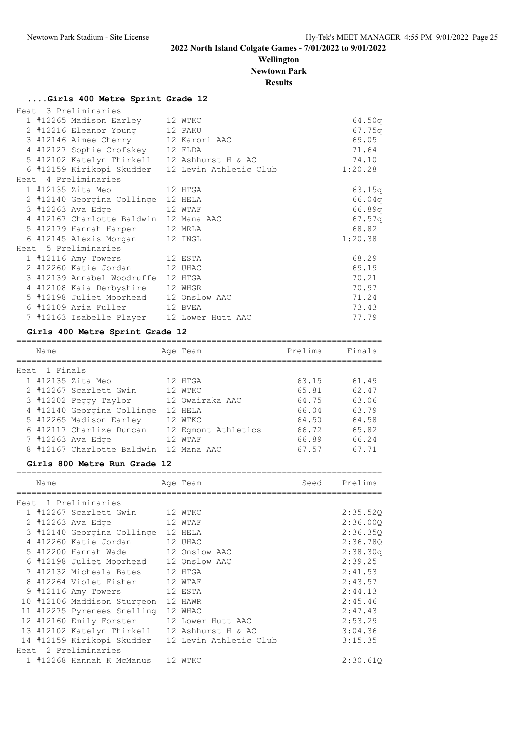## 2022 North Island Colgate Games - 7/01/2022 to 9/01/2022

**Wellington**

**Newtown Park**

**Results**

### ....Girls 400 Metre Sprint Grade 12

| Place | Name | Age | Team | Prelims |
|---|---|---|---|---|
| **Heat 3 Preliminaries** | | | | |
| 1 | #12265 Madison Earley | 12 | WTKC | 64.50q |
| 2 | #12216 Eleanor Young | 12 | PAKU | 67.75q |
| 3 | #12146 Aimee Cherry | 12 | Karori AAC | 69.05 |
| 4 | #12127 Sophie Crofskey | 12 | FLDA | 71.64 |
| 5 | #12102 Katelyn Thirkell | 12 | Ashhurst H & AC | 74.10 |
| 6 | #12159 Kirikopi Skudder | 12 | Levin Athletic Club | 1:20.28 |
| **Heat 4 Preliminaries** | | | | |
| 1 | #12135 Zita Meo | 12 | HTGA | 63.15q |
| 2 | #12140 Georgina Collinge | 12 | HELA | 66.04q |
| 3 | #12263 Ava Edge | 12 | WTAF | 66.89q |
| 4 | #12167 Charlotte Baldwin | 12 | Mana AAC | 67.57q |
| 5 | #12179 Hannah Harper | 12 | MRLA | 68.82 |
| 6 | #12145 Alexis Morgan | 12 | INGL | 1:20.38 |
| **Heat 5 Preliminaries** | | | | |
| 1 | #12116 Amy Towers | 12 | ESTA | 68.29 |
| 2 | #12260 Katie Jordan | 12 | UHAC | 69.19 |
| 3 | #12139 Annabel Woodruffe | 12 | HTGA | 70.21 |
| 4 | #12108 Kaia Derbyshire | 12 | WHGR | 70.97 |
| 5 | #12198 Juliet Moorhead | 12 | Onslow AAC | 71.24 |
| 6 | #12109 Aria Fuller | 12 | BVEA | 73.43 |
| 7 | #12163 Isabelle Player | 12 | Lower Hutt AAC | 77.79 |

### Girls 400 Metre Sprint Grade 12

| Place | Name | Age | Team | Prelims | Finals |
|---|---|---|---|---|---|
| **Heat 1 Finals** | | | | | |
| 1 | #12135 Zita Meo | 12 | HTGA | 63.15 | 61.49 |
| 2 | #12267 Scarlett Gwin | 12 | WTKC | 65.81 | 62.47 |
| 3 | #12202 Peggy Taylor | 12 | Owairaka AAC | 64.75 | 63.06 |
| 4 | #12140 Georgina Collinge | 12 | HELA | 66.04 | 63.79 |
| 5 | #12265 Madison Earley | 12 | WTKC | 64.50 | 64.58 |
| 6 | #12117 Charlize Duncan | 12 | Egmont Athletics | 66.72 | 65.82 |
| 7 | #12263 Ava Edge | 12 | WTAF | 66.89 | 66.24 |
| 8 | #12167 Charlotte Baldwin | 12 | Mana AAC | 67.57 | 67.71 |

### Girls 800 Metre Run Grade 12

| Place | Name | Age | Team | Seed | Prelims |
|---|---|---|---|---|---|
| **Heat 1 Preliminaries** | | | | | |
| 1 | #12267 Scarlett Gwin | 12 | WTKC | | 2:35.52Q |
| 2 | #12263 Ava Edge | 12 | WTAF | | 2:36.00Q |
| 3 | #12140 Georgina Collinge | 12 | HELA | | 2:36.35Q |
| 4 | #12260 Katie Jordan | 12 | UHAC | | 2:36.78Q |
| 5 | #12200 Hannah Wade | 12 | Onslow AAC | | 2:38.30q |
| 6 | #12198 Juliet Moorhead | 12 | Onslow AAC | | 2:39.25 |
| 7 | #12132 Micheala Bates | 12 | HTGA | | 2:41.53 |
| 8 | #12264 Violet Fisher | 12 | WTAF | | 2:43.57 |
| 9 | #12116 Amy Towers | 12 | ESTA | | 2:44.13 |
| 10 | #12106 Maddison Sturgeon | 12 | HAWR | | 2:45.46 |
| 11 | #12275 Pyrenees Snelling | 12 | WHAC | | 2:47.43 |
| 12 | #12160 Emily Forster | 12 | Lower Hutt AAC | | 2:53.29 |
| 13 | #12102 Katelyn Thirkell | 12 | Ashhurst H & AC | | 3:04.36 |
| 14 | #12159 Kirikopi Skudder | 12 | Levin Athletic Club | | 3:15.35 |
| **Heat 2 Preliminaries** | | | | | |
| 1 | #12268 Hannah K McManus | 12 | WTKC | | 2:30.61Q |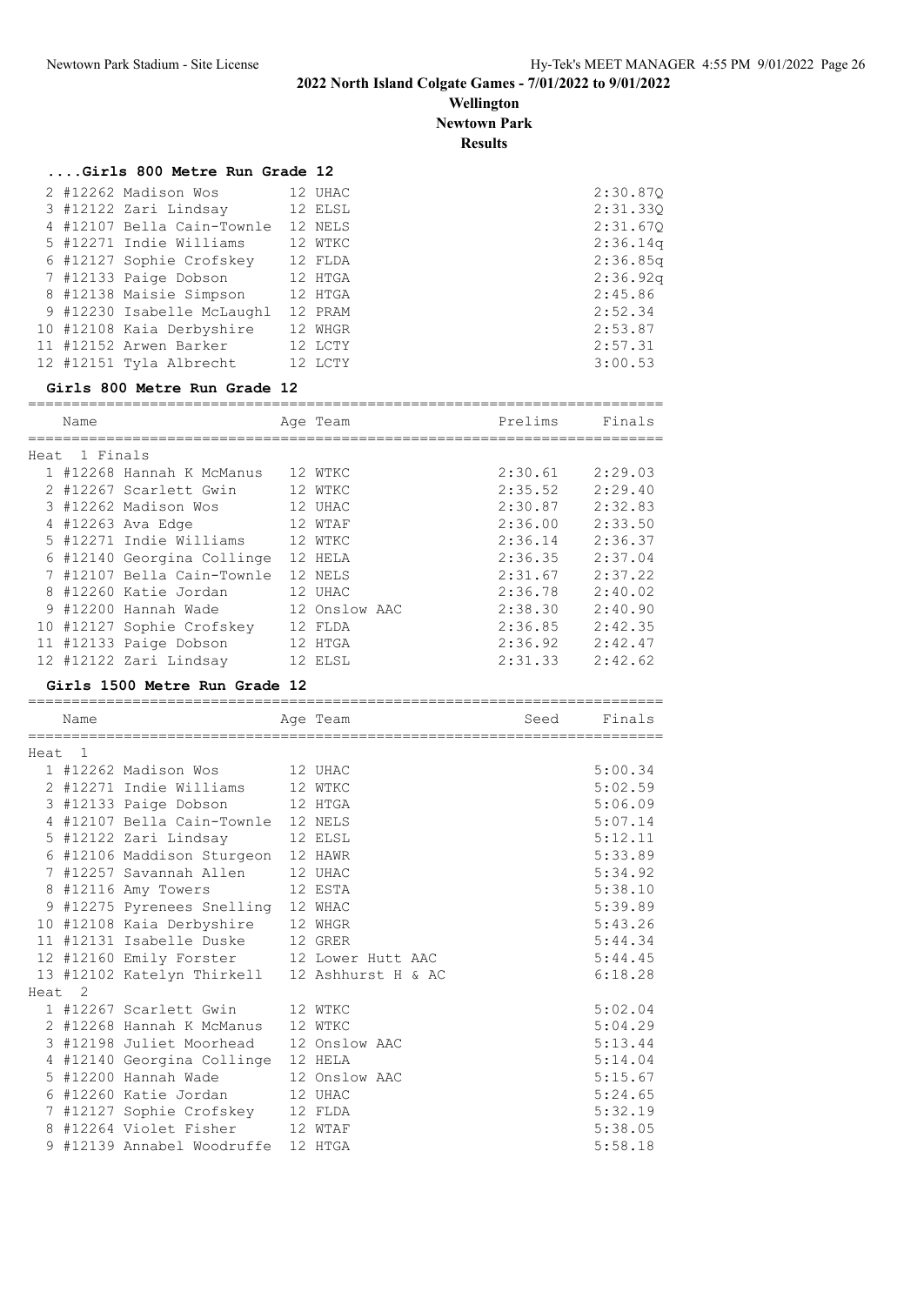# 2022 North Island Colgate Games - 7/01/2022 to 9/01/2022

**Wellington**

**Newtown Park**

**Results**

### ....Girls 800 Metre Run Grade 12

| Place | Name | Age | Team | Prelims |
|---|---|---|---|---|
| 2 | #12262 Madison Wos | 12 | UHAC | 2:30.87Q |
| 3 | #12122 Zari Lindsay | 12 | ELSL | 2:31.33Q |
| 4 | #12107 Bella Cain-Towne | 12 | NELS | 2:31.67Q |
| 5 | #12271 Indie Williams | 12 | WTKC | 2:36.14q |
| 6 | #12127 Sophie Crofskey | 12 | FLDA | 2:36.85q |
| 7 | #12133 Paige Dobson | 12 | HTGA | 2:36.92q |
| 8 | #12138 Maisie Simpson | 12 | HTGA | 2:45.86 |
| 9 | #12230 Isabelle McLaughl | 12 | PRAM | 2:52.34 |
| 10 | #12108 Kaia Derbyshire | 12 | WHGR | 2:53.87 |
| 11 | #12152 Arwen Barker | 12 | LCTY | 2:57.31 |
| 12 | #12151 Tyla Albrecht | 12 | LCTY | 3:00.53 |

### Girls 800 Metre Run Grade 12

| Place | Name | Age | Team | Prelims | Finals |
|---|---|---|---|---|---|
| **Heat 1 Finals** | | | | | |
| 1 | #12268 Hannah K McManus | 12 | WTKC | 2:30.61 | 2:29.03 |
| 2 | #12267 Scarlett Gwin | 12 | WTKC | 2:35.52 | 2:29.40 |
| 3 | #12262 Madison Wos | 12 | UHAC | 2:30.87 | 2:32.83 |
| 4 | #12263 Ava Edge | 12 | WTAF | 2:36.00 | 2:33.50 |
| 5 | #12271 Indie Williams | 12 | WTKC | 2:36.14 | 2:36.37 |
| 6 | #12140 Georgina Collinge | 12 | HELA | 2:36.35 | 2:37.04 |
| 7 | #12107 Bella Cain-Towne | 12 | NELS | 2:31.67 | 2:37.22 |
| 8 | #12260 Katie Jordan | 12 | UHAC | 2:36.78 | 2:40.02 |
| 9 | #12200 Hannah Wade | 12 | Onslow AAC | 2:38.30 | 2:40.90 |
| 10 | #12127 Sophie Crofskey | 12 | FLDA | 2:36.85 | 2:42.35 |
| 11 | #12133 Paige Dobson | 12 | HTGA | 2:36.92 | 2:42.47 |
| 12 | #12122 Zari Lindsay | 12 | ELSL | 2:31.33 | 2:42.62 |

### Girls 1500 Metre Run Grade 12

| Place | Name | Age | Team | Seed | Finals |
|---|---|---|---|---|---|
| **Heat 1** | | | | | |
| 1 | #12262 Madison Wos | 12 | UHAC | | 5:00.34 |
| 2 | #12271 Indie Williams | 12 | WTKC | | 5:02.59 |
| 3 | #12133 Paige Dobson | 12 | HTGA | | 5:06.09 |
| 4 | #12107 Bella Cain-Towne | 12 | NELS | | 5:07.14 |
| 5 | #12122 Zari Lindsay | 12 | ELSL | | 5:12.11 |
| 6 | #12106 Maddison Sturgeon | 12 | HAWR | | 5:33.89 |
| 7 | #12257 Savannah Allen | 12 | UHAC | | 5:34.92 |
| 8 | #12116 Amy Towers | 12 | ESTA | | 5:38.10 |
| 9 | #12275 Pyrenees Snelling | 12 | WHAC | | 5:39.89 |
| 10 | #12108 Kaia Derbyshire | 12 | WHGR | | 5:43.26 |
| 11 | #12131 Isabelle Duske | 12 | GRER | | 5:44.34 |
| 12 | #12160 Emily Forster | 12 | Lower Hutt AAC | | 5:44.45 |
| 13 | #12102 Katelyn Thirkell | 12 | Ashhurst H & AC | | 6:18.28 |
| **Heat 2** | | | | | |
| 1 | #12267 Scarlett Gwin | 12 | WTKC | | 5:02.04 |
| 2 | #12268 Hannah K McManus | 12 | WTKC | | 5:04.29 |
| 3 | #12198 Juliet Moorhead | 12 | Onslow AAC | | 5:13.44 |
| 4 | #12140 Georgina Collinge | 12 | HELA | | 5:14.04 |
| 5 | #12200 Hannah Wade | 12 | Onslow AAC | | 5:15.67 |
| 6 | #12260 Katie Jordan | 12 | UHAC | | 5:24.65 |
| 7 | #12127 Sophie Crofskey | 12 | FLDA | | 5:32.19 |
| 8 | #12264 Violet Fisher | 12 | WTAF | | 5:38.05 |
| 9 | #12139 Annabel Woodruffe | 12 | HTGA | | 5:58.18 |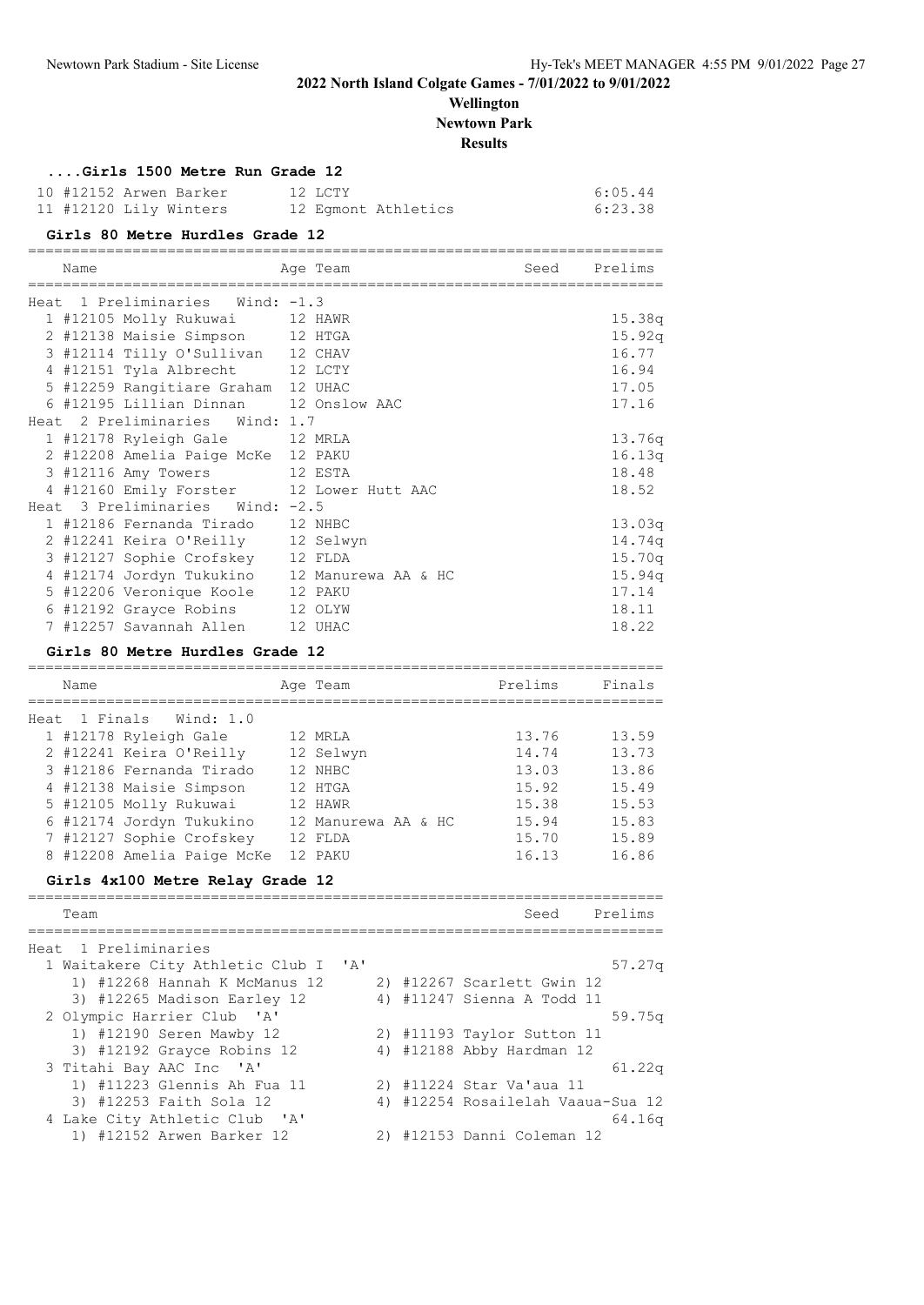## 2022 North Island Colgate Games - 7/01/2022 to 9/01/2022

**Wellington**

**Newtown Park**

**Results**

### ....Girls 1500 Metre Run Grade 12

| Place | Name | Age | Team | Finals |
|---|---|---|---|---|
| 10 | #12152 Arwen Barker | 12 | LCTY | 6:05.44 |
| 11 | #12120 Lily Winters | 12 | Egmont Athletics | 6:23.38 |

### Girls 80 Metre Hurdles Grade 12

| Place | Name | Age | Team | Seed | Prelims |
|---|---|---|---|---|---|
| **Heat 1 Preliminaries Wind: -1.3** | | | | | |
| 1 | #12105 Molly Rukuwai | 12 | HAWR | | 15.38q |
| 2 | #12138 Maisie Simpson | 12 | HTGA | | 15.92q |
| 3 | #12114 Tilly O'Sullivan | 12 | CHAV | | 16.77 |
| 4 | #12151 Tyla Albrecht | 12 | LCTY | | 16.94 |
| 5 | #12259 Rangitiare Graham | 12 | UHAC | | 17.05 |
| 6 | #12195 Lillian Dinnan | 12 | Onslow AAC | | 17.16 |
| **Heat 2 Preliminaries Wind: 1.7** | | | | | |
| 1 | #12178 Ryleigh Gale | 12 | MRLA | | 13.76q |
| 2 | #12208 Amelia Paige McKe | 12 | PAKU | | 16.13q |
| 3 | #12116 Amy Towers | 12 | ESTA | | 18.48 |
| 4 | #12160 Emily Forster | 12 | Lower Hutt AAC | | 18.52 |
| **Heat 3 Preliminaries Wind: -2.5** | | | | | |
| 1 | #12186 Fernanda Tirado | 12 | NHBC | | 13.03q |
| 2 | #12241 Keira O'Reilly | 12 | Selwyn | | 14.74q |
| 3 | #12127 Sophie Crofskey | 12 | FLDA | | 15.70q |
| 4 | #12174 Jordyn Tukukino | 12 | Manurewa AA & HC | | 15.94q |
| 5 | #12206 Veronique Koole | 12 | PAKU | | 17.14 |
| 6 | #12192 Grayce Robins | 12 | OLYW | | 18.11 |
| 7 | #12257 Savannah Allen | 12 | UHAC | | 18.22 |

### Girls 80 Metre Hurdles Grade 12

| Place | Name | Age | Team | Prelims | Finals |
|---|---|---|---|---|---|
| **Heat 1 Finals Wind: 1.0** | | | | | |
| 1 | #12178 Ryleigh Gale | 12 | MRLA | 13.76 | 13.59 |
| 2 | #12241 Keira O'Reilly | 12 | Selwyn | 14.74 | 13.73 |
| 3 | #12186 Fernanda Tirado | 12 | NHBC | 13.03 | 13.86 |
| 4 | #12138 Maisie Simpson | 12 | HTGA | 15.92 | 15.49 |
| 5 | #12105 Molly Rukuwai | 12 | HAWR | 15.38 | 15.53 |
| 6 | #12174 Jordyn Tukukino | 12 | Manurewa AA & HC | 15.94 | 15.83 |
| 7 | #12127 Sophie Crofskey | 12 | FLDA | 15.70 | 15.89 |
| 8 | #12208 Amelia Paige McKe | 12 | PAKU | 16.13 | 16.86 |

### Girls 4x100 Metre Relay Grade 12

| Place | Team | Seed | Prelims |
|---|---|---|---|
| **Heat 1 Preliminaries** | | | |
| 1 | Waitakere City Athletic Club I 'A' | | 57.27q |
| | 1) #12268 Hannah K McManus 12; 2) #12267 Scarlett Gwin 12; 3) #12265 Madison Earley 12; 4) #11247 Sienna A Todd 11 | | |
| 2 | Olympic Harrier Club 'A' | | 59.75q |
| | 1) #12190 Seren Mawby 12; 2) #11193 Taylor Sutton 11; 3) #12192 Grayce Robins 12; 4) #12188 Abby Hardman 12 | | |
| 3 | Titahi Bay AAC Inc 'A' | | 61.22q |
| | 1) #11223 Glennis Ah Fua 11; 2) #11224 Star Va'aua 11; 3) #12253 Faith Sola 12; 4) #12254 Rosailelah Vaaua-Sua 12 | | |
| 4 | Lake City Athletic Club 'A' | | 64.16q |
| | 1) #12152 Arwen Barker 12; 2) #12153 Danni Coleman 12 | | |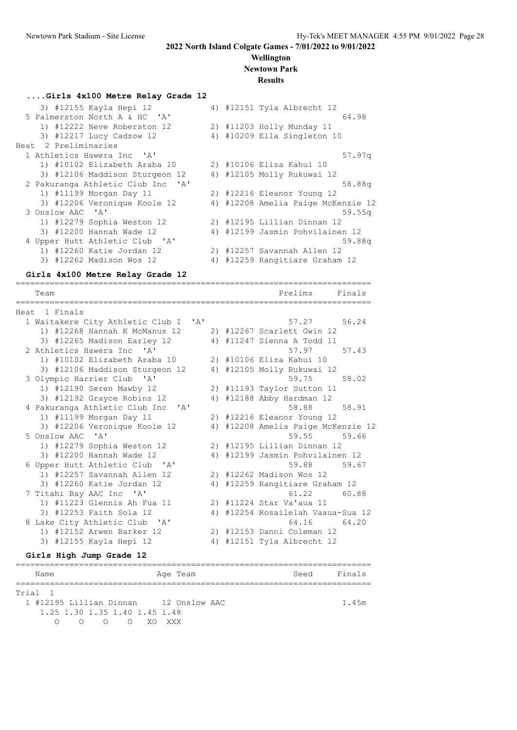## 2022 North Island Colgate Games - 7/01/2022 to 9/01/2022

**Wellington**

**Newtown Park**

**Results**

### ....Girls 4x100 Metre Relay Grade 12

```
    3) #12155 Kayla Hepi 12           4) #12151 Tyla Albrecht 12
  5 Palmerston North A & HC  'A'                                   64.98
    1) #12222 Neve Roberston 12       2) #11203 Holly Munday 11
    3) #12217 Lucy Cadzow 12          4) #10209 Ella Singleton 10
Heat  2 Preliminaries
  1 Athletics Hawera Inc  'A'                                      57.97q
    1) #10102 Elizabeth Araba 10      2) #10106 Eliza Kahui 10
    3) #12106 Maddison Sturgeon 12    4) #12105 Molly Rukuwai 12
  2 Pakuranga Athletic Club Inc  'A'                               58.88q
    1) #11199 Morgan Day 11           2) #12216 Eleanor Young 12
    3) #12206 Veronique Koole 12      4) #12208 Amelia Paige McKenzie 12
  3 Onslow AAC  'A'                                                59.55q
    1) #12279 Sophia Weston 12        2) #12195 Lillian Dinnan 12
    3) #12200 Hannah Wade 12          4) #12199 Jasmin Pohvilainen 12
  4 Upper Hutt Athletic Club  'A'                                  59.88q
    1) #12260 Katie Jordan 12         2) #12257 Savannah Allen 12
    3) #12262 Madison Wos 12          4) #12259 Rangitiare Graham 12
```

### Girls 4x100 Metre Relay Grade 12

```
=========================================================================
    Team                                              Prelims     Finals
=========================================================================
Heat  1 Finals
  1 Waitakere City Athletic Club I  'A'                 57.27      56.24
    1) #12268 Hannah K McManus 12     2) #12267 Scarlett Gwin 12
    3) #12265 Madison Earley 12       4) #11247 Sienna A Todd 11
  2 Athletics Hawera Inc  'A'                           57.97      57.43
    1) #10102 Elizabeth Araba 10      2) #10106 Eliza Kahui 10
    3) #12106 Maddison Sturgeon 12    4) #12105 Molly Rukuwai 12
  3 Olympic Harrier Club  'A'                           59.75      58.02
    1) #12190 Seren Mawby 12          2) #11193 Taylor Sutton 11
    3) #12192 Grayce Robins 12        4) #12188 Abby Hardman 12
  4 Pakuranga Athletic Club Inc  'A'                    58.88      58.91
    1) #11199 Morgan Day 11           2) #12216 Eleanor Young 12
    3) #12206 Veronique Koole 12      4) #12208 Amelia Paige McKenzie 12
  5 Onslow AAC  'A'                                     59.55      59.66
    1) #12279 Sophia Weston 12        2) #12195 Lillian Dinnan 12
    3) #12200 Hannah Wade 12          4) #12199 Jasmin Pohvilainen 12
  6 Upper Hutt Athletic Club  'A'                       59.88      59.67
    1) #12257 Savannah Allen 12       2) #12262 Madison Wos 12
    3) #12260 Katie Jordan 12         4) #12259 Rangitiare Graham 12
  7 Titahi Bay AAC Inc  'A'                             61.22      60.88
    1) #11223 Glennis Ah Fua 11       2) #11224 Star Va'aua 11
    3) #12253 Faith Sola 12           4) #12254 Rosailelah Vaaua-Sua 12
  8 Lake City Athletic Club  'A'                        64.16      64.20
    1) #12152 Arwen Barker 12         2) #12153 Danni Coleman 12
    3) #12155 Kayla Hepi 12           4) #12151 Tyla Albrecht 12
```

### Girls High Jump Grade 12

```
=========================================================================
    Name                    Age Team                     Seed     Finals
=========================================================================
Trial  1
  1 #12195 Lillian Dinnan     12 Onslow AAC                        1.45m
     1.25 1.30 1.35 1.40 1.45 1.48
        O    O    O    O   XO  XXX
```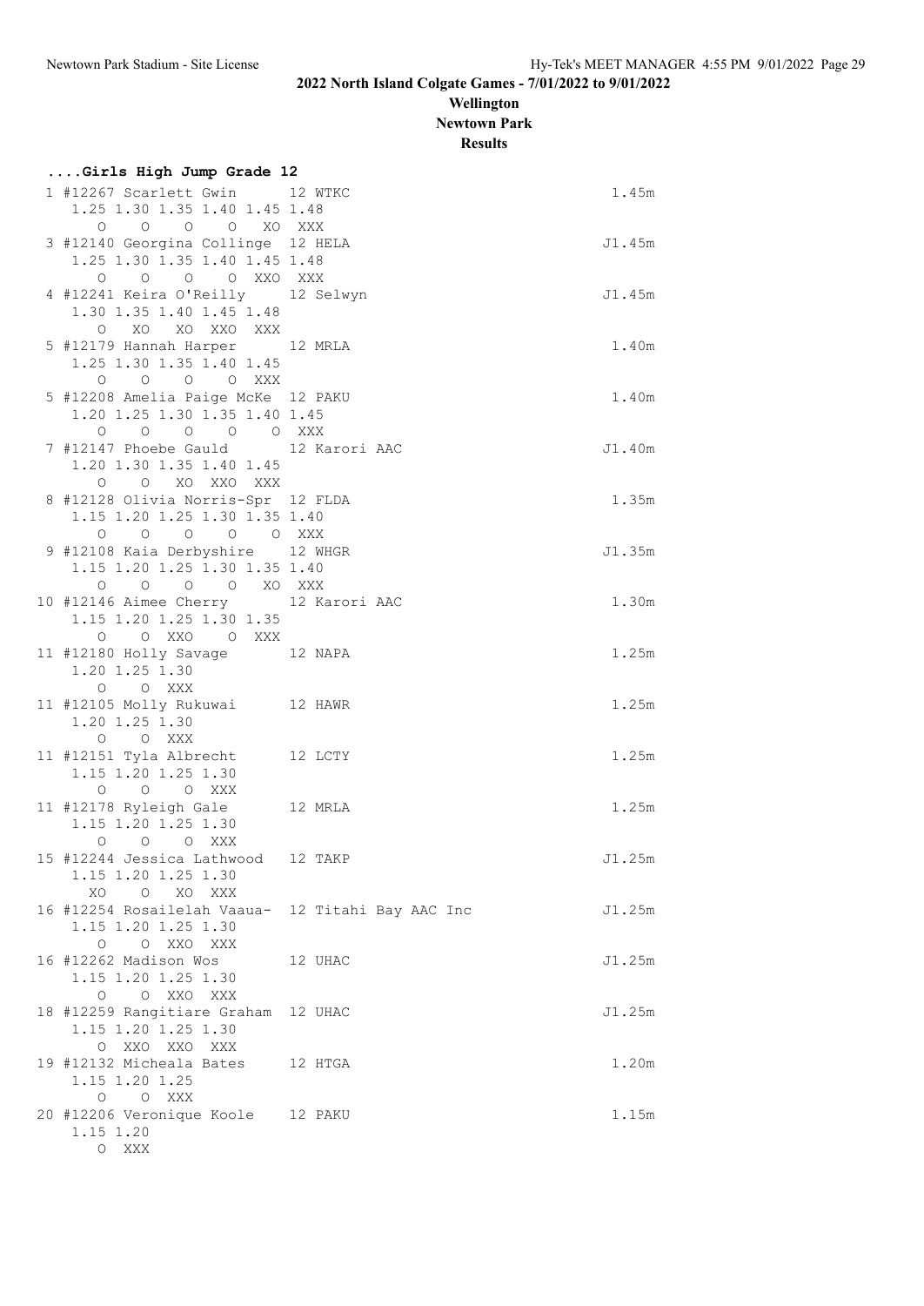# 2022 North Island Colgate Games - 7/01/2022 to 9/01/2022

**Wellington**

**Newtown Park**

**Results**

### ....Girls High Jump Grade 12

```
 1 #12267 Scarlett Gwin      12 WTKC                                  1.45m
    1.25 1.30 1.35 1.40 1.45 1.48
      O    O    O    O   XO  XXX
 3 #12140 Georgina Collinge  12 HELA                                 J1.45m
    1.25 1.30 1.35 1.40 1.45 1.48
      O    O    O    O  XXO  XXX
 4 #12241 Keira O'Reilly     12 Selwyn                               J1.45m
    1.30 1.35 1.40 1.45 1.48
      O   XO   XO  XXO  XXX
 5 #12179 Hannah Harper      12 MRLA                                  1.40m
    1.25 1.30 1.35 1.40 1.45
      O    O    O    O  XXX
 5 #12208 Amelia Paige McKe  12 PAKU                                  1.40m
    1.20 1.25 1.30 1.35 1.40 1.45
      O    O    O    O    O  XXX
 7 #12147 Phoebe Gauld       12 Karori AAC                           J1.40m
    1.20 1.30 1.35 1.40 1.45
      O    O   XO  XXO  XXX
 8 #12128 Olivia Norris-Spr  12 FLDA                                  1.35m
    1.15 1.20 1.25 1.30 1.35 1.40
      O    O    O    O    O  XXX
 9 #12108 Kaia Derbyshire    12 WHGR                                 J1.35m
    1.15 1.20 1.25 1.30 1.35 1.40
      O    O    O    O   XO  XXX
10 #12146 Aimee Cherry       12 Karori AAC                            1.30m
    1.15 1.20 1.25 1.30 1.35
      O    O  XXO    O  XXX
11 #12180 Holly Savage       12 NAPA                                  1.25m
    1.20 1.25 1.30
      O    O  XXX
11 #12105 Molly Rukuwai      12 HAWR                                  1.25m
    1.20 1.25 1.30
      O    O  XXX
11 #12151 Tyla Albrecht      12 LCTY                                  1.25m
    1.15 1.20 1.25 1.30
      O    O    O  XXX
11 #12178 Ryleigh Gale       12 MRLA                                  1.25m
    1.15 1.20 1.25 1.30
      O    O    O  XXX
15 #12244 Jessica Lathwood   12 TAKP                                 J1.25m
    1.15 1.20 1.25 1.30
     XO    O   XO  XXX
16 #12254 Rosailelah Vaaua-  12 Titahi Bay AAC Inc                  J1.25m
    1.15 1.20 1.25 1.30
      O    O  XXO  XXX
16 #12262 Madison Wos        12 UHAC                                 J1.25m
    1.15 1.20 1.25 1.30
      O    O  XXO  XXX
18 #12259 Rangitiare Graham  12 UHAC                                 J1.25m
    1.15 1.20 1.25 1.30
      O  XXO  XXO  XXX
19 #12132 Micheala Bates     12 HTGA                                  1.20m
    1.15 1.20 1.25
      O    O  XXX
20 #12206 Veronique Koole    12 PAKU                                  1.15m
    1.15 1.20
      O  XXX
```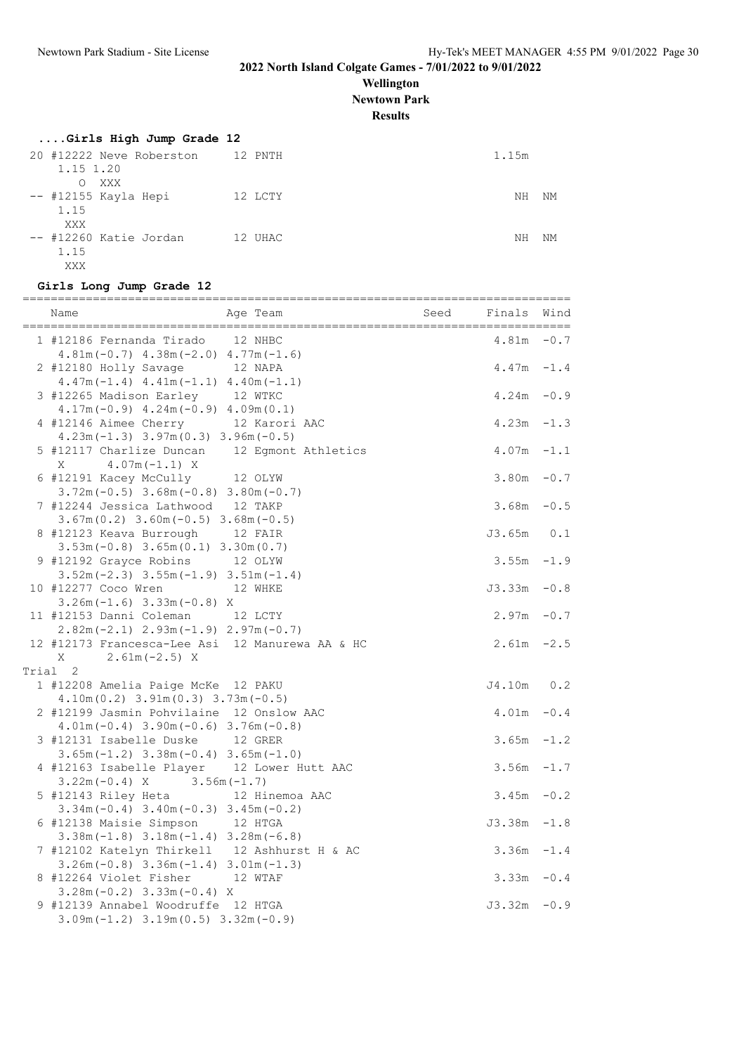## 2022 North Island Colgate Games - 7/01/2022 to 9/01/2022

**Wellington**

**Newtown Park**

**Results**

### ....Girls High Jump Grade 12

```
 20 #12222 Neve Roberston     12 PNTH                               1.15m
      1.15 1.20
        O  XXX
 -- #12155 Kayla Hepi         12 LCTY                                  NH  NM
      1.15
       XXX
 -- #12260 Katie Jordan       12 UHAC                                  NH  NM
      1.15
       XXX
```

### Girls Long Jump Grade 12

```
===============================================================================
    Name                    Age Team                    Seed    Finals  Wind
===============================================================================
  1 #12186 Fernanda Tirado    12 NHBC                              4.81m  -0.7
      4.81m(-0.7) 4.38m(-2.0) 4.77m(-1.6)
  2 #12180 Holly Savage       12 NAPA                              4.47m  -1.4
      4.47m(-1.4) 4.41m(-1.1) 4.40m(-1.1)
  3 #12265 Madison Earley     12 WTKC                              4.24m  -0.9
      4.17m(-0.9) 4.24m(-0.9) 4.09m(0.1)
  4 #12146 Aimee Cherry       12 Karori AAC                        4.23m  -1.3
      4.23m(-1.3) 3.97m(0.3) 3.96m(-0.5)
  5 #12117 Charlize Duncan    12 Egmont Athletics                  4.07m  -1.1
      X       4.07m(-1.1) X
  6 #12191 Kacey McCully      12 OLYW                              3.80m  -0.7
      3.72m(-0.5) 3.68m(-0.8) 3.80m(-0.7)
  7 #12244 Jessica Lathwood   12 TAKP                              3.68m  -0.5
      3.67m(0.2) 3.60m(-0.5) 3.68m(-0.5)
  8 #12123 Keava Burrough     12 FAIR                             J3.65m   0.1
      3.53m(-0.8) 3.65m(0.1) 3.30m(0.7)
  9 #12192 Grayce Robins      12 OLYW                              3.55m  -1.9
      3.52m(-2.3) 3.55m(-1.9) 3.51m(-1.4)
 10 #12277 Coco Wren          12 WHKE                             J3.33m  -0.8
      3.26m(-1.6) 3.33m(-0.8) X
 11 #12153 Danni Coleman      12 LCTY                              2.97m  -0.7
      2.82m(-2.1) 2.93m(-1.9) 2.97m(-0.7)
 12 #12173 Francesca-Lee Asi  12 Manurewa AA & HC                  2.61m  -2.5
      X       2.61m(-2.5) X
Trial  2
  1 #12208 Amelia Paige McKe  12 PAKU                             J4.10m   0.2
      4.10m(0.2) 3.91m(0.3) 3.73m(-0.5)
  2 #12199 Jasmin Pohvilaine  12 Onslow AAC                        4.01m  -0.4
      4.01m(-0.4) 3.90m(-0.6) 3.76m(-0.8)
  3 #12131 Isabelle Duske     12 GRER                              3.65m  -1.2
      3.65m(-1.2) 3.38m(-0.4) 3.65m(-1.0)
  4 #12163 Isabelle Player    12 Lower Hutt AAC                    3.56m  -1.7
      3.22m(-0.4) X       3.56m(-1.7)
  5 #12143 Riley Heta         12 Hinemoa AAC                       3.45m  -0.2
      3.34m(-0.4) 3.40m(-0.3) 3.45m(-0.2)
  6 #12138 Maisie Simpson     12 HTGA                             J3.38m  -1.8
      3.38m(-1.8) 3.18m(-1.4) 3.28m(-6.8)
  7 #12102 Katelyn Thirkell   12 Ashhurst H & AC                   3.36m  -1.4
      3.26m(-0.8) 3.36m(-1.4) 3.01m(-1.3)
  8 #12264 Violet Fisher      12 WTAF                              3.33m  -0.4
      3.28m(-0.2) 3.33m(-0.4) X
  9 #12139 Annabel Woodruffe  12 HTGA                             J3.32m  -0.9
      3.09m(-1.2) 3.19m(0.5) 3.32m(-0.9)
```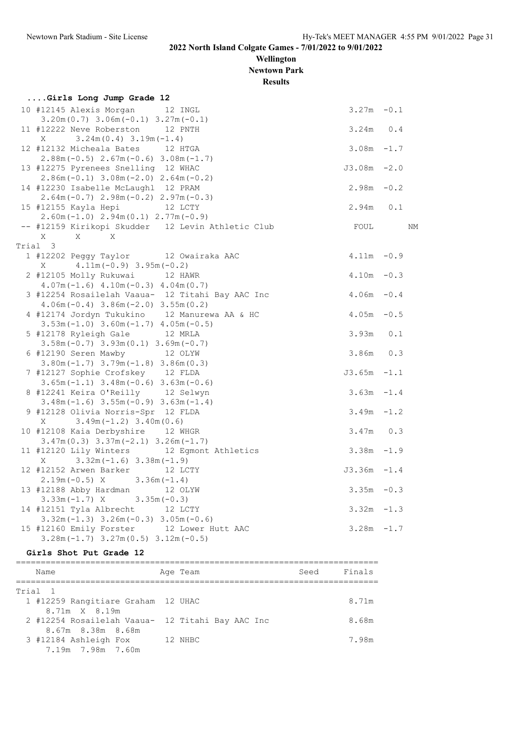# 2022 North Island Colgate Games - 7/01/2022 to 9/01/2022

## Wellington

## Newtown Park

## Results

### ....Girls Long Jump Grade 12

```
 10 #12145 Alexis Morgan      12 INGL                             3.27m  -0.1
     3.20m(0.7) 3.06m(-0.1) 3.27m(-0.1)
 11 #12222 Neve Roberston     12 PNTH                             3.24m   0.4
     X     3.24m(0.4) 3.19m(-1.4)
 12 #12132 Micheala Bates     12 HTGA                             3.08m  -1.7
     2.88m(-0.5) 2.67m(-0.6) 3.08m(-1.7)
 13 #12275 Pyrenees Snelling  12 WHAC                            J3.08m  -2.0
     2.86m(-0.1) 3.08m(-2.0) 2.64m(-0.2)
 14 #12230 Isabelle McLaughl  12 PRAM                             2.98m  -0.2
     2.64m(-0.7) 2.98m(-0.2) 2.97m(-0.3)
 15 #12155 Kayla Hepi         12 LCTY                             2.94m   0.1
     2.60m(-1.0) 2.94m(0.1) 2.77m(-0.9)
 -- #12159 Kirikopi Skudder   12 Levin Athletic Club               FOUL        NM
     X     X     X
Trial  3
  1 #12202 Peggy Taylor       12 Owairaka AAC                     4.11m  -0.9
     X     4.11m(-0.9) 3.95m(-0.2)
  2 #12105 Molly Rukuwai      12 HAWR                             4.10m  -0.3
     4.07m(-1.6) 4.10m(-0.3) 4.04m(0.7)
  3 #12254 Rosailelah Vaaua-  12 Titahi Bay AAC Inc               4.06m  -0.4
     4.06m(-0.4) 3.86m(-2.0) 3.55m(0.2)
  4 #12174 Jordyn Tukukino    12 Manurewa AA & HC                 4.05m  -0.5
     3.53m(-1.0) 3.60m(-1.7) 4.05m(-0.5)
  5 #12178 Ryleigh Gale       12 MRLA                             3.93m   0.1
     3.58m(-0.7) 3.93m(0.1) 3.69m(-0.7)
  6 #12190 Seren Mawby        12 OLYW                             3.86m   0.3
     3.80m(-1.7) 3.79m(-1.8) 3.86m(0.3)
  7 #12127 Sophie Crofskey    12 FLDA                            J3.65m  -1.1
     3.65m(-1.1) 3.48m(-0.6) 3.63m(-0.6)
  8 #12241 Keira O'Reilly     12 Selwyn                           3.63m  -1.4
     3.48m(-1.6) 3.55m(-0.9) 3.63m(-1.4)
  9 #12128 Olivia Norris-Spr  12 FLDA                             3.49m  -1.2
     X     3.49m(-1.2) 3.40m(0.6)
 10 #12108 Kaia Derbyshire    12 WHGR                             3.47m   0.3
     3.47m(0.3) 3.37m(-2.1) 3.26m(-1.7)
 11 #12120 Lily Winters       12 Egmont Athletics                 3.38m  -1.9
     X     3.32m(-1.6) 3.38m(-1.9)
 12 #12152 Arwen Barker       12 LCTY                            J3.36m  -1.4
     2.19m(-0.5) X     3.36m(-1.4)
 13 #12188 Abby Hardman       12 OLYW                             3.35m  -0.3
     3.33m(-1.7) X     3.35m(-0.3)
 14 #12151 Tyla Albrecht      12 LCTY                             3.32m  -1.3
     3.32m(-1.3) 3.26m(-0.3) 3.05m(-0.6)
 15 #12160 Emily Forster      12 Lower Hutt AAC                   3.28m  -1.7
     3.28m(-1.7) 3.27m(0.5) 3.12m(-0.5)
```

### Girls Shot Put Grade 12

```
=======================================================================
    Name                    Age Team                    Seed     Finals
=======================================================================
Trial  1
  1 #12259 Rangitiare Graham  12 UHAC                             8.71m
     8.71m  X  8.19m
  2 #12254 Rosailelah Vaaua-  12 Titahi Bay AAC Inc               8.68m
     8.67m  8.38m  8.68m
  3 #12184 Ashleigh Fox       12 NHBC                             7.98m
     7.19m  7.98m  7.60m
```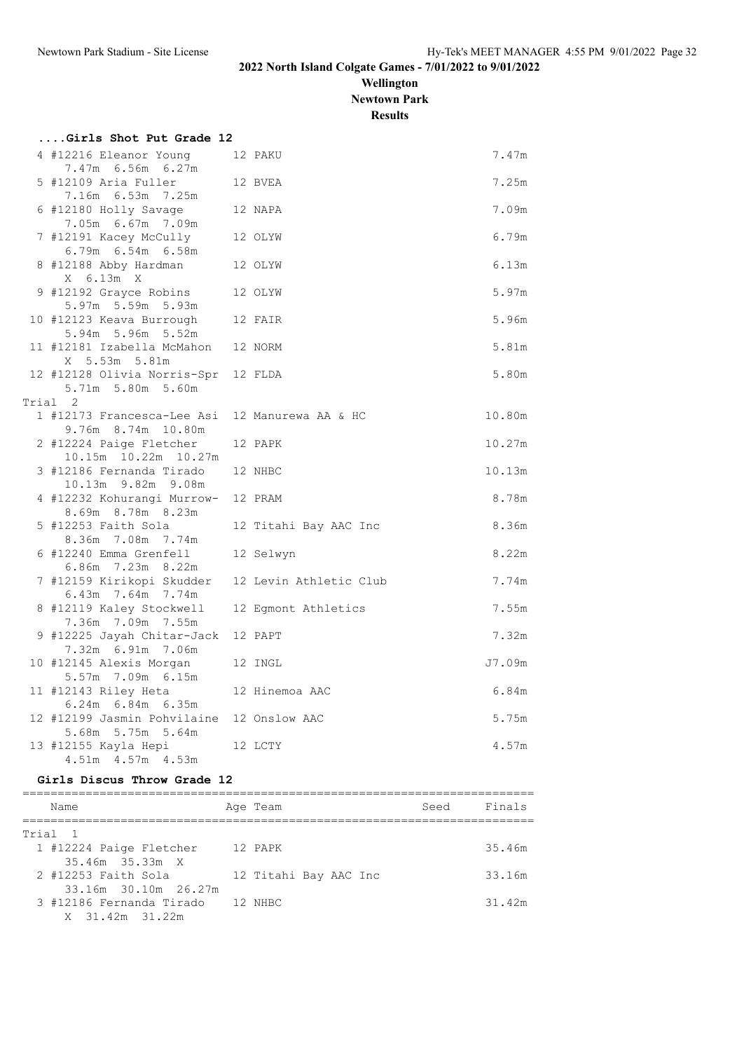# 2022 North Island Colgate Games - 7/01/2022 to 9/01/2022

**Wellington**

**Newtown Park**

**Results**

### ....Girls Shot Put Grade 12

| Place | Name | Age | Team | Finals |
|---|---|---|---|---|
| 4 | #12216 Eleanor Young | 12 | PAKU | 7.47m |
| | 7.47m 6.56m 6.27m | | | |
| 5 | #12109 Aria Fuller | 12 | BVEA | 7.25m |
| | 7.16m 6.53m 7.25m | | | |
| 6 | #12180 Holly Savage | 12 | NAPA | 7.09m |
| | 7.05m 6.67m 7.09m | | | |
| 7 | #12191 Kacey McCully | 12 | OLYW | 6.79m |
| | 6.79m 6.54m 6.58m | | | |
| 8 | #12188 Abby Hardman | 12 | OLYW | 6.13m |
| | X 6.13m X | | | |
| 9 | #12192 Grayce Robins | 12 | OLYW | 5.97m |
| | 5.97m 5.59m 5.93m | | | |
| 10 | #12123 Keava Burrough | 12 | FAIR | 5.96m |
| | 5.94m 5.96m 5.52m | | | |
| 11 | #12181 Izabella McMahon | 12 | NORM | 5.81m |
| | X 5.53m 5.81m | | | |
| 12 | #12128 Olivia Norris-Spr | 12 | FLDA | 5.80m |
| | 5.71m 5.80m 5.60m | | | |

**Trial 2**

| Place | Name | Age | Team | Finals |
|---|---|---|---|---|
| 1 | #12173 Francesca-Lee Asi | 12 | Manurewa AA & HC | 10.80m |
| | 9.76m 8.74m 10.80m | | | |
| 2 | #12224 Paige Fletcher | 12 | PAPK | 10.27m |
| | 10.15m 10.22m 10.27m | | | |
| 3 | #12186 Fernanda Tirado | 12 | NHBC | 10.13m |
| | 10.13m 9.82m 9.08m | | | |
| 4 | #12232 Kohurangi Murrow- | 12 | PRAM | 8.78m |
| | 8.69m 8.78m 8.23m | | | |
| 5 | #12253 Faith Sola | 12 | Titahi Bay AAC Inc | 8.36m |
| | 8.36m 7.08m 7.74m | | | |
| 6 | #12240 Emma Grenfell | 12 | Selwyn | 8.22m |
| | 6.86m 7.23m 8.22m | | | |
| 7 | #12159 Kirikopi Skudder | 12 | Levin Athletic Club | 7.74m |
| | 6.43m 7.64m 7.74m | | | |
| 8 | #12119 Kaley Stockwell | 12 | Egmont Athletics | 7.55m |
| | 7.36m 7.09m 7.55m | | | |
| 9 | #12225 Jayah Chitar-Jack | 12 | PAPT | 7.32m |
| | 7.32m 6.91m 7.06m | | | |
| 10 | #12145 Alexis Morgan | 12 | INGL | J7.09m |
| | 5.57m 7.09m 6.15m | | | |
| 11 | #12143 Riley Heta | 12 | Hinemoa AAC | 6.84m |
| | 6.24m 6.84m 6.35m | | | |
| 12 | #12199 Jasmin Pohvilaine | 12 | Onslow AAC | 5.75m |
| | 5.68m 5.75m 5.64m | | | |
| 13 | #12155 Kayla Hepi | 12 | LCTY | 4.57m |
| | 4.51m 4.57m 4.53m | | | |

### Girls Discus Throw Grade 12

**Trial 1**

| Place | Name | Age | Team | Seed | Finals |
|---|---|---|---|---|---|
| 1 | #12224 Paige Fletcher | 12 | PAPK | | 35.46m |
| | 35.46m 35.33m X | | | | |
| 2 | #12253 Faith Sola | 12 | Titahi Bay AAC Inc | | 33.16m |
| | 33.16m 30.10m 26.27m | | | | |
| 3 | #12186 Fernanda Tirado | 12 | NHBC | | 31.42m |
| | X 31.42m 31.22m | | | | |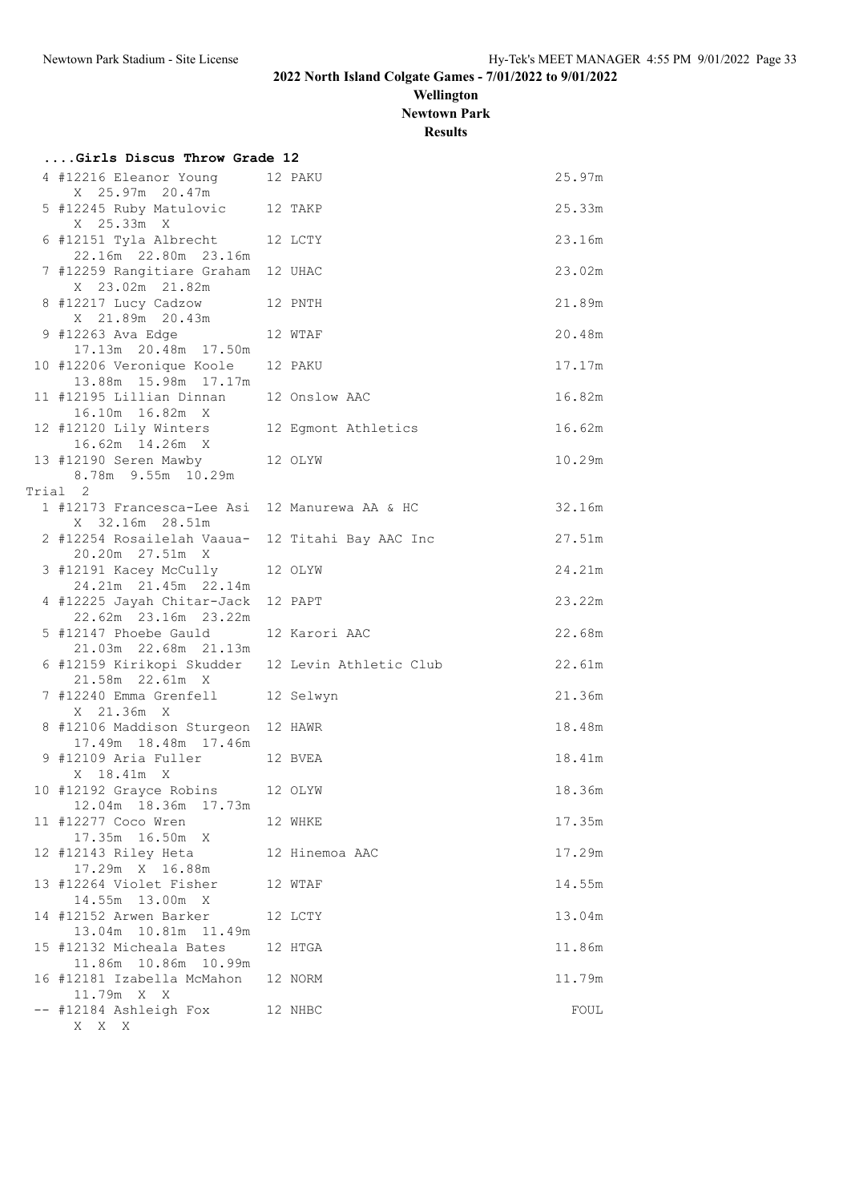**2022 North Island Colgate Games - 7/01/2022 to 9/01/2022**

**Wellington**

**Newtown Park**

**Results**

### ....Girls Discus Throw Grade 12

| Place | Name | Grade | Team | Mark |
|---|---|---|---|---|
| 4 | #12216 Eleanor Young | 12 | PAKU | 25.97m |
| | X 25.97m 20.47m | | | |
| 5 | #12245 Ruby Matulovic | 12 | TAKP | 25.33m |
| | X 25.33m X | | | |
| 6 | #12151 Tyla Albrecht | 12 | LCTY | 23.16m |
| | 22.16m 22.80m 23.16m | | | |
| 7 | #12259 Rangitiare Graham | 12 | UHAC | 23.02m |
| | X 23.02m 21.82m | | | |
| 8 | #12217 Lucy Cadzow | 12 | PNTH | 21.89m |
| | X 21.89m 20.43m | | | |
| 9 | #12263 Ava Edge | 12 | WTAF | 20.48m |
| | 17.13m 20.48m 17.50m | | | |
| 10 | #12206 Veronique Koole | 12 | PAKU | 17.17m |
| | 13.88m 15.98m 17.17m | | | |
| 11 | #12195 Lillian Dinnan | 12 | Onslow AAC | 16.82m |
| | 16.10m 16.82m X | | | |
| 12 | #12120 Lily Winters | 12 | Egmont Athletics | 16.62m |
| | 16.62m 14.26m X | | | |
| 13 | #12190 Seren Mawby | 12 | OLYW | 10.29m |
| | 8.78m 9.55m 10.29m | | | |

Trial 2

| Place | Name | Grade | Team | Mark |
|---|---|---|---|---|
| 1 | #12173 Francesca-Lee Asi | 12 | Manurewa AA & HC | 32.16m |
| | X 32.16m 28.51m | | | |
| 2 | #12254 Rosailelah Vaaua- | 12 | Titahi Bay AAC Inc | 27.51m |
| | 20.20m 27.51m X | | | |
| 3 | #12191 Kacey McCully | 12 | OLYW | 24.21m |
| | 24.21m 21.45m 22.14m | | | |
| 4 | #12225 Jayah Chitar-Jack | 12 | PAPT | 23.22m |
| | 22.62m 23.16m 23.22m | | | |
| 5 | #12147 Phoebe Gauld | 12 | Karori AAC | 22.68m |
| | 21.03m 22.68m 21.13m | | | |
| 6 | #12159 Kirikopi Skudder | 12 | Levin Athletic Club | 22.61m |
| | 21.58m 22.61m X | | | |
| 7 | #12240 Emma Grenfell | 12 | Selwyn | 21.36m |
| | X 21.36m X | | | |
| 8 | #12106 Maddison Sturgeon | 12 | HAWR | 18.48m |
| | 17.49m 18.48m 17.46m | | | |
| 9 | #12109 Aria Fuller | 12 | BVEA | 18.41m |
| | X 18.41m X | | | |
| 10 | #12192 Grayce Robins | 12 | OLYW | 18.36m |
| | 12.04m 18.36m 17.73m | | | |
| 11 | #12277 Coco Wren | 12 | WHKE | 17.35m |
| | 17.35m 16.50m X | | | |
| 12 | #12143 Riley Heta | 12 | Hinemoa AAC | 17.29m |
| | 17.29m X 16.88m | | | |
| 13 | #12264 Violet Fisher | 12 | WTAF | 14.55m |
| | 14.55m 13.00m X | | | |
| 14 | #12152 Arwen Barker | 12 | LCTY | 13.04m |
| | 13.04m 10.81m 11.49m | | | |
| 15 | #12132 Micheala Bates | 12 | HTGA | 11.86m |
| | 11.86m 10.86m 10.99m | | | |
| 16 | #12181 Izabella McMahon | 12 | NORM | 11.79m |
| | 11.79m X X | | | |
| -- | #12184 Ashleigh Fox | 12 | NHBC | FOUL |
| | X X X | | | |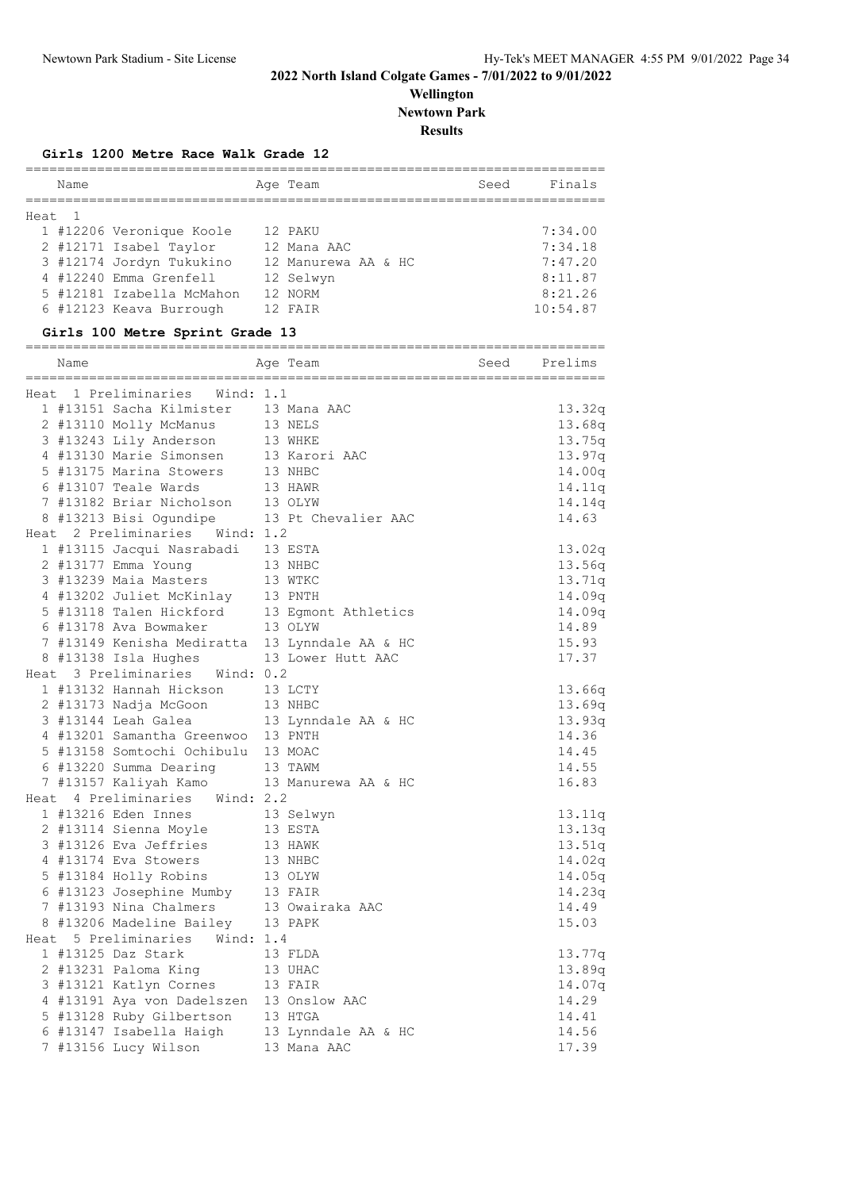## 2022 North Island Colgate Games - 7/01/2022 to 9/01/2022

**Wellington**

**Newtown Park**

**Results**

### Girls 1200 Metre Race Walk Grade 12

| Name | Age | Team | Seed | Finals |
|---|---|---|---|---|
| **Heat 1** | | | | |
| 1 #12206 Veronique Koole | 12 | PAKU | | 7:34.00 |
| 2 #12171 Isabel Taylor | 12 | Mana AAC | | 7:34.18 |
| 3 #12174 Jordyn Tukukino | 12 | Manurewa AA & HC | | 7:47.20 |
| 4 #12240 Emma Grenfell | 12 | Selwyn | | 8:11.87 |
| 5 #12181 Izabella McMahon | 12 | NORM | | 8:21.26 |
| 6 #12123 Keava Burrough | 12 | FAIR | | 10:54.87 |

### Girls 100 Metre Sprint Grade 13

| Name | Age | Team | Seed | Prelims |
|---|---|---|---|---|
| **Heat 1 Preliminaries Wind: 1.1** | | | | |
| 1 #13151 Sacha Kilmister | 13 | Mana AAC | | 13.32q |
| 2 #13110 Molly McManus | 13 | NELS | | 13.68q |
| 3 #13243 Lily Anderson | 13 | WHKE | | 13.75q |
| 4 #13130 Marie Simonsen | 13 | Karori AAC | | 13.97q |
| 5 #13175 Marina Stowers | 13 | NHBC | | 14.00q |
| 6 #13107 Teale Wards | 13 | HAWR | | 14.11q |
| 7 #13182 Briar Nicholson | 13 | OLYW | | 14.14q |
| 8 #13213 Bisi Ogundipe | 13 | Pt Chevalier AAC | | 14.63 |
| **Heat 2 Preliminaries Wind: 1.2** | | | | |
| 1 #13115 Jacqui Nasrabadi | 13 | ESTA | | 13.02q |
| 2 #13177 Emma Young | 13 | NHBC | | 13.56q |
| 3 #13239 Maia Masters | 13 | WTKC | | 13.71q |
| 4 #13202 Juliet McKinlay | 13 | PNTH | | 14.09q |
| 5 #13118 Talen Hickford | 13 | Egmont Athletics | | 14.09q |
| 6 #13178 Ava Bowmaker | 13 | OLYW | | 14.89 |
| 7 #13149 Kenisha Mediratta | 13 | Lynndale AA & HC | | 15.93 |
| 8 #13138 Isla Hughes | 13 | Lower Hutt AAC | | 17.37 |
| **Heat 3 Preliminaries Wind: 0.2** | | | | |
| 1 #13132 Hannah Hickson | 13 | LCTY | | 13.66q |
| 2 #13173 Nadja McGoon | 13 | NHBC | | 13.69q |
| 3 #13144 Leah Galea | 13 | Lynndale AA & HC | | 13.93q |
| 4 #13201 Samantha Greenwoo | 13 | PNTH | | 14.36 |
| 5 #13158 Somtochi Ochibulu | 13 | MOAC | | 14.45 |
| 6 #13220 Summa Dearing | 13 | TAWM | | 14.55 |
| 7 #13157 Kaliyah Kamo | 13 | Manurewa AA & HC | | 16.83 |
| **Heat 4 Preliminaries Wind: 2.2** | | | | |
| 1 #13216 Eden Innes | 13 | Selwyn | | 13.11q |
| 2 #13114 Sienna Moyle | 13 | ESTA | | 13.13q |
| 3 #13126 Eva Jeffries | 13 | HAWK | | 13.51q |
| 4 #13174 Eva Stowers | 13 | NHBC | | 14.02q |
| 5 #13184 Holly Robins | 13 | OLYW | | 14.05q |
| 6 #13123 Josephine Mumby | 13 | FAIR | | 14.23q |
| 7 #13193 Nina Chalmers | 13 | Owairaka AAC | | 14.49 |
| 8 #13206 Madeline Bailey | 13 | PAPK | | 15.03 |
| **Heat 5 Preliminaries Wind: 1.4** | | | | |
| 1 #13125 Daz Stark | 13 | FLDA | | 13.77q |
| 2 #13231 Paloma King | 13 | UHAC | | 13.89q |
| 3 #13121 Katlyn Cornes | 13 | FAIR | | 14.07q |
| 4 #13191 Aya von Dadelszen | 13 | Onslow AAC | | 14.29 |
| 5 #13128 Ruby Gilbertson | 13 | HTGA | | 14.41 |
| 6 #13147 Isabella Haigh | 13 | Lynndale AA & HC | | 14.56 |
| 7 #13156 Lucy Wilson | 13 | Mana AAC | | 17.39 |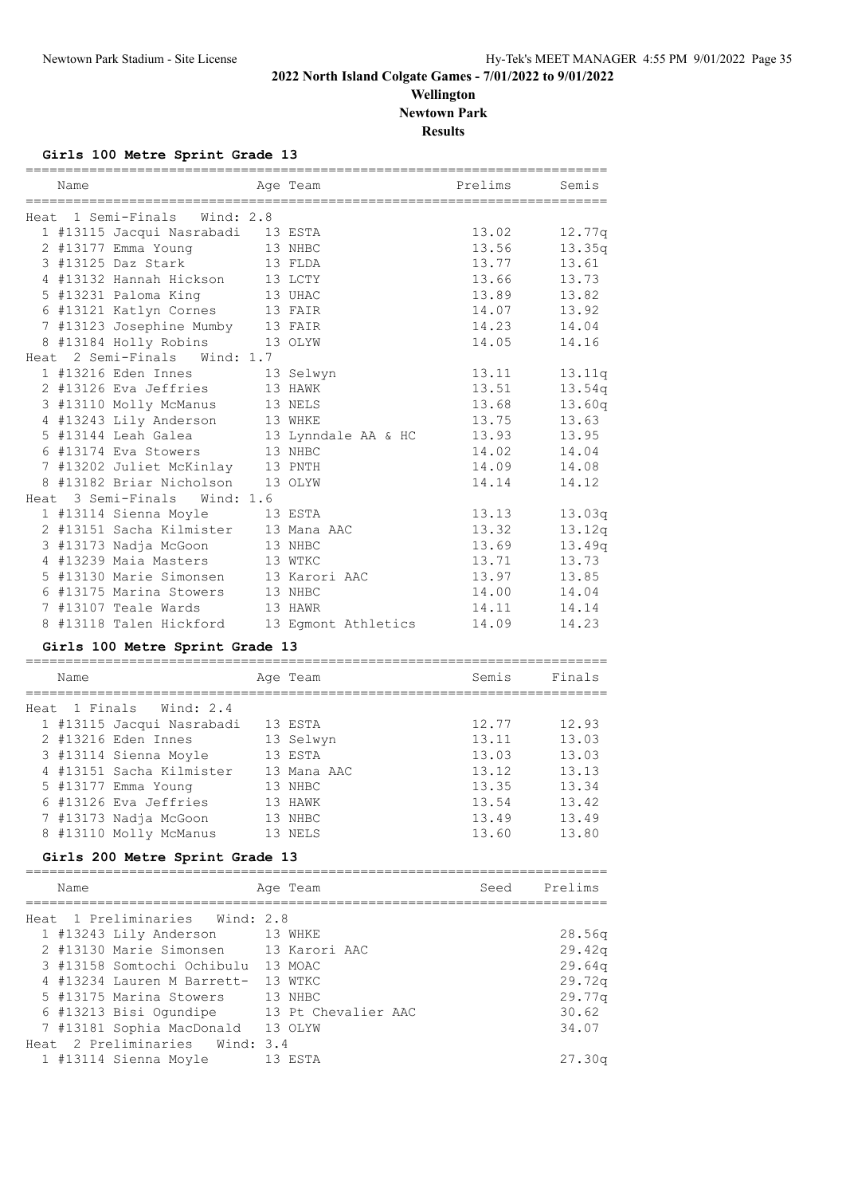# 2022 North Island Colgate Games - 7/01/2022 to 9/01/2022

**Wellington**
**Newtown Park**
**Results**

### Girls 100 Metre Sprint Grade 13

| Name | Age | Team | Prelims | Semis |
|---|---|---|---|---|
| **Heat 1 Semi-Finals Wind: 2.8** | | | | |
| 1 #13115 Jacqui Nasrabadi | 13 | ESTA | 13.02 | 12.77q |
| 2 #13177 Emma Young | 13 | NHBC | 13.56 | 13.35q |
| 3 #13125 Daz Stark | 13 | FLDA | 13.77 | 13.61 |
| 4 #13132 Hannah Hickson | 13 | LCTY | 13.66 | 13.73 |
| 5 #13231 Paloma King | 13 | UHAC | 13.89 | 13.82 |
| 6 #13121 Katlyn Cornes | 13 | FAIR | 14.07 | 13.92 |
| 7 #13123 Josephine Mumby | 13 | FAIR | 14.23 | 14.04 |
| 8 #13184 Holly Robins | 13 | OLYW | 14.05 | 14.16 |
| **Heat 2 Semi-Finals Wind: 1.7** | | | | |
| 1 #13216 Eden Innes | 13 | Selwyn | 13.11 | 13.11q |
| 2 #13126 Eva Jeffries | 13 | HAWK | 13.51 | 13.54q |
| 3 #13110 Molly McManus | 13 | NELS | 13.68 | 13.60q |
| 4 #13243 Lily Anderson | 13 | WHKE | 13.75 | 13.63 |
| 5 #13144 Leah Galea | 13 | Lynndale AA & HC | 13.93 | 13.95 |
| 6 #13174 Eva Stowers | 13 | NHBC | 14.02 | 14.04 |
| 7 #13202 Juliet McKinlay | 13 | PNTH | 14.09 | 14.08 |
| 8 #13182 Briar Nicholson | 13 | OLYW | 14.14 | 14.12 |
| **Heat 3 Semi-Finals Wind: 1.6** | | | | |
| 1 #13114 Sienna Moyle | 13 | ESTA | 13.13 | 13.03q |
| 2 #13151 Sacha Kilmister | 13 | Mana AAC | 13.32 | 13.12q |
| 3 #13173 Nadja McGoon | 13 | NHBC | 13.69 | 13.49q |
| 4 #13239 Maia Masters | 13 | WTKC | 13.71 | 13.73 |
| 5 #13130 Marie Simonsen | 13 | Karori AAC | 13.97 | 13.85 |
| 6 #13175 Marina Stowers | 13 | NHBC | 14.00 | 14.04 |
| 7 #13107 Teale Wards | 13 | HAWR | 14.11 | 14.14 |
| 8 #13118 Talen Hickford | 13 | Egmont Athletics | 14.09 | 14.23 |

### Girls 100 Metre Sprint Grade 13

| Name | Age | Team | Semis | Finals |
|---|---|---|---|---|
| **Heat 1 Finals Wind: 2.4** | | | | |
| 1 #13115 Jacqui Nasrabadi | 13 | ESTA | 12.77 | 12.93 |
| 2 #13216 Eden Innes | 13 | Selwyn | 13.11 | 13.03 |
| 3 #13114 Sienna Moyle | 13 | ESTA | 13.03 | 13.03 |
| 4 #13151 Sacha Kilmister | 13 | Mana AAC | 13.12 | 13.13 |
| 5 #13177 Emma Young | 13 | NHBC | 13.35 | 13.34 |
| 6 #13126 Eva Jeffries | 13 | HAWK | 13.54 | 13.42 |
| 7 #13173 Nadja McGoon | 13 | NHBC | 13.49 | 13.49 |
| 8 #13110 Molly McManus | 13 | NELS | 13.60 | 13.80 |

### Girls 200 Metre Sprint Grade 13

| Name | Age | Team | Seed | Prelims |
|---|---|---|---|---|
| **Heat 1 Preliminaries Wind: 2.8** | | | | |
| 1 #13243 Lily Anderson | 13 | WHKE | | 28.56q |
| 2 #13130 Marie Simonsen | 13 | Karori AAC | | 29.42q |
| 3 #13158 Somtochi Ochibulu | 13 | MOAC | | 29.64q |
| 4 #13234 Lauren M Barrett- | 13 | WTKC | | 29.72q |
| 5 #13175 Marina Stowers | 13 | NHBC | | 29.77q |
| 6 #13213 Bisi Ogundipe | 13 | Pt Chevalier AAC | | 30.62 |
| 7 #13181 Sophia MacDonald | 13 | OLYW | | 34.07 |
| **Heat 2 Preliminaries Wind: 3.4** | | | | |
| 1 #13114 Sienna Moyle | 13 | ESTA | | 27.30q |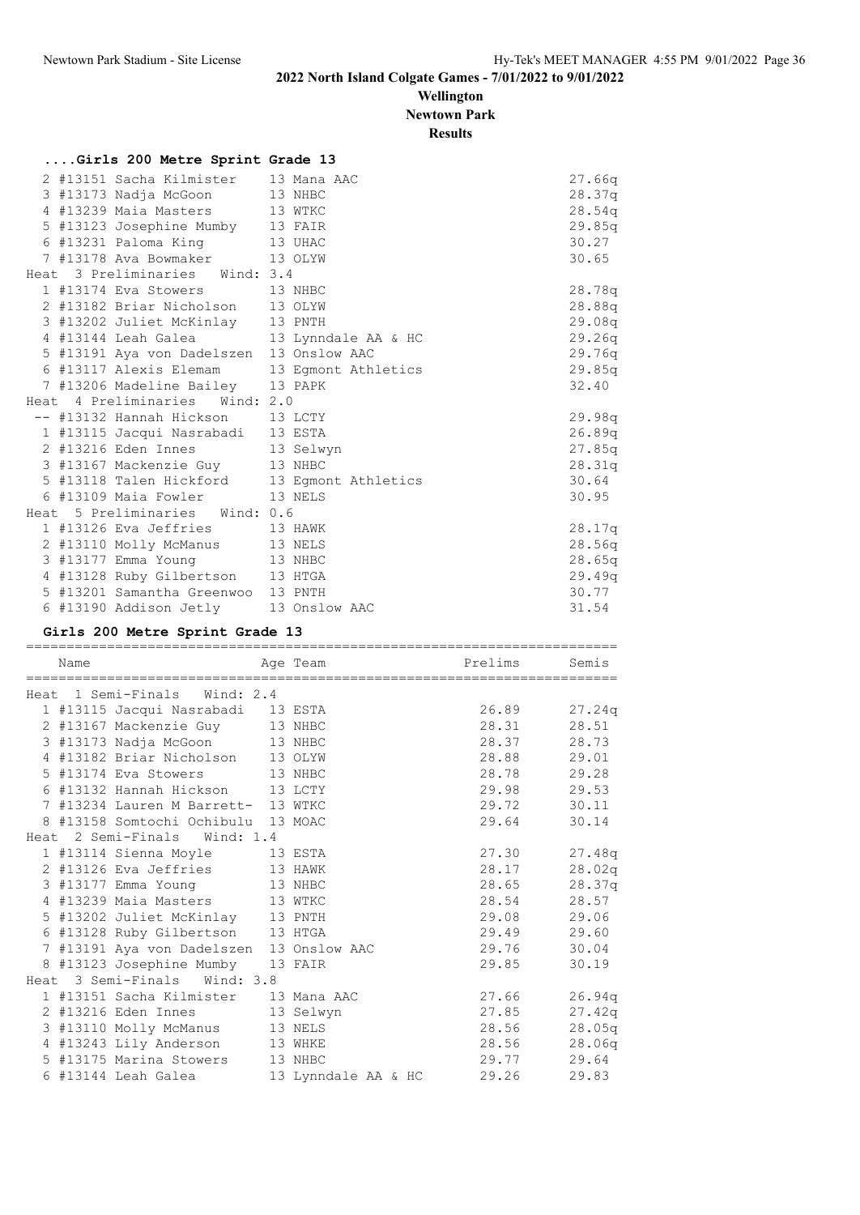# 2022 North Island Colgate Games - 7/01/2022 to 9/01/2022

**Wellington**

**Newtown Park**

**Results**

### ....Girls 200 Metre Sprint Grade 13

| Place | Name | Age | Team | Time |
|---|---|---|---|---|
| 2 | #13151 Sacha Kilmister | 13 | Mana AAC | 27.66q |
| 3 | #13173 Nadja McGoon | 13 | NHBC | 28.37q |
| 4 | #13239 Maia Masters | 13 | WTKC | 28.54q |
| 5 | #13123 Josephine Mumby | 13 | FAIR | 29.85q |
| 6 | #13231 Paloma King | 13 | UHAC | 30.27 |
| 7 | #13178 Ava Bowmaker | 13 | OLYW | 30.65 |
| **Heat 3 Preliminaries Wind: 3.4** | | | | |
| 1 | #13174 Eva Stowers | 13 | NHBC | 28.78q |
| 2 | #13182 Briar Nicholson | 13 | OLYW | 28.88q |
| 3 | #13202 Juliet McKinlay | 13 | PNTH | 29.08q |
| 4 | #13144 Leah Galea | 13 | Lynndale AA & HC | 29.26q |
| 5 | #13191 Aya von Dadelszen | 13 | Onslow AAC | 29.76q |
| 6 | #13117 Alexis Elemam | 13 | Egmont Athletics | 29.85q |
| 7 | #13206 Madeline Bailey | 13 | PAPK | 32.40 |
| **Heat 4 Preliminaries Wind: 2.0** | | | | |
| -- | #13132 Hannah Hickson | 13 | LCTY | 29.98q |
| 1 | #13115 Jacqui Nasrabadi | 13 | ESTA | 26.89q |
| 2 | #13216 Eden Innes | 13 | Selwyn | 27.85q |
| 3 | #13167 Mackenzie Guy | 13 | NHBC | 28.31q |
| 5 | #13118 Talen Hickford | 13 | Egmont Athletics | 30.64 |
| 6 | #13109 Maia Fowler | 13 | NELS | 30.95 |
| **Heat 5 Preliminaries Wind: 0.6** | | | | |
| 1 | #13126 Eva Jeffries | 13 | HAWK | 28.17q |
| 2 | #13110 Molly McManus | 13 | NELS | 28.56q |
| 3 | #13177 Emma Young | 13 | NHBC | 28.65q |
| 4 | #13128 Ruby Gilbertson | 13 | HTGA | 29.49q |
| 5 | #13201 Samantha Greenwoo | 13 | PNTH | 30.77 |
| 6 | #13190 Addison Jetly | 13 | Onslow AAC | 31.54 |

### Girls 200 Metre Sprint Grade 13

| Place | Name | Age | Team | Prelims | Semis |
|---|---|---|---|---|---|
| **Heat 1 Semi-Finals Wind: 2.4** | | | | | |
| 1 | #13115 Jacqui Nasrabadi | 13 | ESTA | 26.89 | 27.24q |
| 2 | #13167 Mackenzie Guy | 13 | NHBC | 28.31 | 28.51 |
| 3 | #13173 Nadja McGoon | 13 | NHBC | 28.37 | 28.73 |
| 4 | #13182 Briar Nicholson | 13 | OLYW | 28.88 | 29.01 |
| 5 | #13174 Eva Stowers | 13 | NHBC | 28.78 | 29.28 |
| 6 | #13132 Hannah Hickson | 13 | LCTY | 29.98 | 29.53 |
| 7 | #13234 Lauren M Barrett- | 13 | WTKC | 29.72 | 30.11 |
| 8 | #13158 Somtochi Ochibulu | 13 | MOAC | 29.64 | 30.14 |
| **Heat 2 Semi-Finals Wind: 1.4** | | | | | |
| 1 | #13114 Sienna Moyle | 13 | ESTA | 27.30 | 27.48q |
| 2 | #13126 Eva Jeffries | 13 | HAWK | 28.17 | 28.02q |
| 3 | #13177 Emma Young | 13 | NHBC | 28.65 | 28.37q |
| 4 | #13239 Maia Masters | 13 | WTKC | 28.54 | 28.57 |
| 5 | #13202 Juliet McKinlay | 13 | PNTH | 29.08 | 29.06 |
| 6 | #13128 Ruby Gilbertson | 13 | HTGA | 29.49 | 29.60 |
| 7 | #13191 Aya von Dadelszen | 13 | Onslow AAC | 29.76 | 30.04 |
| 8 | #13123 Josephine Mumby | 13 | FAIR | 29.85 | 30.19 |
| **Heat 3 Semi-Finals Wind: 3.8** | | | | | |
| 1 | #13151 Sacha Kilmister | 13 | Mana AAC | 27.66 | 26.94q |
| 2 | #13216 Eden Innes | 13 | Selwyn | 27.85 | 27.42q |
| 3 | #13110 Molly McManus | 13 | NELS | 28.56 | 28.05q |
| 4 | #13243 Lily Anderson | 13 | WHKE | 28.56 | 28.06q |
| 5 | #13175 Marina Stowers | 13 | NHBC | 29.77 | 29.64 |
| 6 | #13144 Leah Galea | 13 | Lynndale AA & HC | 29.26 | 29.83 |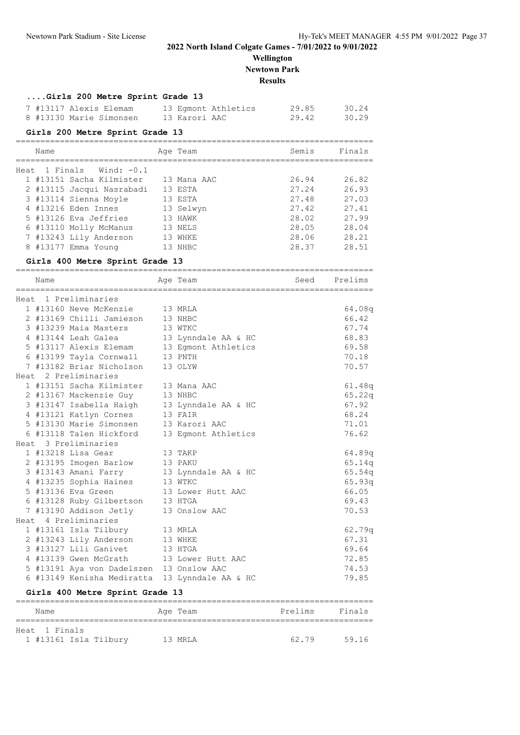**2022 North Island Colgate Games - 7/01/2022 to 9/01/2022**
**Wellington**
**Newtown Park**
**Results**

### ....Girls 200 Metre Sprint Grade 13

| | Name | Age | Team | Semis | Finals |
|---|---|---|---|---|---|
| 7 | #13117 Alexis Elemam | 13 | Egmont Athletics | 29.85 | 30.24 |
| 8 | #13130 Marie Simonsen | 13 | Karori AAC | 29.42 | 30.29 |

### Girls 200 Metre Sprint Grade 13

Heat 1 Finals Wind: -0.1

| | Name | Age | Team | Semis | Finals |
|---|---|---|---|---|---|
| 1 | #13151 Sacha Kilmister | 13 | Mana AAC | 26.94 | 26.82 |
| 2 | #13115 Jacqui Nasrabadi | 13 | ESTA | 27.24 | 26.93 |
| 3 | #13114 Sienna Moyle | 13 | ESTA | 27.48 | 27.03 |
| 4 | #13216 Eden Innes | 13 | Selwyn | 27.42 | 27.41 |
| 5 | #13126 Eva Jeffries | 13 | HAWK | 28.02 | 27.99 |
| 6 | #13110 Molly McManus | 13 | NELS | 28.05 | 28.04 |
| 7 | #13243 Lily Anderson | 13 | WHKE | 28.06 | 28.21 |
| 8 | #13177 Emma Young | 13 | NHBC | 28.37 | 28.51 |

### Girls 400 Metre Sprint Grade 13

| | Name | Age | Team | Seed | Prelims |
|---|---|---|---|---|---|
| **Heat 1 Preliminaries** | | | | | |
| 1 | #13160 Neve McKenzie | 13 | MRLA | | 64.08q |
| 2 | #13169 Chilli Jamieson | 13 | NHBC | | 66.42 |
| 3 | #13239 Maia Masters | 13 | WTKC | | 67.74 |
| 4 | #13144 Leah Galea | 13 | Lynndale AA & HC | | 68.83 |
| 5 | #13117 Alexis Elemam | 13 | Egmont Athletics | | 69.58 |
| 6 | #13199 Tayla Cornwall | 13 | PNTH | | 70.18 |
| 7 | #13182 Briar Nicholson | 13 | OLYW | | 70.57 |
| **Heat 2 Preliminaries** | | | | | |
| 1 | #13151 Sacha Kilmister | 13 | Mana AAC | | 61.48q |
| 2 | #13167 Mackenzie Guy | 13 | NHBC | | 65.22q |
| 3 | #13147 Isabella Haigh | 13 | Lynndale AA & HC | | 67.92 |
| 4 | #13121 Katlyn Cornes | 13 | FAIR | | 68.24 |
| 5 | #13130 Marie Simonsen | 13 | Karori AAC | | 71.01 |
| 6 | #13118 Talen Hickford | 13 | Egmont Athletics | | 76.62 |
| **Heat 3 Preliminaries** | | | | | |
| 1 | #13218 Lisa Gear | 13 | TAKP | | 64.89q |
| 2 | #13195 Imogen Barlow | 13 | PAKU | | 65.14q |
| 3 | #13143 Amani Farry | 13 | Lynndale AA & HC | | 65.54q |
| 4 | #13235 Sophia Haines | 13 | WTKC | | 65.93q |
| 5 | #13136 Eva Green | 13 | Lower Hutt AAC | | 66.05 |
| 6 | #13128 Ruby Gilbertson | 13 | HTGA | | 69.43 |
| 7 | #13190 Addison Jetly | 13 | Onslow AAC | | 70.53 |
| **Heat 4 Preliminaries** | | | | | |
| 1 | #13161 Isla Tilbury | 13 | MRLA | | 62.79q |
| 2 | #13243 Lily Anderson | 13 | WHKE | | 67.31 |
| 3 | #13127 Lili Ganivet | 13 | HTGA | | 69.64 |
| 4 | #13139 Gwen McGrath | 13 | Lower Hutt AAC | | 72.85 |
| 5 | #13191 Aya von Dadelszen | 13 | Onslow AAC | | 74.53 |
| 6 | #13149 Kenisha Mediratta | 13 | Lynndale AA & HC | | 79.85 |

### Girls 400 Metre Sprint Grade 13

Heat 1 Finals

| | Name | Age | Team | Prelims | Finals |
|---|---|---|---|---|---|
| 1 | #13161 Isla Tilbury | 13 | MRLA | 62.79 | 59.16 |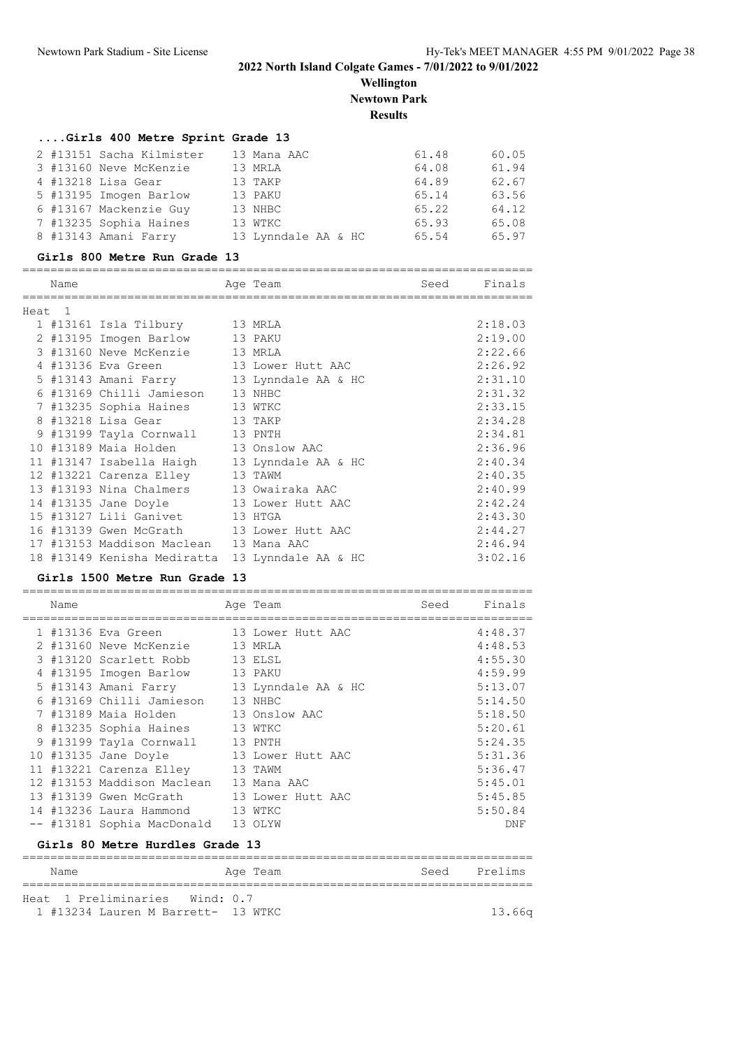## 2022 North Island Colgate Games - 7/01/2022 to 9/01/2022

**Wellington**

**Newtown Park**

**Results**

### ....Girls 400 Metre Sprint Grade 13

| Place | Name | Age | Team | Prelims | Finals |
|---|---|---|---|---|---|
| 2 | #13151 Sacha Kilmister | 13 | Mana AAC | 61.48 | 60.05 |
| 3 | #13160 Neve McKenzie | 13 | MRLA | 64.08 | 61.94 |
| 4 | #13218 Lisa Gear | 13 | TAKP | 64.89 | 62.67 |
| 5 | #13195 Imogen Barlow | 13 | PAKU | 65.14 | 63.56 |
| 6 | #13167 Mackenzie Guy | 13 | NHBC | 65.22 | 64.12 |
| 7 | #13235 Sophia Haines | 13 | WTKC | 65.93 | 65.08 |
| 8 | #13143 Amani Farry | 13 | Lynndale AA & HC | 65.54 | 65.97 |

### Girls 800 Metre Run Grade 13

| Place | Name | Age | Team | Seed | Finals |
|---|---|---|---|---|---|
| **Heat 1** | | | | | |
| 1 | #13161 Isla Tilbury | 13 | MRLA | | 2:18.03 |
| 2 | #13195 Imogen Barlow | 13 | PAKU | | 2:19.00 |
| 3 | #13160 Neve McKenzie | 13 | MRLA | | 2:22.66 |
| 4 | #13136 Eva Green | 13 | Lower Hutt AAC | | 2:26.92 |
| 5 | #13143 Amani Farry | 13 | Lynndale AA & HC | | 2:31.10 |
| 6 | #13169 Chilli Jamieson | 13 | NHBC | | 2:31.32 |
| 7 | #13235 Sophia Haines | 13 | WTKC | | 2:33.15 |
| 8 | #13218 Lisa Gear | 13 | TAKP | | 2:34.28 |
| 9 | #13199 Tayla Cornwall | 13 | PNTH | | 2:34.81 |
| 10 | #13189 Maia Holden | 13 | Onslow AAC | | 2:36.96 |
| 11 | #13147 Isabella Haigh | 13 | Lynndale AA & HC | | 2:40.34 |
| 12 | #13221 Carenza Elley | 13 | TAWM | | 2:40.35 |
| 13 | #13193 Nina Chalmers | 13 | Owairaka AAC | | 2:40.99 |
| 14 | #13135 Jane Doyle | 13 | Lower Hutt AAC | | 2:42.24 |
| 15 | #13127 Lili Ganivet | 13 | HTGA | | 2:43.30 |
| 16 | #13139 Gwen McGrath | 13 | Lower Hutt AAC | | 2:44.27 |
| 17 | #13153 Maddison Maclean | 13 | Mana AAC | | 2:46.94 |
| 18 | #13149 Kenisha Mediratta | 13 | Lynndale AA & HC | | 3:02.16 |

### Girls 1500 Metre Run Grade 13

| Place | Name | Age | Team | Seed | Finals |
|---|---|---|---|---|---|
| 1 | #13136 Eva Green | 13 | Lower Hutt AAC | | 4:48.37 |
| 2 | #13160 Neve McKenzie | 13 | MRLA | | 4:48.53 |
| 3 | #13120 Scarlett Robb | 13 | ELSL | | 4:55.30 |
| 4 | #13195 Imogen Barlow | 13 | PAKU | | 4:59.99 |
| 5 | #13143 Amani Farry | 13 | Lynndale AA & HC | | 5:13.07 |
| 6 | #13169 Chilli Jamieson | 13 | NHBC | | 5:14.50 |
| 7 | #13189 Maia Holden | 13 | Onslow AAC | | 5:18.50 |
| 8 | #13235 Sophia Haines | 13 | WTKC | | 5:20.61 |
| 9 | #13199 Tayla Cornwall | 13 | PNTH | | 5:24.35 |
| 10 | #13135 Jane Doyle | 13 | Lower Hutt AAC | | 5:31.36 |
| 11 | #13221 Carenza Elley | 13 | TAWM | | 5:36.47 |
| 12 | #13153 Maddison Maclean | 13 | Mana AAC | | 5:45.01 |
| 13 | #13139 Gwen McGrath | 13 | Lower Hutt AAC | | 5:45.85 |
| 14 | #13236 Laura Hammond | 13 | WTKC | | 5:50.84 |
| -- | #13181 Sophia MacDonald | 13 | OLYW | | DNF |

### Girls 80 Metre Hurdles Grade 13

| Place | Name | Age | Team | Seed | Prelims |
|---|---|---|---|---|---|
| **Heat 1 Preliminaries Wind: 0.7** | | | | | |
| 1 | #13234 Lauren M Barrett- | 13 | WTKC | | 13.66q |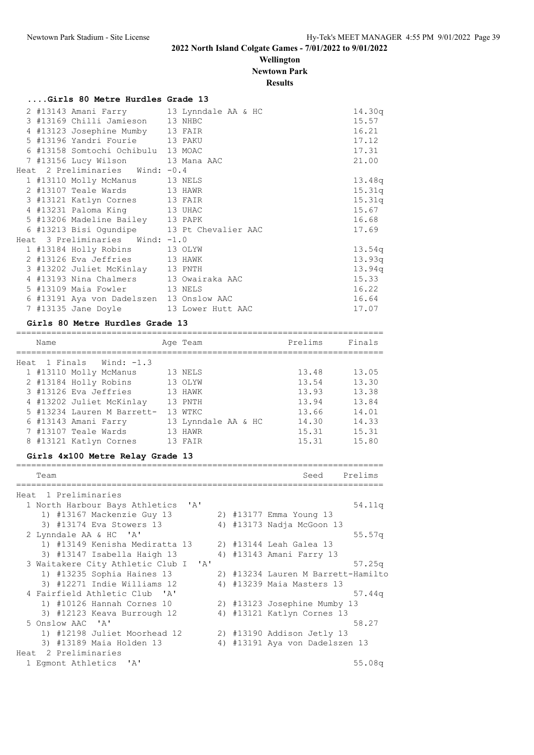## 2022 North Island Colgate Games - 7/01/2022 to 9/01/2022

**Wellington**

**Newtown Park**

**Results**

### ....Girls 80 Metre Hurdles Grade 13

```
  2 #13143 Amani Farry        13 Lynndale AA & HC              14.30q
  3 #13169 Chilli Jamieson    13 NHBC                          15.57
  4 #13123 Josephine Mumby    13 FAIR                          16.21
  5 #13196 Yandri Fourie      13 PAKU                          17.12
  6 #13158 Somtochi Ochibulu  13 MOAC                          17.31
  7 #13156 Lucy Wilson        13 Mana AAC                      21.00
Heat  2 Preliminaries   Wind: -0.4
  1 #13110 Molly McManus      13 NELS                          13.48q
  2 #13107 Teale Wards        13 HAWR                          15.31q
  3 #13121 Katlyn Cornes      13 FAIR                          15.31q
  4 #13231 Paloma King        13 UHAC                          15.67
  5 #13206 Madeline Bailey    13 PAPK                          16.68
  6 #13213 Bisi Ogundipe      13 Pt Chevalier AAC              17.69
Heat  3 Preliminaries   Wind: -1.0
  1 #13184 Holly Robins       13 OLYW                          13.54q
  2 #13126 Eva Jeffries       13 HAWK                          13.93q
  3 #13202 Juliet McKinlay    13 PNTH                          13.94q
  4 #13193 Nina Chalmers      13 Owairaka AAC                  15.33
  5 #13109 Maia Fowler        13 NELS                          16.22
  6 #13191 Aya von Dadelszen  13 Onslow AAC                    16.64
  7 #13135 Jane Doyle         13 Lower Hutt AAC                17.07
```

### Girls 80 Metre Hurdles Grade 13

```
=======================================================================
    Name                    Age Team                 Prelims     Finals
=======================================================================
Heat  1 Finals   Wind: -1.3
  1 #13110 Molly McManus      13 NELS                  13.48      13.05
  2 #13184 Holly Robins       13 OLYW                  13.54      13.30
  3 #13126 Eva Jeffries       13 HAWK                  13.93      13.38
  4 #13202 Juliet McKinlay    13 PNTH                  13.94      13.84
  5 #13234 Lauren M Barrett-  13 WTKC                  13.66      14.01
  6 #13143 Amani Farry        13 Lynndale AA & HC      14.30      14.33
  7 #13107 Teale Wards        13 HAWR                  15.31      15.31
  8 #13121 Katlyn Cornes      13 FAIR                  15.31      15.80
```

### Girls 4x100 Metre Relay Grade 13

```
=======================================================================
    Team                                               Seed     Prelims
=======================================================================
Heat  1 Preliminaries
  1 North Harbour Bays Athletics  'A'                            54.11q
     1) #13167 Mackenzie Guy 13         2) #13177 Emma Young 13
     3) #13174 Eva Stowers 13           4) #13173 Nadja McGoon 13
  2 Lynndale AA & HC  'A'                                        55.57q
     1) #13149 Kenisha Mediratta 13     2) #13144 Leah Galea 13
     3) #13147 Isabella Haigh 13        4) #13143 Amani Farry 13
  3 Waitakere City Athletic Club I  'A'                          57.25q
     1) #13235 Sophia Haines 13         2) #13234 Lauren M Barrett-Hamilto
     3) #12271 Indie Williams 12        4) #13239 Maia Masters 13
  4 Fairfield Athletic Club  'A'                                 57.44q
     1) #10126 Hannah Cornes 10         2) #13123 Josephine Mumby 13
     3) #12123 Keava Burrough 12        4) #13121 Katlyn Cornes 13
  5 Onslow AAC  'A'                                              58.27
     1) #12198 Juliet Moorhead 12       2) #13190 Addison Jetly 13
     3) #13189 Maia Holden 13           4) #13191 Aya von Dadelszen 13
Heat  2 Preliminaries
  1 Egmont Athletics  'A'                                        55.08q
```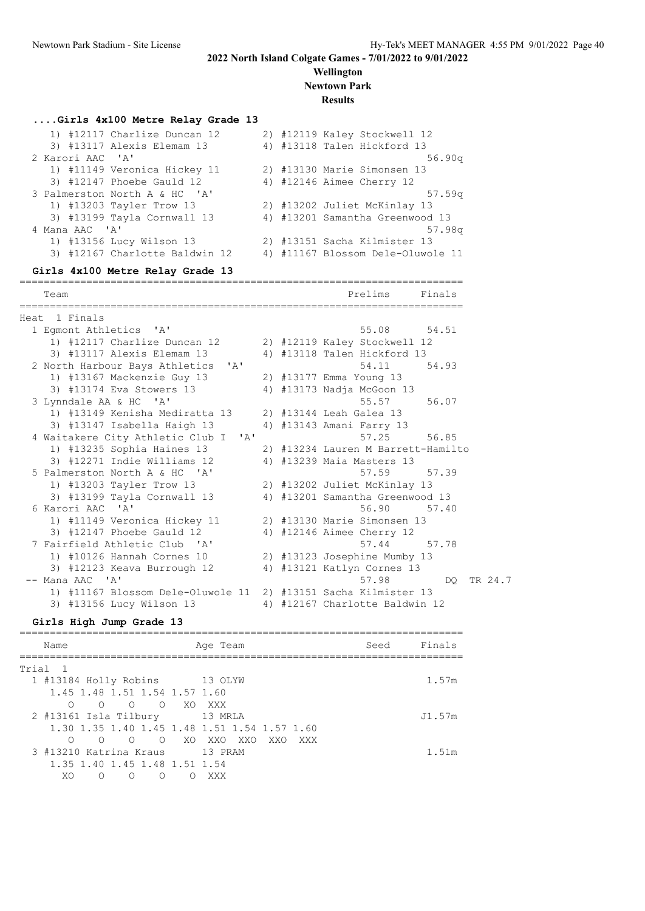## 2022 North Island Colgate Games - 7/01/2022 to 9/01/2022

**Wellington**
**Newtown Park**
**Results**

### ....Girls 4x100 Metre Relay Grade 13

```
    1) #12117 Charlize Duncan 12       2) #12119 Kaley Stockwell 12
    3) #13117 Alexis Elemam 13         4) #13118 Talen Hickford 13
  2 Karori AAC  'A'                                              56.90q
    1) #11149 Veronica Hickey 11       2) #13130 Marie Simonsen 13
    3) #12147 Phoebe Gauld 12          4) #12146 Aimee Cherry 12
  3 Palmerston North A & HC  'A'                                 57.59q
    1) #13203 Tayler Trow 13           2) #13202 Juliet McKinlay 13
    3) #13199 Tayla Cornwall 13        4) #13201 Samantha Greenwood 13
  4 Mana AAC  'A'                                                57.98q
    1) #13156 Lucy Wilson 13           2) #13151 Sacha Kilmister 13
    3) #12167 Charlotte Baldwin 12     4) #11167 Blossom Dele-Oluwole 11
```

### Girls 4x100 Metre Relay Grade 13

```
========================================================================
    Team                                            Prelims     Finals
========================================================================
Heat  1 Finals
  1 Egmont Athletics  'A'                             55.08      54.51
    1) #12117 Charlize Duncan 12       2) #12119 Kaley Stockwell 12
    3) #13117 Alexis Elemam 13         4) #13118 Talen Hickford 13
  2 North Harbour Bays Athletics  'A'                 54.11      54.93
    1) #13167 Mackenzie Guy 13         2) #13177 Emma Young 13
    3) #13174 Eva Stowers 13           4) #13173 Nadja McGoon 13
  3 Lynndale AA & HC  'A'                             55.57      56.07
    1) #13149 Kenisha Mediratta 13     2) #13144 Leah Galea 13
    3) #13147 Isabella Haigh 13        4) #13143 Amani Farry 13
  4 Waitakere City Athletic Club I  'A'               57.25      56.85
    1) #13235 Sophia Haines 13         2) #13234 Lauren M Barrett-Hamilto
    3) #12271 Indie Williams 12        4) #13239 Maia Masters 13
  5 Palmerston North A & HC  'A'                      57.59      57.39
    1) #13203 Tayler Trow 13           2) #13202 Juliet McKinlay 13
    3) #13199 Tayla Cornwall 13        4) #13201 Samantha Greenwood 13
  6 Karori AAC  'A'                                   56.90      57.40
    1) #11149 Veronica Hickey 11       2) #13130 Marie Simonsen 13
    3) #12147 Phoebe Gauld 12          4) #12146 Aimee Cherry 12
  7 Fairfield Athletic Club  'A'                      57.44      57.78
    1) #10126 Hannah Cornes 10         2) #13123 Josephine Mumby 13
    3) #12123 Keava Burrough 12        4) #13121 Katlyn Cornes 13
 -- Mana AAC  'A'                                     57.98         DQ  TR 24.7
    1) #11167 Blossom Dele-Oluwole 11  2) #13151 Sacha Kilmister 13
    3) #13156 Lucy Wilson 13           4) #12167 Charlotte Baldwin 12
```

### Girls High Jump Grade 13

```
========================================================================
    Name                    Age Team                    Seed     Finals
========================================================================
Trial  1
  1 #13184 Holly Robins       13 OLYW                              1.57m
     1.45 1.48 1.51 1.54 1.57 1.60
       O    O    O    O   XO  XXX
  2 #13161 Isla Tilbury       13 MRLA                             J1.57m
     1.30 1.35 1.40 1.45 1.48 1.51 1.54 1.57 1.60
       O    O    O    O   XO  XXO  XXO  XXO  XXX
  3 #13210 Katrina Kraus      13 PRAM                              1.51m
     1.35 1.40 1.45 1.48 1.51 1.54
      XO    O    O    O    O  XXX
```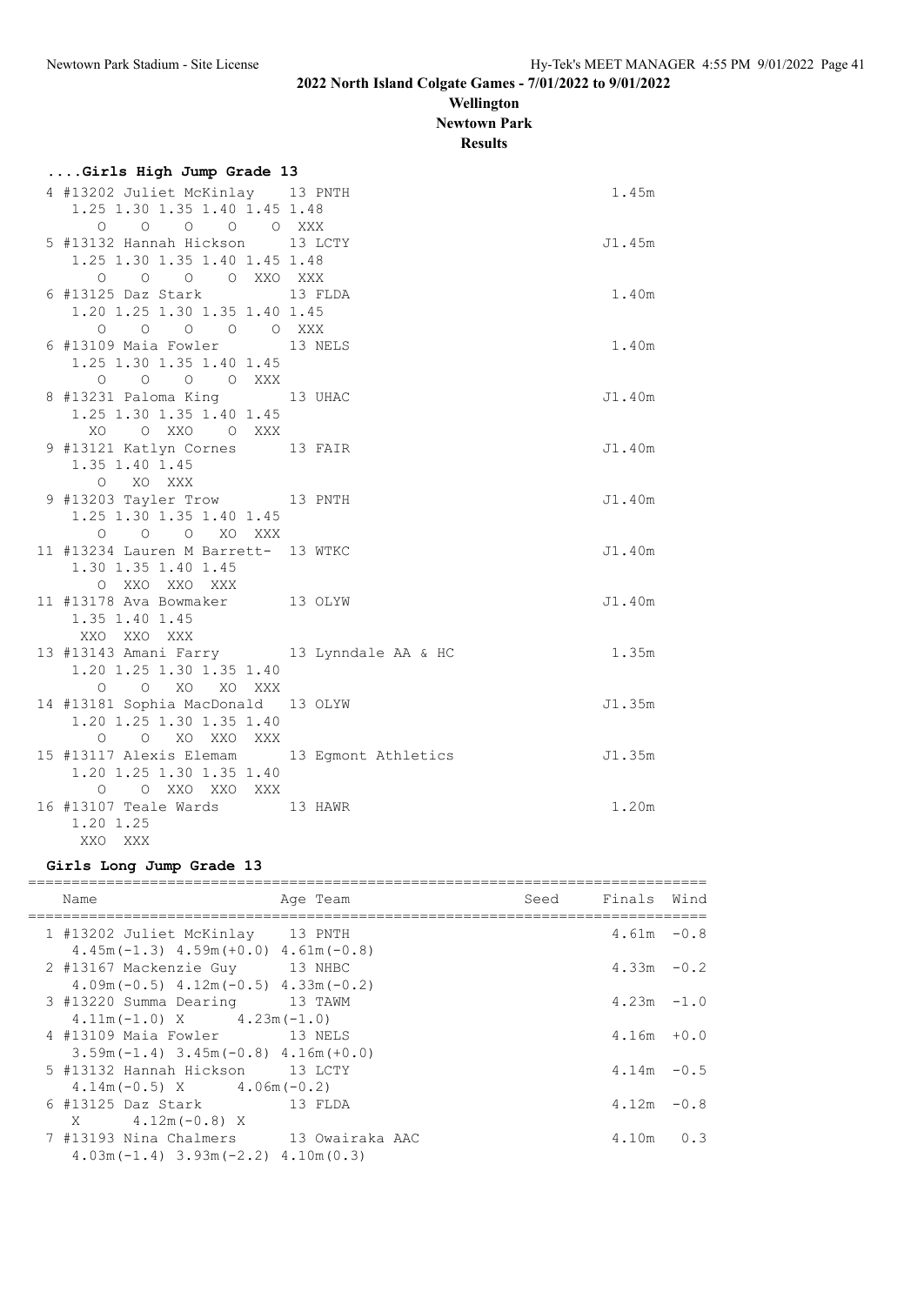# 2022 North Island Colgate Games - 7/01/2022 to 9/01/2022

## Wellington

## Newtown Park

## Results

### ....Girls High Jump Grade 13

```
  4 #13202 Juliet McKinlay    13 PNTH                                 1.45m
     1.25 1.30 1.35 1.40 1.45 1.48
       O    O    O    O    O  XXX
  5 #13132 Hannah Hickson     13 LCTY                                J1.45m
     1.25 1.30 1.35 1.40 1.45 1.48
       O    O    O    O  XXO  XXX
  6 #13125 Daz Stark          13 FLDA                                 1.40m
     1.20 1.25 1.30 1.35 1.40 1.45
       O    O    O    O    O  XXX
  6 #13109 Maia Fowler        13 NELS                                 1.40m
     1.25 1.30 1.35 1.40 1.45
       O    O    O    O  XXX
  8 #13231 Paloma King        13 UHAC                                J1.40m
     1.25 1.30 1.35 1.40 1.45
      XO    O  XXO    O  XXX
  9 #13121 Katlyn Cornes      13 FAIR                                J1.40m
     1.35 1.40 1.45
       O   XO  XXX
  9 #13203 Tayler Trow        13 PNTH                                J1.40m
     1.25 1.30 1.35 1.40 1.45
       O    O    O   XO  XXX
 11 #13234 Lauren M Barrett-  13 WTKC                                J1.40m
     1.30 1.35 1.40 1.45
       O  XXO  XXO  XXX
 11 #13178 Ava Bowmaker       13 OLYW                                J1.40m
     1.35 1.40 1.45
     XXO  XXO  XXX
 13 #13143 Amani Farry        13 Lynndale AA & HC                     1.35m
     1.20 1.25 1.30 1.35 1.40
       O    O   XO   XO  XXX
 14 #13181 Sophia MacDonald   13 OLYW                                J1.35m
     1.20 1.25 1.30 1.35 1.40
       O    O   XO  XXO  XXX
 15 #13117 Alexis Elemam      13 Egmont Athletics                    J1.35m
     1.20 1.25 1.30 1.35 1.40
       O    O  XXO  XXO  XXX
 16 #13107 Teale Wards        13 HAWR                                 1.20m
     1.20 1.25
     XXO  XXX
```

### Girls Long Jump Grade 13

```
=============================================================================
    Name                    Age Team                    Seed    Finals  Wind
=============================================================================
  1 #13202 Juliet McKinlay    13 PNTH                             4.61m  -0.8
     4.45m(-1.3) 4.59m(+0.0) 4.61m(-0.8)
  2 #13167 Mackenzie Guy      13 NHBC                             4.33m  -0.2
     4.09m(-0.5) 4.12m(-0.5) 4.33m(-0.2)
  3 #13220 Summa Dearing      13 TAWM                             4.23m  -1.0
     4.11m(-1.0) X      4.23m(-1.0)
  4 #13109 Maia Fowler        13 NELS                             4.16m  +0.0
     3.59m(-1.4) 3.45m(-0.8) 4.16m(+0.0)
  5 #13132 Hannah Hickson     13 LCTY                             4.14m  -0.5
     4.14m(-0.5) X      4.06m(-0.2)
  6 #13125 Daz Stark          13 FLDA                             4.12m  -0.8
     X      4.12m(-0.8) X
  7 #13193 Nina Chalmers      13 Owairaka AAC                     4.10m   0.3
     4.03m(-1.4) 3.93m(-2.2) 4.10m(0.3)
```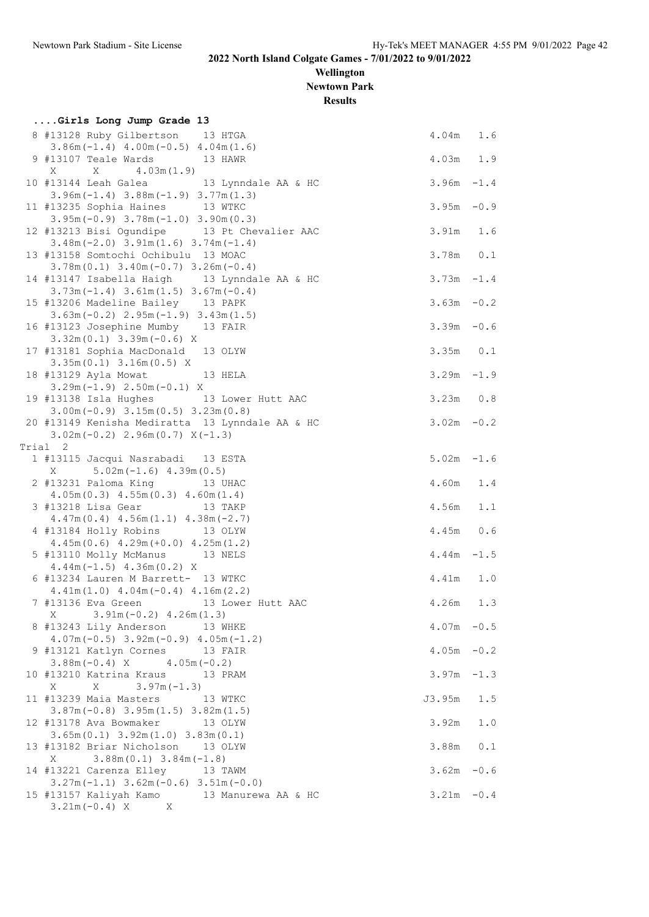## 2022 North Island Colgate Games - 7/01/2022 to 9/01/2022

**Wellington**

**Newtown Park**

**Results**

### ....Girls Long Jump Grade 13

```
  8 #13128 Ruby Gilbertson    13 HTGA                                     4.04m   1.6
     3.86m(-1.4) 4.00m(-0.5) 4.04m(1.6)
  9 #13107 Teale Wards        13 HAWR                                     4.03m   1.9
     X       X       4.03m(1.9)
 10 #13144 Leah Galea         13 Lynndale AA & HC                         3.96m  -1.4
     3.96m(-1.4) 3.88m(-1.9) 3.77m(1.3)
 11 #13235 Sophia Haines      13 WTKC                                     3.95m  -0.9
     3.95m(-0.9) 3.78m(-1.0) 3.90m(0.3)
 12 #13213 Bisi Ogundipe      13 Pt Chevalier AAC                         3.91m   1.6
     3.48m(-2.0) 3.91m(1.6) 3.74m(-1.4)
 13 #13158 Somtochi Ochibulu  13 MOAC                                     3.78m   0.1
     3.78m(0.1) 3.40m(-0.7) 3.26m(-0.4)
 14 #13147 Isabella Haigh     13 Lynndale AA & HC                         3.73m  -1.4
     3.73m(-1.4) 3.61m(1.5) 3.67m(-0.4)
 15 #13206 Madeline Bailey    13 PAPK                                     3.63m  -0.2
     3.63m(-0.2) 2.95m(-1.9) 3.43m(1.5)
 16 #13123 Josephine Mumby    13 FAIR                                     3.39m  -0.6
     3.32m(0.1) 3.39m(-0.6) X
 17 #13181 Sophia MacDonald   13 OLYW                                     3.35m   0.1
     3.35m(0.1) 3.16m(0.5) X
 18 #13129 Ayla Mowat         13 HELA                                     3.29m  -1.9
     3.29m(-1.9) 2.50m(-0.1) X
 19 #13138 Isla Hughes        13 Lower Hutt AAC                           3.23m   0.8
     3.00m(-0.9) 3.15m(0.5) 3.23m(0.8)
 20 #13149 Kenisha Mediratta  13 Lynndale AA & HC                         3.02m  -0.2
     3.02m(-0.2) 2.96m(0.7) X(-1.3)
Trial  2
  1 #13115 Jacqui Nasrabadi   13 ESTA                                     5.02m  -1.6
     X       5.02m(-1.6) 4.39m(0.5)
  2 #13231 Paloma King        13 UHAC                                     4.60m   1.4
     4.05m(0.3) 4.55m(0.3) 4.60m(1.4)
  3 #13218 Lisa Gear          13 TAKP                                     4.56m   1.1
     4.47m(0.4) 4.56m(1.1) 4.38m(-2.7)
  4 #13184 Holly Robins       13 OLYW                                     4.45m   0.6
     4.45m(0.6) 4.29m(+0.0) 4.25m(1.2)
  5 #13110 Molly McManus      13 NELS                                     4.44m  -1.5
     4.44m(-1.5) 4.36m(0.2) X
  6 #13234 Lauren M Barrett-  13 WTKC                                     4.41m   1.0
     4.41m(1.0) 4.04m(-0.4) 4.16m(2.2)
  7 #13136 Eva Green          13 Lower Hutt AAC                           4.26m   1.3
     X       3.91m(-0.2) 4.26m(1.3)
  8 #13243 Lily Anderson      13 WHKE                                     4.07m  -0.5
     4.07m(-0.5) 3.92m(-0.9) 4.05m(-1.2)
  9 #13121 Katlyn Cornes      13 FAIR                                     4.05m  -0.2
     3.88m(-0.4) X       4.05m(-0.2)
 10 #13210 Katrina Kraus      13 PRAM                                     3.97m  -1.3
     X       X       3.97m(-1.3)
 11 #13239 Maia Masters       13 WTKC                                    J3.95m   1.5
     3.87m(-0.8) 3.95m(1.5) 3.82m(1.5)
 12 #13178 Ava Bowmaker       13 OLYW                                     3.92m   1.0
     3.65m(0.1) 3.92m(1.0) 3.83m(0.1)
 13 #13182 Briar Nicholson    13 OLYW                                     3.88m   0.1
     X       3.88m(0.1) 3.84m(-1.8)
 14 #13221 Carenza Elley      13 TAWM                                     3.62m  -0.6
     3.27m(-1.1) 3.62m(-0.6) 3.51m(-0.0)
 15 #13157 Kaliyah Kamo       13 Manurewa AA & HC                         3.21m  -0.4
     3.21m(-0.4) X       X
```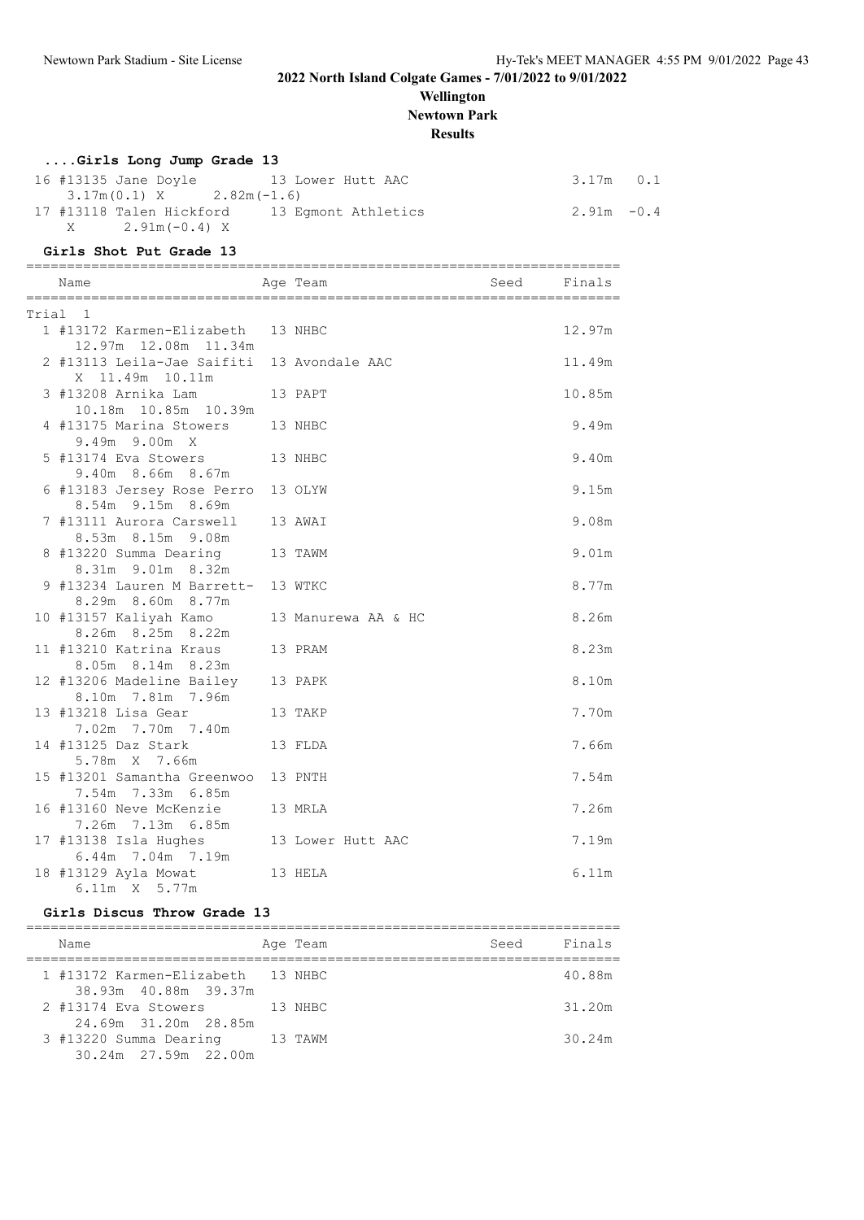# 2022 North Island Colgate Games - 7/01/2022 to 9/01/2022

**Wellington**

**Newtown Park**

**Results**

### ....Girls Long Jump Grade 13

| Place | Name | Age | Team | Finals | Wind |
|---|---|---|---|---|---|
| 16 | #13135 Jane Doyle | 13 | Lower Hutt AAC | 3.17m | 0.1 |
| | 3.17m(0.1) X 2.82m(-1.6) | | | | |
| 17 | #13118 Talen Hickford | 13 | Egmont Athletics | 2.91m | -0.4 |
| | X 2.91m(-0.4) X | | | | |

### Girls Shot Put Grade 13

Trial 1

| Place | Name | Age | Team | Seed | Finals |
|---|---|---|---|---|---|
| 1 | #13172 Karmen-Elizabeth | 13 | NHBC | | 12.97m |
| | 12.97m 12.08m 11.34m | | | | |
| 2 | #13113 Leila-Jae Saifiti | 13 | Avondale AAC | | 11.49m |
| | X 11.49m 10.11m | | | | |
| 3 | #13208 Arnika Lam | 13 | PAPT | | 10.85m |
| | 10.18m 10.85m 10.39m | | | | |
| 4 | #13175 Marina Stowers | 13 | NHBC | | 9.49m |
| | 9.49m 9.00m X | | | | |
| 5 | #13174 Eva Stowers | 13 | NHBC | | 9.40m |
| | 9.40m 8.66m 8.67m | | | | |
| 6 | #13183 Jersey Rose Perro | 13 | OLYW | | 9.15m |
| | 8.54m 9.15m 8.69m | | | | |
| 7 | #13111 Aurora Carswell | 13 | AWAI | | 9.08m |
| | 8.53m 8.15m 9.08m | | | | |
| 8 | #13220 Summa Dearing | 13 | TAWM | | 9.01m |
| | 8.31m 9.01m 8.32m | | | | |
| 9 | #13234 Lauren M Barrett- | 13 | WTKC | | 8.77m |
| | 8.29m 8.60m 8.77m | | | | |
| 10 | #13157 Kaliyah Kamo | 13 | Manurewa AA & HC | | 8.26m |
| | 8.26m 8.25m 8.22m | | | | |
| 11 | #13210 Katrina Kraus | 13 | PRAM | | 8.23m |
| | 8.05m 8.14m 8.23m | | | | |
| 12 | #13206 Madeline Bailey | 13 | PAPK | | 8.10m |
| | 8.10m 7.81m 7.96m | | | | |
| 13 | #13218 Lisa Gear | 13 | TAKP | | 7.70m |
| | 7.02m 7.70m 7.40m | | | | |
| 14 | #13125 Daz Stark | 13 | FLDA | | 7.66m |
| | 5.78m X 7.66m | | | | |
| 15 | #13201 Samantha Greenwoo | 13 | PNTH | | 7.54m |
| | 7.54m 7.33m 6.85m | | | | |
| 16 | #13160 Neve McKenzie | 13 | MRLA | | 7.26m |
| | 7.26m 7.13m 6.85m | | | | |
| 17 | #13138 Isla Hughes | 13 | Lower Hutt AAC | | 7.19m |
| | 6.44m 7.04m 7.19m | | | | |
| 18 | #13129 Ayla Mowat | 13 | HELA | | 6.11m |
| | 6.11m X 5.77m | | | | |

### Girls Discus Throw Grade 13

| Place | Name | Age | Team | Seed | Finals |
|---|---|---|---|---|---|
| 1 | #13172 Karmen-Elizabeth | 13 | NHBC | | 40.88m |
| | 38.93m 40.88m 39.37m | | | | |
| 2 | #13174 Eva Stowers | 13 | NHBC | | 31.20m |
| | 24.69m 31.20m 28.85m | | | | |
| 3 | #13220 Summa Dearing | 13 | TAWM | | 30.24m |
| | 30.24m 27.59m 22.00m | | | | |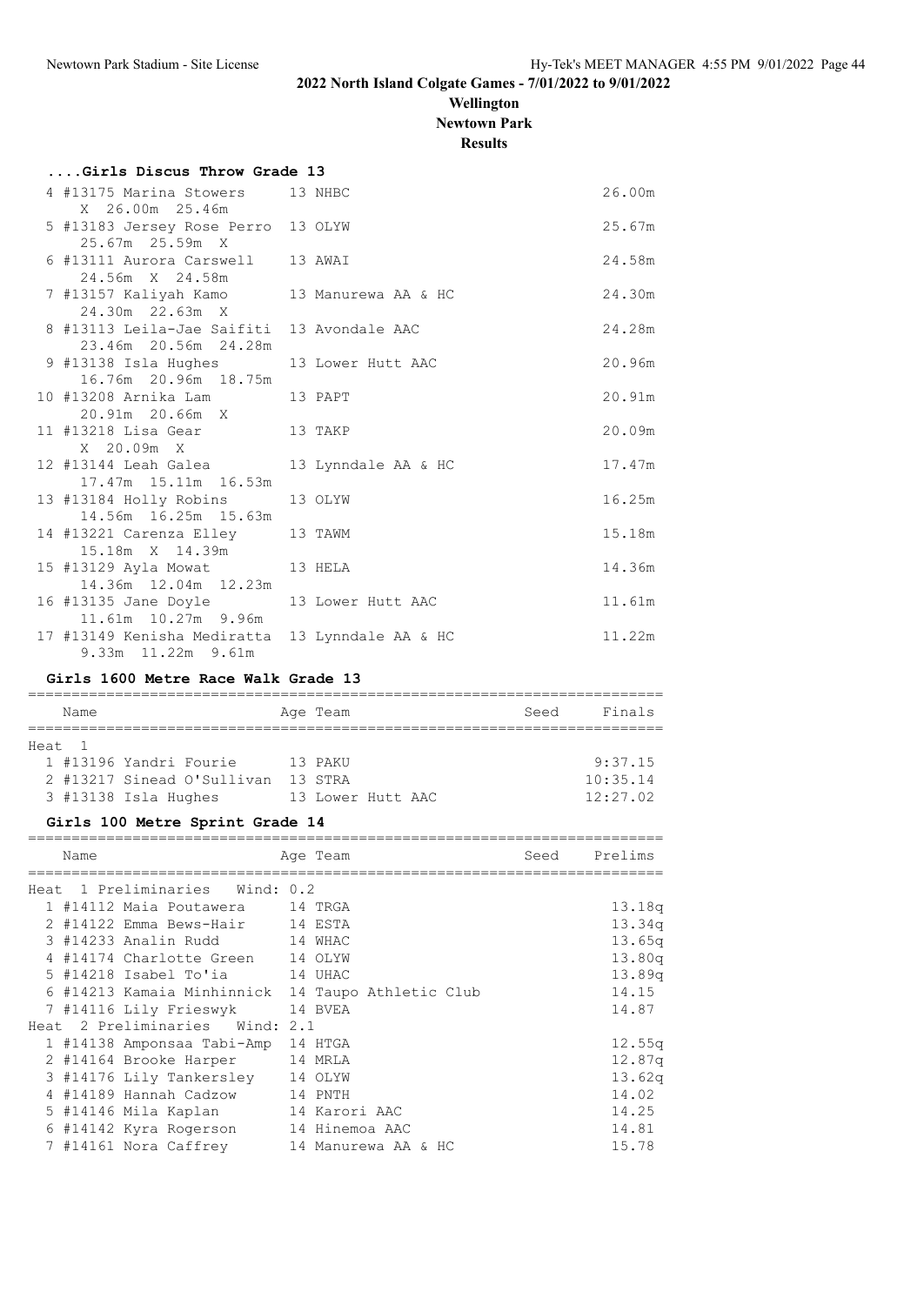## 2022 North Island Colgate Games - 7/01/2022 to 9/01/2022

**Wellington**

**Newtown Park**

**Results**

### ....Girls Discus Throw Grade 13

| Place | Name | Age | Team | Finals |
|---|---|---|---|---|
| 4 | #13175 Marina Stowers | 13 | NHBC | 26.00m |
| | X 26.00m 25.46m | | | |
| 5 | #13183 Jersey Rose Perro | 13 | OLYW | 25.67m |
| | 25.67m 25.59m X | | | |
| 6 | #13111 Aurora Carswell | 13 | AWAI | 24.58m |
| | 24.56m X 24.58m | | | |
| 7 | #13157 Kaliyah Kamo | 13 | Manurewa AA & HC | 24.30m |
| | 24.30m 22.63m X | | | |
| 8 | #13113 Leila-Jae Saifiti | 13 | Avondale AAC | 24.28m |
| | 23.46m 20.56m 24.28m | | | |
| 9 | #13138 Isla Hughes | 13 | Lower Hutt AAC | 20.96m |
| | 16.76m 20.96m 18.75m | | | |
| 10 | #13208 Arnika Lam | 13 | PAPT | 20.91m |
| | 20.91m 20.66m X | | | |
| 11 | #13218 Lisa Gear | 13 | TAKP | 20.09m |
| | X 20.09m X | | | |
| 12 | #13144 Leah Galea | 13 | Lynndale AA & HC | 17.47m |
| | 17.47m 15.11m 16.53m | | | |
| 13 | #13184 Holly Robins | 13 | OLYW | 16.25m |
| | 14.56m 16.25m 15.63m | | | |
| 14 | #13221 Carenza Elley | 13 | TAWM | 15.18m |
| | 15.18m X 14.39m | | | |
| 15 | #13129 Ayla Mowat | 13 | HELA | 14.36m |
| | 14.36m 12.04m 12.23m | | | |
| 16 | #13135 Jane Doyle | 13 | Lower Hutt AAC | 11.61m |
| | 11.61m 10.27m 9.96m | | | |
| 17 | #13149 Kenisha Mediratta | 13 | Lynndale AA & HC | 11.22m |
| | 9.33m 11.22m 9.61m | | | |

### Girls 1600 Metre Race Walk Grade 13

| Place | Name | Age | Team | Seed | Finals |
|---|---|---|---|---|---|
| **Heat 1** | | | | | |
| 1 | #13196 Yandri Fourie | 13 | PAKU | | 9:37.15 |
| 2 | #13217 Sinead O'Sullivan | 13 | STRA | | 10:35.14 |
| 3 | #13138 Isla Hughes | 13 | Lower Hutt AAC | | 12:27.02 |

### Girls 100 Metre Sprint Grade 14

| Place | Name | Age | Team | Seed | Prelims |
|---|---|---|---|---|---|
| **Heat 1 Preliminaries Wind: 0.2** | | | | | |
| 1 | #14112 Maia Poutawera | 14 | TRGA | | 13.18q |
| 2 | #14122 Emma Bews-Hair | 14 | ESTA | | 13.34q |
| 3 | #14233 Analin Rudd | 14 | WHAC | | 13.65q |
| 4 | #14174 Charlotte Green | 14 | OLYW | | 13.80q |
| 5 | #14218 Isabel To'ia | 14 | UHAC | | 13.89q |
| 6 | #14213 Kamaia Minhinnick | 14 | Taupo Athletic Club | | 14.15 |
| 7 | #14116 Lily Frieswyk | 14 | BVEA | | 14.87 |
| **Heat 2 Preliminaries Wind: 2.1** | | | | | |
| 1 | #14138 Amponsaa Tabi-Amp | 14 | HTGA | | 12.55q |
| 2 | #14164 Brooke Harper | 14 | MRLA | | 12.87q |
| 3 | #14176 Lily Tankersley | 14 | OLYW | | 13.62q |
| 4 | #14189 Hannah Cadzow | 14 | PNTH | | 14.02 |
| 5 | #14146 Mila Kaplan | 14 | Karori AAC | | 14.25 |
| 6 | #14142 Kyra Rogerson | 14 | Hinemoa AAC | | 14.81 |
| 7 | #14161 Nora Caffrey | 14 | Manurewa AA & HC | | 15.78 |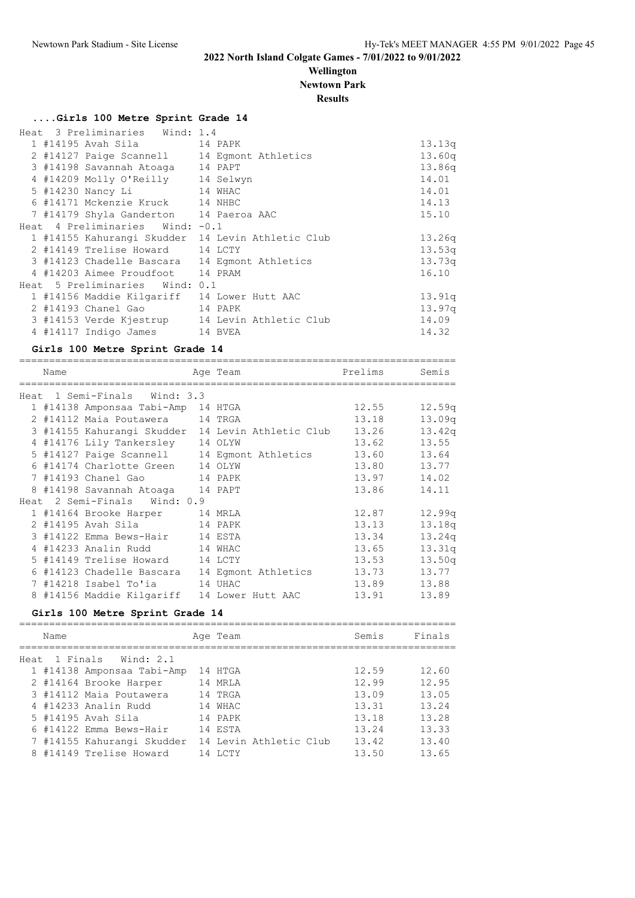## 2022 North Island Colgate Games - 7/01/2022 to 9/01/2022

**Wellington**

**Newtown Park**

**Results**

### ....Girls 100 Metre Sprint Grade 14

**Heat 3 Preliminaries Wind: 1.4**

| Place | Name | Age | Team | Time |
|---|---|---|---|---|
| 1 | #14195 Avah Sila | 14 | PAPK | 13.13q |
| 2 | #14127 Paige Scannell | 14 | Egmont Athletics | 13.60q |
| 3 | #14198 Savannah Atoaga | 14 | PAPT | 13.86q |
| 4 | #14209 Molly O'Reilly | 14 | Selwyn | 14.01 |
| 5 | #14230 Nancy Li | 14 | WHAC | 14.01 |
| 6 | #14171 Mckenzie Kruck | 14 | NHBC | 14.13 |
| 7 | #14179 Shyla Ganderton | 14 | Paeroa AAC | 15.10 |

**Heat 4 Preliminaries Wind: -0.1**

| Place | Name | Age | Team | Time |
|---|---|---|---|---|
| 1 | #14155 Kahurangi Skudder | 14 | Levin Athletic Club | 13.26q |
| 2 | #14149 Trelise Howard | 14 | LCTY | 13.53q |
| 3 | #14123 Chadelle Bascara | 14 | Egmont Athletics | 13.73q |
| 4 | #14203 Aimee Proudfoot | 14 | PRAM | 16.10 |

**Heat 5 Preliminaries Wind: 0.1**

| Place | Name | Age | Team | Time |
|---|---|---|---|---|
| 1 | #14156 Maddie Kilgariff | 14 | Lower Hutt AAC | 13.91q |
| 2 | #14193 Chanel Gao | 14 | PAPK | 13.97q |
| 3 | #14153 Verde Kjestrup | 14 | Levin Athletic Club | 14.09 |
| 4 | #14117 Indigo James | 14 | BVEA | 14.32 |

### Girls 100 Metre Sprint Grade 14

**Heat 1 Semi-Finals Wind: 3.3**

| Place | Name | Age | Team | Prelims | Semis |
|---|---|---|---|---|---|
| 1 | #14138 Amponsaa Tabi-Amp | 14 | HTGA | 12.55 | 12.59q |
| 2 | #14112 Maia Poutawera | 14 | TRGA | 13.18 | 13.09q |
| 3 | #14155 Kahurangi Skudder | 14 | Levin Athletic Club | 13.26 | 13.42q |
| 4 | #14176 Lily Tankersley | 14 | OLYW | 13.62 | 13.55 |
| 5 | #14127 Paige Scannell | 14 | Egmont Athletics | 13.60 | 13.64 |
| 6 | #14174 Charlotte Green | 14 | OLYW | 13.80 | 13.77 |
| 7 | #14193 Chanel Gao | 14 | PAPK | 13.97 | 14.02 |
| 8 | #14198 Savannah Atoaga | 14 | PAPT | 13.86 | 14.11 |

**Heat 2 Semi-Finals Wind: 0.9**

| Place | Name | Age | Team | Prelims | Semis |
|---|---|---|---|---|---|
| 1 | #14164 Brooke Harper | 14 | MRLA | 12.87 | 12.99q |
| 2 | #14195 Avah Sila | 14 | PAPK | 13.13 | 13.18q |
| 3 | #14122 Emma Bews-Hair | 14 | ESTA | 13.34 | 13.24q |
| 4 | #14233 Analin Rudd | 14 | WHAC | 13.65 | 13.31q |
| 5 | #14149 Trelise Howard | 14 | LCTY | 13.53 | 13.50q |
| 6 | #14123 Chadelle Bascara | 14 | Egmont Athletics | 13.73 | 13.77 |
| 7 | #14218 Isabel To'ia | 14 | UHAC | 13.89 | 13.88 |
| 8 | #14156 Maddie Kilgariff | 14 | Lower Hutt AAC | 13.91 | 13.89 |

### Girls 100 Metre Sprint Grade 14

**Heat 1 Finals Wind: 2.1**

| Place | Name | Age | Team | Semis | Finals |
|---|---|---|---|---|---|
| 1 | #14138 Amponsaa Tabi-Amp | 14 | HTGA | 12.59 | 12.60 |
| 2 | #14164 Brooke Harper | 14 | MRLA | 12.99 | 12.95 |
| 3 | #14112 Maia Poutawera | 14 | TRGA | 13.09 | 13.05 |
| 4 | #14233 Analin Rudd | 14 | WHAC | 13.31 | 13.24 |
| 5 | #14195 Avah Sila | 14 | PAPK | 13.18 | 13.28 |
| 6 | #14122 Emma Bews-Hair | 14 | ESTA | 13.24 | 13.33 |
| 7 | #14155 Kahurangi Skudder | 14 | Levin Athletic Club | 13.42 | 13.40 |
| 8 | #14149 Trelise Howard | 14 | LCTY | 13.50 | 13.65 |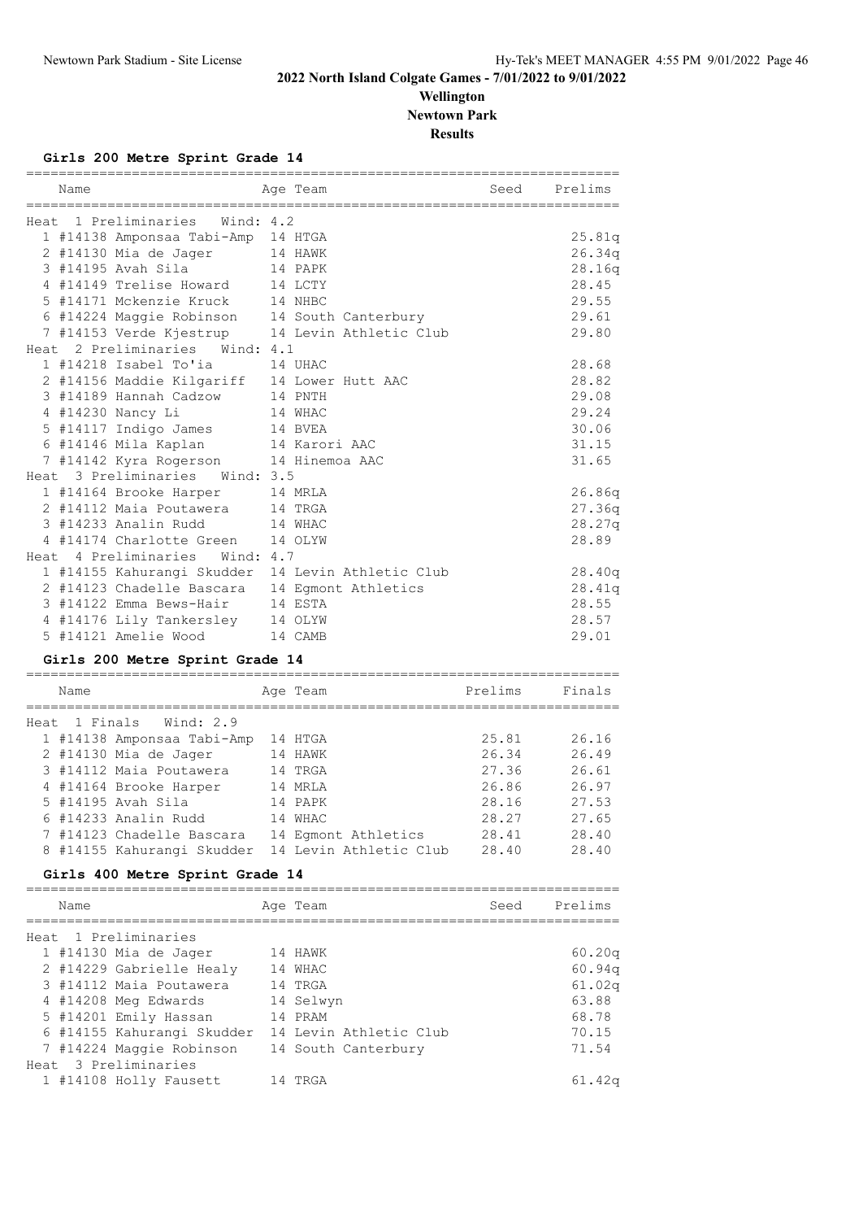# 2022 North Island Colgate Games - 7/01/2022 to 9/01/2022

## Wellington

## Newtown Park

## Results

### Girls 200 Metre Sprint Grade 14

| Name | Age | Team | Seed | Prelims |
|---|---|---|---|---|
| **Heat 1 Preliminaries Wind: 4.2** | | | | |
| 1 #14138 Amponsaa Tabi-Amp | 14 | HTGA | | 25.81q |
| 2 #14130 Mia de Jager | 14 | HAWK | | 26.34q |
| 3 #14195 Avah Sila | 14 | PAPK | | 28.16q |
| 4 #14149 Trelise Howard | 14 | LCTY | | 28.45 |
| 5 #14171 Mckenzie Kruck | 14 | NHBC | | 29.55 |
| 6 #14224 Maggie Robinson | 14 | South Canterbury | | 29.61 |
| 7 #14153 Verde Kjestrup | 14 | Levin Athletic Club | | 29.80 |
| **Heat 2 Preliminaries Wind: 4.1** | | | | |
| 1 #14218 Isabel To'ia | 14 | UHAC | | 28.68 |
| 2 #14156 Maddie Kilgariff | 14 | Lower Hutt AAC | | 28.82 |
| 3 #14189 Hannah Cadzow | 14 | PNTH | | 29.08 |
| 4 #14230 Nancy Li | 14 | WHAC | | 29.24 |
| 5 #14117 Indigo James | 14 | BVEA | | 30.06 |
| 6 #14146 Mila Kaplan | 14 | Karori AAC | | 31.15 |
| 7 #14142 Kyra Rogerson | 14 | Hinemoa AAC | | 31.65 |
| **Heat 3 Preliminaries Wind: 3.5** | | | | |
| 1 #14164 Brooke Harper | 14 | MRLA | | 26.86q |
| 2 #14112 Maia Poutawera | 14 | TRGA | | 27.36q |
| 3 #14233 Analin Rudd | 14 | WHAC | | 28.27q |
| 4 #14174 Charlotte Green | 14 | OLYW | | 28.89 |
| **Heat 4 Preliminaries Wind: 4.7** | | | | |
| 1 #14155 Kahurangi Skudder | 14 | Levin Athletic Club | | 28.40q |
| 2 #14123 Chadelle Bascara | 14 | Egmont Athletics | | 28.41q |
| 3 #14122 Emma Bews-Hair | 14 | ESTA | | 28.55 |
| 4 #14176 Lily Tankersley | 14 | OLYW | | 28.57 |
| 5 #14121 Amelie Wood | 14 | CAMB | | 29.01 |

### Girls 200 Metre Sprint Grade 14

| Name | Age | Team | Prelims | Finals |
|---|---|---|---|---|
| **Heat 1 Finals Wind: 2.9** | | | | |
| 1 #14138 Amponsaa Tabi-Amp | 14 | HTGA | 25.81 | 26.16 |
| 2 #14130 Mia de Jager | 14 | HAWK | 26.34 | 26.49 |
| 3 #14112 Maia Poutawera | 14 | TRGA | 27.36 | 26.61 |
| 4 #14164 Brooke Harper | 14 | MRLA | 26.86 | 26.97 |
| 5 #14195 Avah Sila | 14 | PAPK | 28.16 | 27.53 |
| 6 #14233 Analin Rudd | 14 | WHAC | 28.27 | 27.65 |
| 7 #14123 Chadelle Bascara | 14 | Egmont Athletics | 28.41 | 28.40 |
| 8 #14155 Kahurangi Skudder | 14 | Levin Athletic Club | 28.40 | 28.40 |

### Girls 400 Metre Sprint Grade 14

| Name | Age | Team | Seed | Prelims |
|---|---|---|---|---|
| **Heat 1 Preliminaries** | | | | |
| 1 #14130 Mia de Jager | 14 | HAWK | | 60.20q |
| 2 #14229 Gabrielle Healy | 14 | WHAC | | 60.94q |
| 3 #14112 Maia Poutawera | 14 | TRGA | | 61.02q |
| 4 #14208 Meg Edwards | 14 | Selwyn | | 63.88 |
| 5 #14201 Emily Hassan | 14 | PRAM | | 68.78 |
| 6 #14155 Kahurangi Skudder | 14 | Levin Athletic Club | | 70.15 |
| 7 #14224 Maggie Robinson | 14 | South Canterbury | | 71.54 |
| **Heat 3 Preliminaries** | | | | |
| 1 #14108 Holly Fausett | 14 | TRGA | | 61.42q |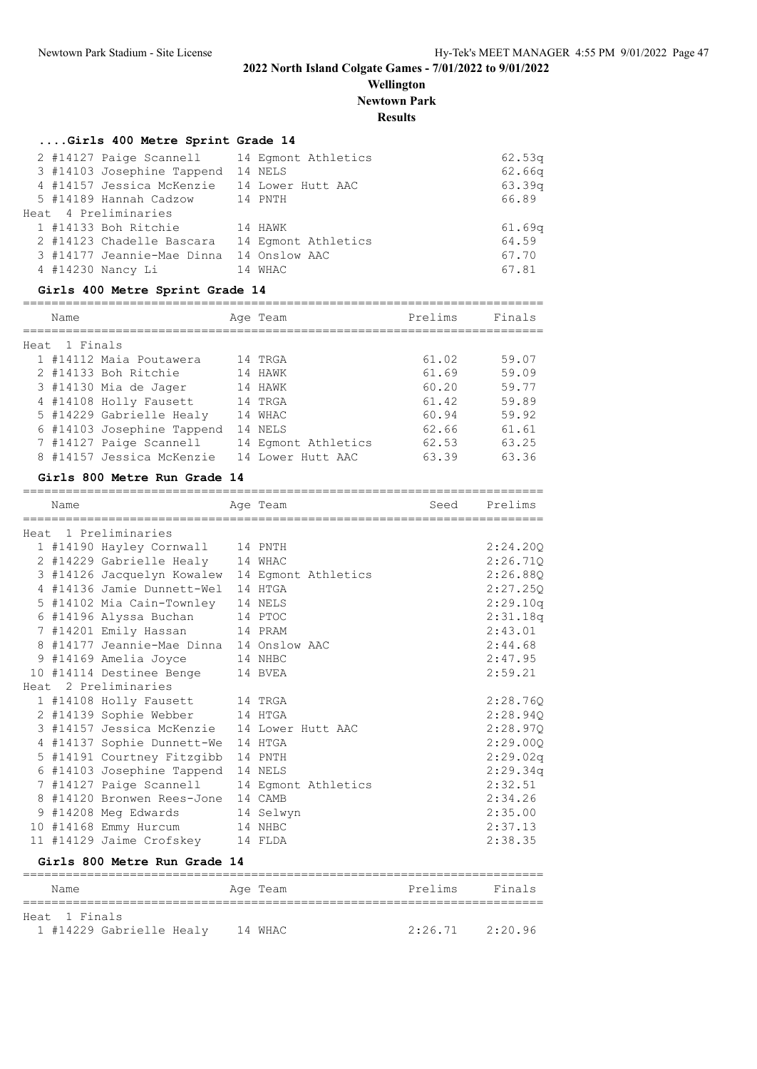# 2022 North Island Colgate Games - 7/01/2022 to 9/01/2022

**Wellington**

**Newtown Park**

**Results**

### ....Girls 400 Metre Sprint Grade 14

| Place | Name | Age | Team | Prelims |
|---|---|---|---|---|
| 2 | #14127 Paige Scannell | 14 | Egmont Athletics | 62.53q |
| 3 | #14103 Josephine Tappend | 14 | NELS | 62.66q |
| 4 | #14157 Jessica McKenzie | 14 | Lower Hutt AAC | 63.39q |
| 5 | #14189 Hannah Cadzow | 14 | PNTH | 66.89 |
| **Heat 4 Preliminaries** | | | | |
| 1 | #14133 Boh Ritchie | 14 | HAWK | 61.69q |
| 2 | #14123 Chadelle Bascara | 14 | Egmont Athletics | 64.59 |
| 3 | #14177 Jeannie-Mae Dinna | 14 | Onslow AAC | 67.70 |
| 4 | #14230 Nancy Li | 14 | WHAC | 67.81 |

### Girls 400 Metre Sprint Grade 14

| Place | Name | Age | Team | Prelims | Finals |
|---|---|---|---|---|---|
| **Heat 1 Finals** | | | | | |
| 1 | #14112 Maia Poutawera | 14 | TRGA | 61.02 | 59.07 |
| 2 | #14133 Boh Ritchie | 14 | HAWK | 61.69 | 59.09 |
| 3 | #14130 Mia de Jager | 14 | HAWK | 60.20 | 59.77 |
| 4 | #14108 Holly Fausett | 14 | TRGA | 61.42 | 59.89 |
| 5 | #14229 Gabrielle Healy | 14 | WHAC | 60.94 | 59.92 |
| 6 | #14103 Josephine Tappend | 14 | NELS | 62.66 | 61.61 |
| 7 | #14127 Paige Scannell | 14 | Egmont Athletics | 62.53 | 63.25 |
| 8 | #14157 Jessica McKenzie | 14 | Lower Hutt AAC | 63.39 | 63.36 |

### Girls 800 Metre Run Grade 14

| Place | Name | Age | Team | Seed | Prelims |
|---|---|---|---|---|---|
| **Heat 1 Preliminaries** | | | | | |
| 1 | #14190 Hayley Cornwall | 14 | PNTH | | 2:24.20Q |
| 2 | #14229 Gabrielle Healy | 14 | WHAC | | 2:26.71Q |
| 3 | #14126 Jacquelyn Kowalew | 14 | Egmont Athletics | | 2:26.88Q |
| 4 | #14136 Jamie Dunnett-Wel | 14 | HTGA | | 2:27.25Q |
| 5 | #14102 Mia Cain-Townley | 14 | NELS | | 2:29.10q |
| 6 | #14196 Alyssa Buchan | 14 | PTOC | | 2:31.18q |
| 7 | #14201 Emily Hassan | 14 | PRAM | | 2:43.01 |
| 8 | #14177 Jeannie-Mae Dinna | 14 | Onslow AAC | | 2:44.68 |
| 9 | #14169 Amelia Joyce | 14 | NHBC | | 2:47.95 |
| 10 | #14114 Destinee Benge | 14 | BVEA | | 2:59.21 |
| **Heat 2 Preliminaries** | | | | | |
| 1 | #14108 Holly Fausett | 14 | TRGA | | 2:28.76Q |
| 2 | #14139 Sophie Webber | 14 | HTGA | | 2:28.94Q |
| 3 | #14157 Jessica McKenzie | 14 | Lower Hutt AAC | | 2:28.97Q |
| 4 | #14137 Sophie Dunnett-We | 14 | HTGA | | 2:29.00Q |
| 5 | #14191 Courtney Fitzgibb | 14 | PNTH | | 2:29.02q |
| 6 | #14103 Josephine Tappend | 14 | NELS | | 2:29.34q |
| 7 | #14127 Paige Scannell | 14 | Egmont Athletics | | 2:32.51 |
| 8 | #14120 Bronwen Rees-Jone | 14 | CAMB | | 2:34.26 |
| 9 | #14208 Meg Edwards | 14 | Selwyn | | 2:35.00 |
| 10 | #14168 Emmy Hurcum | 14 | NHBC | | 2:37.13 |
| 11 | #14129 Jaime Crofskey | 14 | FLDA | | 2:38.35 |

### Girls 800 Metre Run Grade 14

| Place | Name | Age | Team | Prelims | Finals |
|---|---|---|---|---|---|
| **Heat 1 Finals** | | | | | |
| 1 | #14229 Gabrielle Healy | 14 | WHAC | 2:26.71 | 2:20.96 |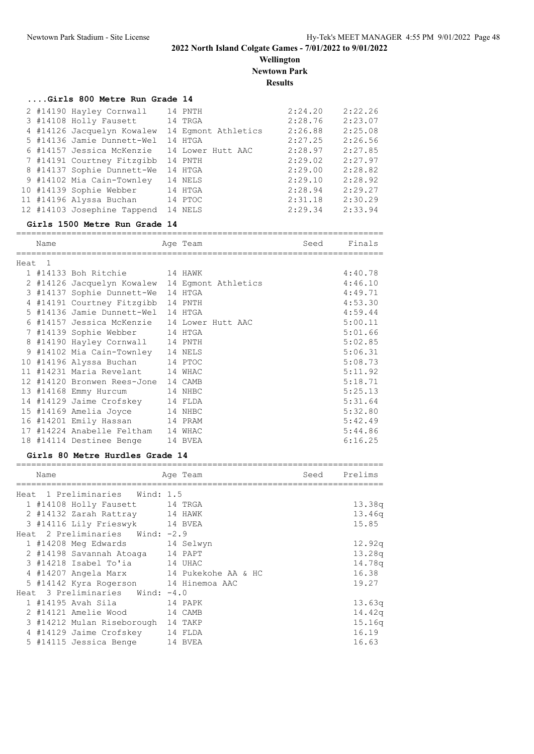# 2022 North Island Colgate Games - 7/01/2022 to 9/01/2022

**Wellington**

**Newtown Park**

**Results**

### ....Girls 800 Metre Run Grade 14

| Place | Name | Age | Team | Seed | Finals |
|---|---|---|---|---|---|
| 2 | #14190 Hayley Cornwall | 14 | PNTH | 2:24.20 | 2:22.26 |
| 3 | #14108 Holly Fausett | 14 | TRGA | 2:28.76 | 2:23.07 |
| 4 | #14126 Jacquelyn Kowalew | 14 | Egmont Athletics | 2:26.88 | 2:25.08 |
| 5 | #14136 Jamie Dunnett-Wel | 14 | HTGA | 2:27.25 | 2:26.56 |
| 6 | #14157 Jessica McKenzie | 14 | Lower Hutt AAC | 2:28.97 | 2:27.85 |
| 7 | #14191 Courtney Fitzgibb | 14 | PNTH | 2:29.02 | 2:27.97 |
| 8 | #14137 Sophie Dunnett-We | 14 | HTGA | 2:29.00 | 2:28.82 |
| 9 | #14102 Mia Cain-Townley | 14 | NELS | 2:29.10 | 2:28.92 |
| 10 | #14139 Sophie Webber | 14 | HTGA | 2:28.94 | 2:29.27 |
| 11 | #14196 Alyssa Buchan | 14 | PTOC | 2:31.18 | 2:30.29 |
| 12 | #14103 Josephine Tappend | 14 | NELS | 2:29.34 | 2:33.94 |

### Girls 1500 Metre Run Grade 14

| Place | Name | Age | Team | Seed | Finals |
|---|---|---|---|---|---|
| Heat 1 | | | | | |
| 1 | #14133 Boh Ritchie | 14 | HAWK | | 4:40.78 |
| 2 | #14126 Jacquelyn Kowalew | 14 | Egmont Athletics | | 4:46.10 |
| 3 | #14137 Sophie Dunnett-We | 14 | HTGA | | 4:49.71 |
| 4 | #14191 Courtney Fitzgibb | 14 | PNTH | | 4:53.30 |
| 5 | #14136 Jamie Dunnett-Wel | 14 | HTGA | | 4:59.44 |
| 6 | #14157 Jessica McKenzie | 14 | Lower Hutt AAC | | 5:00.11 |
| 7 | #14139 Sophie Webber | 14 | HTGA | | 5:01.66 |
| 8 | #14190 Hayley Cornwall | 14 | PNTH | | 5:02.85 |
| 9 | #14102 Mia Cain-Townley | 14 | NELS | | 5:06.31 |
| 10 | #14196 Alyssa Buchan | 14 | PTOC | | 5:08.73 |
| 11 | #14231 Maria Revelant | 14 | WHAC | | 5:11.92 |
| 12 | #14120 Bronwen Rees-Jone | 14 | CAMB | | 5:18.71 |
| 13 | #14168 Emmy Hurcum | 14 | NHBC | | 5:25.13 |
| 14 | #14129 Jaime Crofskey | 14 | FLDA | | 5:31.64 |
| 15 | #14169 Amelia Joyce | 14 | NHBC | | 5:32.80 |
| 16 | #14201 Emily Hassan | 14 | PRAM | | 5:42.49 |
| 17 | #14224 Anabelle Feltham | 14 | WHAC | | 5:44.86 |
| 18 | #14114 Destinee Benge | 14 | BVEA | | 6:16.25 |

### Girls 80 Metre Hurdles Grade 14

| Place | Name | Age | Team | Seed | Prelims |
|---|---|---|---|---|---|
| Heat 1 Preliminaries Wind: 1.5 | | | | | |
| 1 | #14108 Holly Fausett | 14 | TRGA | | 13.38q |
| 2 | #14132 Zarah Rattray | 14 | HAWK | | 13.46q |
| 3 | #14116 Lily Frieswyk | 14 | BVEA | | 15.85 |
| Heat 2 Preliminaries Wind: -2.9 | | | | | |
| 1 | #14208 Meg Edwards | 14 | Selwyn | | 12.92q |
| 2 | #14198 Savannah Atoaga | 14 | PAPT | | 13.28q |
| 3 | #14218 Isabel To'ia | 14 | UHAC | | 14.78q |
| 4 | #14207 Angela Marx | 14 | Pukekohe AA & HC | | 16.38 |
| 5 | #14142 Kyra Rogerson | 14 | Hinemoa AAC | | 19.27 |
| Heat 3 Preliminaries Wind: -4.0 | | | | | |
| 1 | #14195 Avah Sila | 14 | PAPK | | 13.63q |
| 2 | #14121 Amelie Wood | 14 | CAMB | | 14.42q |
| 3 | #14212 Mulan Riseborough | 14 | TAKP | | 15.16q |
| 4 | #14129 Jaime Crofskey | 14 | FLDA | | 16.19 |
| 5 | #14115 Jessica Benge | 14 | BVEA | | 16.63 |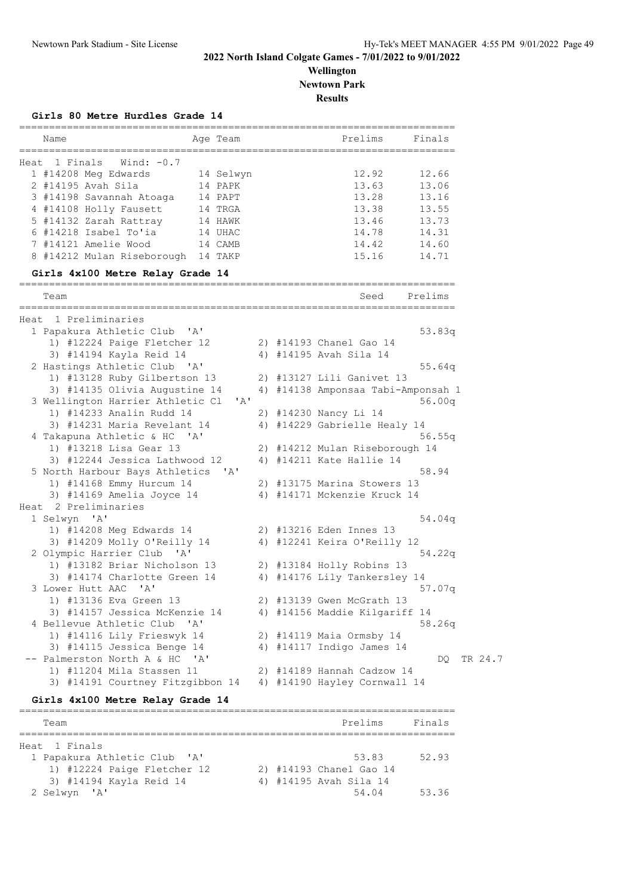# 2022 North Island Colgate Games - 7/01/2022 to 9/01/2022

## Wellington

## Newtown Park

## Results

### Girls 80 Metre Hurdles Grade 14

Heat 1 Finals Wind: -0.7

| Name | Age | Team | Prelims | Finals |
|---|---|---|---|---|
| 1 #14208 Meg Edwards | 14 | Selwyn | 12.92 | 12.66 |
| 2 #14195 Avah Sila | 14 | PAPK | 13.63 | 13.06 |
| 3 #14198 Savannah Atoaga | 14 | PAPT | 13.28 | 13.16 |
| 4 #14108 Holly Fausett | 14 | TRGA | 13.38 | 13.55 |
| 5 #14132 Zarah Rattray | 14 | HAWK | 13.46 | 13.73 |
| 6 #14218 Isabel To'ia | 14 | UHAC | 14.78 | 14.31 |
| 7 #14121 Amelie Wood | 14 | CAMB | 14.42 | 14.60 |
| 8 #14212 Mulan Riseborough | 14 | TAKP | 15.16 | 14.71 |

### Girls 4x100 Metre Relay Grade 14

| Team | Seed | Prelims |
|---|---|---|
| **Heat 1 Preliminaries** | | |
| 1 Papakura Athletic Club 'A' | | 53.83q |
| 1) #12224 Paige Fletcher 12; 2) #14193 Chanel Gao 14; 3) #14194 Kayla Reid 14; 4) #14195 Avah Sila 14 | | |
| 2 Hastings Athletic Club 'A' | | 55.64q |
| 1) #13128 Ruby Gilbertson 13; 2) #13127 Lili Ganivet 13; 3) #14135 Olivia Augustine 14; 4) #14138 Amponsaa Tabi-Amponsah 1 | | |
| 3 Wellington Harrier Athletic Cl 'A' | | 56.00q |
| 1) #14233 Analin Rudd 14; 2) #14230 Nancy Li 14; 3) #14231 Maria Revelant 14; 4) #14229 Gabrielle Healy 14 | | |
| 4 Takapuna Athletic & HC 'A' | | 56.55q |
| 1) #13218 Lisa Gear 13; 2) #14212 Mulan Riseborough 14; 3) #12244 Jessica Lathwood 12; 4) #14211 Kate Hallie 14 | | |
| 5 North Harbour Bays Athletics 'A' | | 58.94 |
| 1) #14168 Emmy Hurcum 14; 2) #13175 Marina Stowers 13; 3) #14169 Amelia Joyce 14; 4) #14171 Mckenzie Kruck 14 | | |
| **Heat 2 Preliminaries** | | |
| 1 Selwyn 'A' | | 54.04q |
| 1) #14208 Meg Edwards 14; 2) #13216 Eden Innes 13; 3) #14209 Molly O'Reilly 14; 4) #12241 Keira O'Reilly 12 | | |
| 2 Olympic Harrier Club 'A' | | 54.22q |
| 1) #13182 Briar Nicholson 13; 2) #13184 Holly Robins 13; 3) #14174 Charlotte Green 14; 4) #14176 Lily Tankersley 14 | | |
| 3 Lower Hutt AAC 'A' | | 57.07q |
| 1) #13136 Eva Green 13; 2) #13139 Gwen McGrath 13; 3) #14157 Jessica McKenzie 14; 4) #14156 Maddie Kilgariff 14 | | |
| 4 Bellevue Athletic Club 'A' | | 58.26q |
| 1) #14116 Lily Frieswyk 14; 2) #14119 Maia Ormsby 14; 3) #14115 Jessica Benge 14; 4) #14117 Indigo James 14 | | |
| -- Palmerston North A & HC 'A' | | DQ TR 24.7 |
| 1) #11204 Mila Stassen 11; 2) #14189 Hannah Cadzow 14; 3) #14191 Courtney Fitzgibbon 14; 4) #14190 Hayley Cornwall 14 | | |

### Girls 4x100 Metre Relay Grade 14

| Team | Prelims | Finals |
|---|---|---|
| **Heat 1 Finals** | | |
| 1 Papakura Athletic Club 'A' | 53.83 | 52.93 |
| 1) #12224 Paige Fletcher 12; 2) #14193 Chanel Gao 14; 3) #14194 Kayla Reid 14; 4) #14195 Avah Sila 14 | | |
| 2 Selwyn 'A' | 54.04 | 53.36 |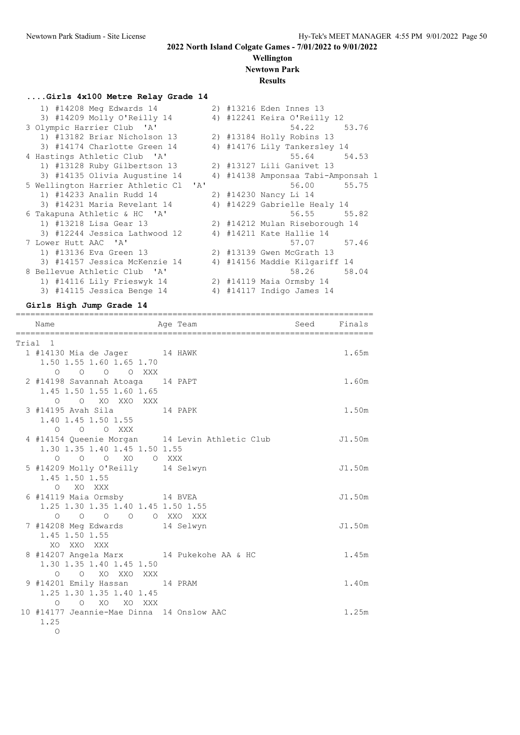## 2022 North Island Colgate Games - 7/01/2022 to 9/01/2022

**Wellington**

**Newtown Park**

**Results**

### ....Girls 4x100 Metre Relay Grade 14

```
    1) #14208 Meg Edwards 14          2) #13216 Eden Innes 13
    3) #14209 Molly O'Reilly 14       4) #12241 Keira O'Reilly 12
 3 Olympic Harrier Club  'A'                         54.22      53.76
    1) #13182 Briar Nicholson 13      2) #13184 Holly Robins 13
    3) #14174 Charlotte Green 14       4) #14176 Lily Tankersley 14
 4 Hastings Athletic Club  'A'                       55.64      54.53
    1) #13128 Ruby Gilbertson 13      2) #13127 Lili Ganivet 13
    3) #14135 Olivia Augustine 14     4) #14138 Amponsaa Tabi-Amponsah 1
 5 Wellington Harrier Athletic Cl  'A'               56.00      55.75
    1) #14233 Analin Rudd 14          2) #14230 Nancy Li 14
    3) #14231 Maria Revelant 14       4) #14229 Gabrielle Healy 14
 6 Takapuna Athletic & HC  'A'                       56.55      55.82
    1) #13218 Lisa Gear 13            2) #14212 Mulan Riseborough 14
    3) #12244 Jessica Lathwood 12     4) #14211 Kate Hallie 14
 7 Lower Hutt AAC  'A'                               57.07      57.46
    1) #13136 Eva Green 13            2) #13139 Gwen McGrath 13
    3) #14157 Jessica McKenzie 14     4) #14156 Maddie Kilgariff 14
 8 Bellevue Athletic Club  'A'                       58.26      58.04
    1) #14116 Lily Frieswyk 14        2) #14119 Maia Ormsby 14
    3) #14115 Jessica Benge 14        4) #14117 Indigo James 14
```

### Girls High Jump Grade 14

```
=======================================================================
   Name                    Age Team                    Seed    Finals
=======================================================================
Trial  1
  1 #14130 Mia de Jager      14 HAWK                             1.65m
     1.50 1.55 1.60 1.65 1.70
        O    O    O    O  XXX
  2 #14198 Savannah Atoaga    14 PAPT                            1.60m
     1.45 1.50 1.55 1.60 1.65
        O    O   XO  XXO  XXX
  3 #14195 Avah Sila          14 PAPK                            1.50m
     1.40 1.45 1.50 1.55
        O    O    O  XXX
  4 #14154 Queenie Morgan     14 Levin Athletic Club            J1.50m
     1.30 1.35 1.40 1.45 1.50 1.55
        O    O    O   XO    O  XXX
  5 #14209 Molly O'Reilly     14 Selwyn                         J1.50m
     1.45 1.50 1.55
        O   XO  XXX
  6 #14119 Maia Ormsby        14 BVEA                           J1.50m
     1.25 1.30 1.35 1.40 1.45 1.50 1.55
        O    O    O    O    O  XXO  XXX
  7 #14208 Meg Edwards        14 Selwyn                         J1.50m
     1.45 1.50 1.55
       XO  XXO  XXX
  8 #14207 Angela Marx        14 Pukekohe AA & HC                1.45m
     1.30 1.35 1.40 1.45 1.50
        O    O   XO  XXO  XXX
  9 #14201 Emily Hassan       14 PRAM                            1.40m
     1.25 1.30 1.35 1.40 1.45
        O    O   XO   XO  XXX
 10 #14177 Jeannie-Mae Dinna  14 Onslow AAC                      1.25m
     1.25
        O
```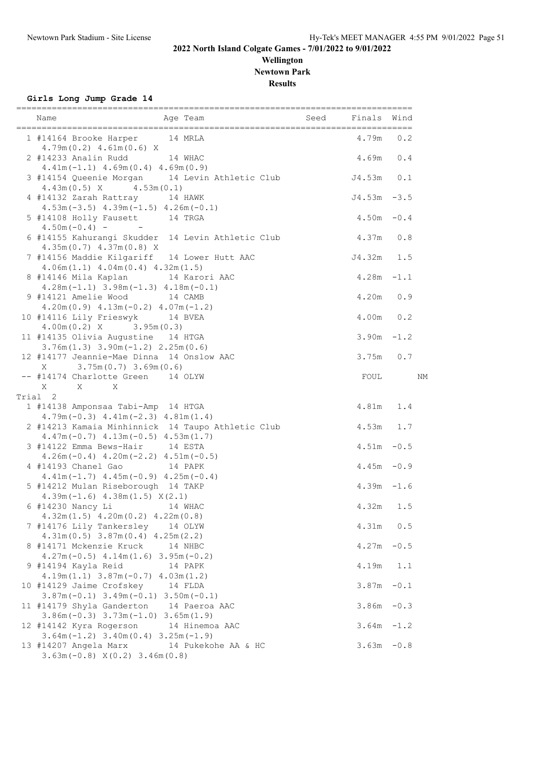## 2022 North Island Colgate Games - 7/01/2022 to 9/01/2022

**Wellington**

**Newtown Park**

**Results**

### Girls Long Jump Grade 14

| Place | Name | Age | Team | Seed | Finals | Wind | |
|---|---|---|---|---|---|---|---|
| 1 | #14164 Brooke Harper | 14 | MRLA | | 4.79m | 0.2 | |
| | 4.79m(0.2) 4.61m(0.6) X | | | | | | |
| 2 | #14233 Analin Rudd | 14 | WHAC | | 4.69m | 0.4 | |
| | 4.41m(-1.1) 4.69m(0.4) 4.69m(0.9) | | | | | | |
| 3 | #14154 Queenie Morgan | 14 | Levin Athletic Club | | J4.53m | 0.1 | |
| | 4.43m(0.5) X 4.53m(0.1) | | | | | | |
| 4 | #14132 Zarah Rattray | 14 | HAWK | | J4.53m | -3.5 | |
| | 4.53m(-3.5) 4.39m(-1.5) 4.26m(-0.1) | | | | | | |
| 5 | #14108 Holly Fausett | 14 | TRGA | | 4.50m | -0.4 | |
| | 4.50m(-0.4) - - | | | | | | |
| 6 | #14155 Kahurangi Skudder | 14 | Levin Athletic Club | | 4.37m | 0.8 | |
| | 4.35m(0.7) 4.37m(0.8) X | | | | | | |
| 7 | #14156 Maddie Kilgariff | 14 | Lower Hutt AAC | | J4.32m | 1.5 | |
| | 4.06m(1.1) 4.04m(0.4) 4.32m(1.5) | | | | | | |
| 8 | #14146 Mila Kaplan | 14 | Karori AAC | | 4.28m | -1.1 | |
| | 4.28m(-1.1) 3.98m(-1.3) 4.18m(-0.1) | | | | | | |
| 9 | #14121 Amelie Wood | 14 | CAMB | | 4.20m | 0.9 | |
| | 4.20m(0.9) 4.13m(-0.2) 4.07m(-1.2) | | | | | | |
| 10 | #14116 Lily Frieswyk | 14 | BVEA | | 4.00m | 0.2 | |
| | 4.00m(0.2) X 3.95m(0.3) | | | | | | |
| 11 | #14135 Olivia Augustine | 14 | HTGA | | 3.90m | -1.2 | |
| | 3.76m(1.3) 3.90m(-1.2) 2.25m(0.6) | | | | | | |
| 12 | #14177 Jeannie-Mae Dinna | 14 | Onslow AAC | | 3.75m | 0.7 | |
| | X 3.75m(0.7) 3.69m(0.6) | | | | | | |
| -- | #14174 Charlotte Green | 14 | OLYW | | FOUL | | NM |
| | X X X | | | | | | |
| **Trial 2** | | | | | | | |
| 1 | #14138 Amponsaa Tabi-Amp | 14 | HTGA | | 4.81m | 1.4 | |
| | 4.79m(-0.3) 4.41m(-2.3) 4.81m(1.4) | | | | | | |
| 2 | #14213 Kamaia Minhinnick | 14 | Taupo Athletic Club | | 4.53m | 1.7 | |
| | 4.47m(-0.7) 4.13m(-0.5) 4.53m(1.7) | | | | | | |
| 3 | #14122 Emma Bews-Hair | 14 | ESTA | | 4.51m | -0.5 | |
| | 4.26m(-0.4) 4.20m(-2.2) 4.51m(-0.5) | | | | | | |
| 4 | #14193 Chanel Gao | 14 | PAPK | | 4.45m | -0.9 | |
| | 4.41m(-1.7) 4.45m(-0.9) 4.25m(-0.4) | | | | | | |
| 5 | #14212 Mulan Riseborough | 14 | TAKP | | 4.39m | -1.6 | |
| | 4.39m(-1.6) 4.38m(1.5) X(2.1) | | | | | | |
| 6 | #14230 Nancy Li | 14 | WHAC | | 4.32m | 1.5 | |
| | 4.32m(1.5) 4.20m(0.2) 4.22m(0.8) | | | | | | |
| 7 | #14176 Lily Tankersley | 14 | OLYW | | 4.31m | 0.5 | |
| | 4.31m(0.5) 3.87m(0.4) 4.25m(2.2) | | | | | | |
| 8 | #14171 Mckenzie Kruck | 14 | NHBC | | 4.27m | -0.5 | |
| | 4.27m(-0.5) 4.14m(1.6) 3.95m(-0.2) | | | | | | |
| 9 | #14194 Kayla Reid | 14 | PAPK | | 4.19m | 1.1 | |
| | 4.19m(1.1) 3.87m(-0.7) 4.03m(1.2) | | | | | | |
| 10 | #14129 Jaime Crofskey | 14 | FLDA | | 3.87m | -0.1 | |
| | 3.87m(-0.1) 3.49m(-0.1) 3.50m(-0.1) | | | | | | |
| 11 | #14179 Shyla Ganderton | 14 | Paeroa AAC | | 3.86m | -0.3 | |
| | 3.86m(-0.3) 3.73m(-1.0) 3.65m(1.9) | | | | | | |
| 12 | #14142 Kyra Rogerson | 14 | Hinemoa AAC | | 3.64m | -1.2 | |
| | 3.64m(-1.2) 3.40m(0.4) 3.25m(-1.9) | | | | | | |
| 13 | #14207 Angela Marx | 14 | Pukekohe AA & HC | | 3.63m | -0.8 | |
| | 3.63m(-0.8) X(0.2) 3.46m(0.8) | | | | | | |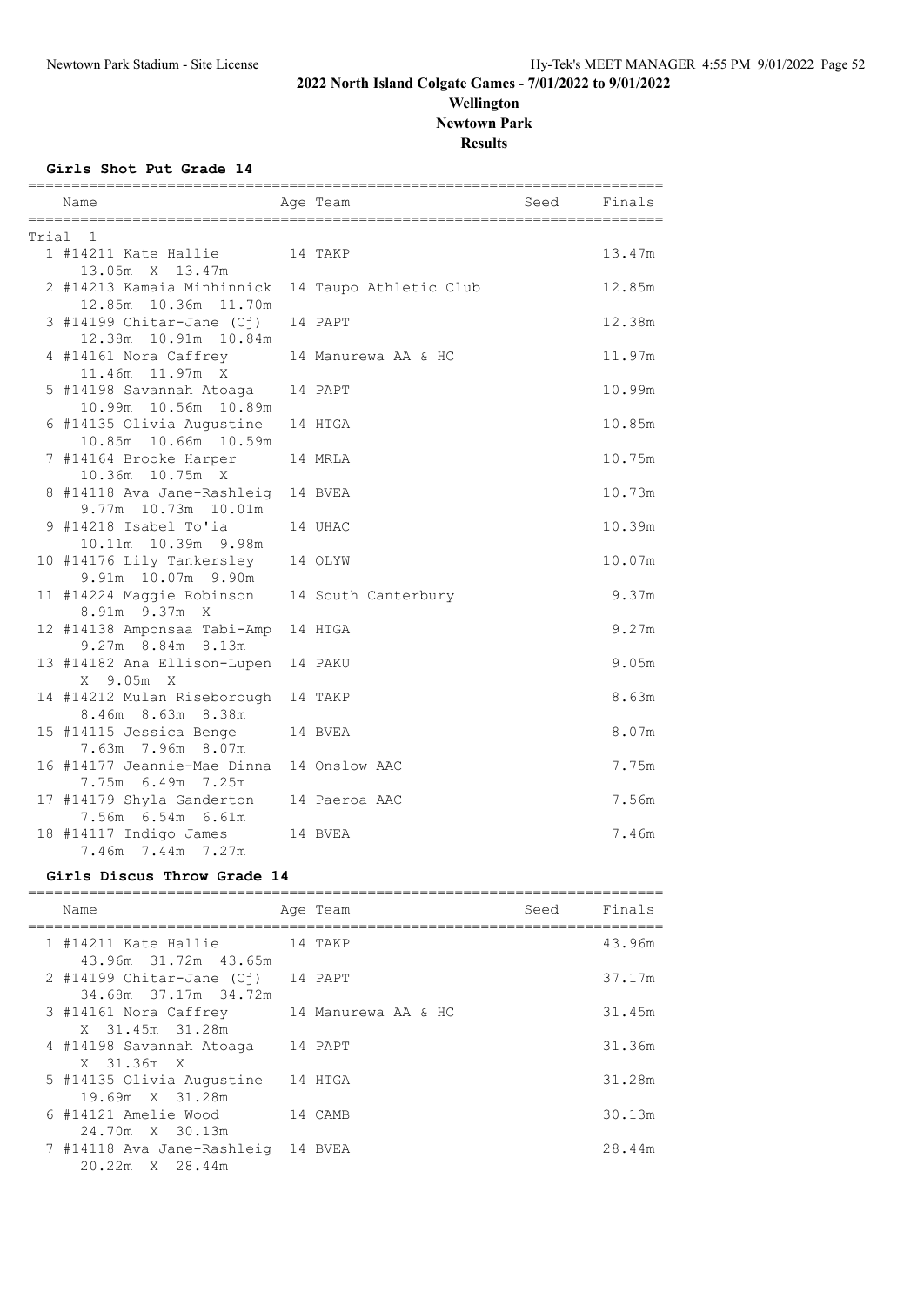# 2022 North Island Colgate Games - 7/01/2022 to 9/01/2022

## Wellington

## Newtown Park

## Results

### Girls Shot Put Grade 14

Trial 1

| Place | Name | Age | Team | Seed | Finals | Attempts |
|---|---|---|---|---|---|---|
| 1 | #14211 Kate Hallie | 14 | TAKP | | 13.47m | 13.05m X 13.47m |
| 2 | #14213 Kamaia Minhinnick | 14 | Taupo Athletic Club | | 12.85m | 12.85m 10.36m 11.70m |
| 3 | #14199 Chitar-Jane (Cj) | 14 | PAPT | | 12.38m | 12.38m 10.91m 10.84m |
| 4 | #14161 Nora Caffrey | 14 | Manurewa AA & HC | | 11.97m | 11.46m 11.97m X |
| 5 | #14198 Savannah Atoaga | 14 | PAPT | | 10.99m | 10.99m 10.56m 10.89m |
| 6 | #14135 Olivia Augustine | 14 | HTGA | | 10.85m | 10.85m 10.66m 10.59m |
| 7 | #14164 Brooke Harper | 14 | MRLA | | 10.75m | 10.36m 10.75m X |
| 8 | #14118 Ava Jane-Rashleig | 14 | BVEA | | 10.73m | 9.77m 10.73m 10.01m |
| 9 | #14218 Isabel To'ia | 14 | UHAC | | 10.39m | 10.11m 10.39m 9.98m |
| 10 | #14176 Lily Tankersley | 14 | OLYW | | 10.07m | 9.91m 10.07m 9.90m |
| 11 | #14224 Maggie Robinson | 14 | South Canterbury | | 9.37m | 8.91m 9.37m X |
| 12 | #14138 Amponsaa Tabi-Amp | 14 | HTGA | | 9.27m | 9.27m 8.84m 8.13m |
| 13 | #14182 Ana Ellison-Lupen | 14 | PAKU | | 9.05m | X 9.05m X |
| 14 | #14212 Mulan Riseborough | 14 | TAKP | | 8.63m | 8.46m 8.63m 8.38m |
| 15 | #14115 Jessica Benge | 14 | BVEA | | 8.07m | 7.63m 7.96m 8.07m |
| 16 | #14177 Jeannie-Mae Dinna | 14 | Onslow AAC | | 7.75m | 7.75m 6.49m 7.25m |
| 17 | #14179 Shyla Ganderton | 14 | Paeroa AAC | | 7.56m | 7.56m 6.54m 6.61m |
| 18 | #14117 Indigo James | 14 | BVEA | | 7.46m | 7.46m 7.44m 7.27m |

### Girls Discus Throw Grade 14

| Place | Name | Age | Team | Seed | Finals | Attempts |
|---|---|---|---|---|---|---|
| 1 | #14211 Kate Hallie | 14 | TAKP | | 43.96m | 43.96m 31.72m 43.65m |
| 2 | #14199 Chitar-Jane (Cj) | 14 | PAPT | | 37.17m | 34.68m 37.17m 34.72m |
| 3 | #14161 Nora Caffrey | 14 | Manurewa AA & HC | | 31.45m | X 31.45m 31.28m |
| 4 | #14198 Savannah Atoaga | 14 | PAPT | | 31.36m | X 31.36m X |
| 5 | #14135 Olivia Augustine | 14 | HTGA | | 31.28m | 19.69m X 31.28m |
| 6 | #14121 Amelie Wood | 14 | CAMB | | 30.13m | 24.70m X 30.13m |
| 7 | #14118 Ava Jane-Rashleig | 14 | BVEA | | 28.44m | 20.22m X 28.44m |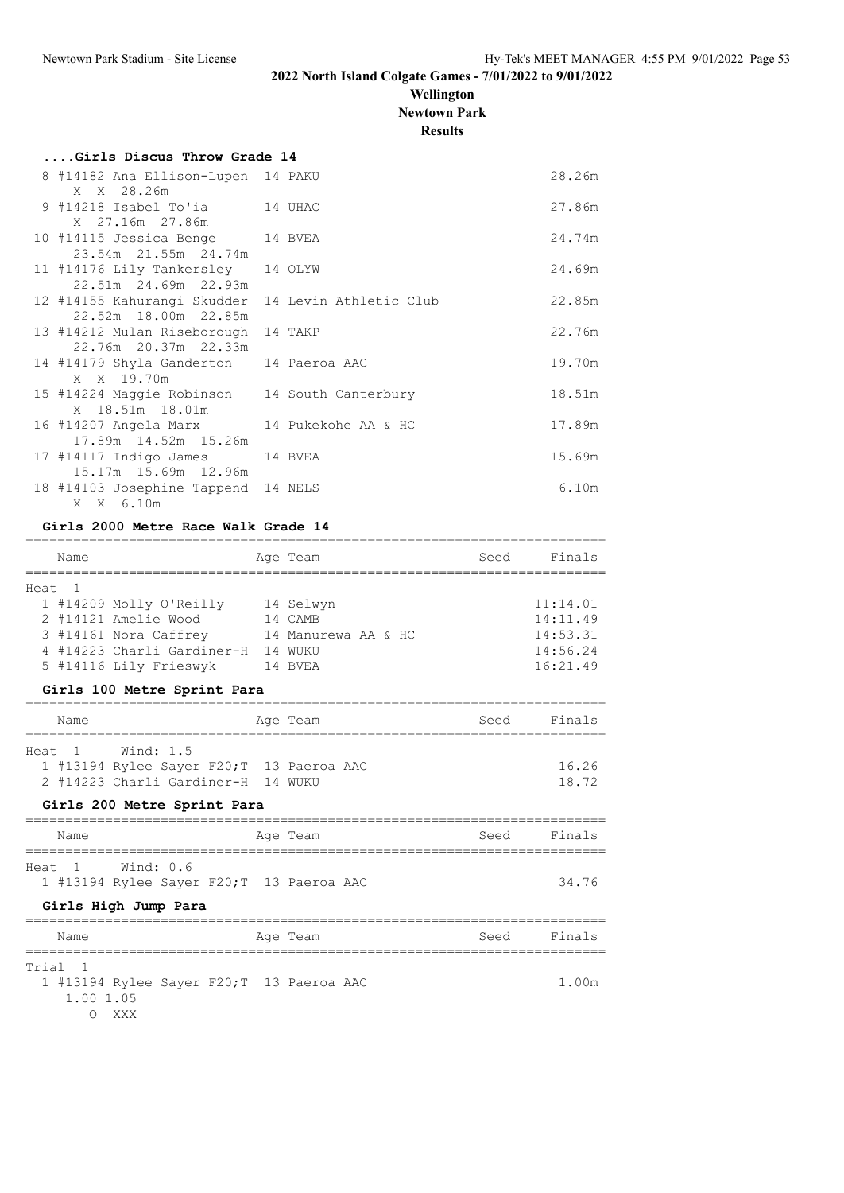## 2022 North Island Colgate Games - 7/01/2022 to 9/01/2022

**Wellington**
**Newtown Park**
**Results**

### ....Girls Discus Throw Grade 14

| Place | Name | Age | Team | Finals |
|---|---|---|---|---|
| 8 | #14182 Ana Ellison-Lupen | 14 | PAKU | 28.26m |
| | X X 28.26m | | | |
| 9 | #14218 Isabel To'ia | 14 | UHAC | 27.86m |
| | X 27.16m 27.86m | | | |
| 10 | #14115 Jessica Benge | 14 | BVEA | 24.74m |
| | 23.54m 21.55m 24.74m | | | |
| 11 | #14176 Lily Tankersley | 14 | OLYW | 24.69m |
| | 22.51m 24.69m 22.93m | | | |
| 12 | #14155 Kahurangi Skudder | 14 | Levin Athletic Club | 22.85m |
| | 22.52m 18.00m 22.85m | | | |
| 13 | #14212 Mulan Riseborough | 14 | TAKP | 22.76m |
| | 22.76m 20.37m 22.33m | | | |
| 14 | #14179 Shyla Ganderton | 14 | Paeroa AAC | 19.70m |
| | X X 19.70m | | | |
| 15 | #14224 Maggie Robinson | 14 | South Canterbury | 18.51m |
| | X 18.51m 18.01m | | | |
| 16 | #14207 Angela Marx | 14 | Pukekohe AA & HC | 17.89m |
| | 17.89m 14.52m 15.26m | | | |
| 17 | #14117 Indigo James | 14 | BVEA | 15.69m |
| | 15.17m 15.69m 12.96m | | | |
| 18 | #14103 Josephine Tappend | 14 | NELS | 6.10m |
| | X X 6.10m | | | |

### Girls 2000 Metre Race Walk Grade 14

Heat 1

| Place | Name | Age | Team | Seed | Finals |
|---|---|---|---|---|---|
| 1 | #14209 Molly O'Reilly | 14 | Selwyn | | 11:14.01 |
| 2 | #14121 Amelie Wood | 14 | CAMB | | 14:11.49 |
| 3 | #14161 Nora Caffrey | 14 | Manurewa AA & HC | | 14:53.31 |
| 4 | #14223 Charli Gardiner-H | 14 | WUKU | | 14:56.24 |
| 5 | #14116 Lily Frieswyk | 14 | BVEA | | 16:21.49 |

### Girls 100 Metre Sprint Para

Heat 1 Wind: 1.5

| Place | Name | Age | Team | Seed | Finals |
|---|---|---|---|---|---|
| 1 | #13194 Rylee Sayer F20;T | 13 | Paeroa AAC | | 16.26 |
| 2 | #14223 Charli Gardiner-H | 14 | WUKU | | 18.72 |

### Girls 200 Metre Sprint Para

Heat 1 Wind: 0.6

| Place | Name | Age | Team | Seed | Finals |
|---|---|---|---|---|---|
| 1 | #13194 Rylee Sayer F20;T | 13 | Paeroa AAC | | 34.76 |

### Girls High Jump Para

Trial 1

| Place | Name | Age | Team | Seed | Finals |
|---|---|---|---|---|---|
| 1 | #13194 Rylee Sayer F20;T | 13 | Paeroa AAC | | 1.00m |
| | 1.00 1.05 | | | | |
| | O XXX | | | | |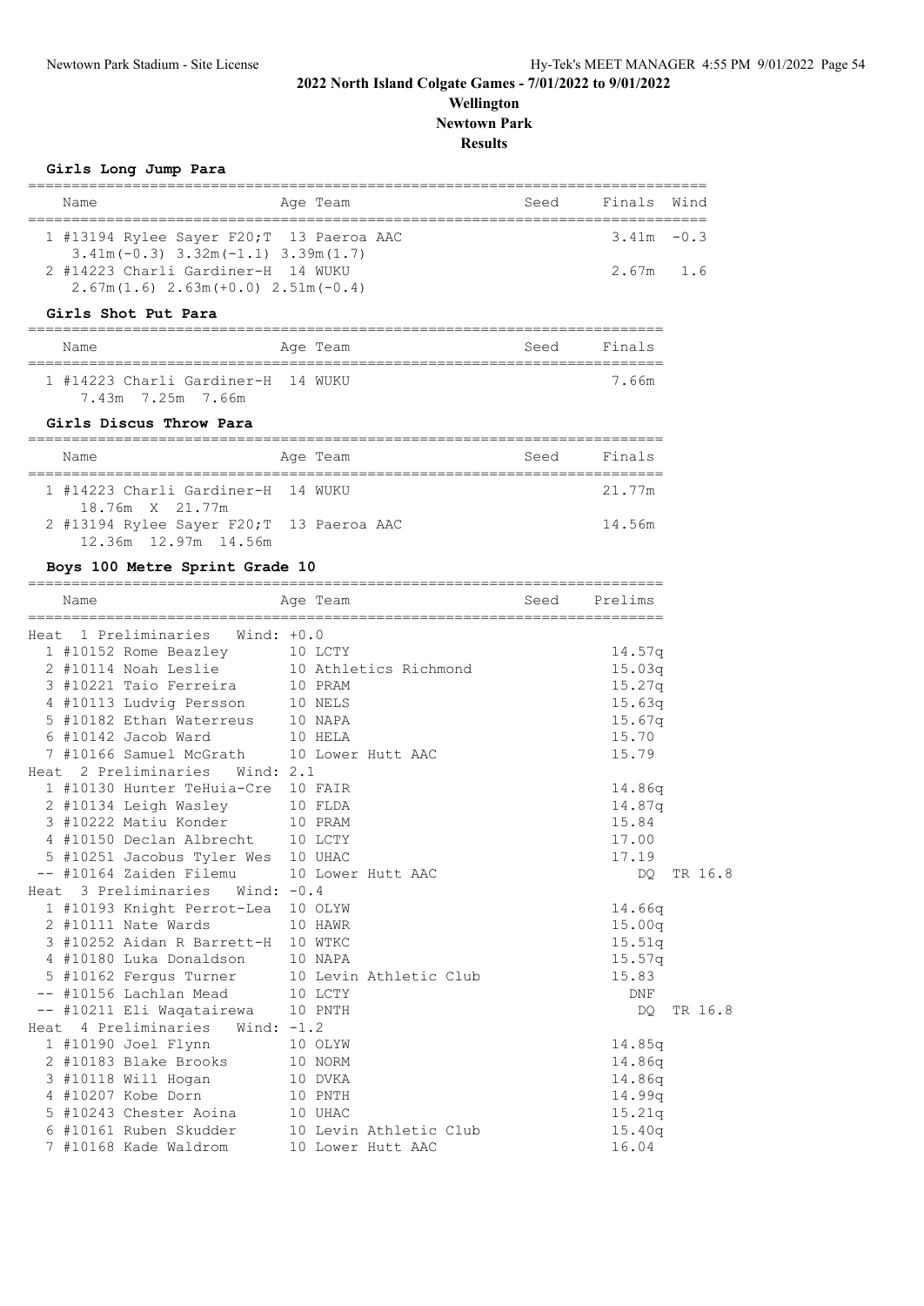# 2022 North Island Colgate Games - 7/01/2022 to 9/01/2022

## Wellington

## Newtown Park

## Results

### Girls Long Jump Para

| Name | Age | Team | Seed | Finals | Wind |
|---|---|---|---|---|---|
| 1 #13194 Rylee Sayer F20;T | 13 | Paeroa AAC | | 3.41m | -0.3 |
| 3.41m(-0.3) 3.32m(-1.1) 3.39m(1.7) | | | | | |
| 2 #14223 Charli Gardiner-H | 14 | WUKU | | 2.67m | 1.6 |
| 2.67m(1.6) 2.63m(+0.0) 2.51m(-0.4) | | | | | |

### Girls Shot Put Para

| Name | Age | Team | Seed | Finals |
|---|---|---|---|---|
| 1 #14223 Charli Gardiner-H | 14 | WUKU | | 7.66m |
| 7.43m 7.25m 7.66m | | | | |

### Girls Discus Throw Para

| Name | Age | Team | Seed | Finals |
|---|---|---|---|---|
| 1 #14223 Charli Gardiner-H | 14 | WUKU | | 21.77m |
| 18.76m X 21.77m | | | | |
| 2 #13194 Rylee Sayer F20;T | 13 | Paeroa AAC | | 14.56m |
| 12.36m 12.97m 14.56m | | | | |

### Boys 100 Metre Sprint Grade 10

| Name | Age | Team | Seed | Prelims | |
|---|---|---|---|---|---|
| **Heat 1 Preliminaries Wind: +0.0** | | | | | |
| 1 #10152 Rome Beazley | 10 | LCTY | | 14.57q | |
| 2 #10114 Noah Leslie | 10 | Athletics Richmond | | 15.03q | |
| 3 #10221 Taio Ferreira | 10 | PRAM | | 15.27q | |
| 4 #10113 Ludvig Persson | 10 | NELS | | 15.63q | |
| 5 #10182 Ethan Watерreus | 10 | NAPA | | 15.67q | |
| 6 #10142 Jacob Ward | 10 | HELA | | 15.70 | |
| 7 #10166 Samuel McGrath | 10 | Lower Hutt AAC | | 15.79 | |
| **Heat 2 Preliminaries Wind: 2.1** | | | | | |
| 1 #10130 Hunter TeHuia-Cre | 10 | FAIR | | 14.86q | |
| 2 #10134 Leigh Wasley | 10 | FLDA | | 14.87q | |
| 3 #10222 Matiu Konder | 10 | PRAM | | 15.84 | |
| 4 #10150 Declan Albrecht | 10 | LCTY | | 17.00 | |
| 5 #10251 Jacobus Tyler Wes | 10 | UHAC | | 17.19 | |
| -- #10164 Zaiden Filemu | 10 | Lower Hutt AAC | | DQ | TR 16.8 |
| **Heat 3 Preliminaries Wind: -0.4** | | | | | |
| 1 #10193 Knight Perrot-Lea | 10 | OLYW | | 14.66q | |
| 2 #10111 Nate Wards | 10 | HAWR | | 15.00q | |
| 3 #10252 Aidan R Barrett-H | 10 | WTKC | | 15.51q | |
| 4 #10180 Luka Donaldson | 10 | NAPA | | 15.57q | |
| 5 #10162 Fergus Turner | 10 | Levin Athletic Club | | 15.83 | |
| -- #10156 Lachlan Mead | 10 | LCTY | | DNF | |
| -- #10211 Eli Waqatairewa | 10 | PNTH | | DQ | TR 16.8 |
| **Heat 4 Preliminaries Wind: -1.2** | | | | | |
| 1 #10190 Joel Flynn | 10 | OLYW | | 14.85q | |
| 2 #10183 Blake Brooks | 10 | NORM | | 14.86q | |
| 3 #10118 Will Hogan | 10 | DVKA | | 14.86q | |
| 4 #10207 Kobe Dorn | 10 | PNTH | | 14.99q | |
| 5 #10243 Chester Aoina | 10 | UHAC | | 15.21q | |
| 6 #10161 Ruben Skudder | 10 | Levin Athletic Club | | 15.40q | |
| 7 #10168 Kade Waldrom | 10 | Lower Hutt AAC | | 16.04 | |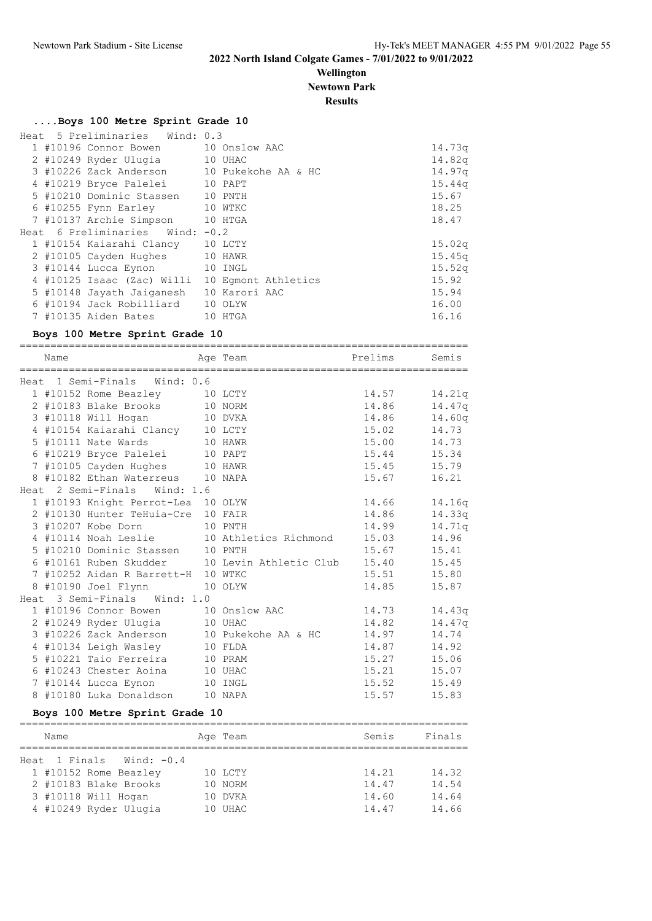# 2022 North Island Colgate Games - 7/01/2022 to 9/01/2022

**Wellington**

**Newtown Park**

**Results**

### ....Boys 100 Metre Sprint Grade 10

**Heat 5 Preliminaries Wind: 0.3**

| Place | Name | Age | Team | Time |
|---|---|---|---|---|
| 1 | #10196 Connor Bowen | 10 | Onslow AAC | 14.73q |
| 2 | #10249 Ryder Ulugia | 10 | UHAC | 14.82q |
| 3 | #10226 Zack Anderson | 10 | Pukekohe AA & HC | 14.97q |
| 4 | #10219 Bryce Palelei | 10 | PAPT | 15.44q |
| 5 | #10210 Dominic Stassen | 10 | PNTH | 15.67 |
| 6 | #10255 Fynn Earley | 10 | WTKC | 18.25 |
| 7 | #10137 Archie Simpson | 10 | HTGA | 18.47 |

**Heat 6 Preliminaries Wind: -0.2**

| Place | Name | Age | Team | Time |
|---|---|---|---|---|
| 1 | #10154 Kaiarahi Clancy | 10 | LCTY | 15.02q |
| 2 | #10105 Cayden Hughes | 10 | HAWR | 15.45q |
| 3 | #10144 Lucca Eynon | 10 | INGL | 15.52q |
| 4 | #10125 Isaac (Zac) Willi | 10 | Egmont Athletics | 15.92 |
| 5 | #10148 Jayath Jaiganesh | 10 | Karori AAC | 15.94 |
| 6 | #10194 Jack Robilliard | 10 | OLYW | 16.00 |
| 7 | #10135 Aiden Bates | 10 | HTGA | 16.16 |

### Boys 100 Metre Sprint Grade 10

**Heat 1 Semi-Finals Wind: 0.6**

| Place | Name | Age | Team | Prelims | Semis |
|---|---|---|---|---|---|
| 1 | #10152 Rome Beazley | 10 | LCTY | 14.57 | 14.21q |
| 2 | #10183 Blake Brooks | 10 | NORM | 14.86 | 14.47q |
| 3 | #10118 Will Hogan | 10 | DVKA | 14.86 | 14.60q |
| 4 | #10154 Kaiarahi Clancy | 10 | LCTY | 15.02 | 14.73 |
| 5 | #10111 Nate Wards | 10 | HAWR | 15.00 | 14.73 |
| 6 | #10219 Bryce Palelei | 10 | PAPT | 15.44 | 15.34 |
| 7 | #10105 Cayden Hughes | 10 | HAWR | 15.45 | 15.79 |
| 8 | #10182 Ethan Waterreus | 10 | NAPA | 15.67 | 16.21 |

**Heat 2 Semi-Finals Wind: 1.6**

| Place | Name | Age | Team | Prelims | Semis |
|---|---|---|---|---|---|
| 1 | #10193 Knight Perrot-Lea | 10 | OLYW | 14.66 | 14.16q |
| 2 | #10130 Hunter TeHuia-Cre | 10 | FAIR | 14.86 | 14.33q |
| 3 | #10207 Kobe Dorn | 10 | PNTH | 14.99 | 14.71q |
| 4 | #10114 Noah Leslie | 10 | Athletics Richmond | 15.03 | 14.96 |
| 5 | #10210 Dominic Stassen | 10 | PNTH | 15.67 | 15.41 |
| 6 | #10161 Ruben Skudder | 10 | Levin Athletic Club | 15.40 | 15.45 |
| 7 | #10252 Aidan R Barrett-H | 10 | WTKC | 15.51 | 15.80 |
| 8 | #10190 Joel Flynn | 10 | OLYW | 14.85 | 15.87 |

**Heat 3 Semi-Finals Wind: 1.0**

| Place | Name | Age | Team | Prelims | Semis |
|---|---|---|---|---|---|
| 1 | #10196 Connor Bowen | 10 | Onslow AAC | 14.73 | 14.43q |
| 2 | #10249 Ryder Ulugia | 10 | UHAC | 14.82 | 14.47q |
| 3 | #10226 Zack Anderson | 10 | Pukekohe AA & HC | 14.97 | 14.74 |
| 4 | #10134 Leigh Wasley | 10 | FLDA | 14.87 | 14.92 |
| 5 | #10221 Taio Ferreira | 10 | PRAM | 15.27 | 15.06 |
| 6 | #10243 Chester Aoina | 10 | UHAC | 15.21 | 15.07 |
| 7 | #10144 Lucca Eynon | 10 | INGL | 15.52 | 15.49 |
| 8 | #10180 Luka Donaldson | 10 | NAPA | 15.57 | 15.83 |

### Boys 100 Metre Sprint Grade 10

**Heat 1 Finals Wind: -0.4**

| Place | Name | Age | Team | Semis | Finals |
|---|---|---|---|---|---|
| 1 | #10152 Rome Beazley | 10 | LCTY | 14.21 | 14.32 |
| 2 | #10183 Blake Brooks | 10 | NORM | 14.47 | 14.54 |
| 3 | #10118 Will Hogan | 10 | DVKA | 14.60 | 14.64 |
| 4 | #10249 Ryder Ulugia | 10 | UHAC | 14.47 | 14.66 |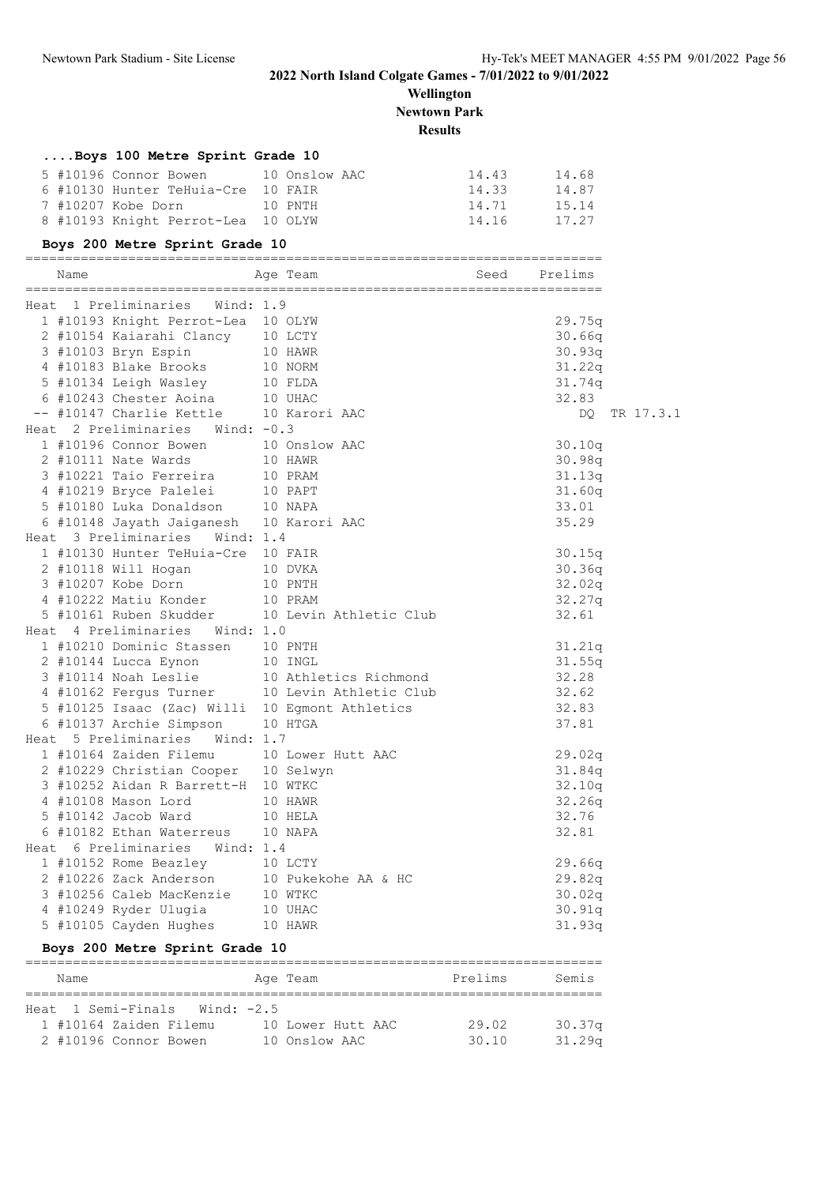2022 North Island Colgate Games - 7/01/2022 to 9/01/2022

Wellington

Newtown Park

Results

### ....Boys 100 Metre Sprint Grade 10

| | Name | Age | Team | Seed | Finals |
|---|---|---|---|---|---|
| 5 | #10196 Connor Bowen | 10 | Onslow AAC | 14.43 | 14.68 |
| 6 | #10130 Hunter TeHuia-Cre | 10 | FAIR | 14.33 | 14.87 |
| 7 | #10207 Kobe Dorn | 10 | PNTH | 14.71 | 15.14 |
| 8 | #10193 Knight Perrot-Lea | 10 | OLYW | 14.16 | 17.27 |

### Boys 200 Metre Sprint Grade 10

| | Name | Age | Team | Seed | Prelims | |
|---|---|---|---|---|---|---|
| **Heat 1 Preliminaries Wind: 1.9** | | | | | | |
| 1 | #10193 Knight Perrot-Lea | 10 | OLYW | | 29.75q | |
| 2 | #10154 Kaiarahi Clancy | 10 | LCTY | | 30.66q | |
| 3 | #10103 Bryn Espin | 10 | HAWR | | 30.93q | |
| 4 | #10183 Blake Brooks | 10 | NORM | | 31.22q | |
| 5 | #10134 Leigh Wasley | 10 | FLDA | | 31.74q | |
| 6 | #10243 Chester Aoina | 10 | UHAC | | 32.83 | |
| -- | #10147 Charlie Kettle | 10 | Karori AAC | | DQ | TR 17.3.1 |
| **Heat 2 Preliminaries Wind: -0.3** | | | | | | |
| 1 | #10196 Connor Bowen | 10 | Onslow AAC | | 30.10q | |
| 2 | #10111 Nate Wards | 10 | HAWR | | 30.98q | |
| 3 | #10221 Taio Ferreira | 10 | PRAM | | 31.13q | |
| 4 | #10219 Bryce Palelei | 10 | PAPT | | 31.60q | |
| 5 | #10180 Luka Donaldson | 10 | NAPA | | 33.01 | |
| 6 | #10148 Jayath Jaiganesh | 10 | Karori AAC | | 35.29 | |
| **Heat 3 Preliminaries Wind: 1.4** | | | | | | |
| 1 | #10130 Hunter TeHuia-Cre | 10 | FAIR | | 30.15q | |
| 2 | #10118 Will Hogan | 10 | DVKA | | 30.36q | |
| 3 | #10207 Kobe Dorn | 10 | PNTH | | 32.02q | |
| 4 | #10222 Matiu Konder | 10 | PRAM | | 32.27q | |
| 5 | #10161 Ruben Skudder | 10 | Levin Athletic Club | | 32.61 | |
| **Heat 4 Preliminaries Wind: 1.0** | | | | | | |
| 1 | #10210 Dominic Stassen | 10 | PNTH | | 31.21q | |
| 2 | #10144 Lucca Eynon | 10 | INGL | | 31.55q | |
| 3 | #10114 Noah Leslie | 10 | Athletics Richmond | | 32.28 | |
| 4 | #10162 Fergus Turner | 10 | Levin Athletic Club | | 32.62 | |
| 5 | #10125 Isaac (Zac) Willi | 10 | Egmont Athletics | | 32.83 | |
| 6 | #10137 Archie Simpson | 10 | HTGA | | 37.81 | |
| **Heat 5 Preliminaries Wind: 1.7** | | | | | | |
| 1 | #10164 Zaiden Filemu | 10 | Lower Hutt AAC | | 29.02q | |
| 2 | #10229 Christian Cooper | 10 | Selwyn | | 31.84q | |
| 3 | #10252 Aidan R Barrett-H | 10 | WTKC | | 32.10q | |
| 4 | #10108 Mason Lord | 10 | HAWR | | 32.26q | |
| 5 | #10142 Jacob Ward | 10 | HELA | | 32.76 | |
| 6 | #10182 Ethan Waterreus | 10 | NAPA | | 32.81 | |
| **Heat 6 Preliminaries Wind: 1.4** | | | | | | |
| 1 | #10152 Rome Beazley | 10 | LCTY | | 29.66q | |
| 2 | #10226 Zack Anderson | 10 | Pukekohe AA & HC | | 29.82q | |
| 3 | #10256 Caleb MacKenzie | 10 | WTKC | | 30.02q | |
| 4 | #10249 Ryder Ulugia | 10 | UHAC | | 30.91q | |
| 5 | #10105 Cayden Hughes | 10 | HAWR | | 31.93q | |

### Boys 200 Metre Sprint Grade 10

| | Name | Age | Team | Prelims | Semis |
|---|---|---|---|---|---|
| **Heat 1 Semi-Finals Wind: -2.5** | | | | | |
| 1 | #10164 Zaiden Filemu | 10 | Lower Hutt AAC | 29.02 | 30.37q |
| 2 | #10196 Connor Bowen | 10 | Onslow AAC | 30.10 | 31.29q |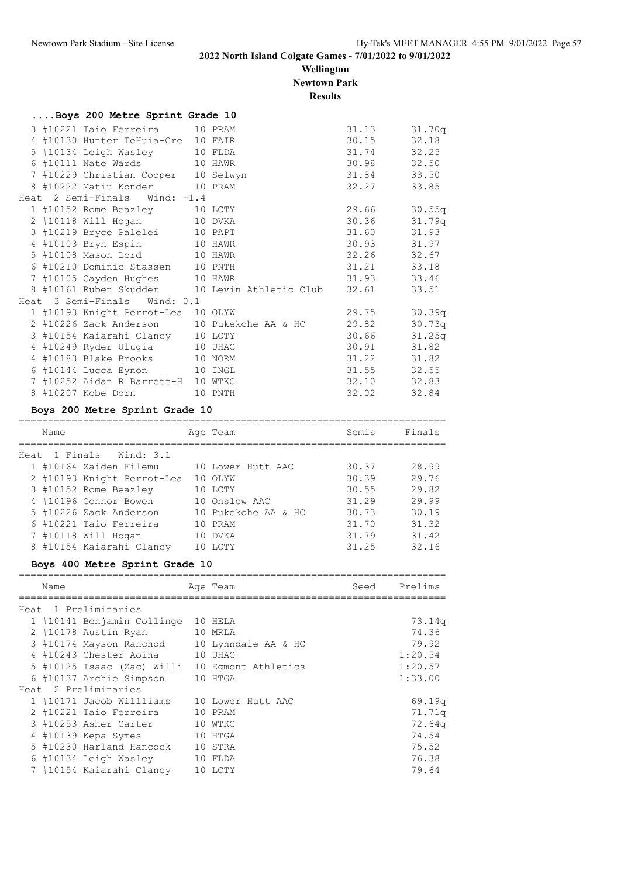# 2022 North Island Colgate Games - 7/01/2022 to 9/01/2022

**Wellington**

**Newtown Park**

**Results**

### ....Boys 200 Metre Sprint Grade 10

| Place | Name | Age | Team | Seed | Semis |
|---|---|---|---|---|---|
| 3 | #10221 Taio Ferreira | 10 | PRAM | 31.13 | 31.70q |
| 4 | #10130 Hunter TeHuia-Cre | 10 | FAIR | 30.15 | 32.18 |
| 5 | #10134 Leigh Wasley | 10 | FLDA | 31.74 | 32.25 |
| 6 | #10111 Nate Wards | 10 | HAWR | 30.98 | 32.50 |
| 7 | #10229 Christian Cooper | 10 | Selwyn | 31.84 | 33.50 |
| 8 | #10222 Matiu Konder | 10 | PRAM | 32.27 | 33.85 |
| **Heat 2 Semi-Finals Wind: -1.4** | | | | | |
| 1 | #10152 Rome Beazley | 10 | LCTY | 29.66 | 30.55q |
| 2 | #10118 Will Hogan | 10 | DVKA | 30.36 | 31.79q |
| 3 | #10219 Bryce Palelei | 10 | PAPT | 31.60 | 31.93 |
| 4 | #10103 Bryn Espin | 10 | HAWR | 30.93 | 31.97 |
| 5 | #10108 Mason Lord | 10 | HAWR | 32.26 | 32.67 |
| 6 | #10210 Dominic Stassen | 10 | PNTH | 31.21 | 33.18 |
| 7 | #10105 Cayden Hughes | 10 | HAWR | 31.93 | 33.46 |
| 8 | #10161 Ruben Skudder | 10 | Levin Athletic Club | 32.61 | 33.51 |
| **Heat 3 Semi-Finals Wind: 0.1** | | | | | |
| 1 | #10193 Knight Perrot-Lea | 10 | OLYW | 29.75 | 30.39q |
| 2 | #10226 Zack Anderson | 10 | Pukekohe AA & HC | 29.82 | 30.73q |
| 3 | #10154 Kaiarahi Clancy | 10 | LCTY | 30.66 | 31.25q |
| 4 | #10249 Ryder Ulugia | 10 | UHAC | 30.91 | 31.82 |
| 4 | #10183 Blake Brooks | 10 | NORM | 31.22 | 31.82 |
| 6 | #10144 Lucca Eynon | 10 | INGL | 31.55 | 32.55 |
| 7 | #10252 Aidan R Barrett-H | 10 | WTKC | 32.10 | 32.83 |
| 8 | #10207 Kobe Dorn | 10 | PNTH | 32.02 | 32.84 |

### Boys 200 Metre Sprint Grade 10

| Place | Name | Age | Team | Semis | Finals |
|---|---|---|---|---|---|
| **Heat 1 Finals Wind: 3.1** | | | | | |
| 1 | #10164 Zaiden Filemu | 10 | Lower Hutt AAC | 30.37 | 28.99 |
| 2 | #10193 Knight Perrot-Lea | 10 | OLYW | 30.39 | 29.76 |
| 3 | #10152 Rome Beazley | 10 | LCTY | 30.55 | 29.82 |
| 4 | #10196 Connor Bowen | 10 | Onslow AAC | 31.29 | 29.99 |
| 5 | #10226 Zack Anderson | 10 | Pukekohe AA & HC | 30.73 | 30.19 |
| 6 | #10221 Taio Ferreira | 10 | PRAM | 31.70 | 31.32 |
| 7 | #10118 Will Hogan | 10 | DVKA | 31.79 | 31.42 |
| 8 | #10154 Kaiarahi Clancy | 10 | LCTY | 31.25 | 32.16 |

### Boys 400 Metre Sprint Grade 10

| Place | Name | Age | Team | Seed | Prelims |
|---|---|---|---|---|---|
| **Heat 1 Preliminaries** | | | | | |
| 1 | #10141 Benjamin Collinge | 10 | HELA | | 73.14q |
| 2 | #10178 Austin Ryan | 10 | MRLA | | 74.36 |
| 3 | #10174 Mayson Ranchod | 10 | Lynndale AA & HC | | 79.92 |
| 4 | #10243 Chester Aoina | 10 | UHAC | | 1:20.54 |
| 5 | #10125 Isaac (Zac) Willi | 10 | Egmont Athletics | | 1:20.57 |
| 6 | #10137 Archie Simpson | 10 | HTGA | | 1:33.00 |
| **Heat 2 Preliminaries** | | | | | |
| 1 | #10171 Jacob Willliams | 10 | Lower Hutt AAC | | 69.19q |
| 2 | #10221 Taio Ferreira | 10 | PRAM | | 71.71q |
| 3 | #10253 Asher Carter | 10 | WTKC | | 72.64q |
| 4 | #10139 Kepa Symes | 10 | HTGA | | 74.54 |
| 5 | #10230 Harland Hancock | 10 | STRA | | 75.52 |
| 6 | #10134 Leigh Wasley | 10 | FLDA | | 76.38 |
| 7 | #10154 Kaiarahi Clancy | 10 | LCTY | | 79.64 |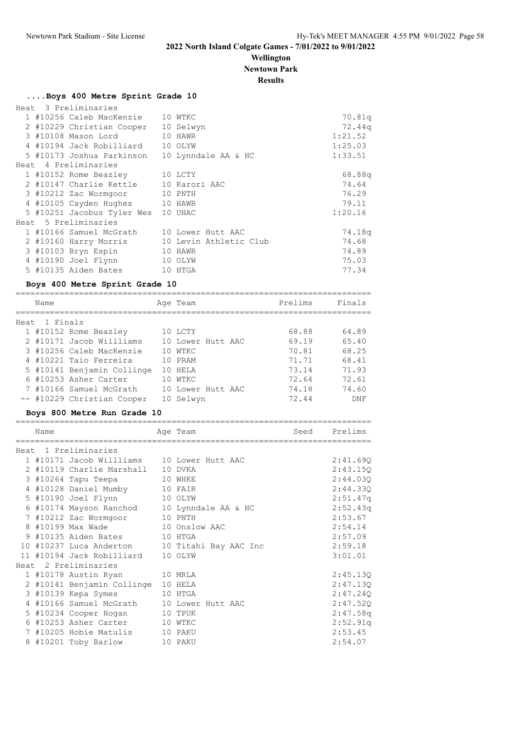## 2022 North Island Colgate Games - 7/01/2022 to 9/01/2022

**Wellington**

**Newtown Park**

**Results**

### ....Boys 400 Metre Sprint Grade 10

| Place | Name | Age | Team | Prelims |
|---|---|---|---|---|
| **Heat 3 Preliminaries** | | | | |
| 1 | #10256 Caleb MacKenzie | 10 | WTKC | 70.81q |
| 2 | #10229 Christian Cooper | 10 | Selwyn | 72.44q |
| 3 | #10108 Mason Lord | 10 | HAWR | 1:21.52 |
| 4 | #10194 Jack Robilliard | 10 | OLYW | 1:25.03 |
| 5 | #10173 Joshua Parkinson | 10 | Lynndale AA & HC | 1:33.51 |
| **Heat 4 Preliminaries** | | | | |
| 1 | #10152 Rome Beazley | 10 | LCTY | 68.88q |
| 2 | #10147 Charlie Kettle | 10 | Karori AAC | 74.64 |
| 3 | #10212 Zac Wormgoor | 10 | PNTH | 76.29 |
| 4 | #10105 Cayden Hughes | 10 | HAWR | 79.11 |
| 5 | #10251 Jacobus Tyler Wes | 10 | UHAC | 1:20.16 |
| **Heat 5 Preliminaries** | | | | |
| 1 | #10166 Samuel McGrath | 10 | Lower Hutt AAC | 74.18q |
| 2 | #10160 Harry Morris | 10 | Levin Athletic Club | 74.68 |
| 3 | #10103 Bryn Espin | 10 | HAWR | 74.89 |
| 4 | #10190 Joel Flynn | 10 | OLYW | 75.03 |
| 5 | #10135 Aiden Bates | 10 | HTGA | 77.34 |

### Boys 400 Metre Sprint Grade 10

| Place | Name | Age | Team | Prelims | Finals |
|---|---|---|---|---|---|
| **Heat 1 Finals** | | | | | |
| 1 | #10152 Rome Beazley | 10 | LCTY | 68.88 | 64.89 |
| 2 | #10171 Jacob Willliams | 10 | Lower Hutt AAC | 69.19 | 65.40 |
| 3 | #10256 Caleb MacKenzie | 10 | WTKC | 70.81 | 68.25 |
| 4 | #10221 Taio Ferreira | 10 | PRAM | 71.71 | 68.41 |
| 5 | #10141 Benjamin Collinge | 10 | HELA | 73.14 | 71.93 |
| 6 | #10253 Asher Carter | 10 | WTKC | 72.64 | 72.61 |
| 7 | #10166 Samuel McGrath | 10 | Lower Hutt AAC | 74.18 | 74.60 |
| -- | #10229 Christian Cooper | 10 | Selwyn | 72.44 | DNF |

### Boys 800 Metre Run Grade 10

| Place | Name | Age | Team | Seed | Prelims |
|---|---|---|---|---|---|
| **Heat 1 Preliminaries** | | | | | |
| 1 | #10171 Jacob Willliams | 10 | Lower Hutt AAC | | 2:41.69Q |
| 2 | #10119 Charlie Marshall | 10 | DVKA | | 2:43.15Q |
| 3 | #10264 Tapu Teepa | 10 | WHKE | | 2:44.03Q |
| 4 | #10128 Daniel Mumby | 10 | FAIR | | 2:44.33Q |
| 5 | #10190 Joel Flynn | 10 | OLYW | | 2:51.47q |
| 6 | #10174 Mayson Ranchod | 10 | Lynndale AA & HC | | 2:52.43q |
| 7 | #10212 Zac Wormgoor | 10 | PNTH | | 2:53.67 |
| 8 | #10199 Max Wade | 10 | Onslow AAC | | 2:54.14 |
| 9 | #10135 Aiden Bates | 10 | HTGA | | 2:57.09 |
| 10 | #10237 Luca Anderton | 10 | Titahi Bay AAC Inc | | 2:59.18 |
| 11 | #10194 Jack Robilliard | 10 | OLYW | | 3:01.01 |
| **Heat 2 Preliminaries** | | | | | |
| 1 | #10178 Austin Ryan | 10 | MRLA | | 2:45.13Q |
| 2 | #10141 Benjamin Collinge | 10 | HELA | | 2:47.13Q |
| 3 | #10139 Kepa Symes | 10 | HTGA | | 2:47.24Q |
| 4 | #10166 Samuel McGrath | 10 | Lower Hutt AAC | | 2:47.52Q |
| 5 | #10234 Cooper Hogan | 10 | TPUK | | 2:47.58q |
| 6 | #10253 Asher Carter | 10 | WTKC | | 2:52.91q |
| 7 | #10205 Hobie Matulis | 10 | PAKU | | 2:53.45 |
| 8 | #10201 Toby Barlow | 10 | PAKU | | 2:54.07 |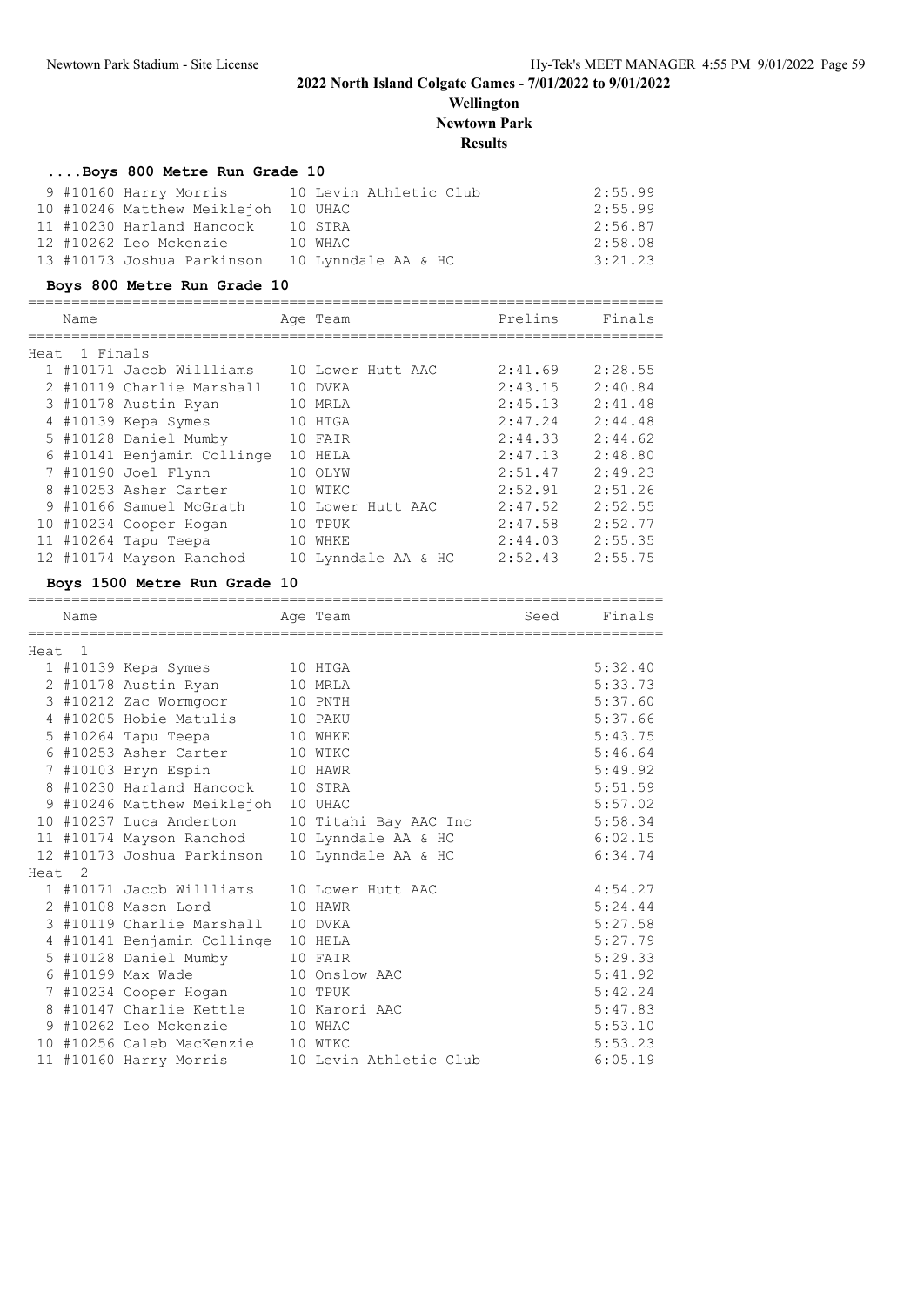# 2022 North Island Colgate Games - 7/01/2022 to 9/01/2022

**Wellington**

**Newtown Park**

**Results**

### ....Boys 800 Metre Run Grade 10

| Place | Name | Age | Team | Finals |
|---|---|---|---|---|
| 9 | #10160 Harry Morris | 10 | Levin Athletic Club | 2:55.99 |
| 10 | #10246 Matthew Meiklejoh | 10 | UHAC | 2:55.99 |
| 11 | #10230 Harland Hancock | 10 | STRA | 2:56.87 |
| 12 | #10262 Leo Mckenzie | 10 | WHAC | 2:58.08 |
| 13 | #10173 Joshua Parkinson | 10 | Lynndale AA & HC | 3:21.23 |

### Boys 800 Metre Run Grade 10

**Heat 1 Finals**

| Place | Name | Age | Team | Prelims | Finals |
|---|---|---|---|---|---|
| 1 | #10171 Jacob Willliams | 10 | Lower Hutt AAC | 2:41.69 | 2:28.55 |
| 2 | #10119 Charlie Marshall | 10 | DVKA | 2:43.15 | 2:40.84 |
| 3 | #10178 Austin Ryan | 10 | MRLA | 2:45.13 | 2:41.48 |
| 4 | #10139 Kepa Symes | 10 | HTGA | 2:47.24 | 2:44.48 |
| 5 | #10128 Daniel Mumby | 10 | FAIR | 2:44.33 | 2:44.62 |
| 6 | #10141 Benjamin Collinge | 10 | HELA | 2:47.13 | 2:48.80 |
| 7 | #10190 Joel Flynn | 10 | OLYW | 2:51.47 | 2:49.23 |
| 8 | #10253 Asher Carter | 10 | WTKC | 2:52.91 | 2:51.26 |
| 9 | #10166 Samuel McGrath | 10 | Lower Hutt AAC | 2:47.52 | 2:52.55 |
| 10 | #10234 Cooper Hogan | 10 | TPUK | 2:47.58 | 2:52.77 |
| 11 | #10264 Tapu Teepa | 10 | WHKE | 2:44.03 | 2:55.35 |
| 12 | #10174 Mayson Ranchod | 10 | Lynndale AA & HC | 2:52.43 | 2:55.75 |

### Boys 1500 Metre Run Grade 10

**Heat 1**

| Place | Name | Age | Team | Seed | Finals |
|---|---|---|---|---|---|
| 1 | #10139 Kepa Symes | 10 | HTGA | | 5:32.40 |
| 2 | #10178 Austin Ryan | 10 | MRLA | | 5:33.73 |
| 3 | #10212 Zac Wormgoor | 10 | PNTH | | 5:37.60 |
| 4 | #10205 Hobie Matulis | 10 | PAKU | | 5:37.66 |
| 5 | #10264 Tapu Teepa | 10 | WHKE | | 5:43.75 |
| 6 | #10253 Asher Carter | 10 | WTKC | | 5:46.64 |
| 7 | #10103 Bryn Espin | 10 | HAWR | | 5:49.92 |
| 8 | #10230 Harland Hancock | 10 | STRA | | 5:51.59 |
| 9 | #10246 Matthew Meiklejoh | 10 | UHAC | | 5:57.02 |
| 10 | #10237 Luca Anderton | 10 | Titahi Bay AAC Inc | | 5:58.34 |
| 11 | #10174 Mayson Ranchod | 10 | Lynndale AA & HC | | 6:02.15 |
| 12 | #10173 Joshua Parkinson | 10 | Lynndale AA & HC | | 6:34.74 |

**Heat 2**

| Place | Name | Age | Team | Seed | Finals |
|---|---|---|---|---|---|
| 1 | #10171 Jacob Willliams | 10 | Lower Hutt AAC | | 4:54.27 |
| 2 | #10108 Mason Lord | 10 | HAWR | | 5:24.44 |
| 3 | #10119 Charlie Marshall | 10 | DVKA | | 5:27.58 |
| 4 | #10141 Benjamin Collinge | 10 | HELA | | 5:27.79 |
| 5 | #10128 Daniel Mumby | 10 | FAIR | | 5:29.33 |
| 6 | #10199 Max Wade | 10 | Onslow AAC | | 5:41.92 |
| 7 | #10234 Cooper Hogan | 10 | TPUK | | 5:42.24 |
| 8 | #10147 Charlie Kettle | 10 | Karori AAC | | 5:47.83 |
| 9 | #10262 Leo Mckenzie | 10 | WHAC | | 5:53.10 |
| 10 | #10256 Caleb MacKenzie | 10 | WTKC | | 5:53.23 |
| 11 | #10160 Harry Morris | 10 | Levin Athletic Club | | 6:05.19 |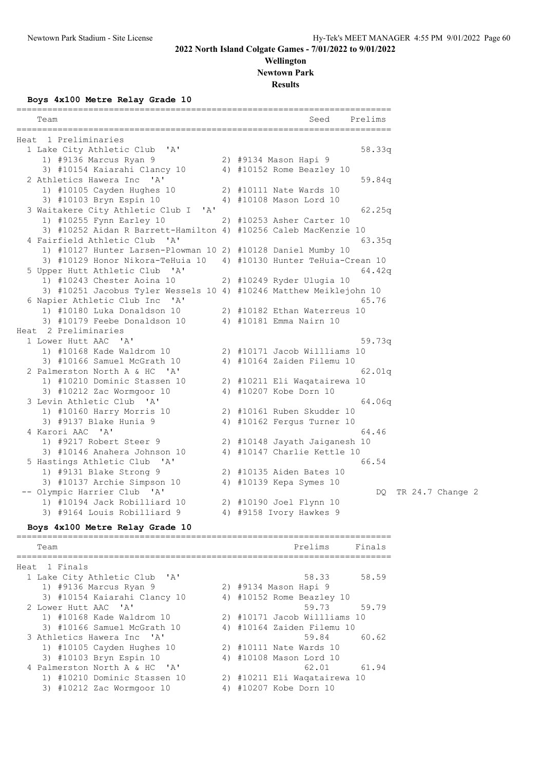## 2022 North Island Colgate Games - 7/01/2022 to 9/01/2022

**Wellington**

**Newtown Park**

**Results**

### Boys 4x100 Metre Relay Grade 10

| | Team | Seed | Prelims | |
|---|---|---|---|---|
| **Heat 1 Preliminaries** | | | | |
| 1 | Lake City Athletic Club 'A' | | 58.33q | |
| | 1) #9136 Marcus Ryan 9; 2) #9134 Mason Hapi 9; 3) #10154 Kaiarahi Clancy 10; 4) #10152 Rome Beazley 10 | | | |
| 2 | Athletics Hawera Inc 'A' | | 59.84q | |
| | 1) #10105 Cayden Hughes 10; 2) #10111 Nate Wards 10; 3) #10103 Bryn Espin 10; 4) #10108 Mason Lord 10 | | | |
| 3 | Waitakere City Athletic Club I 'A' | | 62.25q | |
| | 1) #10255 Fynn Earley 10; 2) #10253 Asher Carter 10; 3) #10252 Aidan R Barrett-Hamilton; 4) #10256 Caleb MacKenzie 10 | | | |
| 4 | Fairfield Athletic Club 'A' | | 63.35q | |
| | 1) #10127 Hunter Larsen-Plowman 10; 2) #10128 Daniel Mumby 10; 3) #10129 Honor Nikora-TeHuia 10; 4) #10130 Hunter TeHuia-Crean 10 | | | |
| 5 | Upper Hutt Athletic Club 'A' | | 64.42q | |
| | 1) #10243 Chester Aoina 10; 2) #10249 Ryder Ulugia 10; 3) #10251 Jacobus Tyler Wessels 10; 4) #10246 Matthew Meiklejohn 10 | | | |
| 6 | Napier Athletic Club Inc 'A' | | 65.76 | |
| | 1) #10180 Luka Donaldson 10; 2) #10182 Ethan Waterreus 10; 3) #10179 Feebe Donaldson 10; 4) #10181 Emma Nairn 10 | | | |
| **Heat 2 Preliminaries** | | | | |
| 1 | Lower Hutt AAC 'A' | | 59.73q | |
| | 1) #10168 Kade Waldrom 10; 2) #10171 Jacob Willliams 10; 3) #10166 Samuel McGrath 10; 4) #10164 Zaiden Filemu 10 | | | |
| 2 | Palmerston North A & HC 'A' | | 62.01q | |
| | 1) #10210 Dominic Stassen 10; 2) #10211 Eli Waqatairewa 10; 3) #10212 Zac Wormgoor 10; 4) #10207 Kobe Dorn 10 | | | |
| 3 | Levin Athletic Club 'A' | | 64.06q | |
| | 1) #10160 Harry Morris 10; 2) #10161 Ruben Skudder 10; 3) #9137 Blake Hunia 9; 4) #10162 Fergus Turner 10 | | | |
| 4 | Karori AAC 'A' | | 64.46 | |
| | 1) #9217 Robert Steer 9; 2) #10148 Jayath Jaiganesh 10; 3) #10146 Anahera Johnson 10; 4) #10147 Charlie Kettle 10 | | | |
| 5 | Hastings Athletic Club 'A' | | 66.54 | |
| | 1) #9131 Blake Strong 9; 2) #10135 Aiden Bates 10; 3) #10137 Archie Simpson 10; 4) #10139 Kepa Symes 10 | | | |
| -- | Olympic Harrier Club 'A' | | DQ | TR 24.7 Change 2 |
| | 1) #10194 Jack Robilliard 10; 2) #10190 Joel Flynn 10; 3) #9164 Louis Robilliard 9; 4) #9158 Ivory Hawkes 9 | | | |

### Boys 4x100 Metre Relay Grade 10

| | Team | Prelims | Finals |
|---|---|---|---|
| **Heat 1 Finals** | | | |
| 1 | Lake City Athletic Club 'A' | 58.33 | 58.59 |
| | 1) #9136 Marcus Ryan 9; 2) #9134 Mason Hapi 9; 3) #10154 Kaiarahi Clancy 10; 4) #10152 Rome Beazley 10 | | |
| 2 | Lower Hutt AAC 'A' | 59.73 | 59.79 |
| | 1) #10168 Kade Waldrom 10; 2) #10171 Jacob Willliams 10; 3) #10166 Samuel McGrath 10; 4) #10164 Zaiden Filemu 10 | | |
| 3 | Athletics Hawera Inc 'A' | 59.84 | 60.62 |
| | 1) #10105 Cayden Hughes 10; 2) #10111 Nate Wards 10; 3) #10103 Bryn Espin 10; 4) #10108 Mason Lord 10 | | |
| 4 | Palmerston North A & HC 'A' | 62.01 | 61.94 |
| | 1) #10210 Dominic Stassen 10; 2) #10211 Eli Waqatairewa 10; 3) #10212 Zac Wormgoor 10; 4) #10207 Kobe Dorn 10 | | |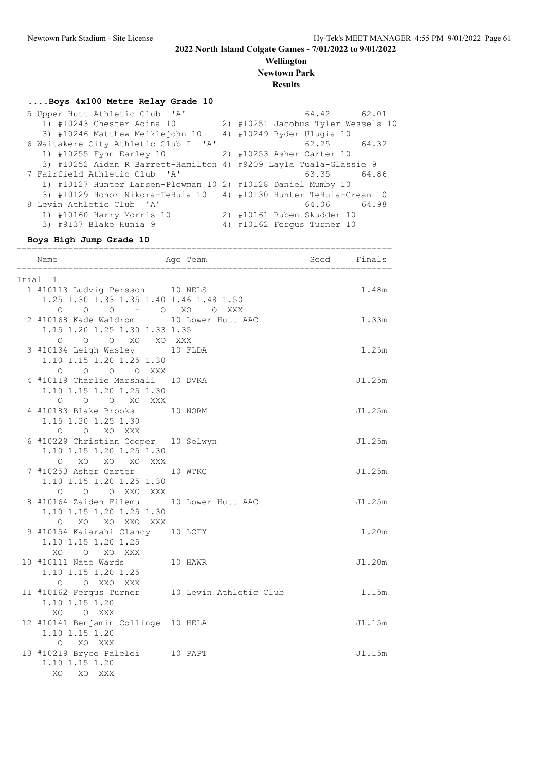## 2022 North Island Colgate Games - 7/01/2022 to 9/01/2022

**Wellington**

**Newtown Park**

**Results**

### ....Boys 4x100 Metre Relay Grade 10

```
 5 Upper Hutt Athletic Club  'A'                           64.42      62.01
    1) #10243 Chester Aoina 10          2) #10251 Jacobus Tyler Wessels 10
    3) #10246 Matthew Meiklejohn 10     4) #10249 Ryder Ulugia 10
 6 Waitakere City Athletic Club I  'A'                     62.25      64.32
    1) #10255 Fynn Earley 10            2) #10253 Asher Carter 10
    3) #10252 Aidan R Barrett-Hamilton 4) #9209 Layla Tuala-Glassie 9
 7 Fairfield Athletic Club  'A'                            63.35      64.86
    1) #10127 Hunter Larsen-Plowman 10 2) #10128 Daniel Mumby 10
    3) #10129 Honor Nikora-TeHuia 10    4) #10130 Hunter TeHuia-Crean 10
 8 Levin Athletic Club  'A'                                64.06      64.98
    1) #10160 Harry Morris 10           2) #10161 Ruben Skudder 10
    3) #9137 Blake Hunia 9              4) #10162 Fergus Turner 10
```

### Boys High Jump Grade 10

```
========================================================================
    Name                    Age Team                    Seed     Finals
========================================================================
Trial  1
  1 #10113 Ludvig Persson     10 NELS                              1.48m
     1.25 1.30 1.33 1.35 1.40 1.46 1.48 1.50
       O    O    O    -    O   XO    O  XXX
  2 #10168 Kade Waldrom       10 Lower Hutt AAC                    1.33m
     1.15 1.20 1.25 1.30 1.33 1.35
       O    O    O   XO   XO  XXX
  3 #10134 Leigh Wasley       10 FLDA                              1.25m
     1.10 1.15 1.20 1.25 1.30
       O    O    O    O  XXX
  4 #10119 Charlie Marshall   10 DVKA                             J1.25m
     1.10 1.15 1.20 1.25 1.30
       O    O    O   XO  XXX
  4 #10183 Blake Brooks       10 NORM                             J1.25m
     1.15 1.20 1.25 1.30
       O    O   XO  XXX
  6 #10229 Christian Cooper   10 Selwyn                           J1.25m
     1.10 1.15 1.20 1.25 1.30
       O   XO   XO   XO  XXX
  7 #10253 Asher Carter       10 WTKC                             J1.25m
     1.10 1.15 1.20 1.25 1.30
       O    O    O  XXO  XXX
  8 #10164 Zaiden Filemu      10 Lower Hutt AAC                   J1.25m
     1.10 1.15 1.20 1.25 1.30
       O   XO   XO  XXO  XXX
  9 #10154 Kaiarahi Clancy    10 LCTY                              1.20m
     1.10 1.15 1.20 1.25
      XO    O   XO  XXX
 10 #10111 Nate Wards         10 HAWR                             J1.20m
     1.10 1.15 1.20 1.25
       O    O  XXO  XXX
 11 #10162 Fergus Turner      10 Levin Athletic Club               1.15m
     1.10 1.15 1.20
      XO    O  XXX
 12 #10141 Benjamin Collinge  10 HELA                             J1.15m
     1.10 1.15 1.20
       O   XO  XXX
 13 #10219 Bryce Palelei      10 PAPT                             J1.15m
     1.10 1.15 1.20
      XO   XO  XXX
```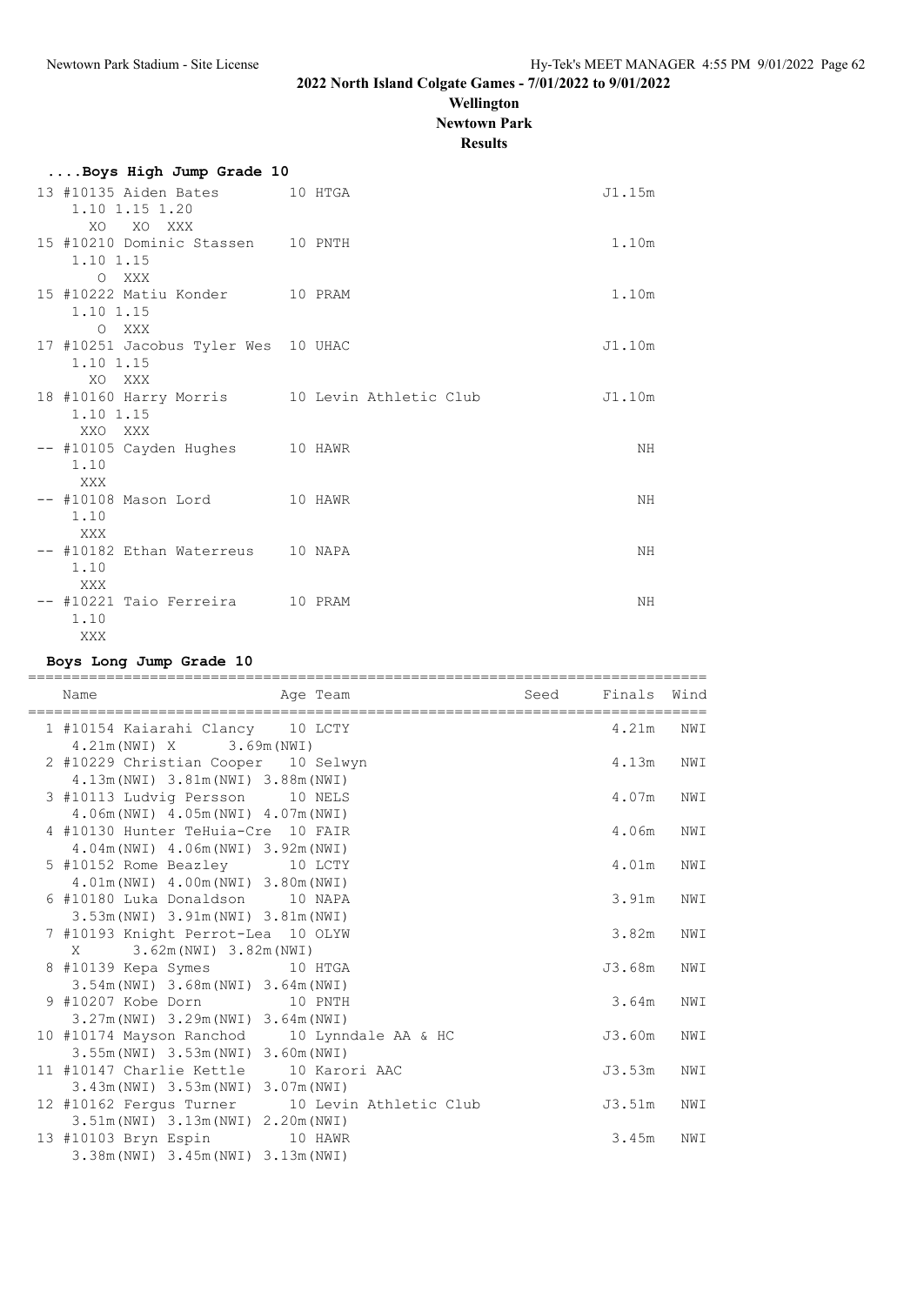## 2022 North Island Colgate Games - 7/01/2022 to 9/01/2022

**Wellington**

**Newtown Park**

**Results**

### ....Boys High Jump Grade 10

```
 13 #10135 Aiden Bates          10 HTGA                                 J1.15m
     1.10 1.15 1.20
       XO   XO  XXX
 15 #10210 Dominic Stassen      10 PNTH                                  1.10m
     1.10 1.15
        O  XXX
 15 #10222 Matiu Konder         10 PRAM                                  1.10m
     1.10 1.15
        O  XXX
 17 #10251 Jacobus Tyler Wes    10 UHAC                                 J1.10m
     1.10 1.15
       XO  XXX
 18 #10160 Harry Morris         10 Levin Athletic Club                  J1.10m
     1.10 1.15
      XXO  XXX
 -- #10105 Cayden Hughes        10 HAWR                                     NH
     1.10
      XXX
 -- #10108 Mason Lord           10 HAWR                                     NH
     1.10
      XXX
 -- #10182 Ethan Waterreus      10 NAPA                                     NH
     1.10
      XXX
 -- #10221 Taio Ferreira        10 PRAM                                     NH
     1.10
      XXX
```

### Boys Long Jump Grade 10

```
============================================================================
    Name                    Age Team                  Seed    Finals  Wind
============================================================================
  1 #10154 Kaiarahi Clancy    10 LCTY                           4.21m   NWI
     4.21m(NWI) X        3.69m(NWI)
  2 #10229 Christian Cooper   10 Selwyn                         4.13m   NWI
     4.13m(NWI) 3.81m(NWI) 3.88m(NWI)
  3 #10113 Ludvig Persson     10 NELS                           4.07m   NWI
     4.06m(NWI) 4.05m(NWI) 4.07m(NWI)
  4 #10130 Hunter TeHuia-Cre  10 FAIR                           4.06m   NWI
     4.04m(NWI) 4.06m(NWI) 3.92m(NWI)
  5 #10152 Rome Beazley       10 LCTY                           4.01m   NWI
     4.01m(NWI) 4.00m(NWI) 3.80m(NWI)
  6 #10180 Luka Donaldson     10 NAPA                           3.91m   NWI
     3.53m(NWI) 3.91m(NWI) 3.81m(NWI)
  7 #10193 Knight Perrot-Lea  10 OLYW                           3.82m   NWI
     X       3.62m(NWI) 3.82m(NWI)
  8 #10139 Kepa Symes         10 HTGA                          J3.68m   NWI
     3.54m(NWI) 3.68m(NWI) 3.64m(NWI)
  9 #10207 Kobe Dorn          10 PNTH                           3.64m   NWI
     3.27m(NWI) 3.29m(NWI) 3.64m(NWI)
 10 #10174 Mayson Ranchod     10 Lynndale AA & HC              J3.60m   NWI
     3.55m(NWI) 3.53m(NWI) 3.60m(NWI)
 11 #10147 Charlie Kettle     10 Karori AAC                    J3.53m   NWI
     3.43m(NWI) 3.53m(NWI) 3.07m(NWI)
 12 #10162 Fergus Turner      10 Levin Athletic Club           J3.51m   NWI
     3.51m(NWI) 3.13m(NWI) 2.20m(NWI)
 13 #10103 Bryn Espin         10 HAWR                           3.45m   NWI
     3.38m(NWI) 3.45m(NWI) 3.13m(NWI)
```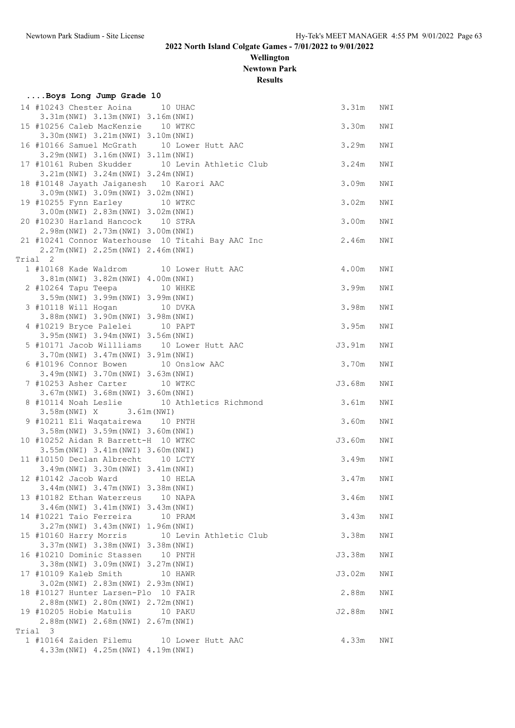# 2022 North Island Colgate Games - 7/01/2022 to 9/01/2022

## Wellington

## Newtown Park

## Results

### ....Boys Long Jump Grade 10

```
 14 #10243 Chester Aoina       10 UHAC                          3.31m   NWI
     3.31m(NWI) 3.13m(NWI) 3.16m(NWI)
 15 #10256 Caleb MacKenzie     10 WTKC                          3.30m   NWI
     3.30m(NWI) 3.21m(NWI) 3.10m(NWI)
 16 #10166 Samuel McGrath      10 Lower Hutt AAC                3.29m   NWI
     3.29m(NWI) 3.16m(NWI) 3.11m(NWI)
 17 #10161 Ruben Skudder       10 Levin Athletic Club           3.24m   NWI
     3.21m(NWI) 3.24m(NWI) 3.24m(NWI)
 18 #10148 Jayath Jaiganesh    10 Karori AAC                    3.09m   NWI
     3.09m(NWI) 3.09m(NWI) 3.02m(NWI)
 19 #10255 Fynn Earley         10 WTKC                          3.02m   NWI
     3.00m(NWI) 2.83m(NWI) 3.02m(NWI)
 20 #10230 Harland Hancock     10 STRA                          3.00m   NWI
     2.98m(NWI) 2.73m(NWI) 3.00m(NWI)
 21 #10241 Connor Waterhouse   10 Titahi Bay AAC Inc            2.46m   NWI
     2.27m(NWI) 2.25m(NWI) 2.46m(NWI)
Trial  2
  1 #10168 Kade Waldrom        10 Lower Hutt AAC                4.00m   NWI
     3.81m(NWI) 3.82m(NWI) 4.00m(NWI)
  2 #10264 Tapu Teepa          10 WHKE                          3.99m   NWI
     3.59m(NWI) 3.99m(NWI) 3.99m(NWI)
  3 #10118 Will Hogan          10 DVKA                          3.98m   NWI
     3.88m(NWI) 3.90m(NWI) 3.98m(NWI)
  4 #10219 Bryce Palelei       10 PAPT                          3.95m   NWI
     3.95m(NWI) 3.94m(NWI) 3.56m(NWI)
  5 #10171 Jacob Willliams     10 Lower Hutt AAC               J3.91m   NWI
     3.70m(NWI) 3.47m(NWI) 3.91m(NWI)
  6 #10196 Connor Bowen        10 Onslow AAC                    3.70m   NWI
     3.49m(NWI) 3.70m(NWI) 3.63m(NWI)
  7 #10253 Asher Carter        10 WTKC                         J3.68m   NWI
     3.67m(NWI) 3.68m(NWI) 3.60m(NWI)
  8 #10114 Noah Leslie         10 Athletics Richmond            3.61m   NWI
     3.58m(NWI) X      3.61m(NWI)
  9 #10211 Eli Waqatairewa     10 PNTH                          3.60m   NWI
     3.58m(NWI) 3.59m(NWI) 3.60m(NWI)
 10 #10252 Aidan R Barrett-H   10 WTKC                         J3.60m   NWI
     3.55m(NWI) 3.41m(NWI) 3.60m(NWI)
 11 #10150 Declan Albrecht     10 LCTY                          3.49m   NWI
     3.49m(NWI) 3.30m(NWI) 3.41m(NWI)
 12 #10142 Jacob Ward          10 HELA                          3.47m   NWI
     3.44m(NWI) 3.47m(NWI) 3.38m(NWI)
 13 #10182 Ethan Waterreus     10 NAPA                          3.46m   NWI
     3.46m(NWI) 3.41m(NWI) 3.43m(NWI)
 14 #10221 Taio Ferreira       10 PRAM                          3.43m   NWI
     3.27m(NWI) 3.43m(NWI) 1.96m(NWI)
 15 #10160 Harry Morris        10 Levin Athletic Club           3.38m   NWI
     3.37m(NWI) 3.38m(NWI) 3.38m(NWI)
 16 #10210 Dominic Stassen     10 PNTH                         J3.38m   NWI
     3.38m(NWI) 3.09m(NWI) 3.27m(NWI)
 17 #10109 Kaleb Smith         10 HAWR                         J3.02m   NWI
     3.02m(NWI) 2.83m(NWI) 2.93m(NWI)
 18 #10127 Hunter Larsen-Plo   10 FAIR                          2.88m   NWI
     2.88m(NWI) 2.80m(NWI) 2.72m(NWI)
 19 #10205 Hobie Matulis       10 PAKU                         J2.88m   NWI
     2.88m(NWI) 2.68m(NWI) 2.67m(NWI)
Trial  3
  1 #10164 Zaiden Filemu       10 Lower Hutt AAC                4.33m   NWI
     4.33m(NWI) 4.25m(NWI) 4.19m(NWI)
```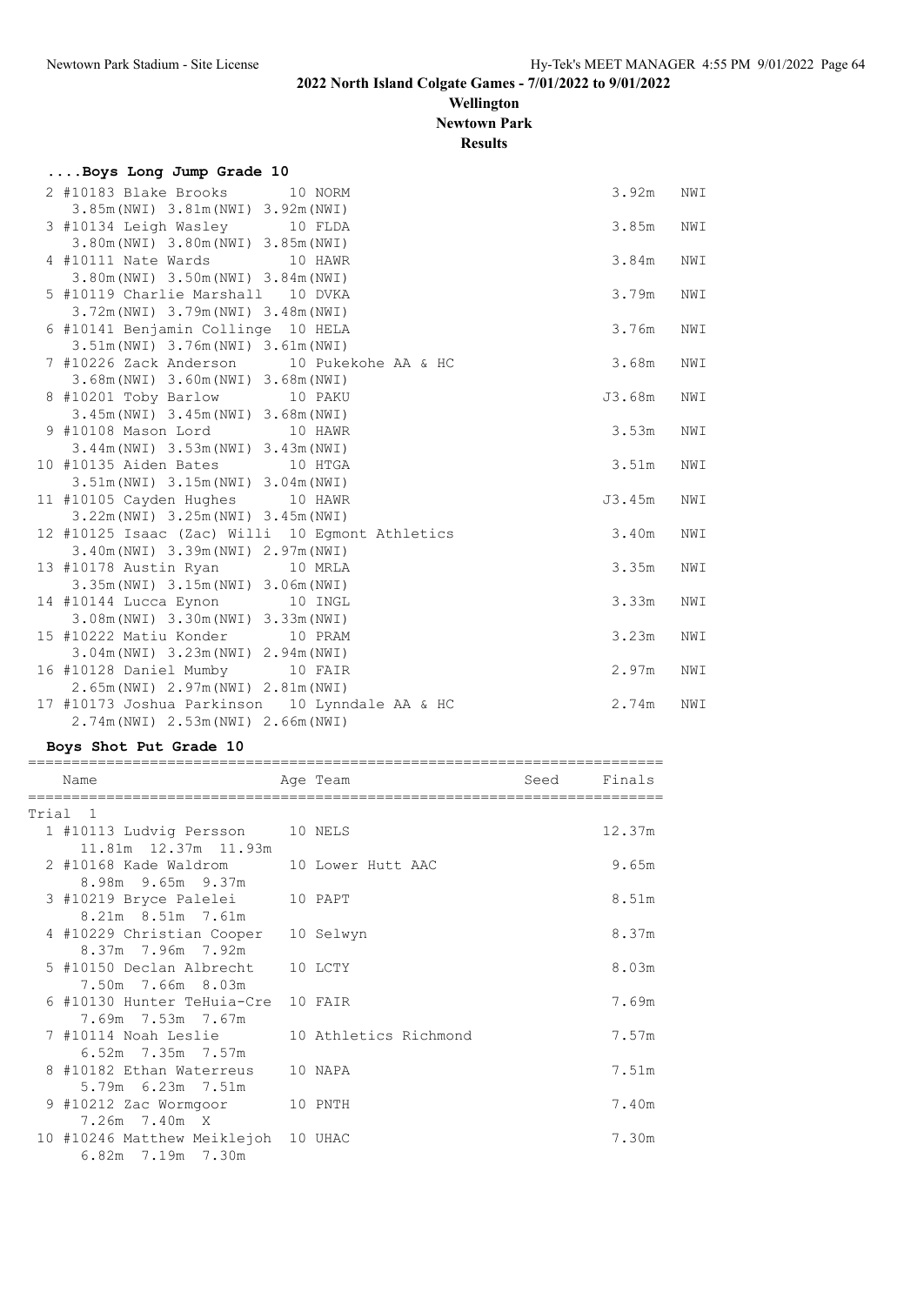# 2022 North Island Colgate Games - 7/01/2022 to 9/01/2022

## Wellington

## Newtown Park

## Results

### ....Boys Long Jump Grade 10

| Place | # | Name | Age | Team | Finals | Wind |
|---|---|---|---|---|---|---|
| 2 | #10183 | Blake Brooks | 10 | NORM | 3.92m | NWI |
| | | 3.85m(NWI) 3.81m(NWI) 3.92m(NWI) | | | | |
| 3 | #10134 | Leigh Wasley | 10 | FLDA | 3.85m | NWI |
| | | 3.80m(NWI) 3.80m(NWI) 3.85m(NWI) | | | | |
| 4 | #10111 | Nate Wards | 10 | HAWR | 3.84m | NWI |
| | | 3.80m(NWI) 3.50m(NWI) 3.84m(NWI) | | | | |
| 5 | #10119 | Charlie Marshall | 10 | DVKA | 3.79m | NWI |
| | | 3.72m(NWI) 3.79m(NWI) 3.48m(NWI) | | | | |
| 6 | #10141 | Benjamin Collinge | 10 | HELA | 3.76m | NWI |
| | | 3.51m(NWI) 3.76m(NWI) 3.61m(NWI) | | | | |
| 7 | #10226 | Zack Anderson | 10 | Pukekohe AA & HC | 3.68m | NWI |
| | | 3.68m(NWI) 3.60m(NWI) 3.68m(NWI) | | | | |
| 8 | #10201 | Toby Barlow | 10 | PAKU | J3.68m | NWI |
| | | 3.45m(NWI) 3.45m(NWI) 3.68m(NWI) | | | | |
| 9 | #10108 | Mason Lord | 10 | HAWR | 3.53m | NWI |
| | | 3.44m(NWI) 3.53m(NWI) 3.43m(NWI) | | | | |
| 10 | #10135 | Aiden Bates | 10 | HTGA | 3.51m | NWI |
| | | 3.51m(NWI) 3.15m(NWI) 3.04m(NWI) | | | | |
| 11 | #10105 | Cayden Hughes | 10 | HAWR | J3.45m | NWI |
| | | 3.22m(NWI) 3.25m(NWI) 3.45m(NWI) | | | | |
| 12 | #10125 | Isaac (Zac) Willi | 10 | Egmont Athletics | 3.40m | NWI |
| | | 3.40m(NWI) 3.39m(NWI) 2.97m(NWI) | | | | |
| 13 | #10178 | Austin Ryan | 10 | MRLA | 3.35m | NWI |
| | | 3.35m(NWI) 3.15m(NWI) 3.06m(NWI) | | | | |
| 14 | #10144 | Lucca Eynon | 10 | INGL | 3.33m | NWI |
| | | 3.08m(NWI) 3.30m(NWI) 3.33m(NWI) | | | | |
| 15 | #10222 | Matiu Konder | 10 | PRAM | 3.23m | NWI |
| | | 3.04m(NWI) 3.23m(NWI) 2.94m(NWI) | | | | |
| 16 | #10128 | Daniel Mumby | 10 | FAIR | 2.97m | NWI |
| | | 2.65m(NWI) 2.97m(NWI) 2.81m(NWI) | | | | |
| 17 | #10173 | Joshua Parkinson | 10 | Lynndale AA & HC | 2.74m | NWI |
| | | 2.74m(NWI) 2.53m(NWI) 2.66m(NWI) | | | | |

### Boys Shot Put Grade 10

Trial 1

| Place | # | Name | Age | Team | Seed | Finals |
|---|---|---|---|---|---|---|
| 1 | #10113 | Ludvig Persson | 10 | NELS | | 12.37m |
| | | 11.81m 12.37m 11.93m | | | | |
| 2 | #10168 | Kade Waldrom | 10 | Lower Hutt AAC | | 9.65m |
| | | 8.98m 9.65m 9.37m | | | | |
| 3 | #10219 | Bryce Palelei | 10 | PAPT | | 8.51m |
| | | 8.21m 8.51m 7.61m | | | | |
| 4 | #10229 | Christian Cooper | 10 | Selwyn | | 8.37m |
| | | 8.37m 7.96m 7.92m | | | | |
| 5 | #10150 | Declan Albrecht | 10 | LCTY | | 8.03m |
| | | 7.50m 7.66m 8.03m | | | | |
| 6 | #10130 | Hunter TeHuia-Cre | 10 | FAIR | | 7.69m |
| | | 7.69m 7.53m 7.67m | | | | |
| 7 | #10114 | Noah Leslie | 10 | Athletics Richmond | | 7.57m |
| | | 6.52m 7.35m 7.57m | | | | |
| 8 | #10182 | Ethan Waterreus | 10 | NAPA | | 7.51m |
| | | 5.79m 6.23m 7.51m | | | | |
| 9 | #10212 | Zac Wormgoor | 10 | PNTH | | 7.40m |
| | | 7.26m 7.40m X | | | | |
| 10 | #10246 | Matthew Meiklejoh | 10 | UHAC | | 7.30m |
| | | 6.82m 7.19m 7.30m | | | | |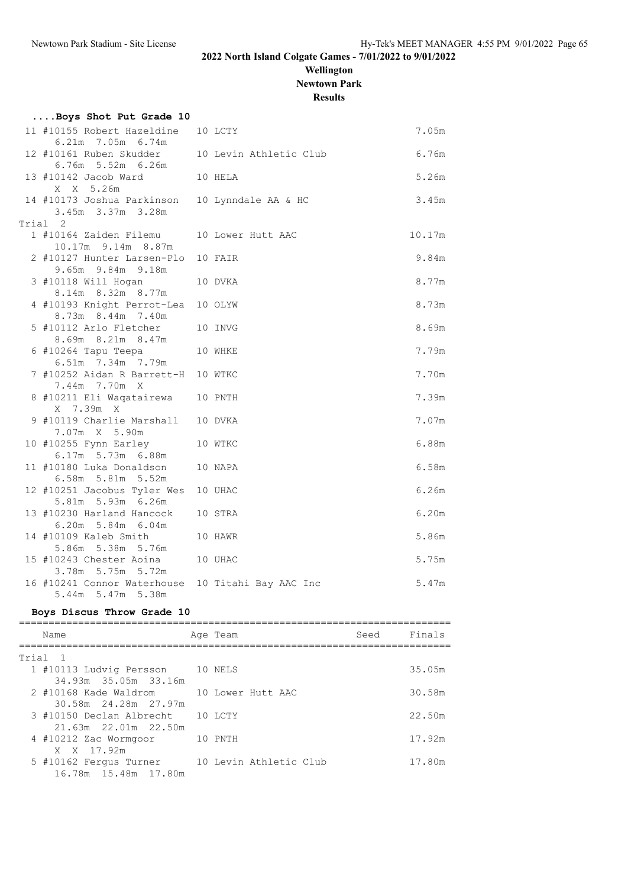## 2022 North Island Colgate Games - 7/01/2022 to 9/01/2022

**Wellington**

**Newtown Park**

**Results**

### ....Boys Shot Put Grade 10

| Place | Name | Age | Team | Finals |
|---|---|---|---|---|
| 11 | #10155 Robert Hazeldine | 10 | LCTY | 7.05m |
| | 6.21m 7.05m 6.74m | | | |
| 12 | #10161 Ruben Skudder | 10 | Levin Athletic Club | 6.76m |
| | 6.76m 5.52m 6.26m | | | |
| 13 | #10142 Jacob Ward | 10 | HELA | 5.26m |
| | X X 5.26m | | | |
| 14 | #10173 Joshua Parkinson | 10 | Lynndale AA & HC | 3.45m |
| | 3.45m 3.37m 3.28m | | | |
| **Trial 2** | | | | |
| 1 | #10164 Zaiden Filemu | 10 | Lower Hutt AAC | 10.17m |
| | 10.17m 9.14m 8.87m | | | |
| 2 | #10127 Hunter Larsen-Plo | 10 | FAIR | 9.84m |
| | 9.65m 9.84m 9.18m | | | |
| 3 | #10118 Will Hogan | 10 | DVKA | 8.77m |
| | 8.14m 8.32m 8.77m | | | |
| 4 | #10193 Knight Perrot-Lea | 10 | OLYW | 8.73m |
| | 8.73m 8.44m 7.40m | | | |
| 5 | #10112 Arlo Fletcher | 10 | INVG | 8.69m |
| | 8.69m 8.21m 8.47m | | | |
| 6 | #10264 Tapu Teepa | 10 | WHKE | 7.79m |
| | 6.51m 7.34m 7.79m | | | |
| 7 | #10252 Aidan R Barrett-H | 10 | WTKC | 7.70m |
| | 7.44m 7.70m X | | | |
| 8 | #10211 Eli Waqatairewa | 10 | PNTH | 7.39m |
| | X 7.39m X | | | |
| 9 | #10119 Charlie Marshall | 10 | DVKA | 7.07m |
| | 7.07m X 5.90m | | | |
| 10 | #10255 Fynn Earley | 10 | WTKC | 6.88m |
| | 6.17m 5.73m 6.88m | | | |
| 11 | #10180 Luka Donaldson | 10 | NAPA | 6.58m |
| | 6.58m 5.81m 5.52m | | | |
| 12 | #10251 Jacobus Tyler Wes | 10 | UHAC | 6.26m |
| | 5.81m 5.93m 6.26m | | | |
| 13 | #10230 Harland Hancock | 10 | STRA | 6.20m |
| | 6.20m 5.84m 6.04m | | | |
| 14 | #10109 Kaleb Smith | 10 | HAWR | 5.86m |
| | 5.86m 5.38m 5.76m | | | |
| 15 | #10243 Chester Aoina | 10 | UHAC | 5.75m |
| | 3.78m 5.75m 5.72m | | | |
| 16 | #10241 Connor Waterhouse | 10 | Titahi Bay AAC Inc | 5.47m |
| | 5.44m 5.47m 5.38m | | | |

### Boys Discus Throw Grade 10

| Place | Name | Age | Team | Seed | Finals |
|---|---|---|---|---|---|
| **Trial 1** | | | | | |
| 1 | #10113 Ludvig Persson | 10 | NELS | | 35.05m |
| | 34.93m 35.05m 33.16m | | | | |
| 2 | #10168 Kade Waldrom | 10 | Lower Hutt AAC | | 30.58m |
| | 30.58m 24.28m 27.97m | | | | |
| 3 | #10150 Declan Albrecht | 10 | LCTY | | 22.50m |
| | 21.63m 22.01m 22.50m | | | | |
| 4 | #10212 Zac Wormgoor | 10 | PNTH | | 17.92m |
| | X X 17.92m | | | | |
| 5 | #10162 Fergus Turner | 10 | Levin Athletic Club | | 17.80m |
| | 16.78m 15.48m 17.80m | | | | |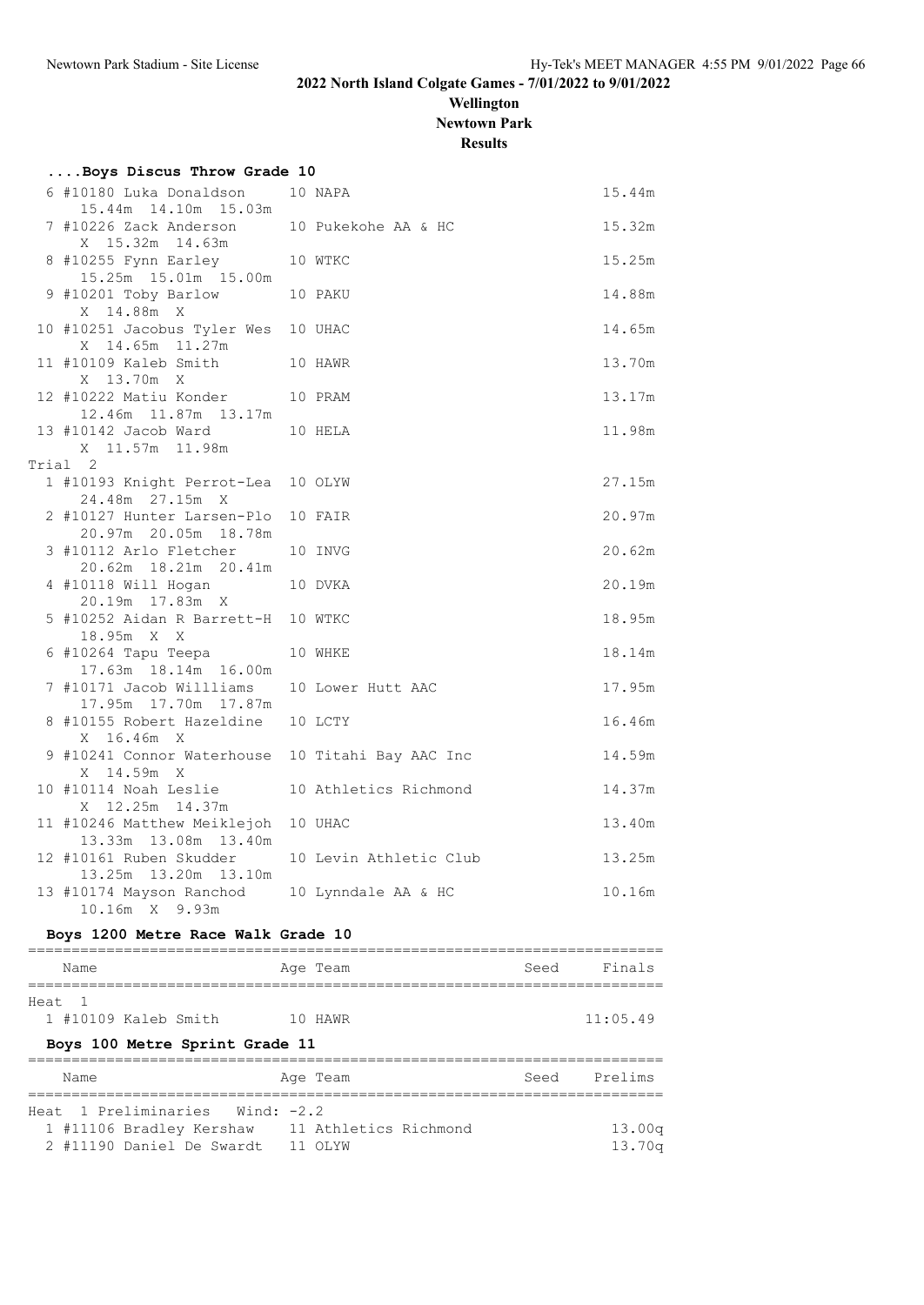2022 North Island Colgate Games - 7/01/2022 to 9/01/2022

Wellington

Newtown Park

Results

### ....Boys Discus Throw Grade 10

| Place | Name | Age | Team | Finals |
|---|---|---|---|---|
| 6 | #10180 Luka Donaldson | 10 | NAPA | 15.44m |
| | 15.44m 14.10m 15.03m | | | |
| 7 | #10226 Zack Anderson | 10 | Pukekohe AA & HC | 15.32m |
| | X 15.32m 14.63m | | | |
| 8 | #10255 Fynn Earley | 10 | WTKC | 15.25m |
| | 15.25m 15.01m 15.00m | | | |
| 9 | #10201 Toby Barlow | 10 | PAKU | 14.88m |
| | X 14.88m X | | | |
| 10 | #10251 Jacobus Tyler Wes | 10 | UHAC | 14.65m |
| | X 14.65m 11.27m | | | |
| 11 | #10109 Kaleb Smith | 10 | HAWR | 13.70m |
| | X 13.70m X | | | |
| 12 | #10222 Matiu Konder | 10 | PRAM | 13.17m |
| | 12.46m 11.87m 13.17m | | | |
| 13 | #10142 Jacob Ward | 10 | HELA | 11.98m |
| | X 11.57m 11.98m | | | |

Trial 2

| Place | Name | Age | Team | Finals |
|---|---|---|---|---|
| 1 | #10193 Knight Perrot-Lea | 10 | OLYW | 27.15m |
| | 24.48m 27.15m X | | | |
| 2 | #10127 Hunter Larsen-Plo | 10 | FAIR | 20.97m |
| | 20.97m 20.05m 18.78m | | | |
| 3 | #10112 Arlo Fletcher | 10 | INVG | 20.62m |
| | 20.62m 18.21m 20.41m | | | |
| 4 | #10118 Will Hogan | 10 | DVKA | 20.19m |
| | 20.19m 17.83m X | | | |
| 5 | #10252 Aidan R Barrett-H | 10 | WTKC | 18.95m |
| | 18.95m X X | | | |
| 6 | #10264 Tapu Teepa | 10 | WHKE | 18.14m |
| | 17.63m 18.14m 16.00m | | | |
| 7 | #10171 Jacob Willliams | 10 | Lower Hutt AAC | 17.95m |
| | 17.95m 17.70m 17.87m | | | |
| 8 | #10155 Robert Hazeldine | 10 | LCTY | 16.46m |
| | X 16.46m X | | | |
| 9 | #10241 Connor Waterhouse | 10 | Titahi Bay AAC Inc | 14.59m |
| | X 14.59m X | | | |
| 10 | #10114 Noah Leslie | 10 | Athletics Richmond | 14.37m |
| | X 12.25m 14.37m | | | |
| 11 | #10246 Matthew Meiklejoh | 10 | UHAC | 13.40m |
| | 13.33m 13.08m 13.40m | | | |
| 12 | #10161 Ruben Skudder | 10 | Levin Athletic Club | 13.25m |
| | 13.25m 13.20m 13.10m | | | |
| 13 | #10174 Mayson Ranchod | 10 | Lynndale AA & HC | 10.16m |
| | 10.16m X 9.93m | | | |

### Boys 1200 Metre Race Walk Grade 10

| Place | Name | Age | Team | Seed | Finals |
|---|---|---|---|---|---|
| Heat 1 | | | | | |
| 1 | #10109 Kaleb Smith | 10 | HAWR | | 11:05.49 |

### Boys 100 Metre Sprint Grade 11

| Place | Name | Age | Team | Seed | Prelims |
|---|---|---|---|---|---|
| Heat 1 Preliminaries Wind: -2.2 | | | | | |
| 1 | #11106 Bradley Kershaw | 11 | Athletics Richmond | | 13.00q |
| 2 | #11190 Daniel De Swardt | 11 | OLYW | | 13.70q |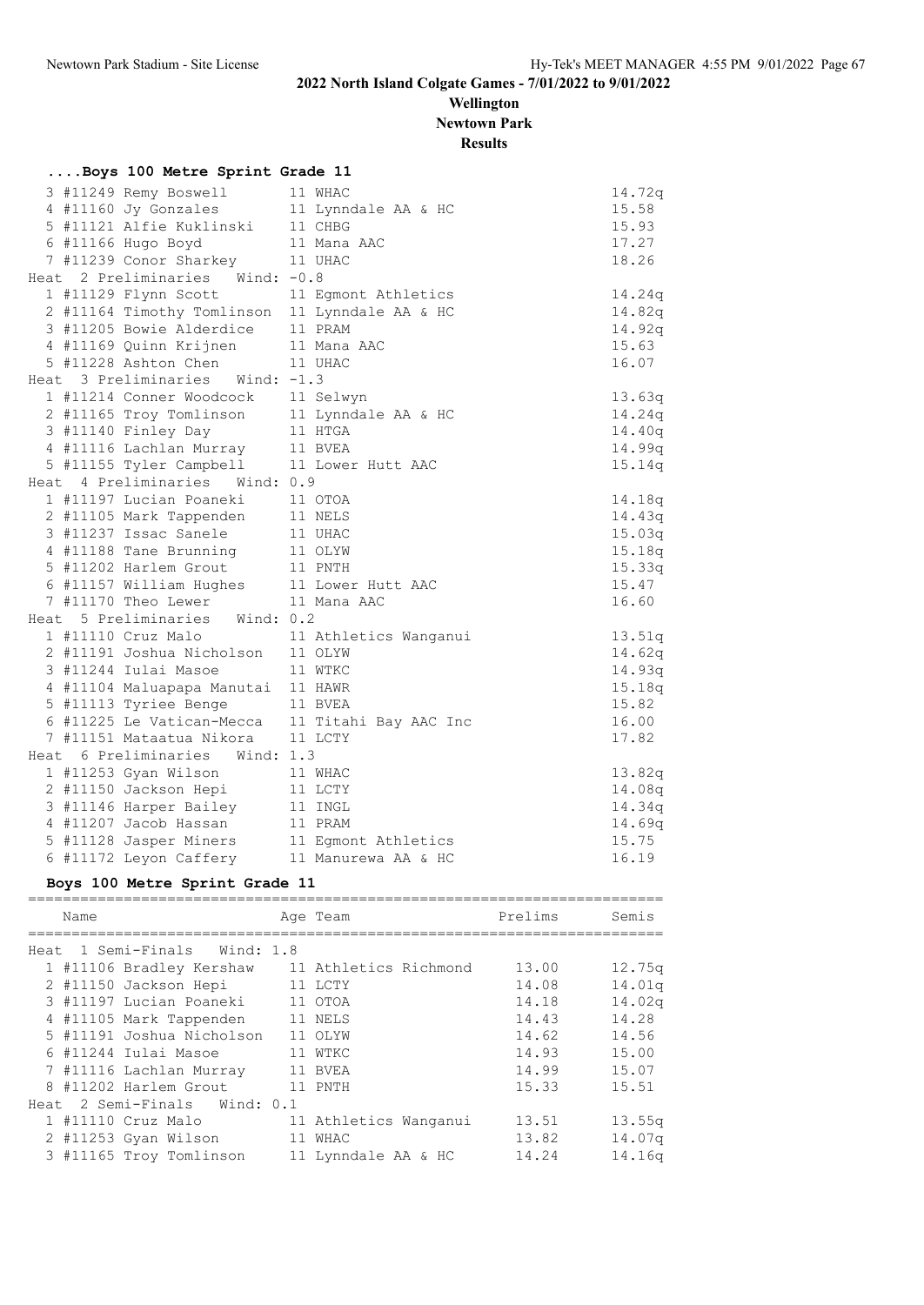## 2022 North Island Colgate Games - 7/01/2022 to 9/01/2022

**Wellington**

**Newtown Park**

**Results**

### ....Boys 100 Metre Sprint Grade 11

| Place | Name | Age | Team | Time |
|---|---|---|---|---|
| 3 | #11249 Remy Boswell | 11 | WHAC | 14.72q |
| 4 | #11160 Jy Gonzales | 11 | Lynndale AA & HC | 15.58 |
| 5 | #11121 Alfie Kuklinski | 11 | CHBG | 15.93 |
| 6 | #11166 Hugo Boyd | 11 | Mana AAC | 17.27 |
| 7 | #11239 Conor Sharkey | 11 | UHAC | 18.26 |
| **Heat 2 Preliminaries Wind: -0.8** | | | | |
| 1 | #11129 Flynn Scott | 11 | Egmont Athletics | 14.24q |
| 2 | #11164 Timothy Tomlinson | 11 | Lynndale AA & HC | 14.82q |
| 3 | #11205 Bowie Alderdice | 11 | PRAM | 14.92q |
| 4 | #11169 Quinn Krijnen | 11 | Mana AAC | 15.63 |
| 5 | #11228 Ashton Chen | 11 | UHAC | 16.07 |
| **Heat 3 Preliminaries Wind: -1.3** | | | | |
| 1 | #11214 Conner Woodcock | 11 | Selwyn | 13.63q |
| 2 | #11165 Troy Tomlinson | 11 | Lynndale AA & HC | 14.24q |
| 3 | #11140 Finley Day | 11 | HTGA | 14.40q |
| 4 | #11116 Lachlan Murray | 11 | BVEA | 14.99q |
| 5 | #11155 Tyler Campbell | 11 | Lower Hutt AAC | 15.14q |
| **Heat 4 Preliminaries Wind: 0.9** | | | | |
| 1 | #11197 Lucian Poaneki | 11 | OTOA | 14.18q |
| 2 | #11105 Mark Tappenden | 11 | NELS | 14.43q |
| 3 | #11237 Issac Sanele | 11 | UHAC | 15.03q |
| 4 | #11188 Tane Brunning | 11 | OLYW | 15.18q |
| 5 | #11202 Harlem Grout | 11 | PNTH | 15.33q |
| 6 | #11157 William Hughes | 11 | Lower Hutt AAC | 15.47 |
| 7 | #11170 Theo Lewer | 11 | Mana AAC | 16.60 |
| **Heat 5 Preliminaries Wind: 0.2** | | | | |
| 1 | #11110 Cruz Malo | 11 | Athletics Wanganui | 13.51q |
| 2 | #11191 Joshua Nicholson | 11 | OLYW | 14.62q |
| 3 | #11244 Iulai Masoe | 11 | WTKC | 14.93q |
| 4 | #11104 Maluapapa Manutai | 11 | HAWR | 15.18q |
| 5 | #11113 Tyriee Benge | 11 | BVEA | 15.82 |
| 6 | #11225 Le Vatican-Mecca | 11 | Titahi Bay AAC Inc | 16.00 |
| 7 | #11151 Mataatua Nikora | 11 | LCTY | 17.82 |
| **Heat 6 Preliminaries Wind: 1.3** | | | | |
| 1 | #11253 Gyan Wilson | 11 | WHAC | 13.82q |
| 2 | #11150 Jackson Hepi | 11 | LCTY | 14.08q |
| 3 | #11146 Harper Bailey | 11 | INGL | 14.34q |
| 4 | #11207 Jacob Hassan | 11 | PRAM | 14.69q |
| 5 | #11128 Jasper Miners | 11 | Egmont Athletics | 15.75 |
| 6 | #11172 Leyon Caffery | 11 | Manurewa AA & HC | 16.19 |

### Boys 100 Metre Sprint Grade 11

| Place | Name | Age | Team | Prelims | Semis |
|---|---|---|---|---|---|
| **Heat 1 Semi-Finals Wind: 1.8** | | | | | |
| 1 | #11106 Bradley Kershaw | 11 | Athletics Richmond | 13.00 | 12.75q |
| 2 | #11150 Jackson Hepi | 11 | LCTY | 14.08 | 14.01q |
| 3 | #11197 Lucian Poaneki | 11 | OTOA | 14.18 | 14.02q |
| 4 | #11105 Mark Tappenden | 11 | NELS | 14.43 | 14.28 |
| 5 | #11191 Joshua Nicholson | 11 | OLYW | 14.62 | 14.56 |
| 6 | #11244 Iulai Masoe | 11 | WTKC | 14.93 | 15.00 |
| 7 | #11116 Lachlan Murray | 11 | BVEA | 14.99 | 15.07 |
| 8 | #11202 Harlem Grout | 11 | PNTH | 15.33 | 15.51 |
| **Heat 2 Semi-Finals Wind: 0.1** | | | | | |
| 1 | #11110 Cruz Malo | 11 | Athletics Wanganui | 13.51 | 13.55q |
| 2 | #11253 Gyan Wilson | 11 | WHAC | 13.82 | 14.07q |
| 3 | #11165 Troy Tomlinson | 11 | Lynndale AA & HC | 14.24 | 14.16q |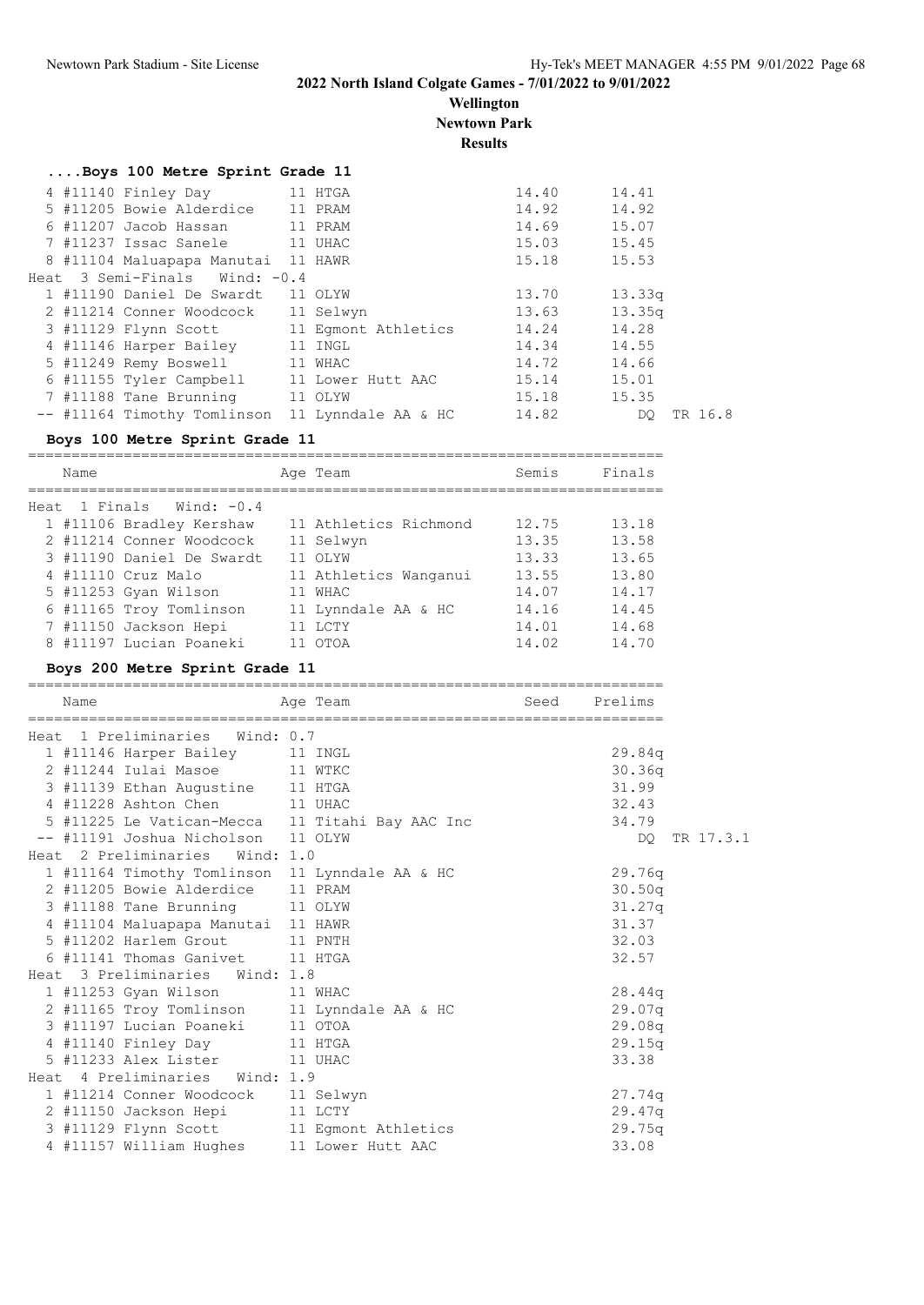# 2022 North Island Colgate Games - 7/01/2022 to 9/01/2022

**Wellington**
**Newtown Park**
**Results**

### ....Boys 100 Metre Sprint Grade 11

| Place | Name | Age | Team | Semis | Finals | |
|---|---|---|---|---|---|---|
| 4 | #11140 Finley Day | 11 | HTGA | 14.40 | 14.41 | |
| 5 | #11205 Bowie Alderdice | 11 | PRAM | 14.92 | 14.92 | |
| 6 | #11207 Jacob Hassan | 11 | PRAM | 14.69 | 15.07 | |
| 7 | #11237 Issac Sanele | 11 | UHAC | 15.03 | 15.45 | |
| 8 | #11104 Maluapapa Manutai | 11 | HAWR | 15.18 | 15.53 | |
| **Heat 3 Semi-Finals Wind: -0.4** | | | | | | |
| 1 | #11190 Daniel De Swardt | 11 | OLYW | 13.70 | 13.33q | |
| 2 | #11214 Conner Woodcock | 11 | Selwyn | 13.63 | 13.35q | |
| 3 | #11129 Flynn Scott | 11 | Egmont Athletics | 14.24 | 14.28 | |
| 4 | #11146 Harper Bailey | 11 | INGL | 14.34 | 14.55 | |
| 5 | #11249 Remy Boswell | 11 | WHAC | 14.72 | 14.66 | |
| 6 | #11155 Tyler Campbell | 11 | Lower Hutt AAC | 15.14 | 15.01 | |
| 7 | #11188 Tane Brunning | 11 | OLYW | 15.18 | 15.35 | |
| -- | #11164 Timothy Tomlinson | 11 | Lynndale AA & HC | 14.82 | DQ | TR 16.8 |

### Boys 100 Metre Sprint Grade 11

| Place | Name | Age | Team | Semis | Finals |
|---|---|---|---|---|---|
| **Heat 1 Finals Wind: -0.4** | | | | | |
| 1 | #11106 Bradley Kershaw | 11 | Athletics Richmond | 12.75 | 13.18 |
| 2 | #11214 Conner Woodcock | 11 | Selwyn | 13.35 | 13.58 |
| 3 | #11190 Daniel De Swardt | 11 | OLYW | 13.33 | 13.65 |
| 4 | #11110 Cruz Malo | 11 | Athletics Wanganui | 13.55 | 13.80 |
| 5 | #11253 Gyan Wilson | 11 | WHAC | 14.07 | 14.17 |
| 6 | #11165 Troy Tomlinson | 11 | Lynndale AA & HC | 14.16 | 14.45 |
| 7 | #11150 Jackson Hepi | 11 | LCTY | 14.01 | 14.68 |
| 8 | #11197 Lucian Poaneki | 11 | OTOA | 14.02 | 14.70 |

### Boys 200 Metre Sprint Grade 11

| Place | Name | Age | Team | Seed | Prelims | |
|---|---|---|---|---|---|---|
| **Heat 1 Preliminaries Wind: 0.7** | | | | | | |
| 1 | #11146 Harper Bailey | 11 | INGL | | 29.84q | |
| 2 | #11244 Iulai Masoe | 11 | WTKC | | 30.36q | |
| 3 | #11139 Ethan Augustine | 11 | HTGA | | 31.99 | |
| 4 | #11228 Ashton Chen | 11 | UHAC | | 32.43 | |
| 5 | #11225 Le Vatican-Mecca | 11 | Titahi Bay AAC Inc | | 34.79 | |
| -- | #11191 Joshua Nicholson | 11 | OLYW | | DQ | TR 17.3.1 |
| **Heat 2 Preliminaries Wind: 1.0** | | | | | | |
| 1 | #11164 Timothy Tomlinson | 11 | Lynndale AA & HC | | 29.76q | |
| 2 | #11205 Bowie Alderdice | 11 | PRAM | | 30.50q | |
| 3 | #11188 Tane Brunning | 11 | OLYW | | 31.27q | |
| 4 | #11104 Maluapapa Manutai | 11 | HAWR | | 31.37 | |
| 5 | #11202 Harlem Grout | 11 | PNTH | | 32.03 | |
| 6 | #11141 Thomas Ganivet | 11 | HTGA | | 32.57 | |
| **Heat 3 Preliminaries Wind: 1.8** | | | | | | |
| 1 | #11253 Gyan Wilson | 11 | WHAC | | 28.44q | |
| 2 | #11165 Troy Tomlinson | 11 | Lynndale AA & HC | | 29.07q | |
| 3 | #11197 Lucian Poaneki | 11 | OTOA | | 29.08q | |
| 4 | #11140 Finley Day | 11 | HTGA | | 29.15q | |
| 5 | #11233 Alex Lister | 11 | UHAC | | 33.38 | |
| **Heat 4 Preliminaries Wind: 1.9** | | | | | | |
| 1 | #11214 Conner Woodcock | 11 | Selwyn | | 27.74q | |
| 2 | #11150 Jackson Hepi | 11 | LCTY | | 29.47q | |
| 3 | #11129 Flynn Scott | 11 | Egmont Athletics | | 29.75q | |
| 4 | #11157 William Hughes | 11 | Lower Hutt AAC | | 33.08 | |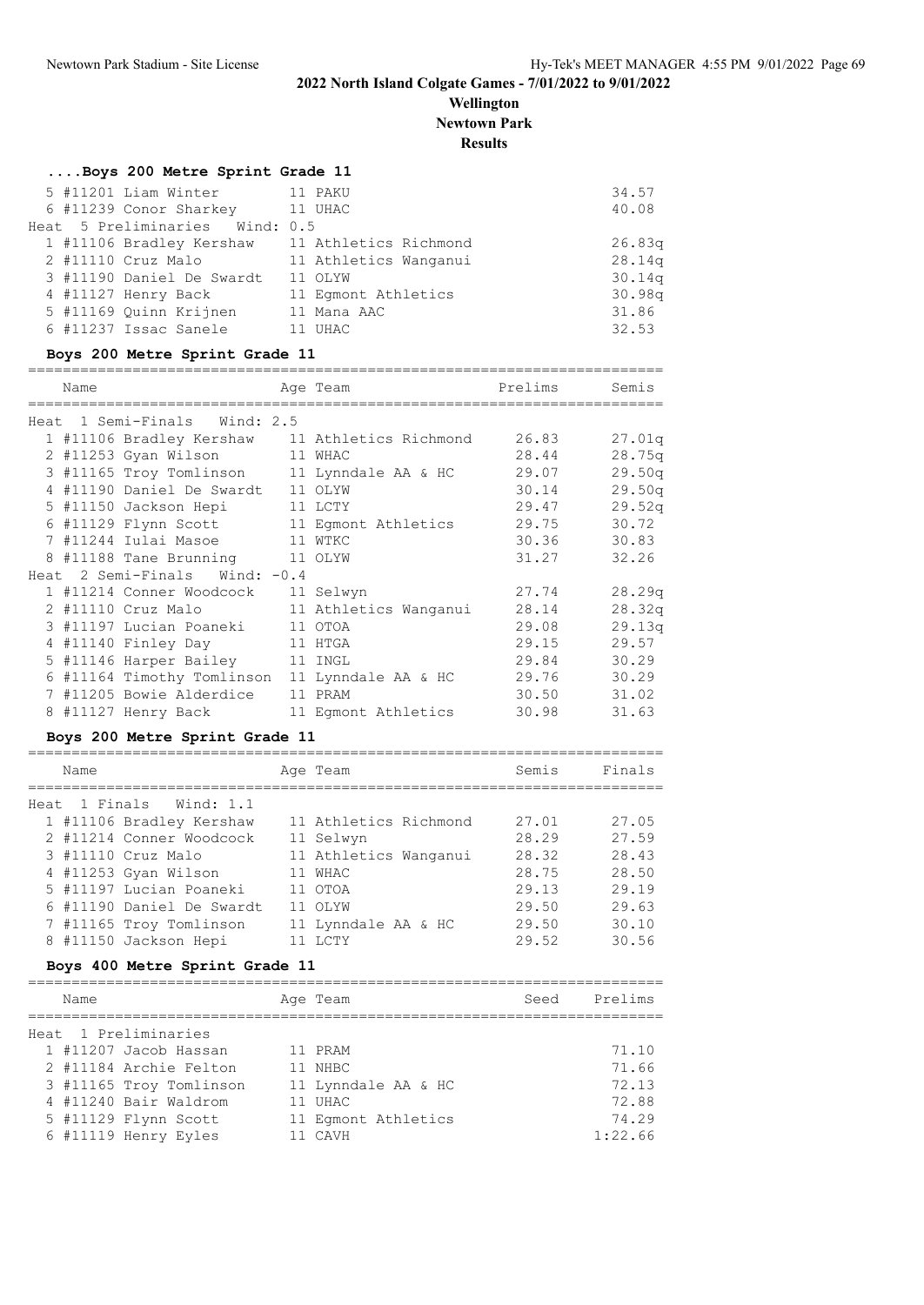## 2022 North Island Colgate Games - 7/01/2022 to 9/01/2022

**Wellington**

**Newtown Park**

**Results**

### ....Boys 200 Metre Sprint Grade 11

| Place | Name | Age | Team | Prelims |
|---|---|---|---|---|
| 5 | #11201 Liam Winter | 11 | PAKU | 34.57 |
| 6 | #11239 Conor Sharkey | 11 | UHAC | 40.08 |
| **Heat 5 Preliminaries Wind: 0.5** | | | | |
| 1 | #11106 Bradley Kershaw | 11 | Athletics Richmond | 26.83q |
| 2 | #11110 Cruz Malo | 11 | Athletics Wanganui | 28.14q |
| 3 | #11190 Daniel De Swardt | 11 | OLYW | 30.14q |
| 4 | #11127 Henry Back | 11 | Egmont Athletics | 30.98q |
| 5 | #11169 Quinn Krijnen | 11 | Mana AAC | 31.86 |
| 6 | #11237 Issac Sanele | 11 | UHAC | 32.53 |

### Boys 200 Metre Sprint Grade 11

| Place | Name | Age | Team | Prelims | Semis |
|---|---|---|---|---|---|
| **Heat 1 Semi-Finals Wind: 2.5** | | | | | |
| 1 | #11106 Bradley Kershaw | 11 | Athletics Richmond | 26.83 | 27.01q |
| 2 | #11253 Gyan Wilson | 11 | WHAC | 28.44 | 28.75q |
| 3 | #11165 Troy Tomlinson | 11 | Lynndale AA & HC | 29.07 | 29.50q |
| 4 | #11190 Daniel De Swardt | 11 | OLYW | 30.14 | 29.50q |
| 5 | #11150 Jackson Hepi | 11 | LCTY | 29.47 | 29.52q |
| 6 | #11129 Flynn Scott | 11 | Egmont Athletics | 29.75 | 30.72 |
| 7 | #11244 Iulai Masoe | 11 | WTKC | 30.36 | 30.83 |
| 8 | #11188 Tane Brunning | 11 | OLYW | 31.27 | 32.26 |
| **Heat 2 Semi-Finals Wind: -0.4** | | | | | |
| 1 | #11214 Conner Woodcock | 11 | Selwyn | 27.74 | 28.29q |
| 2 | #11110 Cruz Malo | 11 | Athletics Wanganui | 28.14 | 28.32q |
| 3 | #11197 Lucian Poaneki | 11 | OTOA | 29.08 | 29.13q |
| 4 | #11140 Finley Day | 11 | HTGA | 29.15 | 29.57 |
| 5 | #11146 Harper Bailey | 11 | INGL | 29.84 | 30.29 |
| 6 | #11164 Timothy Tomlinson | 11 | Lynndale AA & HC | 29.76 | 30.29 |
| 7 | #11205 Bowie Alderdice | 11 | PRAM | 30.50 | 31.02 |
| 8 | #11127 Henry Back | 11 | Egmont Athletics | 30.98 | 31.63 |

### Boys 200 Metre Sprint Grade 11

| Place | Name | Age | Team | Semis | Finals |
|---|---|---|---|---|---|
| **Heat 1 Finals Wind: 1.1** | | | | | |
| 1 | #11106 Bradley Kershaw | 11 | Athletics Richmond | 27.01 | 27.05 |
| 2 | #11214 Conner Woodcock | 11 | Selwyn | 28.29 | 27.59 |
| 3 | #11110 Cruz Malo | 11 | Athletics Wanganui | 28.32 | 28.43 |
| 4 | #11253 Gyan Wilson | 11 | WHAC | 28.75 | 28.50 |
| 5 | #11197 Lucian Poaneki | 11 | OTOA | 29.13 | 29.19 |
| 6 | #11190 Daniel De Swardt | 11 | OLYW | 29.50 | 29.63 |
| 7 | #11165 Troy Tomlinson | 11 | Lynndale AA & HC | 29.50 | 30.10 |
| 8 | #11150 Jackson Hepi | 11 | LCTY | 29.52 | 30.56 |

### Boys 400 Metre Sprint Grade 11

| Place | Name | Age | Team | Seed | Prelims |
|---|---|---|---|---|---|
| **Heat 1 Preliminaries** | | | | | |
| 1 | #11207 Jacob Hassan | 11 | PRAM | | 71.10 |
| 2 | #11184 Archie Felton | 11 | NHBC | | 71.66 |
| 3 | #11165 Troy Tomlinson | 11 | Lynndale AA & HC | | 72.13 |
| 4 | #11240 Bair Waldrom | 11 | UHAC | | 72.88 |
| 5 | #11129 Flynn Scott | 11 | Egmont Athletics | | 74.29 |
| 6 | #11119 Henry Eyles | 11 | CAVH | | 1:22.66 |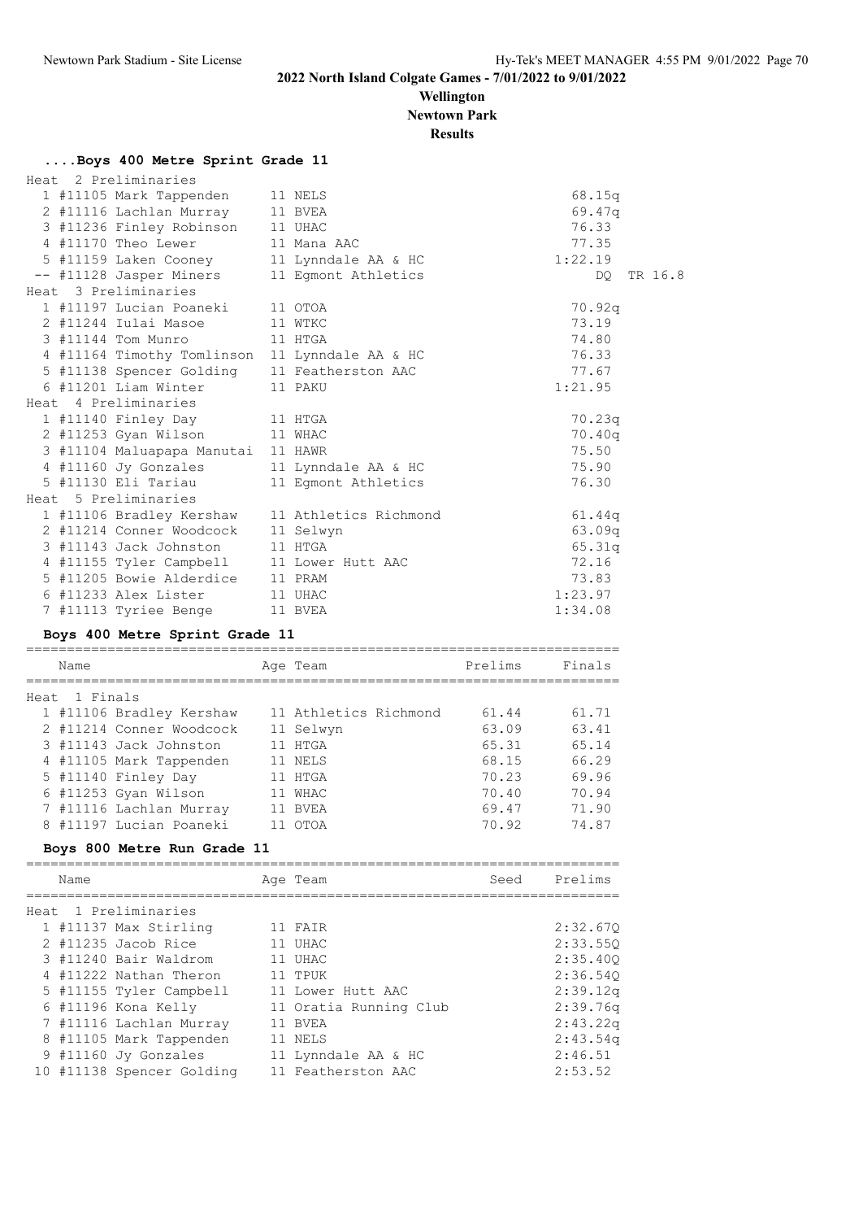## 2022 North Island Colgate Games - 7/01/2022 to 9/01/2022

**Wellington**

**Newtown Park**

**Results**

### ....Boys 400 Metre Sprint Grade 11

**Heat 2 Preliminaries**

| Place | Name | Age | Team | Prelims | |
|---|---|---|---|---|---|
| 1 | #11105 Mark Tappenden | 11 | NELS | 68.15q | |
| 2 | #11116 Lachlan Murray | 11 | BVEA | 69.47q | |
| 3 | #11236 Finley Robinson | 11 | UHAC | 76.33 | |
| 4 | #11170 Theo Lewer | 11 | Mana AAC | 77.35 | |
| 5 | #11159 Laken Cooney | 11 | Lynndale AA & HC | 1:22.19 | |
| -- | #11128 Jasper Miners | 11 | Egmont Athletics | DQ | TR 16.8 |

**Heat 3 Preliminaries**

| Place | Name | Age | Team | Prelims |
|---|---|---|---|---|
| 1 | #11197 Lucian Poaneki | 11 | OTOA | 70.92q |
| 2 | #11244 Iulai Masoe | 11 | WTKC | 73.19 |
| 3 | #11144 Tom Munro | 11 | HTGA | 74.80 |
| 4 | #11164 Timothy Tomlinson | 11 | Lynndale AA & HC | 76.33 |
| 5 | #11138 Spencer Golding | 11 | Featherston AAC | 77.67 |
| 6 | #11201 Liam Winter | 11 | PAKU | 1:21.95 |

**Heat 4 Preliminaries**

| Place | Name | Age | Team | Prelims |
|---|---|---|---|---|
| 1 | #11140 Finley Day | 11 | HTGA | 70.23q |
| 2 | #11253 Gyan Wilson | 11 | WHAC | 70.40q |
| 3 | #11104 Maluapapa Manutai | 11 | HAWR | 75.50 |
| 4 | #11160 Jy Gonzales | 11 | Lynndale AA & HC | 75.90 |
| 5 | #11130 Eli Tariau | 11 | Egmont Athletics | 76.30 |

**Heat 5 Preliminaries**

| Place | Name | Age | Team | Prelims |
|---|---|---|---|---|
| 1 | #11106 Bradley Kershaw | 11 | Athletics Richmond | 61.44q |
| 2 | #11214 Conner Woodcock | 11 | Selwyn | 63.09q |
| 3 | #11143 Jack Johnston | 11 | HTGA | 65.31q |
| 4 | #11155 Tyler Campbell | 11 | Lower Hutt AAC | 72.16 |
| 5 | #11205 Bowie Alderdice | 11 | PRAM | 73.83 |
| 6 | #11233 Alex Lister | 11 | UHAC | 1:23.97 |
| 7 | #11113 Tyriee Benge | 11 | BVEA | 1:34.08 |

### Boys 400 Metre Sprint Grade 11

**Heat 1 Finals**

| Place | Name | Age | Team | Prelims | Finals |
|---|---|---|---|---|---|
| 1 | #11106 Bradley Kershaw | 11 | Athletics Richmond | 61.44 | 61.71 |
| 2 | #11214 Conner Woodcock | 11 | Selwyn | 63.09 | 63.41 |
| 3 | #11143 Jack Johnston | 11 | HTGA | 65.31 | 65.14 |
| 4 | #11105 Mark Tappenden | 11 | NELS | 68.15 | 66.29 |
| 5 | #11140 Finley Day | 11 | HTGA | 70.23 | 69.96 |
| 6 | #11253 Gyan Wilson | 11 | WHAC | 70.40 | 70.94 |
| 7 | #11116 Lachlan Murray | 11 | BVEA | 69.47 | 71.90 |
| 8 | #11197 Lucian Poaneki | 11 | OTOA | 70.92 | 74.87 |

### Boys 800 Metre Run Grade 11

**Heat 1 Preliminaries**

| Place | Name | Age | Team | Seed | Prelims |
|---|---|---|---|---|---|
| 1 | #11137 Max Stirling | 11 | FAIR | | 2:32.67Q |
| 2 | #11235 Jacob Rice | 11 | UHAC | | 2:33.55Q |
| 3 | #11240 Bair Waldrom | 11 | UHAC | | 2:35.40Q |
| 4 | #11222 Nathan Theron | 11 | TPUK | | 2:36.54Q |
| 5 | #11155 Tyler Campbell | 11 | Lower Hutt AAC | | 2:39.12q |
| 6 | #11196 Kona Kelly | 11 | Oratia Running Club | | 2:39.76q |
| 7 | #11116 Lachlan Murray | 11 | BVEA | | 2:43.22q |
| 8 | #11105 Mark Tappenden | 11 | NELS | | 2:43.54q |
| 9 | #11160 Jy Gonzales | 11 | Lynndale AA & HC | | 2:46.51 |
| 10 | #11138 Spencer Golding | 11 | Featherston AAC | | 2:53.52 |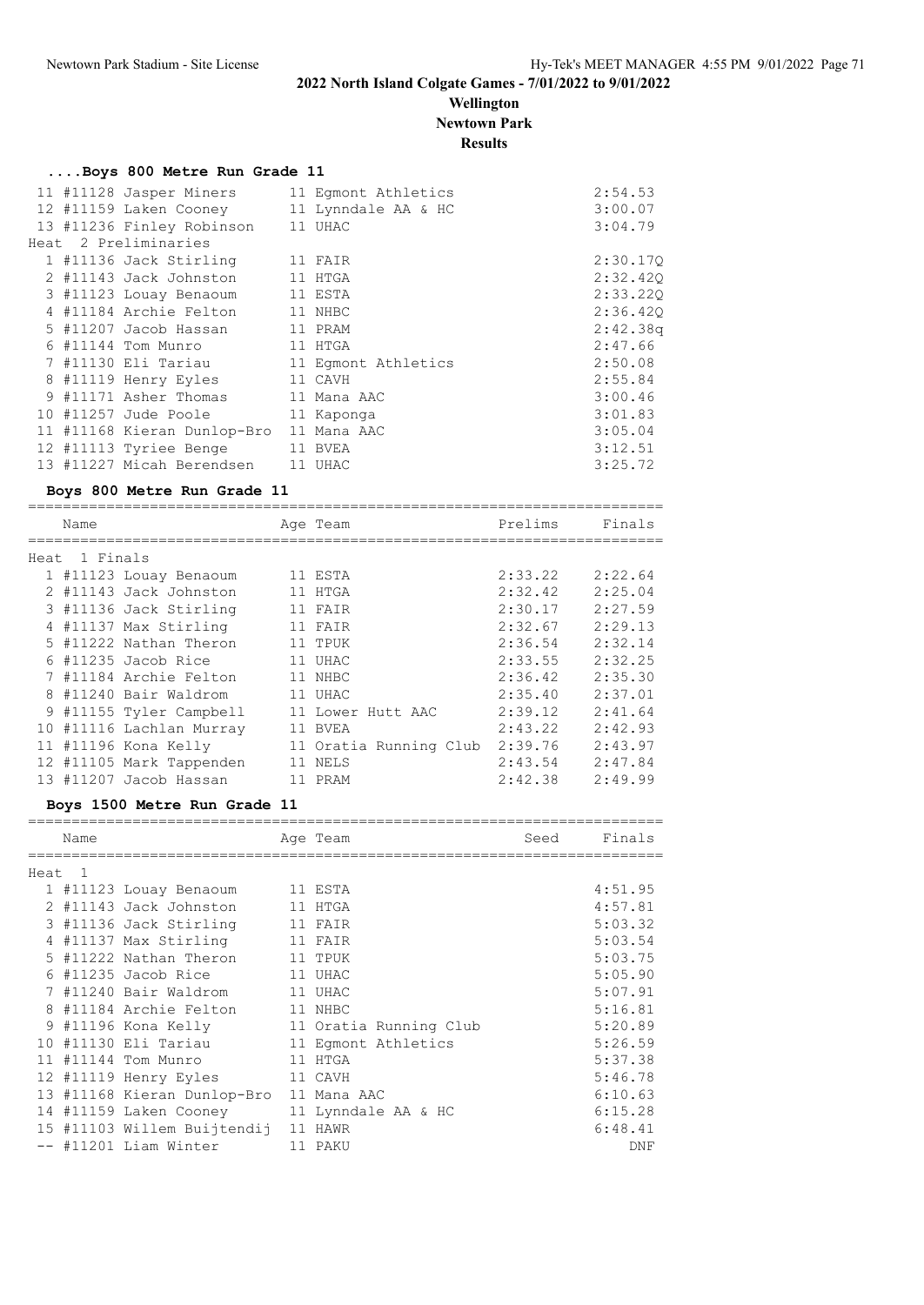# 2022 North Island Colgate Games - 7/01/2022 to 9/01/2022

**Wellington**

**Newtown Park**

**Results**

### ....Boys 800 Metre Run Grade 11

| Place | Name | Age | Team | Time |
|---|---|---|---|---|
| 11 | #11128 Jasper Miners | 11 | Egmont Athletics | 2:54.53 |
| 12 | #11159 Laken Cooney | 11 | Lynndale AA & HC | 3:00.07 |
| 13 | #11236 Finley Robinson | 11 | UHAC | 3:04.79 |
| **Heat 2 Preliminaries** | | | | |
| 1 | #11136 Jack Stirling | 11 | FAIR | 2:30.17Q |
| 2 | #11143 Jack Johnston | 11 | HTGA | 2:32.42Q |
| 3 | #11123 Louay Benaoum | 11 | ESTA | 2:33.22Q |
| 4 | #11184 Archie Felton | 11 | NHBC | 2:36.42Q |
| 5 | #11207 Jacob Hassan | 11 | PRAM | 2:42.38q |
| 6 | #11144 Tom Munro | 11 | HTGA | 2:47.66 |
| 7 | #11130 Eli Tariau | 11 | Egmont Athletics | 2:50.08 |
| 8 | #11119 Henry Eyles | 11 | CAVH | 2:55.84 |
| 9 | #11171 Asher Thomas | 11 | Mana AAC | 3:00.46 |
| 10 | #11257 Jude Poole | 11 | Kaponga | 3:01.83 |
| 11 | #11168 Kieran Dunlop-Bro | 11 | Mana AAC | 3:05.04 |
| 12 | #11113 Tyriee Benge | 11 | BVEA | 3:12.51 |
| 13 | #11227 Micah Berendsen | 11 | UHAC | 3:25.72 |

### Boys 800 Metre Run Grade 11

| Place | Name | Age | Team | Prelims | Finals |
|---|---|---|---|---|---|
| **Heat 1 Finals** | | | | | |
| 1 | #11123 Louay Benaoum | 11 | ESTA | 2:33.22 | 2:22.64 |
| 2 | #11143 Jack Johnston | 11 | HTGA | 2:32.42 | 2:25.04 |
| 3 | #11136 Jack Stirling | 11 | FAIR | 2:30.17 | 2:27.59 |
| 4 | #11137 Max Stirling | 11 | FAIR | 2:32.67 | 2:29.13 |
| 5 | #11222 Nathan Theron | 11 | TPUK | 2:36.54 | 2:32.14 |
| 6 | #11235 Jacob Rice | 11 | UHAC | 2:33.55 | 2:32.25 |
| 7 | #11184 Archie Felton | 11 | NHBC | 2:36.42 | 2:35.30 |
| 8 | #11240 Bair Waldrom | 11 | UHAC | 2:35.40 | 2:37.01 |
| 9 | #11155 Tyler Campbell | 11 | Lower Hutt AAC | 2:39.12 | 2:41.64 |
| 10 | #11116 Lachlan Murray | 11 | BVEA | 2:43.22 | 2:42.93 |
| 11 | #11196 Kona Kelly | 11 | Oratia Running Club | 2:39.76 | 2:43.97 |
| 12 | #11105 Mark Tappenden | 11 | NELS | 2:43.54 | 2:47.84 |
| 13 | #11207 Jacob Hassan | 11 | PRAM | 2:42.38 | 2:49.99 |

### Boys 1500 Metre Run Grade 11

| Place | Name | Age | Team | Seed | Finals |
|---|---|---|---|---|---|
| **Heat 1** | | | | | |
| 1 | #11123 Louay Benaoum | 11 | ESTA | | 4:51.95 |
| 2 | #11143 Jack Johnston | 11 | HTGA | | 4:57.81 |
| 3 | #11136 Jack Stirling | 11 | FAIR | | 5:03.32 |
| 4 | #11137 Max Stirling | 11 | FAIR | | 5:03.54 |
| 5 | #11222 Nathan Theron | 11 | TPUK | | 5:03.75 |
| 6 | #11235 Jacob Rice | 11 | UHAC | | 5:05.90 |
| 7 | #11240 Bair Waldrom | 11 | UHAC | | 5:07.91 |
| 8 | #11184 Archie Felton | 11 | NHBC | | 5:16.81 |
| 9 | #11196 Kona Kelly | 11 | Oratia Running Club | | 5:20.89 |
| 10 | #11130 Eli Tariau | 11 | Egmont Athletics | | 5:26.59 |
| 11 | #11144 Tom Munro | 11 | HTGA | | 5:37.38 |
| 12 | #11119 Henry Eyles | 11 | CAVH | | 5:46.78 |
| 13 | #11168 Kieran Dunlop-Bro | 11 | Mana AAC | | 6:10.63 |
| 14 | #11159 Laken Cooney | 11 | Lynndale AA & HC | | 6:15.28 |
| 15 | #11103 Willem Buijtendij | 11 | HAWR | | 6:48.41 |
| -- | #11201 Liam Winter | 11 | PAKU | | DNF |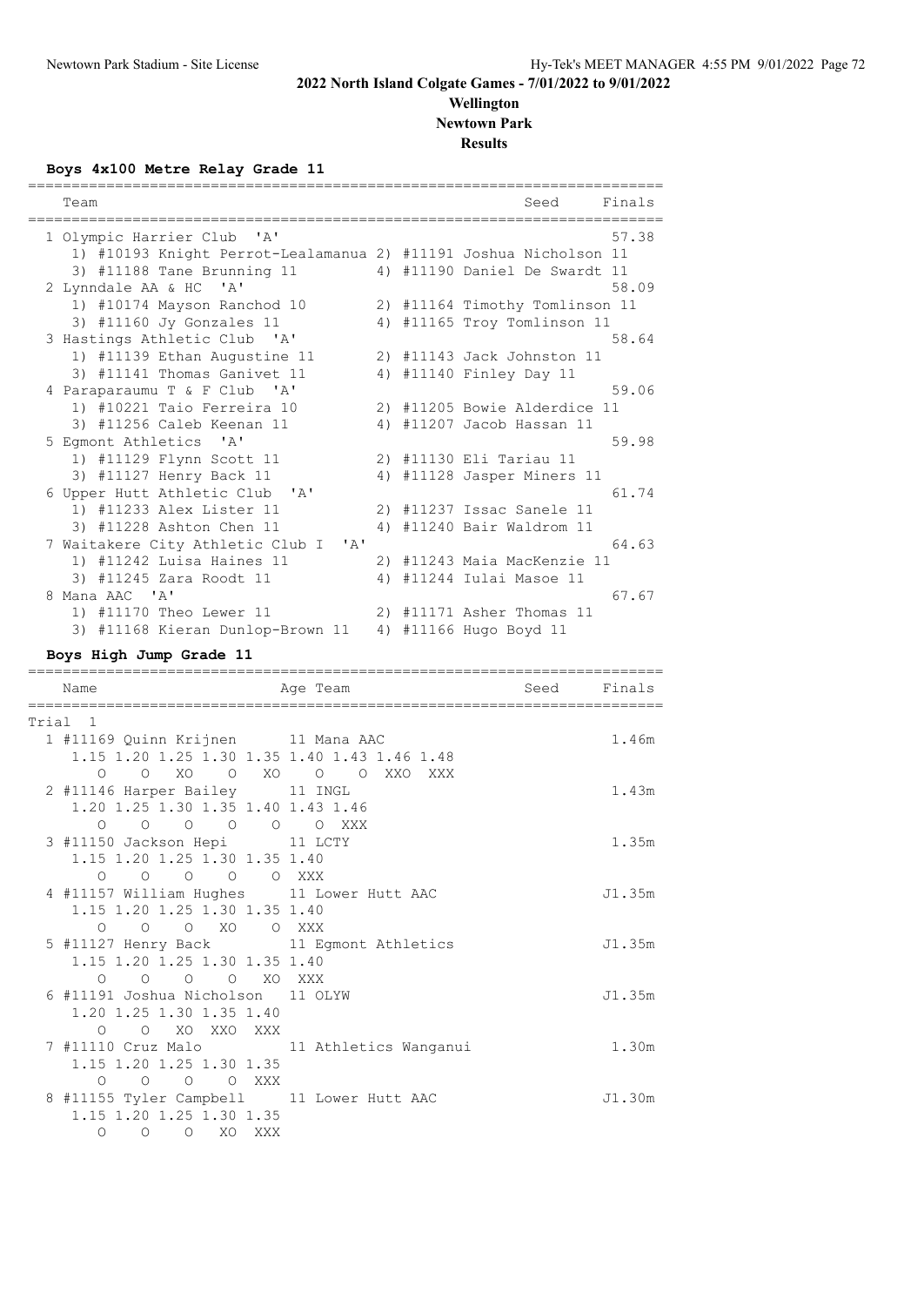# 2022 North Island Colgate Games - 7/01/2022 to 9/01/2022

## Wellington

## Newtown Park

## Results

### Boys 4x100 Metre Relay Grade 11

| Team | Seed | Finals |
|---|---|---|
| 1 Olympic Harrier Club 'A' | | 57.38 |
| 1) #10193 Knight Perrot-Lealamanua 2) #11191 Joshua Nicholson 11 | | |
| 3) #11188 Tane Brunning 11 4) #11190 Daniel De Swardt 11 | | |
| 2 Lynndale AA & HC 'A' | | 58.09 |
| 1) #10174 Mayson Ranchod 10 2) #11164 Timothy Tomlinson 11 | | |
| 3) #11160 Jy Gonzales 11 4) #11165 Troy Tomlinson 11 | | |
| 3 Hastings Athletic Club 'A' | | 58.64 |
| 1) #11139 Ethan Augustine 11 2) #11143 Jack Johnston 11 | | |
| 3) #11141 Thomas Ganivet 11 4) #11140 Finley Day 11 | | |
| 4 Paraparaumu T & F Club 'A' | | 59.06 |
| 1) #10221 Taio Ferreira 10 2) #11205 Bowie Alderdice 11 | | |
| 3) #11256 Caleb Keenan 11 4) #11207 Jacob Hassan 11 | | |
| 5 Egmont Athletics 'A' | | 59.98 |
| 1) #11129 Flynn Scott 11 2) #11130 Eli Tariau 11 | | |
| 3) #11127 Henry Back 11 4) #11128 Jasper Miners 11 | | |
| 6 Upper Hutt Athletic Club 'A' | | 61.74 |
| 1) #11233 Alex Lister 11 2) #11237 Issac Sanele 11 | | |
| 3) #11228 Ashton Chen 11 4) #11240 Bair Waldrom 11 | | |
| 7 Waitakere City Athletic Club I 'A' | | 64.63 |
| 1) #11242 Luisa Haines 11 2) #11243 Maia MacKenzie 11 | | |
| 3) #11245 Zara Roodt 11 4) #11244 Iulai Masoe 11 | | |
| 8 Mana AAC 'A' | | 67.67 |
| 1) #11170 Theo Lewer 11 2) #11171 Asher Thomas 11 | | |
| 3) #11168 Kieran Dunlop-Brown 11 4) #11166 Hugo Boyd 11 | | |

### Boys High Jump Grade 11

| Name | Age | Team | Seed | Finals |
|---|---|---|---|---|
| **Trial 1** | | | | |
| 1 #11169 Quinn Krijnen | 11 | Mana AAC | | 1.46m |
| 1.15 1.20 1.25 1.30 1.35 1.40 1.43 1.46 1.48 | | | | |
| O O XO O XO O O XXO XXX | | | | |
| 2 #11146 Harper Bailey | 11 | INGL | | 1.43m |
| 1.20 1.25 1.30 1.35 1.40 1.43 1.46 | | | | |
| O O O O O O XXX | | | | |
| 3 #11150 Jackson Hepi | 11 | LCTY | | 1.35m |
| 1.15 1.20 1.25 1.30 1.35 1.40 | | | | |
| O O O O O XXX | | | | |
| 4 #11157 William Hughes | 11 | Lower Hutt AAC | | J1.35m |
| 1.15 1.20 1.25 1.30 1.35 1.40 | | | | |
| O O O XO O XXX | | | | |
| 5 #11127 Henry Back | 11 | Egmont Athletics | | J1.35m |
| 1.15 1.20 1.25 1.30 1.35 1.40 | | | | |
| O O O O XO XXX | | | | |
| 6 #11191 Joshua Nicholson | 11 | OLYW | | J1.35m |
| 1.20 1.25 1.30 1.35 1.40 | | | | |
| O O XO XXO XXX | | | | |
| 7 #11110 Cruz Malo | 11 | Athletics Wanganui | | 1.30m |
| 1.15 1.20 1.25 1.30 1.35 | | | | |
| O O O O XXX | | | | |
| 8 #11155 Tyler Campbell | 11 | Lower Hutt AAC | | J1.30m |
| 1.15 1.20 1.25 1.30 1.35 | | | | |
| O O O XO XXX | | | | |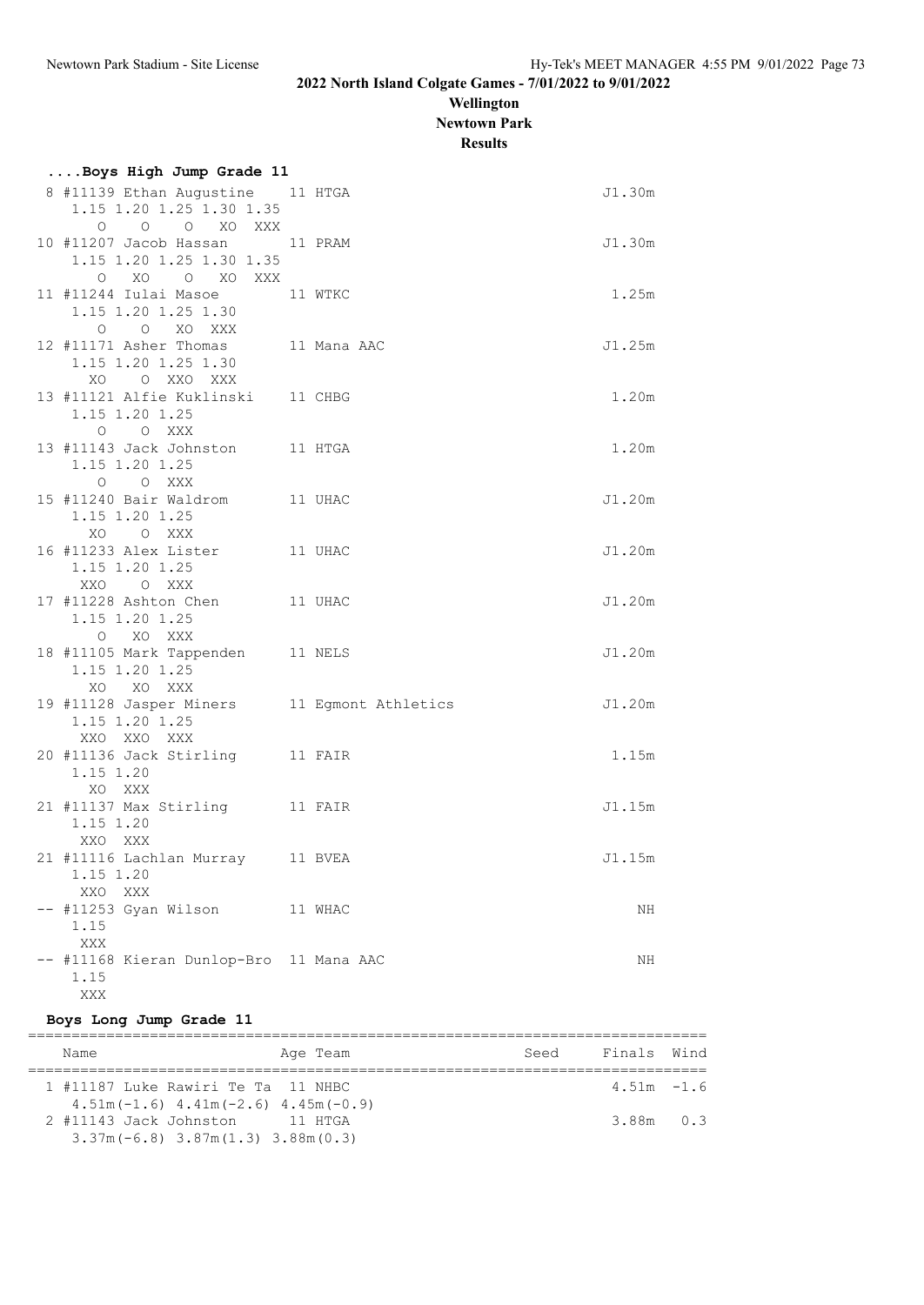# 2022 North Island Colgate Games - 7/01/2022 to 9/01/2022

**Wellington**
**Newtown Park**
**Results**

### ....Boys High Jump Grade 11

```
  8 #11139 Ethan Augustine    11 HTGA                                J1.30m
     1.15 1.20 1.25 1.30 1.35
       O    O    O   XO  XXX
 10 #11207 Jacob Hassan       11 PRAM                                J1.30m
     1.15 1.20 1.25 1.30 1.35
       O   XO    O   XO  XXX
 11 #11244 Iulai Masoe        11 WTKC                                 1.25m
     1.15 1.20 1.25 1.30
       O    O   XO  XXX
 12 #11171 Asher Thomas       11 Mana AAC                            J1.25m
     1.15 1.20 1.25 1.30
      XO    O  XXO  XXX
 13 #11121 Alfie Kuklinski    11 CHBG                                 1.20m
     1.15 1.20 1.25
       O    O  XXX
 13 #11143 Jack Johnston      11 HTGA                                 1.20m
     1.15 1.20 1.25
       O    O  XXX
 15 #11240 Bair Waldrom       11 UHAC                                J1.20m
     1.15 1.20 1.25
      XO    O  XXX
 16 #11233 Alex Lister        11 UHAC                                J1.20m
     1.15 1.20 1.25
     XXO    O  XXX
 17 #11228 Ashton Chen        11 UHAC                                J1.20m
     1.15 1.20 1.25
       O   XO  XXX
 18 #11105 Mark Tappenden     11 NELS                                J1.20m
     1.15 1.20 1.25
      XO   XO  XXX
 19 #11128 Jasper Miners      11 Egmont Athletics                    J1.20m
     1.15 1.20 1.25
     XXO  XXO  XXX
 20 #11136 Jack Stirling      11 FAIR                                 1.15m
     1.15 1.20
      XO  XXX
 21 #11137 Max Stirling       11 FAIR                                J1.15m
     1.15 1.20
     XXO  XXX
 21 #11116 Lachlan Murray     11 BVEA                                J1.15m
     1.15 1.20
     XXO  XXX
 -- #11253 Gyan Wilson        11 WHAC                                    NH
     1.15
     XXX
 -- #11168 Kieran Dunlop-Bro  11 Mana AAC                                NH
     1.15
     XXX
```

### Boys Long Jump Grade 11

| Name | Age | Team | Seed | Finals | Wind |
|---|---|---|---|---|---|
| 1 #11187 Luke Rawiri Te Ta | 11 | NHBC | | 4.51m | -1.6 |
| 4.51m(-1.6) 4.41m(-2.6) 4.45m(-0.9) | | | | | |
| 2 #11143 Jack Johnston | 11 | HTGA | | 3.88m | 0.3 |
| 3.37m(-6.8) 3.87m(1.3) 3.88m(0.3) | | | | | |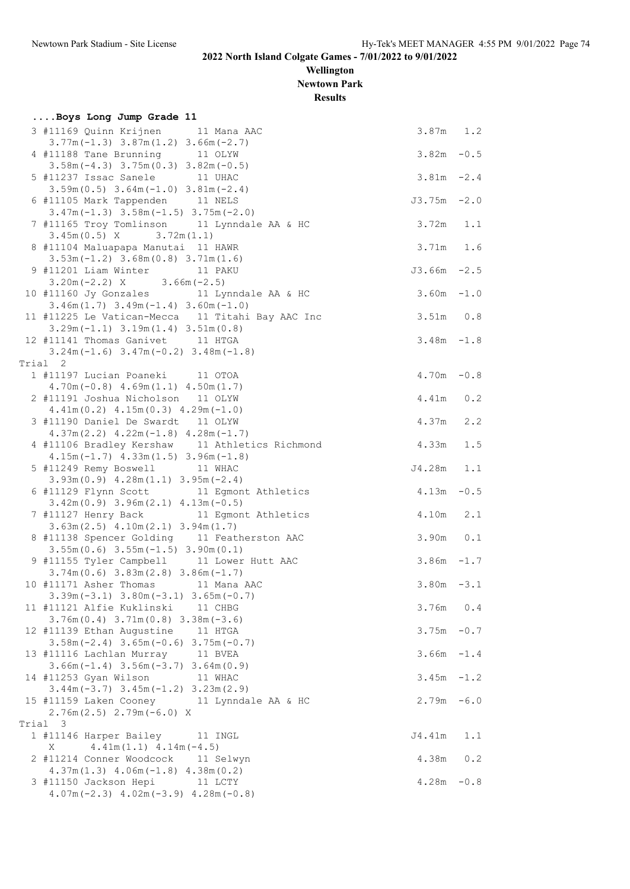# 2022 North Island Colgate Games - 7/01/2022 to 9/01/2022

**Wellington**

**Newtown Park**

**Results**

### ....Boys Long Jump Grade 11

```
  3 #11169 Quinn Krijnen      11 Mana AAC                      3.87m   1.2
     3.77m(-1.3) 3.87m(1.2) 3.66m(-2.7)
  4 #11188 Tane Brunning      11 OLYW                          3.82m  -0.5
     3.58m(-4.3) 3.75m(0.3) 3.82m(-0.5)
  5 #11237 Issac Sanele       11 UHAC                          3.81m  -2.4
     3.59m(0.5) 3.64m(-1.0) 3.81m(-2.4)
  6 #11105 Mark Tappenden     11 NELS                         J3.75m  -2.0
     3.47m(-1.3) 3.58m(-1.5) 3.75m(-2.0)
  7 #11165 Troy Tomlinson     11 Lynndale AA & HC              3.72m   1.1
     3.45m(0.5) X      3.72m(1.1)
  8 #11104 Maluapapa Manutai  11 HAWR                          3.71m   1.6
     3.53m(-1.2) 3.68m(0.8) 3.71m(1.6)
  9 #11201 Liam Winter        11 PAKU                         J3.66m  -2.5
     3.20m(-2.2) X      3.66m(-2.5)
 10 #11160 Jy Gonzales        11 Lynndale AA & HC              3.60m  -1.0
     3.46m(1.7) 3.49m(-1.4) 3.60m(-1.0)
 11 #11225 Le Vatican-Mecca   11 Titahi Bay AAC Inc            3.51m   0.8
     3.29m(-1.1) 3.19m(1.4) 3.51m(0.8)
 12 #11141 Thomas Ganivet     11 HTGA                          3.48m  -1.8
     3.24m(-1.6) 3.47m(-0.2) 3.48m(-1.8)
Trial  2
  1 #11197 Lucian Poaneki     11 OTOA                          4.70m  -0.8
     4.70m(-0.8) 4.69m(1.1) 4.50m(1.7)
  2 #11191 Joshua Nicholson   11 OLYW                          4.41m   0.2
     4.41m(0.2) 4.15m(0.3) 4.29m(-1.0)
  3 #11190 Daniel De Swardt   11 OLYW                          4.37m   2.2
     4.37m(2.2) 4.22m(-1.8) 4.28m(-1.7)
  4 #11106 Bradley Kershaw    11 Athletics Richmond            4.33m   1.5
     4.15m(-1.7) 4.33m(1.5) 3.96m(-1.8)
  5 #11249 Remy Boswell       11 WHAC                         J4.28m   1.1
     3.93m(0.9) 4.28m(1.1) 3.95m(-2.4)
  6 #11129 Flynn Scott        11 Egmont Athletics              4.13m  -0.5
     3.42m(0.9) 3.96m(2.1) 4.13m(-0.5)
  7 #11127 Henry Back         11 Egmont Athletics              4.10m   2.1
     3.63m(2.5) 4.10m(2.1) 3.94m(1.7)
  8 #11138 Spencer Golding    11 Featherston AAC               3.90m   0.1
     3.55m(0.6) 3.55m(-1.5) 3.90m(0.1)
  9 #11155 Tyler Campbell     11 Lower Hutt AAC                3.86m  -1.7
     3.74m(0.6) 3.83m(2.8) 3.86m(-1.7)
 10 #11171 Asher Thomas       11 Mana AAC                      3.80m  -3.1
     3.39m(-3.1) 3.80m(-3.1) 3.65m(-0.7)
 11 #11121 Alfie Kuklinski    11 CHBG                          3.76m   0.4
     3.76m(0.4) 3.71m(0.8) 3.38m(-3.6)
 12 #11139 Ethan Augustine    11 HTGA                          3.75m  -0.7
     3.58m(-2.4) 3.65m(-0.6) 3.75m(-0.7)
 13 #11116 Lachlan Murray     11 BVEA                          3.66m  -1.4
     3.66m(-1.4) 3.56m(-3.7) 3.64m(0.9)
 14 #11253 Gyan Wilson        11 WHAC                          3.45m  -1.2
     3.44m(-3.7) 3.45m(-1.2) 3.23m(2.9)
 15 #11159 Laken Cooney       11 Lynndale AA & HC              2.79m  -6.0
     2.76m(2.5) 2.79m(-6.0) X
Trial  3
  1 #11146 Harper Bailey      11 INGL                         J4.41m   1.1
     X      4.41m(1.1) 4.14m(-4.5)
  2 #11214 Conner Woodcock    11 Selwyn                        4.38m   0.2
     4.37m(1.3) 4.06m(-1.8) 4.38m(0.2)
  3 #11150 Jackson Hepi       11 LCTY                          4.28m  -0.8
     4.07m(-2.3) 4.02m(-3.9) 4.28m(-0.8)
```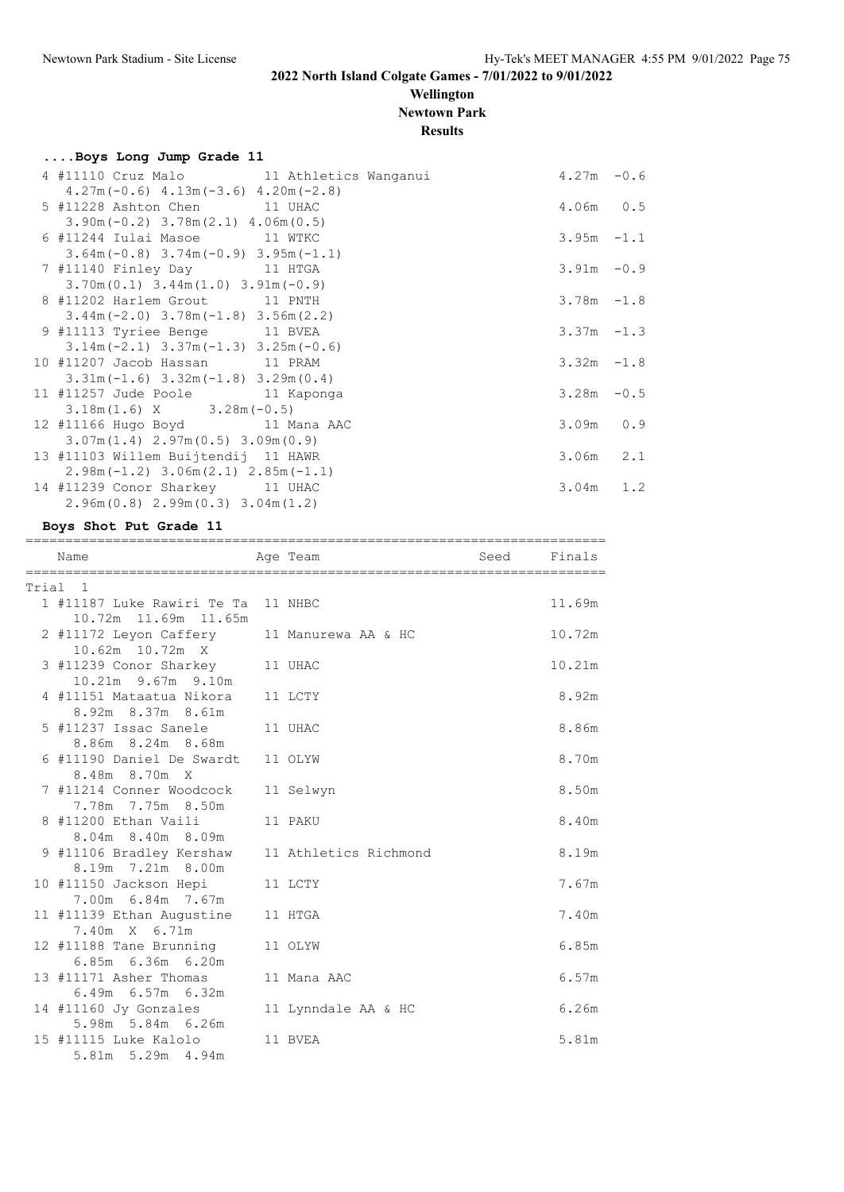# 2022 North Island Colgate Games - 7/01/2022 to 9/01/2022

**Wellington**

**Newtown Park**

**Results**

### ....Boys Long Jump Grade 11

| Place | Name | Age | Team | Finals | Wind |
|---|---|---|---|---|---|
| 4 | #11110 Cruz Malo | 11 | Athletics Wanganui | 4.27m | -0.6 |
| | 4.27m(-0.6) 4.13m(-3.6) 4.20m(-2.8) | | | | |
| 5 | #11228 Ashton Chen | 11 | UHAC | 4.06m | 0.5 |
| | 3.90m(-0.2) 3.78m(2.1) 4.06m(0.5) | | | | |
| 6 | #11244 Iulai Masoe | 11 | WTKC | 3.95m | -1.1 |
| | 3.64m(-0.8) 3.74m(-0.9) 3.95m(-1.1) | | | | |
| 7 | #11140 Finley Day | 11 | HTGA | 3.91m | -0.9 |
| | 3.70m(0.1) 3.44m(1.0) 3.91m(-0.9) | | | | |
| 8 | #11202 Harlem Grout | 11 | PNTH | 3.78m | -1.8 |
| | 3.44m(-2.0) 3.78m(-1.8) 3.56m(2.2) | | | | |
| 9 | #11113 Tyriee Benge | 11 | BVEA | 3.37m | -1.3 |
| | 3.14m(-2.1) 3.37m(-1.3) 3.25m(-0.6) | | | | |
| 10 | #11207 Jacob Hassan | 11 | PRAM | 3.32m | -1.8 |
| | 3.31m(-1.6) 3.32m(-1.8) 3.29m(0.4) | | | | |
| 11 | #11257 Jude Poole | 11 | Kaponga | 3.28m | -0.5 |
| | 3.18m(1.6) X 3.28m(-0.5) | | | | |
| 12 | #11166 Hugo Boyd | 11 | Mana AAC | 3.09m | 0.9 |
| | 3.07m(1.4) 2.97m(0.5) 3.09m(0.9) | | | | |
| 13 | #11103 Willem Buijtendij | 11 | HAWR | 3.06m | 2.1 |
| | 2.98m(-1.2) 3.06m(2.1) 2.85m(-1.1) | | | | |
| 14 | #11239 Conor Sharkey | 11 | UHAC | 3.04m | 1.2 |
| | 2.96m(0.8) 2.99m(0.3) 3.04m(1.2) | | | | |

### Boys Shot Put Grade 11

Trial 1

| Place | Name | Age | Team | Seed | Finals |
|---|---|---|---|---|---|
| 1 | #11187 Luke Rawiri Te Ta | 11 | NHBC | | 11.69m |
| | 10.72m 11.69m 11.65m | | | | |
| 2 | #11172 Leyon Caffery | 11 | Manurewa AA & HC | | 10.72m |
| | 10.62m 10.72m X | | | | |
| 3 | #11239 Conor Sharkey | 11 | UHAC | | 10.21m |
| | 10.21m 9.67m 9.10m | | | | |
| 4 | #11151 Mataatua Nikora | 11 | LCTY | | 8.92m |
| | 8.92m 8.37m 8.61m | | | | |
| 5 | #11237 Issac Sanele | 11 | UHAC | | 8.86m |
| | 8.86m 8.24m 8.68m | | | | |
| 6 | #11190 Daniel De Swardt | 11 | OLYW | | 8.70m |
| | 8.48m 8.70m X | | | | |
| 7 | #11214 Conner Woodcock | 11 | Selwyn | | 8.50m |
| | 7.78m 7.75m 8.50m | | | | |
| 8 | #11200 Ethan Vaili | 11 | PAKU | | 8.40m |
| | 8.04m 8.40m 8.09m | | | | |
| 9 | #11106 Bradley Kershaw | 11 | Athletics Richmond | | 8.19m |
| | 8.19m 7.21m 8.00m | | | | |
| 10 | #11150 Jackson Hepi | 11 | LCTY | | 7.67m |
| | 7.00m 6.84m 7.67m | | | | |
| 11 | #11139 Ethan Augustine | 11 | HTGA | | 7.40m |
| | 7.40m X 6.71m | | | | |
| 12 | #11188 Tane Brunning | 11 | OLYW | | 6.85m |
| | 6.85m 6.36m 6.20m | | | | |
| 13 | #11171 Asher Thomas | 11 | Mana AAC | | 6.57m |
| | 6.49m 6.57m 6.32m | | | | |
| 14 | #11160 Jy Gonzales | 11 | Lynndale AA & HC | | 6.26m |
| | 5.98m 5.84m 6.26m | | | | |
| 15 | #11115 Luke Kalolo | 11 | BVEA | | 5.81m |
| | 5.81m 5.29m 4.94m | | | | |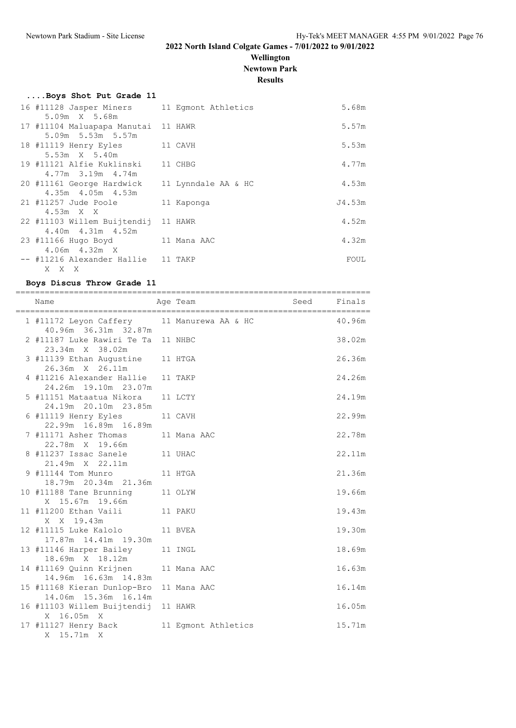# 2022 North Island Colgate Games - 7/01/2022 to 9/01/2022

## Wellington

## Newtown Park

## Results

### ....Boys Shot Put Grade 11

| Place | Name | Age | Team | Finals |
|---|---|---|---|---|
| 16 | #11128 Jasper Miners | 11 | Egmont Athletics | 5.68m |
| | 5.09m X 5.68m | | | |
| 17 | #11104 Maluapapa Manutai | 11 | HAWR | 5.57m |
| | 5.09m 5.53m 5.57m | | | |
| 18 | #11119 Henry Eyles | 11 | CAVH | 5.53m |
| | 5.53m X 5.40m | | | |
| 19 | #11121 Alfie Kuklinski | 11 | CHBG | 4.77m |
| | 4.77m 3.19m 4.74m | | | |
| 20 | #11161 George Hardwick | 11 | Lynndale AA & HC | 4.53m |
| | 4.35m 4.05m 4.53m | | | |
| 21 | #11257 Jude Poole | 11 | Kaponga | J4.53m |
| | 4.53m X X | | | |
| 22 | #11103 Willem Buijtendij | 11 | HAWR | 4.52m |
| | 4.40m 4.31m 4.52m | | | |
| 23 | #11166 Hugo Boyd | 11 | Mana AAC | 4.32m |
| | 4.06m 4.32m X | | | |
| -- | #11216 Alexander Hallie | 11 | TAKP | FOUL |
| | X X X | | | |

### Boys Discus Throw Grade 11

| Place | Name | Age | Team | Seed | Finals |
|---|---|---|---|---|---|
| 1 | #11172 Leyon Caffery | 11 | Manurewa AA & HC | | 40.96m |
| | 40.96m 36.31m 32.87m | | | | |
| 2 | #11187 Luke Rawiri Te Ta | 11 | NHBC | | 38.02m |
| | 23.34m X 38.02m | | | | |
| 3 | #11139 Ethan Augustine | 11 | HTGA | | 26.36m |
| | 26.36m X 26.11m | | | | |
| 4 | #11216 Alexander Hallie | 11 | TAKP | | 24.26m |
| | 24.26m 19.10m 23.07m | | | | |
| 5 | #11151 Mataatua Nikora | 11 | LCTY | | 24.19m |
| | 24.19m 20.10m 23.85m | | | | |
| 6 | #11119 Henry Eyles | 11 | CAVH | | 22.99m |
| | 22.99m 16.89m 16.89m | | | | |
| 7 | #11171 Asher Thomas | 11 | Mana AAC | | 22.78m |
| | 22.78m X 19.66m | | | | |
| 8 | #11237 Issac Sanele | 11 | UHAC | | 22.11m |
| | 21.49m X 22.11m | | | | |
| 9 | #11144 Tom Munro | 11 | HTGA | | 21.36m |
| | 18.79m 20.34m 21.36m | | | | |
| 10 | #11188 Tane Brunning | 11 | OLYW | | 19.66m |
| | X 15.67m 19.66m | | | | |
| 11 | #11200 Ethan Vaili | 11 | PAKU | | 19.43m |
| | X X 19.43m | | | | |
| 12 | #11115 Luke Kalolo | 11 | BVEA | | 19.30m |
| | 17.87m 14.41m 19.30m | | | | |
| 13 | #11146 Harper Bailey | 11 | INGL | | 18.69m |
| | 18.69m X 18.12m | | | | |
| 14 | #11169 Quinn Krijnen | 11 | Mana AAC | | 16.63m |
| | 14.96m 16.63m 14.83m | | | | |
| 15 | #11168 Kieran Dunlop-Bro | 11 | Mana AAC | | 16.14m |
| | 14.06m 15.36m 16.14m | | | | |
| 16 | #11103 Willem Buijtendij | 11 | HAWR | | 16.05m |
| | X 16.05m X | | | | |
| 17 | #11127 Henry Back | 11 | Egmont Athletics | | 15.71m |
| | X 15.71m X | | | | |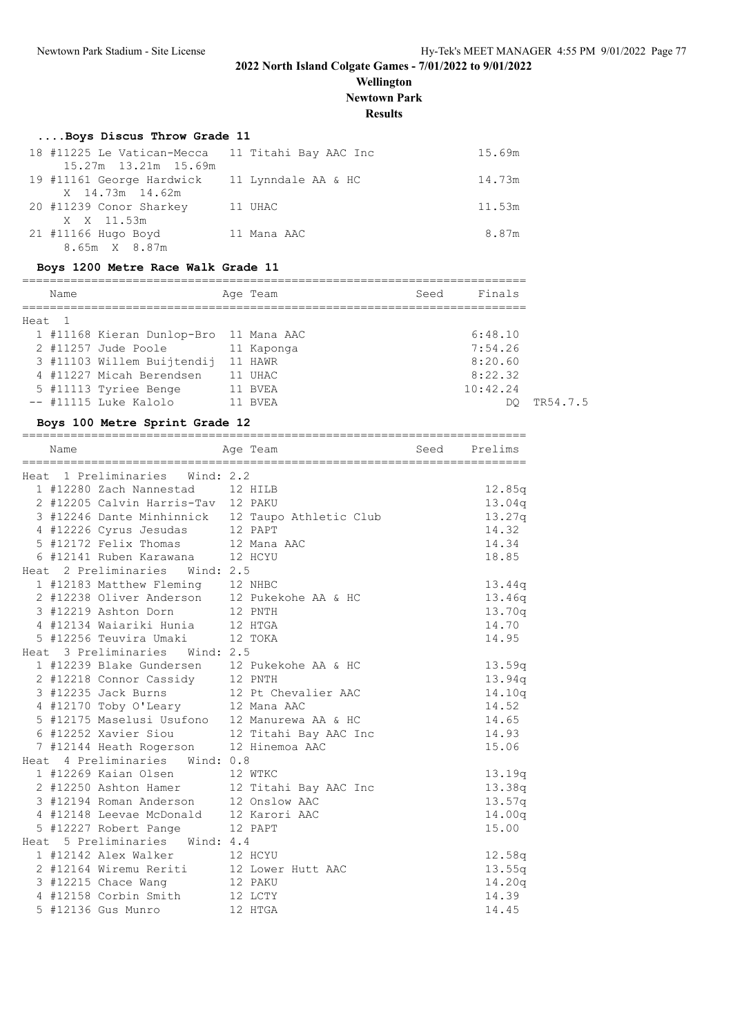## 2022 North Island Colgate Games - 7/01/2022 to 9/01/2022

**Wellington**

**Newtown Park**

**Results**

### ....Boys Discus Throw Grade 11

| Place | Name | Age | Team | Finals |
|---|---|---|---|---|
| 18 | #11225 Le Vatican-Mecca | 11 | Titahi Bay AAC Inc | 15.69m |
| | 15.27m 13.21m 15.69m | | | |
| 19 | #11161 George Hardwick | 11 | Lynndale AA & HC | 14.73m |
| | X 14.73m 14.62m | | | |
| 20 | #11239 Conor Sharkey | 11 | UHAC | 11.53m |
| | X X 11.53m | | | |
| 21 | #11166 Hugo Boyd | 11 | Mana AAC | 8.87m |
| | 8.65m X 8.87m | | | |

### Boys 1200 Metre Race Walk Grade 11

| Place | Name | Age | Team | Seed | Finals | |
|---|---|---|---|---|---|---|
| **Heat 1** | | | | | | |
| 1 | #11168 Kieran Dunlop-Bro | 11 | Mana AAC | | 6:48.10 | |
| 2 | #11257 Jude Poole | 11 | Kaponga | | 7:54.26 | |
| 3 | #11103 Willem Buijtendij | 11 | HAWR | | 8:20.60 | |
| 4 | #11227 Micah Berendsen | 11 | UHAC | | 8:22.32 | |
| 5 | #11113 Tyriee Benge | 11 | BVEA | | 10:42.24 | |
| -- | #11115 Luke Kalolo | 11 | BVEA | | DQ | TR54.7.5 |

### Boys 100 Metre Sprint Grade 12

| Place | Name | Age | Team | Seed | Prelims |
|---|---|---|---|---|---|
| **Heat 1 Preliminaries Wind: 2.2** | | | | | |
| 1 | #12280 Zach Nannestad | 12 | HILB | | 12.85q |
| 2 | #12205 Calvin Harris-Tav | 12 | PAKU | | 13.04q |
| 3 | #12246 Dante Minhinnick | 12 | Taupo Athletic Club | | 13.27q |
| 4 | #12226 Cyrus Jesudas | 12 | PAPT | | 14.32 |
| 5 | #12172 Felix Thomas | 12 | Mana AAC | | 14.34 |
| 6 | #12141 Ruben Karawana | 12 | HCYU | | 18.85 |
| **Heat 2 Preliminaries Wind: 2.5** | | | | | |
| 1 | #12183 Matthew Fleming | 12 | NHBC | | 13.44q |
| 2 | #12238 Oliver Anderson | 12 | Pukekohe AA & HC | | 13.46q |
| 3 | #12219 Ashton Dorn | 12 | PNTH | | 13.70q |
| 4 | #12134 Waiariki Hunia | 12 | HTGA | | 14.70 |
| 5 | #12256 Teuvira Umaki | 12 | TOKA | | 14.95 |
| **Heat 3 Preliminaries Wind: 2.5** | | | | | |
| 1 | #12239 Blake Gundersen | 12 | Pukekohe AA & HC | | 13.59q |
| 2 | #12218 Connor Cassidy | 12 | PNTH | | 13.94q |
| 3 | #12235 Jack Burns | 12 | Pt Chevalier AAC | | 14.10q |
| 4 | #12170 Toby O'Leary | 12 | Mana AAC | | 14.52 |
| 5 | #12175 Maselusi Usufono | 12 | Manurewa AA & HC | | 14.65 |
| 6 | #12252 Xavier Siou | 12 | Titahi Bay AAC Inc | | 14.93 |
| 7 | #12144 Heath Rogerson | 12 | Hinemoa AAC | | 15.06 |
| **Heat 4 Preliminaries Wind: 0.8** | | | | | |
| 1 | #12269 Kaian Olsen | 12 | WTKC | | 13.19q |
| 2 | #12250 Ashton Hamer | 12 | Titahi Bay AAC Inc | | 13.38q |
| 3 | #12194 Roman Anderson | 12 | Onslow AAC | | 13.57q |
| 4 | #12148 Leevae McDonald | 12 | Karori AAC | | 14.00q |
| 5 | #12227 Robert Pange | 12 | PAPT | | 15.00 |
| **Heat 5 Preliminaries Wind: 4.4** | | | | | |
| 1 | #12142 Alex Walker | 12 | HCYU | | 12.58q |
| 2 | #12164 Wiremu Reriti | 12 | Lower Hutt AAC | | 13.55q |
| 3 | #12215 Chace Wang | 12 | PAKU | | 14.20q |
| 4 | #12158 Corbin Smith | 12 | LCTY | | 14.39 |
| 5 | #12136 Gus Munro | 12 | HTGA | | 14.45 |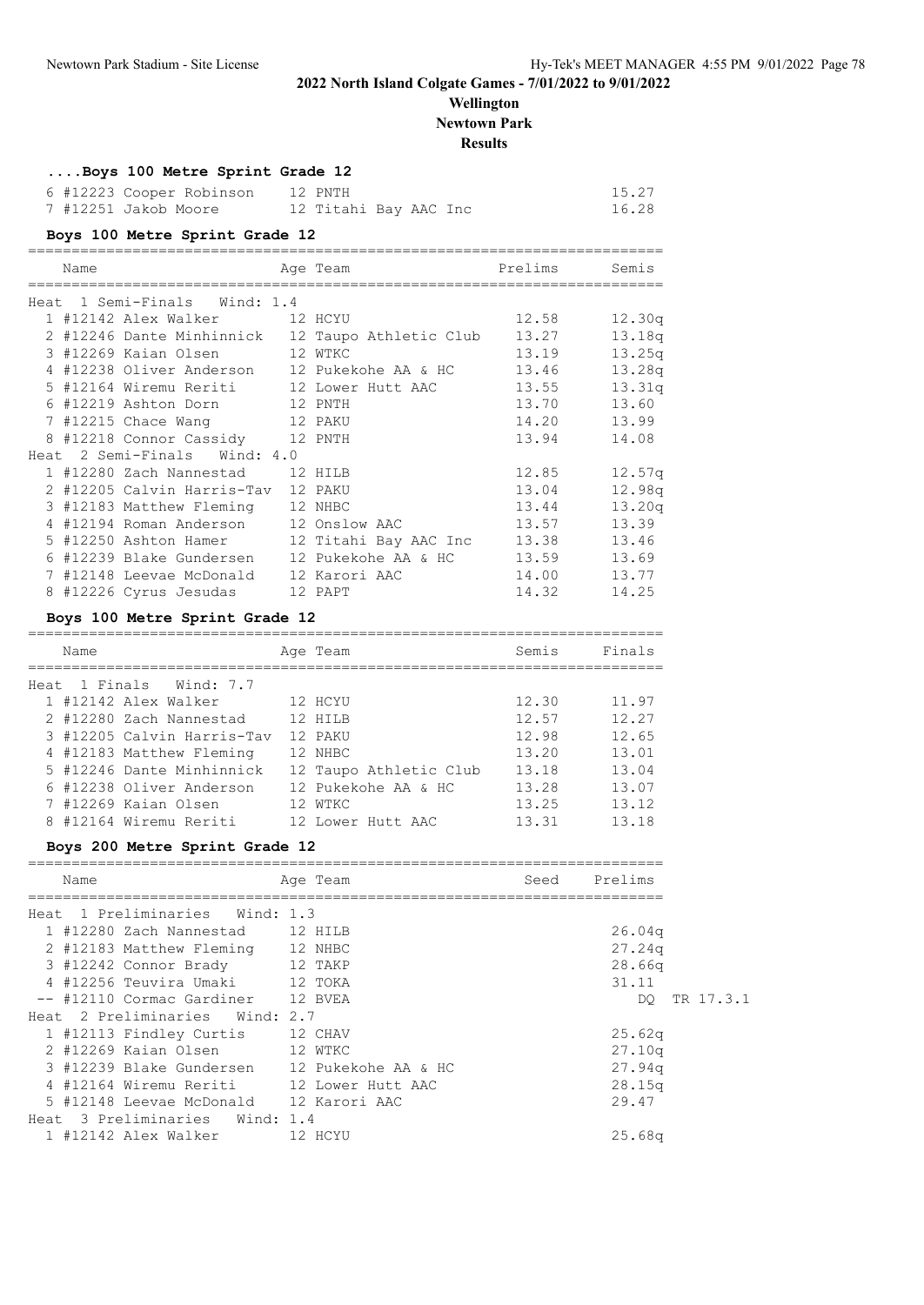## 2022 North Island Colgate Games - 7/01/2022 to 9/01/2022

**Wellington**

**Newtown Park**

**Results**

### ....Boys 100 Metre Sprint Grade 12

| Place | Name | Age | Team | Finals |
|---|---|---|---|---|
| 6 | #12223 Cooper Robinson | 12 | PNTH | 15.27 |
| 7 | #12251 Jakob Moore | 12 | Titahi Bay AAC Inc | 16.28 |

### Boys 100 Metre Sprint Grade 12

| Place | Name | Age | Team | Prelims | Semis |
|---|---|---|---|---|---|
| **Heat 1 Semi-Finals Wind: 1.4** | | | | | |
| 1 | #12142 Alex Walker | 12 | HCYU | 12.58 | 12.30q |
| 2 | #12246 Dante Minhinnick | 12 | Taupo Athletic Club | 13.27 | 13.18q |
| 3 | #12269 Kaian Olsen | 12 | WTKC | 13.19 | 13.25q |
| 4 | #12238 Oliver Anderson | 12 | Pukekohe AA & HC | 13.46 | 13.28q |
| 5 | #12164 Wiremu Reriti | 12 | Lower Hutt AAC | 13.55 | 13.31q |
| 6 | #12219 Ashton Dorn | 12 | PNTH | 13.70 | 13.60 |
| 7 | #12215 Chace Wang | 12 | PAKU | 14.20 | 13.99 |
| 8 | #12218 Connor Cassidy | 12 | PNTH | 13.94 | 14.08 |
| **Heat 2 Semi-Finals Wind: 4.0** | | | | | |
| 1 | #12280 Zach Nannestad | 12 | HILB | 12.85 | 12.57q |
| 2 | #12205 Calvin Harris-Tav | 12 | PAKU | 13.04 | 12.98q |
| 3 | #12183 Matthew Fleming | 12 | NHBC | 13.44 | 13.20q |
| 4 | #12194 Roman Anderson | 12 | Onslow AAC | 13.57 | 13.39 |
| 5 | #12250 Ashton Hamer | 12 | Titahi Bay AAC Inc | 13.38 | 13.46 |
| 6 | #12239 Blake Gundersen | 12 | Pukekohe AA & HC | 13.59 | 13.69 |
| 7 | #12148 Leevae McDonald | 12 | Karori AAC | 14.00 | 13.77 |
| 8 | #12226 Cyrus Jesudas | 12 | PAPT | 14.32 | 14.25 |

### Boys 100 Metre Sprint Grade 12

| Place | Name | Age | Team | Semis | Finals |
|---|---|---|---|---|---|
| **Heat 1 Finals Wind: 7.7** | | | | | |
| 1 | #12142 Alex Walker | 12 | HCYU | 12.30 | 11.97 |
| 2 | #12280 Zach Nannestad | 12 | HILB | 12.57 | 12.27 |
| 3 | #12205 Calvin Harris-Tav | 12 | PAKU | 12.98 | 12.65 |
| 4 | #12183 Matthew Fleming | 12 | NHBC | 13.20 | 13.01 |
| 5 | #12246 Dante Minhinnick | 12 | Taupo Athletic Club | 13.18 | 13.04 |
| 6 | #12238 Oliver Anderson | 12 | Pukekohe AA & HC | 13.28 | 13.07 |
| 7 | #12269 Kaian Olsen | 12 | WTKC | 13.25 | 13.12 |
| 8 | #12164 Wiremu Reriti | 12 | Lower Hutt AAC | 13.31 | 13.18 |

### Boys 200 Metre Sprint Grade 12

| Place | Name | Age | Team | Seed | Prelims | |
|---|---|---|---|---|---|---|
| **Heat 1 Preliminaries Wind: 1.3** | | | | | | |
| 1 | #12280 Zach Nannestad | 12 | HILB | | 26.04q | |
| 2 | #12183 Matthew Fleming | 12 | NHBC | | 27.24q | |
| 3 | #12242 Connor Brady | 12 | TAKP | | 28.66q | |
| 4 | #12256 Teuvira Umaki | 12 | TOKA | | 31.11 | |
| -- | #12110 Cormac Gardiner | 12 | BVEA | | DQ | TR 17.3.1 |
| **Heat 2 Preliminaries Wind: 2.7** | | | | | | |
| 1 | #12113 Findley Curtis | 12 | CHAV | | 25.62q | |
| 2 | #12269 Kaian Olsen | 12 | WTKC | | 27.10q | |
| 3 | #12239 Blake Gundersen | 12 | Pukekohe AA & HC | | 27.94q | |
| 4 | #12164 Wiremu Reriti | 12 | Lower Hutt AAC | | 28.15q | |
| 5 | #12148 Leevae McDonald | 12 | Karori AAC | | 29.47 | |
| **Heat 3 Preliminaries Wind: 1.4** | | | | | | |
| 1 | #12142 Alex Walker | 12 | HCYU | | 25.68q | |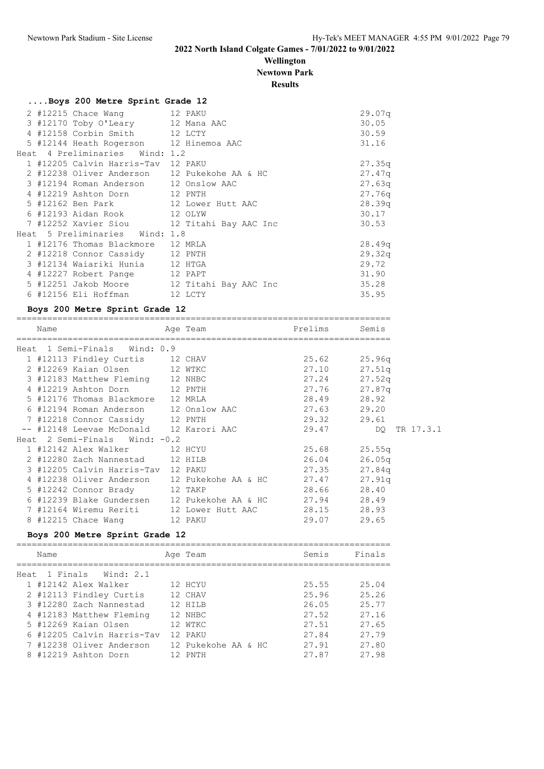# 2022 North Island Colgate Games - 7/01/2022 to 9/01/2022

**Wellington**

**Newtown Park**

**Results**

### ....Boys 200 Metre Sprint Grade 12

| Place | Name | Age | Team | Prelims |
|---|---|---|---|---|
| 2 | #12215 Chace Wang | 12 | PAKU | 29.07q |
| 3 | #12170 Toby O'Leary | 12 | Mana AAC | 30.05 |
| 4 | #12158 Corbin Smith | 12 | LCTY | 30.59 |
| 5 | #12144 Heath Rogerson | 12 | Hinemoa AAC | 31.16 |
| **Heat 4 Preliminaries Wind: 1.2** | | | | |
| 1 | #12205 Calvin Harris-Tav | 12 | PAKU | 27.35q |
| 2 | #12238 Oliver Anderson | 12 | Pukekohe AA & HC | 27.47q |
| 3 | #12194 Roman Anderson | 12 | Onslow AAC | 27.63q |
| 4 | #12219 Ashton Dorn | 12 | PNTH | 27.76q |
| 5 | #12162 Ben Park | 12 | Lower Hutt AAC | 28.39q |
| 6 | #12193 Aidan Rook | 12 | OLYW | 30.17 |
| 7 | #12252 Xavier Siou | 12 | Titahi Bay AAC Inc | 30.53 |
| **Heat 5 Preliminaries Wind: 1.8** | | | | |
| 1 | #12176 Thomas Blackmore | 12 | MRLA | 28.49q |
| 2 | #12218 Connor Cassidy | 12 | PNTH | 29.32q |
| 3 | #12134 Waiariki Hunia | 12 | HTGA | 29.72 |
| 4 | #12227 Robert Pange | 12 | PAPT | 31.90 |
| 5 | #12251 Jakob Moore | 12 | Titahi Bay AAC Inc | 35.28 |
| 6 | #12156 Eli Hoffman | 12 | LCTY | 35.95 |

### Boys 200 Metre Sprint Grade 12

| Place | Name | Age | Team | Prelims | Semis | |
|---|---|---|---|---|---|---|
| **Heat 1 Semi-Finals Wind: 0.9** | | | | | | |
| 1 | #12113 Findley Curtis | 12 | CHAV | 25.62 | 25.96q | |
| 2 | #12269 Kaian Olsen | 12 | WTKC | 27.10 | 27.51q | |
| 3 | #12183 Matthew Fleming | 12 | NHBC | 27.24 | 27.52q | |
| 4 | #12219 Ashton Dorn | 12 | PNTH | 27.76 | 27.87q | |
| 5 | #12176 Thomas Blackmore | 12 | MRLA | 28.49 | 28.92 | |
| 6 | #12194 Roman Anderson | 12 | Onslow AAC | 27.63 | 29.20 | |
| 7 | #12218 Connor Cassidy | 12 | PNTH | 29.32 | 29.61 | |
| -- | #12148 Leevae McDonald | 12 | Karori AAC | 29.47 | DQ | TR 17.3.1 |
| **Heat 2 Semi-Finals Wind: -0.2** | | | | | | |
| 1 | #12142 Alex Walker | 12 | HCYU | 25.68 | 25.55q | |
| 2 | #12280 Zach Nannestad | 12 | HILB | 26.04 | 26.05q | |
| 3 | #12205 Calvin Harris-Tav | 12 | PAKU | 27.35 | 27.84q | |
| 4 | #12238 Oliver Anderson | 12 | Pukekohe AA & HC | 27.47 | 27.91q | |
| 5 | #12242 Connor Brady | 12 | TAKP | 28.66 | 28.40 | |
| 6 | #12239 Blake Gundersen | 12 | Pukekohe AA & HC | 27.94 | 28.49 | |
| 7 | #12164 Wiremu Reriti | 12 | Lower Hutt AAC | 28.15 | 28.93 | |
| 8 | #12215 Chace Wang | 12 | PAKU | 29.07 | 29.65 | |

### Boys 200 Metre Sprint Grade 12

| Place | Name | Age | Team | Semis | Finals |
|---|---|---|---|---|---|
| **Heat 1 Finals Wind: 2.1** | | | | | |
| 1 | #12142 Alex Walker | 12 | HCYU | 25.55 | 25.04 |
| 2 | #12113 Findley Curtis | 12 | CHAV | 25.96 | 25.26 |
| 3 | #12280 Zach Nannestad | 12 | HILB | 26.05 | 25.77 |
| 4 | #12183 Matthew Fleming | 12 | NHBC | 27.52 | 27.16 |
| 5 | #12269 Kaian Olsen | 12 | WTKC | 27.51 | 27.65 |
| 6 | #12205 Calvin Harris-Tav | 12 | PAKU | 27.84 | 27.79 |
| 7 | #12238 Oliver Anderson | 12 | Pukekohe AA & HC | 27.91 | 27.80 |
| 8 | #12219 Ashton Dorn | 12 | PNTH | 27.87 | 27.98 |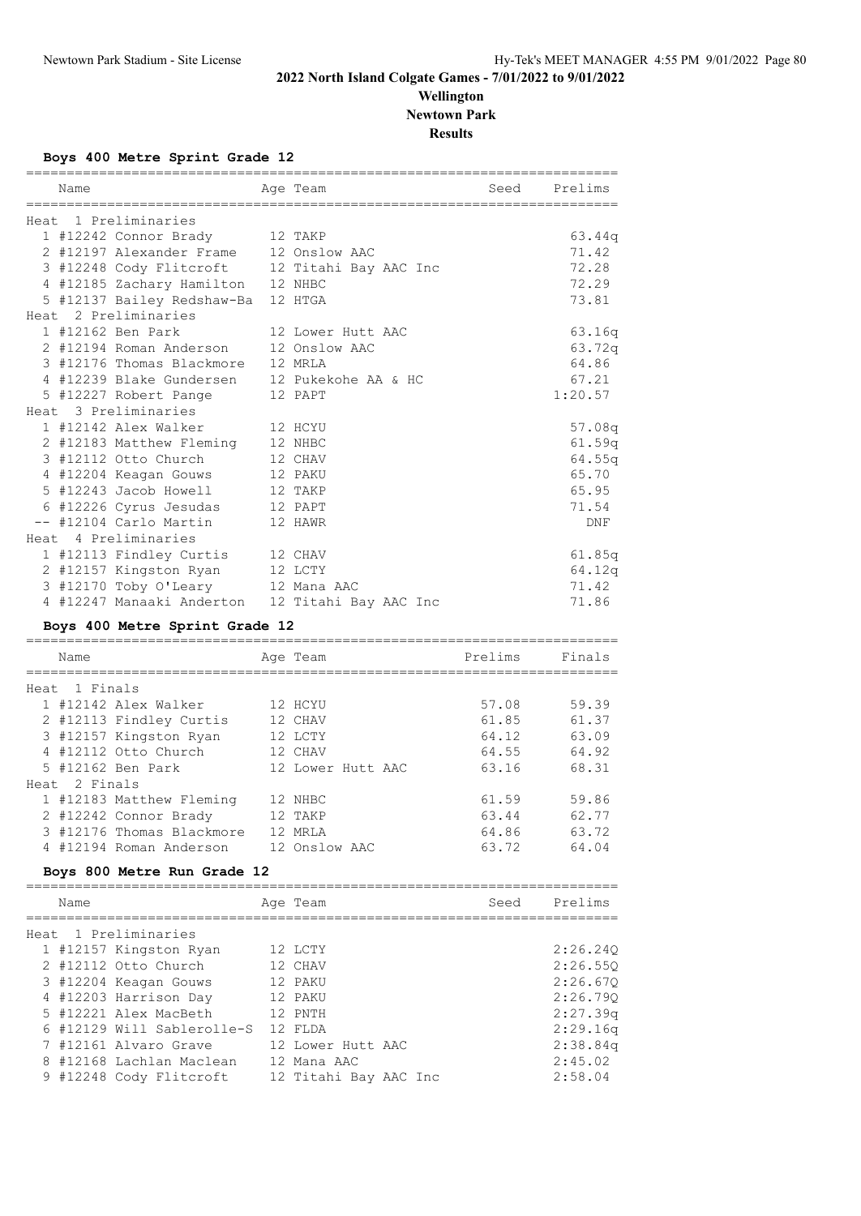# 2022 North Island Colgate Games - 7/01/2022 to 9/01/2022

**Wellington**

**Newtown Park**

**Results**

### Boys 400 Metre Sprint Grade 12

| Name | Age | Team | Seed | Prelims |
|---|---|---|---|---|
| **Heat 1 Preliminaries** | | | | |
| 1 #12242 Connor Brady | 12 | TAKP | | 63.44q |
| 2 #12197 Alexander Frame | 12 | Onslow AAC | | 71.42 |
| 3 #12248 Cody Flitcroft | 12 | Titahi Bay AAC Inc | | 72.28 |
| 4 #12185 Zachary Hamilton | 12 | NHBC | | 72.29 |
| 5 #12137 Bailey Redshaw-Ba | 12 | HTGA | | 73.81 |
| **Heat 2 Preliminaries** | | | | |
| 1 #12162 Ben Park | 12 | Lower Hutt AAC | | 63.16q |
| 2 #12194 Roman Anderson | 12 | Onslow AAC | | 63.72q |
| 3 #12176 Thomas Blackmore | 12 | MRLA | | 64.86 |
| 4 #12239 Blake Gundersen | 12 | Pukekohe AA & HC | | 67.21 |
| 5 #12227 Robert Pange | 12 | PAPT | | 1:20.57 |
| **Heat 3 Preliminaries** | | | | |
| 1 #12142 Alex Walker | 12 | HCYU | | 57.08q |
| 2 #12183 Matthew Fleming | 12 | NHBC | | 61.59q |
| 3 #12112 Otto Church | 12 | CHAV | | 64.55q |
| 4 #12204 Keagan Gouws | 12 | PAKU | | 65.70 |
| 5 #12243 Jacob Howell | 12 | TAKP | | 65.95 |
| 6 #12226 Cyrus Jesudas | 12 | PAPT | | 71.54 |
| -- #12104 Carlo Martin | 12 | HAWR | | DNF |
| **Heat 4 Preliminaries** | | | | |
| 1 #12113 Findley Curtis | 12 | CHAV | | 61.85q |
| 2 #12157 Kingston Ryan | 12 | LCTY | | 64.12q |
| 3 #12170 Toby O'Leary | 12 | Mana AAC | | 71.42 |
| 4 #12247 Manaaki Anderton | 12 | Titahi Bay AAC Inc | | 71.86 |

### Boys 400 Metre Sprint Grade 12

| Name | Age | Team | Prelims | Finals |
|---|---|---|---|---|
| **Heat 1 Finals** | | | | |
| 1 #12142 Alex Walker | 12 | HCYU | 57.08 | 59.39 |
| 2 #12113 Findley Curtis | 12 | CHAV | 61.85 | 61.37 |
| 3 #12157 Kingston Ryan | 12 | LCTY | 64.12 | 63.09 |
| 4 #12112 Otto Church | 12 | CHAV | 64.55 | 64.92 |
| 5 #12162 Ben Park | 12 | Lower Hutt AAC | 63.16 | 68.31 |
| **Heat 2 Finals** | | | | |
| 1 #12183 Matthew Fleming | 12 | NHBC | 61.59 | 59.86 |
| 2 #12242 Connor Brady | 12 | TAKP | 63.44 | 62.77 |
| 3 #12176 Thomas Blackmore | 12 | MRLA | 64.86 | 63.72 |
| 4 #12194 Roman Anderson | 12 | Onslow AAC | 63.72 | 64.04 |

### Boys 800 Metre Run Grade 12

| Name | Age | Team | Seed | Prelims |
|---|---|---|---|---|
| **Heat 1 Preliminaries** | | | | |
| 1 #12157 Kingston Ryan | 12 | LCTY | | 2:26.24Q |
| 2 #12112 Otto Church | 12 | CHAV | | 2:26.55Q |
| 3 #12204 Keagan Gouws | 12 | PAKU | | 2:26.67Q |
| 4 #12203 Harrison Day | 12 | PAKU | | 2:26.79Q |
| 5 #12221 Alex MacBeth | 12 | PNTH | | 2:27.39q |
| 6 #12129 Will Sablerolle-S | 12 | FLDA | | 2:29.16q |
| 7 #12161 Alvaro Grave | 12 | Lower Hutt AAC | | 2:38.84q |
| 8 #12168 Lachlan Maclean | 12 | Mana AAC | | 2:45.02 |
| 9 #12248 Cody Flitcroft | 12 | Titahi Bay AAC Inc | | 2:58.04 |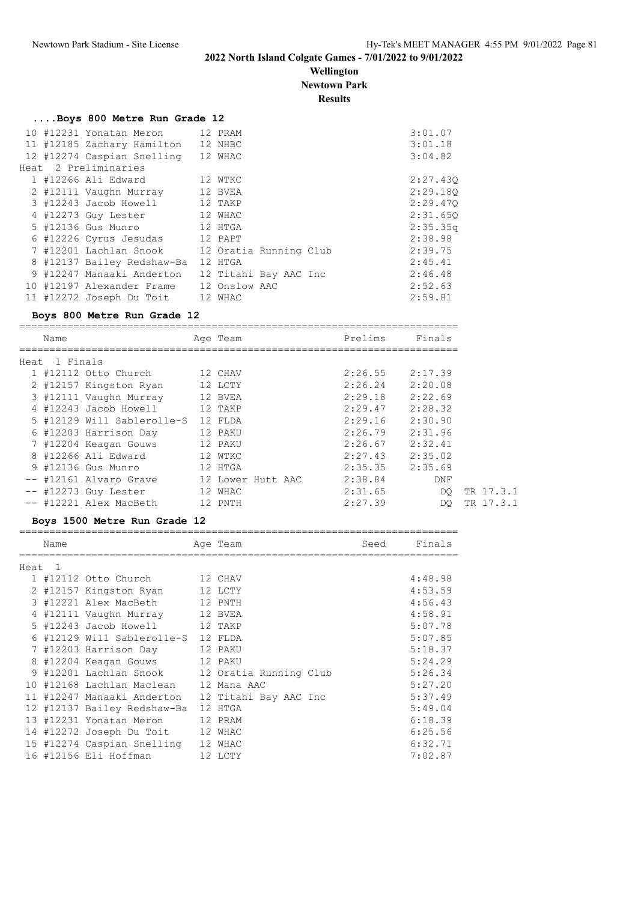# 2022 North Island Colgate Games - 7/01/2022 to 9/01/2022

**Wellington**

**Newtown Park**

**Results**

### ....Boys 800 Metre Run Grade 12

| Place | Name | Age | Team | Finals |
|---|---|---|---|---|
| 10 | #12231 Yonatan Meron | 12 | PRAM | 3:01.07 |
| 11 | #12185 Zachary Hamilton | 12 | NHBC | 3:01.18 |
| 12 | #12274 Caspian Snelling | 12 | WHAC | 3:04.82 |

Heat 2 Preliminaries

| Place | Name | Age | Team | Prelims |
|---|---|---|---|---|
| 1 | #12266 Ali Edward | 12 | WTKC | 2:27.43Q |
| 2 | #12111 Vaughn Murray | 12 | BVEA | 2:29.18Q |
| 3 | #12243 Jacob Howell | 12 | TAKP | 2:29.47Q |
| 4 | #12273 Guy Lester | 12 | WHAC | 2:31.65Q |
| 5 | #12136 Gus Munro | 12 | HTGA | 2:35.35q |
| 6 | #12226 Cyrus Jesudas | 12 | PAPT | 2:38.98 |
| 7 | #12201 Lachlan Snook | 12 | Oratia Running Club | 2:39.75 |
| 8 | #12137 Bailey Redshaw-Ba | 12 | HTGA | 2:45.41 |
| 9 | #12247 Manaaki Anderton | 12 | Titahi Bay AAC Inc | 2:46.48 |
| 10 | #12197 Alexander Frame | 12 | Onslow AAC | 2:52.63 |
| 11 | #12272 Joseph Du Toit | 12 | WHAC | 2:59.81 |

### Boys 800 Metre Run Grade 12

Heat 1 Finals

| Place | Name | Age | Team | Prelims | Finals | |
|---|---|---|---|---|---|---|
| 1 | #12112 Otto Church | 12 | CHAV | 2:26.55 | 2:17.39 | |
| 2 | #12157 Kingston Ryan | 12 | LCTY | 2:26.24 | 2:20.08 | |
| 3 | #12111 Vaughn Murray | 12 | BVEA | 2:29.18 | 2:22.69 | |
| 4 | #12243 Jacob Howell | 12 | TAKP | 2:29.47 | 2:28.32 | |
| 5 | #12129 Will Sablerolle-S | 12 | FLDA | 2:29.16 | 2:30.90 | |
| 6 | #12203 Harrison Day | 12 | PAKU | 2:26.79 | 2:31.96 | |
| 7 | #12204 Keagan Gouws | 12 | PAKU | 2:26.67 | 2:32.41 | |
| 8 | #12266 Ali Edward | 12 | WTKC | 2:27.43 | 2:35.02 | |
| 9 | #12136 Gus Munro | 12 | HTGA | 2:35.35 | 2:35.69 | |
| -- | #12161 Alvaro Grave | 12 | Lower Hutt AAC | 2:38.84 | DNF | |
| -- | #12273 Guy Lester | 12 | WHAC | 2:31.65 | DQ | TR 17.3.1 |
| -- | #12221 Alex MacBeth | 12 | PNTH | 2:27.39 | DQ | TR 17.3.1 |

### Boys 1500 Metre Run Grade 12

Heat 1

| Place | Name | Age | Team | Seed | Finals |
|---|---|---|---|---|---|
| 1 | #12112 Otto Church | 12 | CHAV | | 4:48.98 |
| 2 | #12157 Kingston Ryan | 12 | LCTY | | 4:53.59 |
| 3 | #12221 Alex MacBeth | 12 | PNTH | | 4:56.43 |
| 4 | #12111 Vaughn Murray | 12 | BVEA | | 4:58.91 |
| 5 | #12243 Jacob Howell | 12 | TAKP | | 5:07.78 |
| 6 | #12129 Will Sablerolle-S | 12 | FLDA | | 5:07.85 |
| 7 | #12203 Harrison Day | 12 | PAKU | | 5:18.37 |
| 8 | #12204 Keagan Gouws | 12 | PAKU | | 5:24.29 |
| 9 | #12201 Lachlan Snook | 12 | Oratia Running Club | | 5:26.34 |
| 10 | #12168 Lachlan Maclean | 12 | Mana AAC | | 5:27.20 |
| 11 | #12247 Manaaki Anderton | 12 | Titahi Bay AAC Inc | | 5:37.49 |
| 12 | #12137 Bailey Redshaw-Ba | 12 | HTGA | | 5:49.04 |
| 13 | #12231 Yonatan Meron | 12 | PRAM | | 6:18.39 |
| 14 | #12272 Joseph Du Toit | 12 | WHAC | | 6:25.56 |
| 15 | #12274 Caspian Snelling | 12 | WHAC | | 6:32.71 |
| 16 | #12156 Eli Hoffman | 12 | LCTY | | 7:02.87 |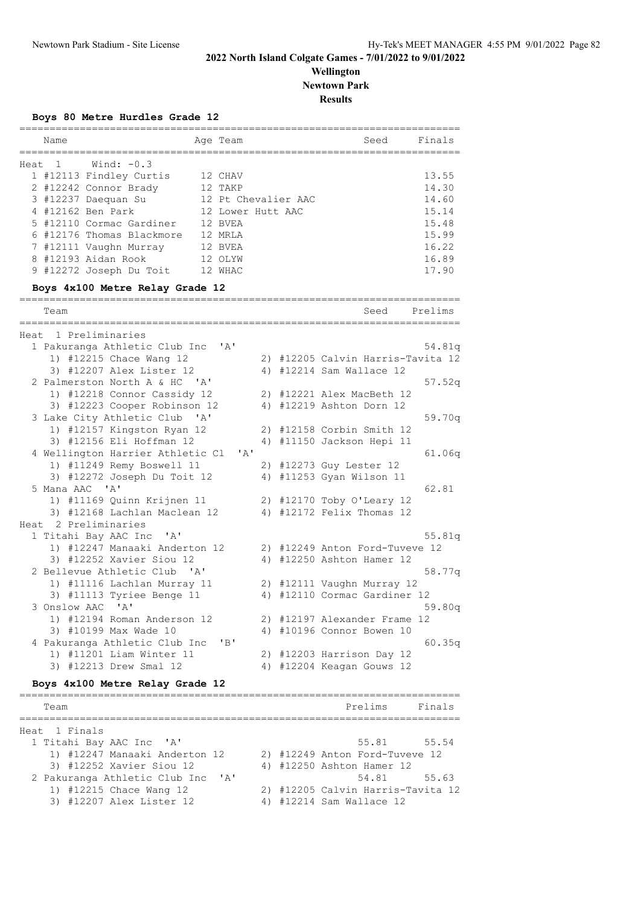# 2022 North Island Colgate Games - 7/01/2022 to 9/01/2022

**Wellington**

**Newtown Park**

**Results**

### Boys 80 Metre Hurdles Grade 12

**Heat 1 Wind: -0.3**

| Place | Name | Age | Team | Seed | Finals |
|---|---|---|---|---|---|
| 1 | #12113 Findley Curtis | 12 | CHAV | | 13.55 |
| 2 | #12242 Connor Brady | 12 | TAKP | | 14.30 |
| 3 | #12237 Daequan Su | 12 | Pt Chevalier AAC | | 14.60 |
| 4 | #12162 Ben Park | 12 | Lower Hutt AAC | | 15.14 |
| 5 | #12110 Cormac Gardiner | 12 | BVEA | | 15.48 |
| 6 | #12176 Thomas Blackmore | 12 | MRLA | | 15.99 |
| 7 | #12111 Vaughn Murray | 12 | BVEA | | 16.22 |
| 8 | #12193 Aidan Rook | 12 | OLYW | | 16.89 |
| 9 | #12272 Joseph Du Toit | 12 | WHAC | | 17.90 |

### Boys 4x100 Metre Relay Grade 12

**Heat 1 Preliminaries**

| Place | Team | Seed | Prelims |
|---|---|---|---|
| 1 | Pakuranga Athletic Club Inc 'A' | | 54.81q |
| | 1) #12215 Chace Wang 12; 2) #12205 Calvin Harris-Tavita 12; 3) #12207 Alex Lister 12; 4) #12214 Sam Wallace 12 | | |
| 2 | Palmerston North A & HC 'A' | | 57.52q |
| | 1) #12218 Connor Cassidy 12; 2) #12221 Alex MacBeth 12; 3) #12223 Cooper Robinson 12; 4) #12219 Ashton Dorn 12 | | |
| 3 | Lake City Athletic Club 'A' | | 59.70q |
| | 1) #12157 Kingston Ryan 12; 2) #12158 Corbin Smith 12; 3) #12156 Eli Hoffman 12; 4) #11150 Jackson Hepi 11 | | |
| 4 | Wellington Harrier Athletic Cl 'A' | | 61.06q |
| | 1) #11249 Remy Boswell 11; 2) #12273 Guy Lester 12; 3) #12272 Joseph Du Toit 12; 4) #11253 Gyan Wilson 11 | | |
| 5 | Mana AAC 'A' | | 62.81 |
| | 1) #11169 Quinn Krijnen 11; 2) #12170 Toby O'Leary 12; 3) #12168 Lachlan Maclean 12; 4) #12172 Felix Thomas 12 | | |

**Heat 2 Preliminaries**

| Place | Team | Seed | Prelims |
|---|---|---|---|
| 1 | Titahi Bay AAC Inc 'A' | | 55.81q |
| | 1) #12247 Manaaki Anderton 12; 2) #12249 Anton Ford-Tuveve 12; 3) #12252 Xavier Siou 12; 4) #12250 Ashton Hamer 12 | | |
| 2 | Bellevue Athletic Club 'A' | | 58.77q |
| | 1) #11116 Lachlan Murray 11; 2) #12111 Vaughn Murray 12; 3) #11113 Tyriee Benge 11; 4) #12110 Cormac Gardiner 12 | | |
| 3 | Onslow AAC 'A' | | 59.80q |
| | 1) #12194 Roman Anderson 12; 2) #12197 Alexander Frame 12; 3) #10199 Max Wade 10; 4) #10196 Connor Bowen 10 | | |
| 4 | Pakuranga Athletic Club Inc 'B' | | 60.35q |
| | 1) #11201 Liam Winter 11; 2) #12203 Harrison Day 12; 3) #12213 Drew Smal 12; 4) #12204 Keagan Gouws 12 | | |

### Boys 4x100 Metre Relay Grade 12

**Heat 1 Finals**

| Place | Team | Prelims | Finals |
|---|---|---|---|
| 1 | Titahi Bay AAC Inc 'A' | 55.81 | 55.54 |
| | 1) #12247 Manaaki Anderton 12; 2) #12249 Anton Ford-Tuveve 12; 3) #12252 Xavier Siou 12; 4) #12250 Ashton Hamer 12 | | |
| 2 | Pakuranga Athletic Club Inc 'A' | 54.81 | 55.63 |
| | 1) #12215 Chace Wang 12; 2) #12205 Calvin Harris-Tavita 12; 3) #12207 Alex Lister 12; 4) #12214 Sam Wallace 12 | | |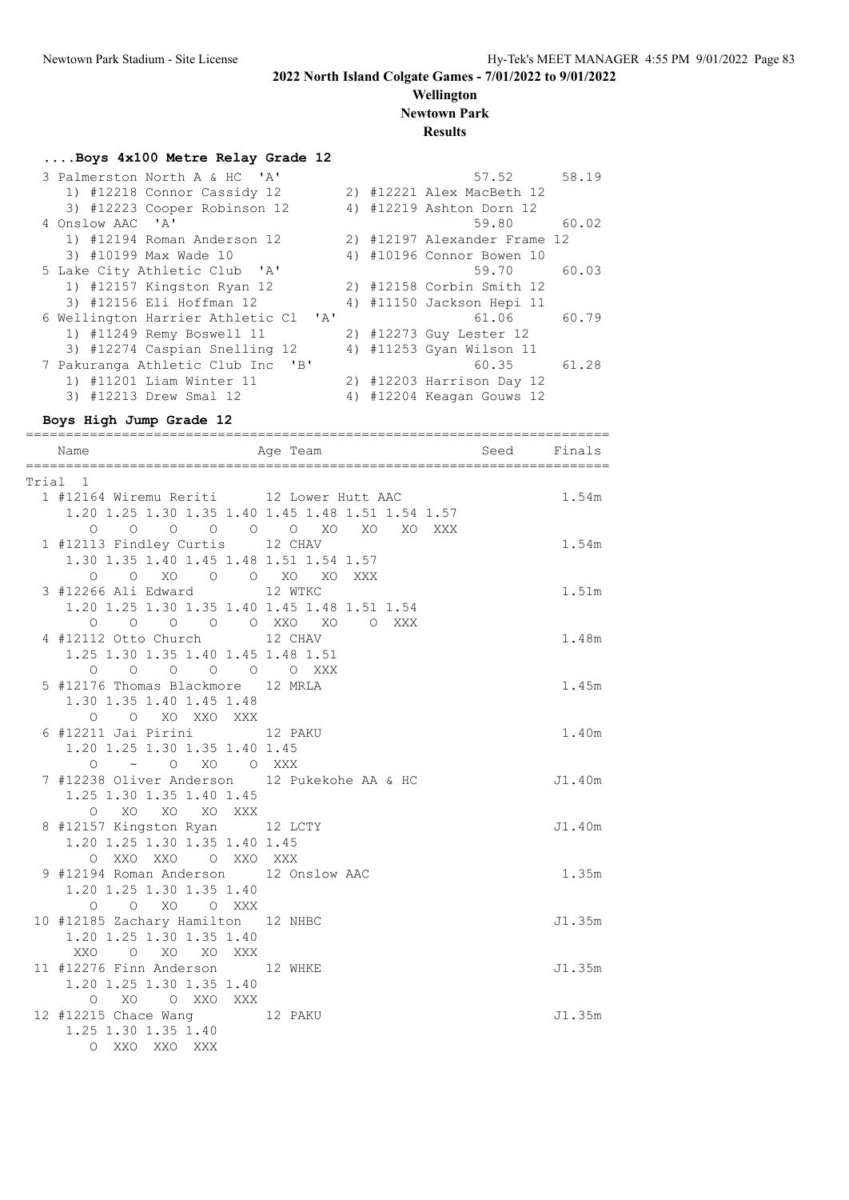# 2022 North Island Colgate Games - 7/01/2022 to 9/01/2022

**Wellington**

**Newtown Park**

**Results**

### ....Boys 4x100 Metre Relay Grade 12

```
  3 Palmerston North A & HC  'A'                         57.52      58.19
     1) #12218 Connor Cassidy 12        2) #12221 Alex MacBeth 12
     3) #12223 Cooper Robinson 12       4) #12219 Ashton Dorn 12
  4 Onslow AAC  'A'                                      59.80      60.02
     1) #12194 Roman Anderson 12        2) #12197 Alexander Frame 12
     3) #10199 Max Wade 10              4) #10196 Connor Bowen 10
  5 Lake City Athletic Club  'A'                         59.70      60.03
     1) #12157 Kingston Ryan 12         2) #12158 Corbin Smith 12
     3) #12156 Eli Hoffman 12           4) #11150 Jackson Hepi 11
  6 Wellington Harrier Athletic Cl  'A'                  61.06      60.79
     1) #11249 Remy Boswell 11          2) #12273 Guy Lester 12
     3) #12274 Caspian Snelling 12      4) #11253 Gyan Wilson 11
  7 Pakuranga Athletic Club Inc  'B'                     60.35      61.28
     1) #11201 Liam Winter 11           2) #12203 Harrison Day 12
     3) #12213 Drew Smal 12             4) #12204 Keagan Gouws 12
```

### Boys High Jump Grade 12

```
=========================================================================
    Name                    Age Team                    Seed     Finals
=========================================================================
Trial  1
  1 #12164 Wiremu Reriti      12 Lower Hutt AAC                     1.54m
     1.20 1.25 1.30 1.35 1.40 1.45 1.48 1.51 1.54 1.57
        O    O    O    O    O    O   XO   XO   XO  XXX
  1 #12113 Findley Curtis     12 CHAV                               1.54m
     1.30 1.35 1.40 1.45 1.48 1.51 1.54 1.57
        O    O   XO    O    O   XO   XO  XXX
  3 #12266 Ali Edward         12 WTKC                               1.51m
     1.20 1.25 1.30 1.35 1.40 1.45 1.48 1.51 1.54
        O    O    O    O    O  XXO   XO    O  XXX
  4 #12112 Otto Church        12 CHAV                               1.48m
     1.25 1.30 1.35 1.40 1.45 1.48 1.51
        O    O    O    O    O    O  XXX
  5 #12176 Thomas Blackmore   12 MRLA                               1.45m
     1.30 1.35 1.40 1.45 1.48
        O    O   XO  XXO  XXX
  6 #12211 Jai Pirini         12 PAKU                               1.40m
     1.20 1.25 1.30 1.35 1.40 1.45
        O    -    O   XO    O  XXX
  7 #12238 Oliver Anderson    12 Pukekohe AA & HC                  J1.40m
     1.25 1.30 1.35 1.40 1.45
        O   XO   XO   XO  XXX
  8 #12157 Kingston Ryan      12 LCTY                              J1.40m
     1.20 1.25 1.30 1.35 1.40 1.45
        O  XXO  XXO    O  XXO  XXX
  9 #12194 Roman Anderson     12 Onslow AAC                         1.35m
     1.20 1.25 1.30 1.35 1.40
        O    O   XO    O  XXX
 10 #12185 Zachary Hamilton   12 NHBC                              J1.35m
     1.20 1.25 1.30 1.35 1.40
      XXO    O   XO   XO  XXX
 11 #12276 Finn Anderson      12 WHKE                              J1.35m
     1.20 1.25 1.30 1.35 1.40
        O   XO    O  XXO  XXX
 12 #12215 Chace Wang         12 PAKU                              J1.35m
     1.25 1.30 1.35 1.40
        O  XXO  XXO  XXX
```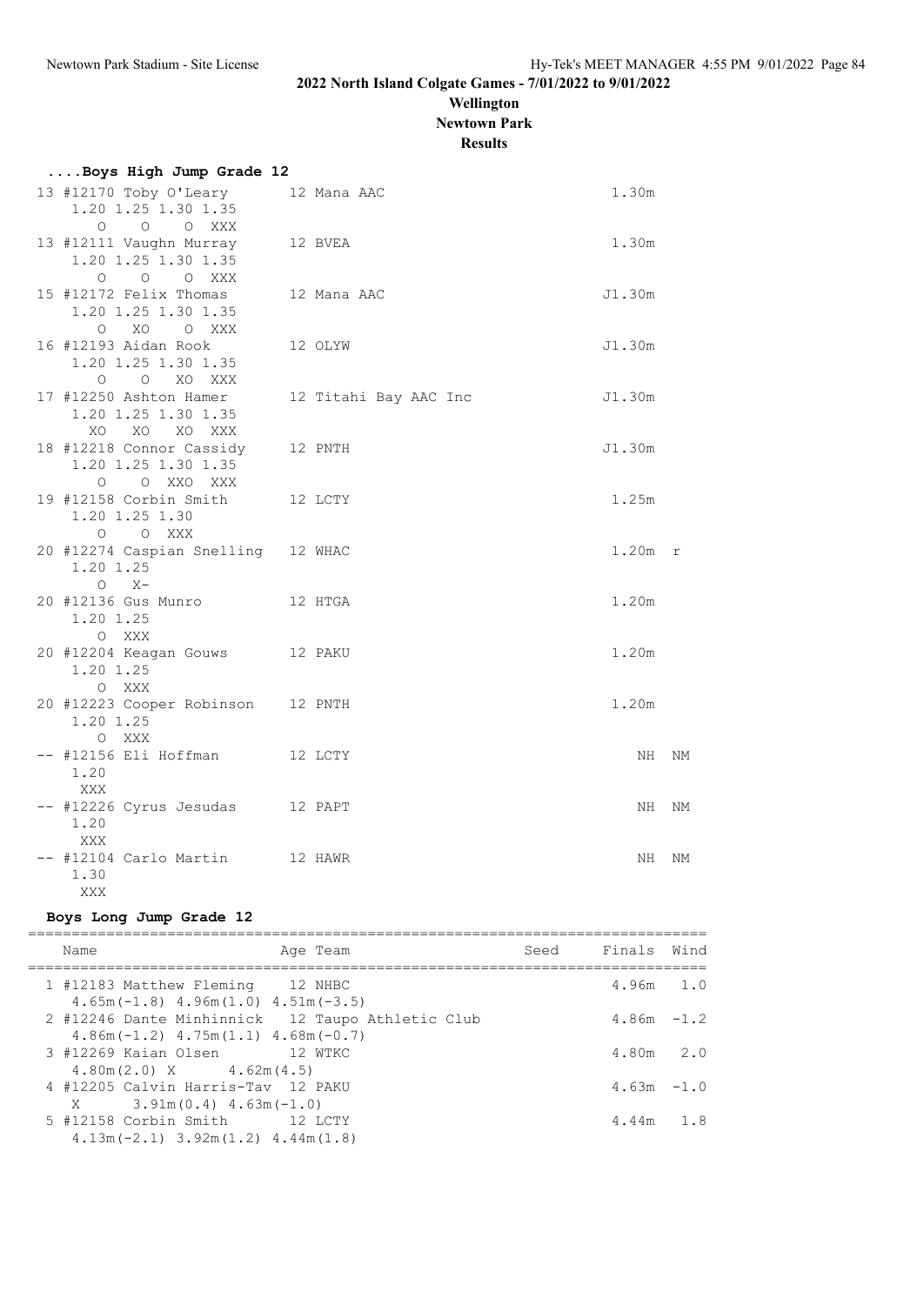# 2022 North Island Colgate Games - 7/01/2022 to 9/01/2022

**Wellington**
**Newtown Park**
**Results**

### ....Boys High Jump Grade 12

```
 13 #12170 Toby O'Leary         12 Mana AAC                            1.30m
     1.20 1.25 1.30 1.35
        O    O    O  XXX
 13 #12111 Vaughn Murray        12 BVEA                                1.30m
     1.20 1.25 1.30 1.35
        O    O    O  XXX
 15 #12172 Felix Thomas         12 Mana AAC                           J1.30m
     1.20 1.25 1.30 1.35
        O   XO    O  XXX
 16 #12193 Aidan Rook           12 OLYW                               J1.30m
     1.20 1.25 1.30 1.35
        O    O   XO  XXX
 17 #12250 Ashton Hamer         12 Titahi Bay AAC Inc                 J1.30m
     1.20 1.25 1.30 1.35
       XO   XO   XO  XXX
 18 #12218 Connor Cassidy       12 PNTH                               J1.30m
     1.20 1.25 1.30 1.35
        O    O  XXO  XXX
 19 #12158 Corbin Smith         12 LCTY                                1.25m
     1.20 1.25 1.30
        O    O  XXX
 20 #12274 Caspian Snelling     12 WHAC                                1.20m  r
     1.20 1.25
        O   X-
 20 #12136 Gus Munro            12 HTGA                                1.20m
     1.20 1.25
        O  XXX
 20 #12204 Keagan Gouws         12 PAKU                                1.20m
     1.20 1.25
        O  XXX
 20 #12223 Cooper Robinson      12 PNTH                                1.20m
     1.20 1.25
        O  XXX
 -- #12156 Eli Hoffman          12 LCTY                                   NH  NM
     1.20
      XXX
 -- #12226 Cyrus Jesudas        12 PAPT                                   NH  NM
     1.20
      XXX
 -- #12104 Carlo Martin         12 HAWR                                   NH  NM
     1.30
      XXX
```

### Boys Long Jump Grade 12

```
=============================================================================
    Name                    Age Team                    Seed    Finals  Wind
=============================================================================
  1 #12183 Matthew Fleming     12 NHBC                           4.96m   1.0
      4.65m(-1.8) 4.96m(1.0) 4.51m(-3.5)
  2 #12246 Dante Minhinnick  12 Taupo Athletic Club              4.86m  -1.2
      4.86m(-1.2) 4.75m(1.1) 4.68m(-0.7)
  3 #12269 Kaian Olsen         12 WTKC                           4.80m   2.0
      4.80m(2.0) X         4.62m(4.5)
  4 #12205 Calvin Harris-Tav  12 PAKU                            4.63m  -1.0
      X        3.91m(0.4) 4.63m(-1.0)
  5 #12158 Corbin Smith        12 LCTY                           4.44m   1.8
      4.13m(-2.1) 3.92m(1.2) 4.44m(1.8)
```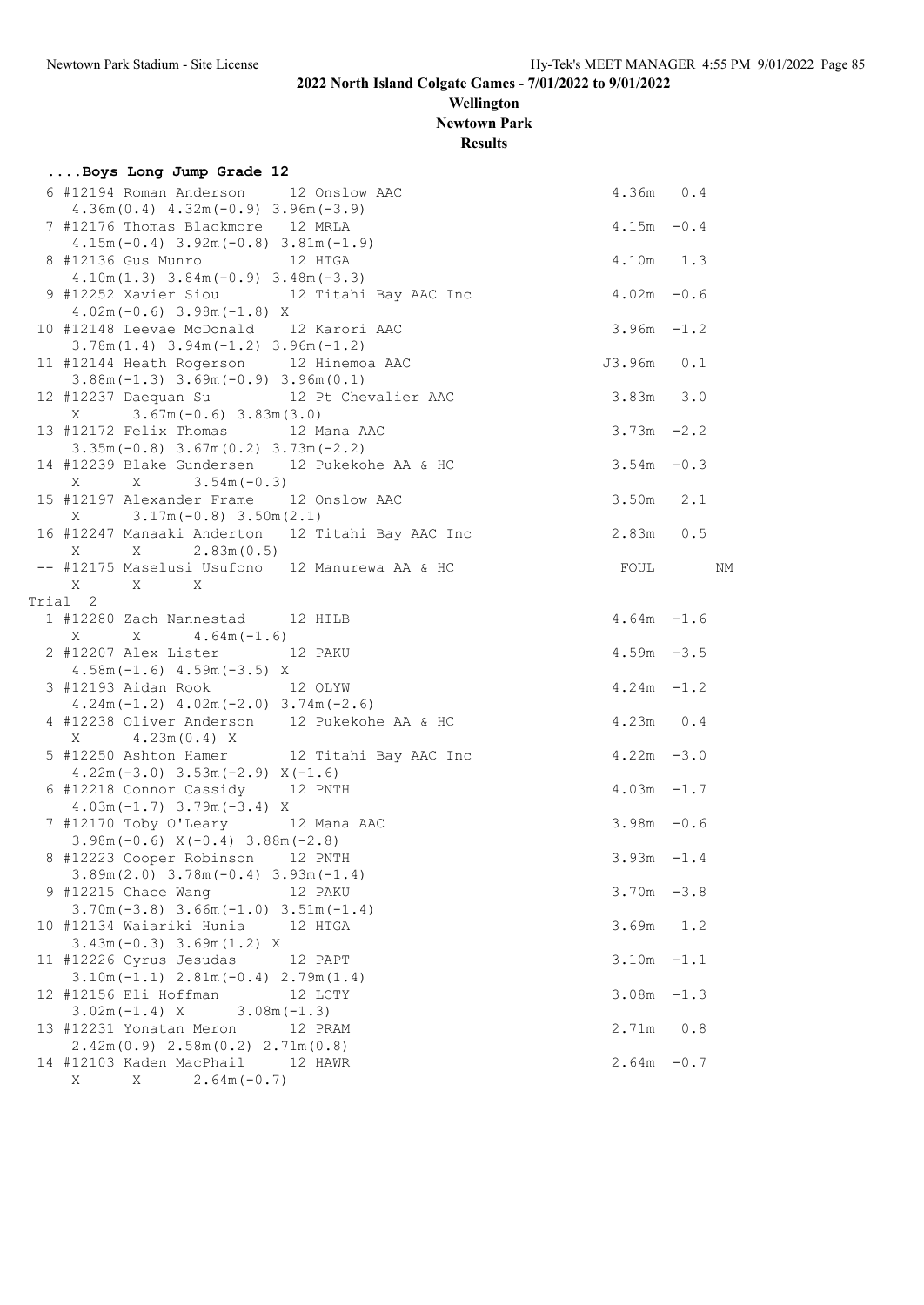# 2022 North Island Colgate Games - 7/01/2022 to 9/01/2022

**Wellington**

**Newtown Park**

**Results**

### ....Boys Long Jump Grade 12

```
  6 #12194 Roman Anderson     12 Onslow AAC                  4.36m   0.4
     4.36m(0.4) 4.32m(-0.9) 3.96m(-3.9)
  7 #12176 Thomas Blackmore   12 MRLA                        4.15m  -0.4
     4.15m(-0.4) 3.92m(-0.8) 3.81m(-1.9)
  8 #12136 Gus Munro          12 HTGA                        4.10m   1.3
     4.10m(1.3) 3.84m(-0.9) 3.48m(-3.3)
  9 #12252 Xavier Siou        12 Titahi Bay AAC Inc          4.02m  -0.6
     4.02m(-0.6) 3.98m(-1.8) X
 10 #12148 Leevae McDonald    12 Karori AAC                  3.96m  -1.2
     3.78m(1.4) 3.94m(-1.2) 3.96m(-1.2)
 11 #12144 Heath Rogerson     12 Hinemoa AAC                J3.96m   0.1
     3.88m(-1.3) 3.69m(-0.9) 3.96m(0.1)
 12 #12237 Daequan Su         12 Pt Chevalier AAC            3.83m   3.0
     X      3.67m(-0.6) 3.83m(3.0)
 13 #12172 Felix Thomas       12 Mana AAC                    3.73m  -2.2
     3.35m(-0.8) 3.67m(0.2) 3.73m(-2.2)
 14 #12239 Blake Gundersen    12 Pukekohe AA & HC            3.54m  -0.3
     X      X      3.54m(-0.3)
 15 #12197 Alexander Frame    12 Onslow AAC                  3.50m   2.1
     X      3.17m(-0.8) 3.50m(2.1)
 16 #12247 Manaaki Anderton   12 Titahi Bay AAC Inc          2.83m   0.5
     X      X      2.83m(0.5)
 -- #12175 Maselusi Usufono   12 Manurewa AA & HC             FOUL         NM
     X      X      X
Trial  2
  1 #12280 Zach Nannestad     12 HILB                        4.64m  -1.6
     X      X      4.64m(-1.6)
  2 #12207 Alex Lister        12 PAKU                        4.59m  -3.5
     4.58m(-1.6) 4.59m(-3.5) X
  3 #12193 Aidan Rook         12 OLYW                        4.24m  -1.2
     4.24m(-1.2) 4.02m(-2.0) 3.74m(-2.6)
  4 #12238 Oliver Anderson    12 Pukekohe AA & HC            4.23m   0.4
     X      4.23m(0.4) X
  5 #12250 Ashton Hamer       12 Titahi Bay AAC Inc          4.22m  -3.0
     4.22m(-3.0) 3.53m(-2.9) X(-1.6)
  6 #12218 Connor Cassidy     12 PNTH                        4.03m  -1.7
     4.03m(-1.7) 3.79m(-3.4) X
  7 #12170 Toby O'Leary       12 Mana AAC                    3.98m  -0.6
     3.98m(-0.6) X(-0.4) 3.88m(-2.8)
  8 #12223 Cooper Robinson    12 PNTH                        3.93m  -1.4
     3.89m(2.0) 3.78m(-0.4) 3.93m(-1.4)
  9 #12215 Chace Wang         12 PAKU                        3.70m  -3.8
     3.70m(-3.8) 3.66m(-1.0) 3.51m(-1.4)
 10 #12134 Waiariki Hunia     12 HTGA                        3.69m   1.2
     3.43m(-0.3) 3.69m(1.2) X
 11 #12226 Cyrus Jesudas      12 PAPT                        3.10m  -1.1
     3.10m(-1.1) 2.81m(-0.4) 2.79m(1.4)
 12 #12156 Eli Hoffman        12 LCTY                        3.08m  -1.3
     3.02m(-1.4) X      3.08m(-1.3)
 13 #12231 Yonatan Meron      12 PRAM                        2.71m   0.8
     2.42m(0.9) 2.58m(0.2) 2.71m(0.8)
 14 #12103 Kaden MacPhail     12 HAWR                        2.64m  -0.7
     X      X      2.64m(-0.7)
```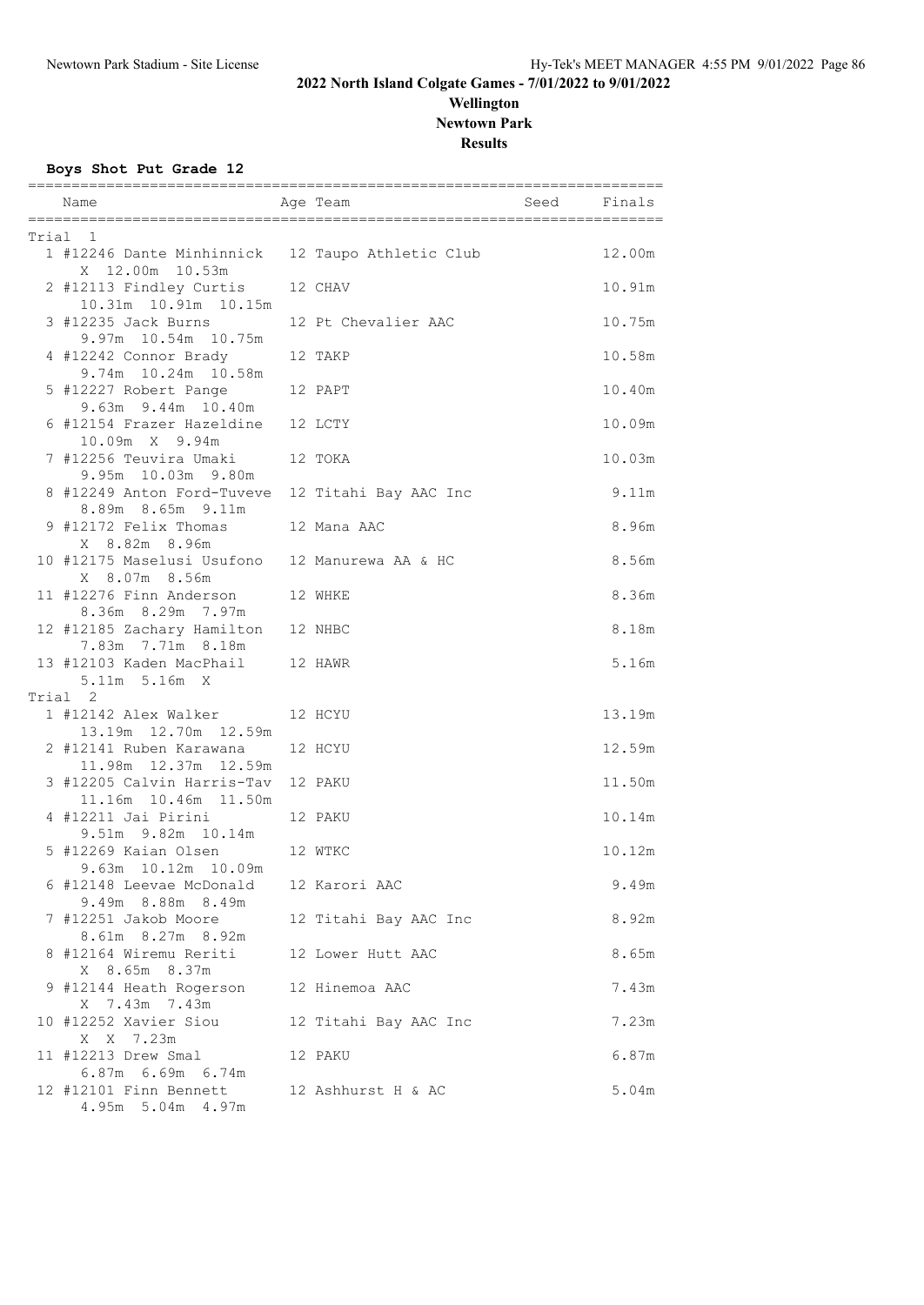# 2022 North Island Colgate Games - 7/01/2022 to 9/01/2022

## Wellington

## Newtown Park

## Results

### Boys Shot Put Grade 12

**Trial 1**

| Place | Name | Age | Team | Seed | Finals | Attempts |
|---|---|---|---|---|---|---|
| 1 | #12246 Dante Minhinnick | 12 | Taupo Athletic Club | | 12.00m | X 12.00m 10.53m |
| 2 | #12113 Findley Curtis | 12 | CHAV | | 10.91m | 10.31m 10.91m 10.15m |
| 3 | #12235 Jack Burns | 12 | Pt Chevalier AAC | | 10.75m | 9.97m 10.54m 10.75m |
| 4 | #12242 Connor Brady | 12 | TAKP | | 10.58m | 9.74m 10.24m 10.58m |
| 5 | #12227 Robert Pange | 12 | PAPT | | 10.40m | 9.63m 9.44m 10.40m |
| 6 | #12154 Frazer Hazeldine | 12 | LCTY | | 10.09m | 10.09m X 9.94m |
| 7 | #12256 Teuvira Umaki | 12 | TOKA | | 10.03m | 9.95m 10.03m 9.80m |
| 8 | #12249 Anton Ford-Tuveve | 12 | Titahi Bay AAC Inc | | 9.11m | 8.89m 8.65m 9.11m |
| 9 | #12172 Felix Thomas | 12 | Mana AAC | | 8.96m | X 8.82m 8.96m |
| 10 | #12175 Maselusi Usufono | 12 | Manurewa AA & HC | | 8.56m | X 8.07m 8.56m |
| 11 | #12276 Finn Anderson | 12 | WHKE | | 8.36m | 8.36m 8.29m 7.97m |
| 12 | #12185 Zachary Hamilton | 12 | NHBC | | 8.18m | 7.83m 7.71m 8.18m |
| 13 | #12103 Kaden MacPhail | 12 | HAWR | | 5.16m | 5.11m 5.16m X |

**Trial 2**

| Place | Name | Age | Team | Seed | Finals | Attempts |
|---|---|---|---|---|---|---|
| 1 | #12142 Alex Walker | 12 | HCYU | | 13.19m | 13.19m 12.70m 12.59m |
| 2 | #12141 Ruben Karawana | 12 | HCYU | | 12.59m | 11.98m 12.37m 12.59m |
| 3 | #12205 Calvin Harris-Tav | 12 | PAKU | | 11.50m | 11.16m 10.46m 11.50m |
| 4 | #12211 Jai Pirini | 12 | PAKU | | 10.14m | 9.51m 9.82m 10.14m |
| 5 | #12269 Kaian Olsen | 12 | WTKC | | 10.12m | 9.63m 10.12m 10.09m |
| 6 | #12148 Leevae McDonald | 12 | Karori AAC | | 9.49m | 9.49m 8.88m 8.49m |
| 7 | #12251 Jakob Moore | 12 | Titahi Bay AAC Inc | | 8.92m | 8.61m 8.27m 8.92m |
| 8 | #12164 Wiremu Reriti | 12 | Lower Hutt AAC | | 8.65m | X 8.65m 8.37m |
| 9 | #12144 Heath Rogerson | 12 | Hinemoa AAC | | 7.43m | X 7.43m 7.43m |
| 10 | #12252 Xavier Siou | 12 | Titahi Bay AAC Inc | | 7.23m | X X 7.23m |
| 11 | #12213 Drew Smal | 12 | PAKU | | 6.87m | 6.87m 6.69m 6.74m |
| 12 | #12101 Finn Bennett | 12 | Ashhurst H & AC | | 5.04m | 4.95m 5.04m 4.97m |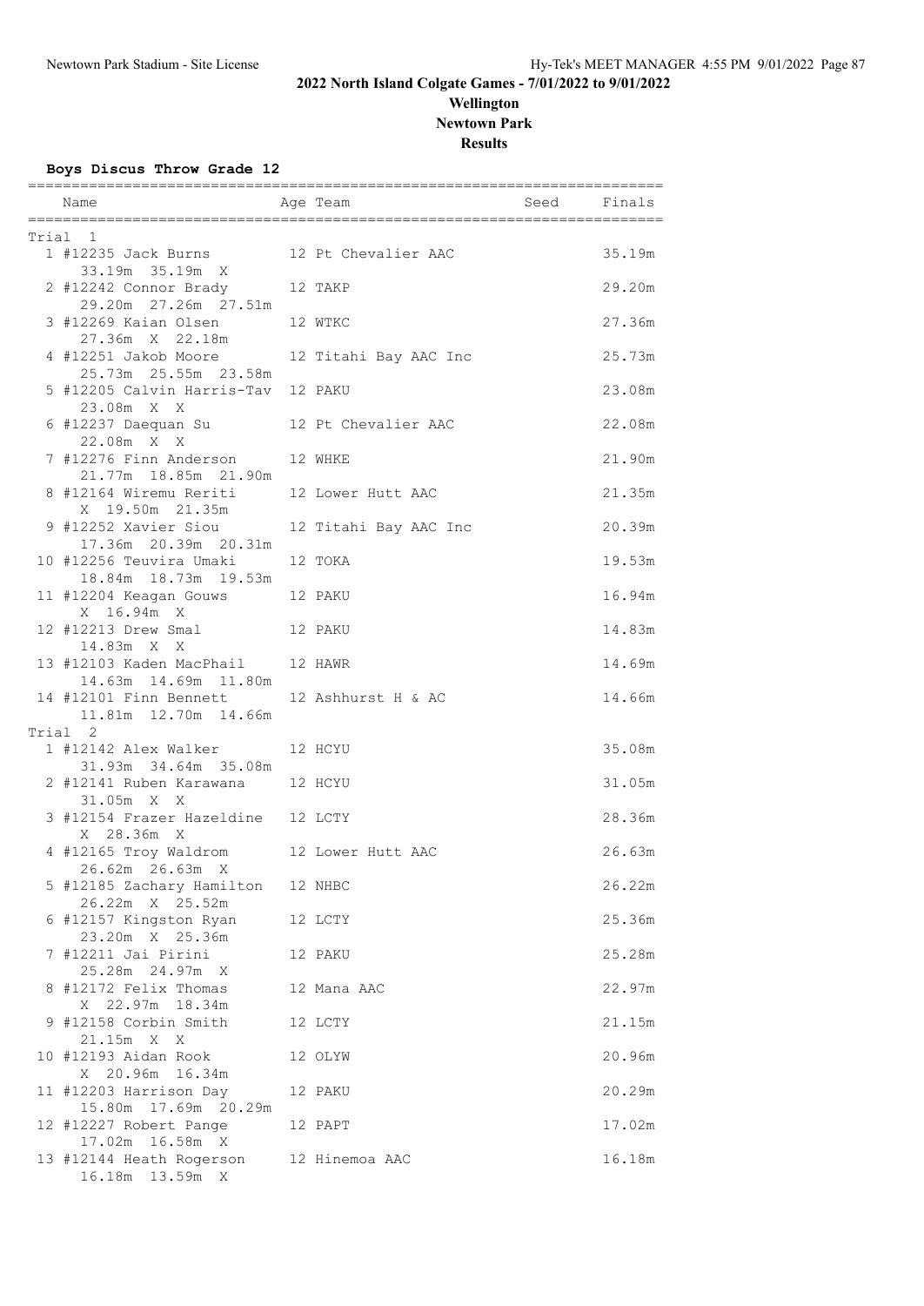# 2022 North Island Colgate Games - 7/01/2022 to 9/01/2022

**Wellington**

**Newtown Park**

**Results**

### Boys Discus Throw Grade 12

**Trial 1**

| Place | Name | Age | Team | Seed | Finals |
|---|---|---|---|---|---|
| 1 | #12235 Jack Burns | 12 | Pt Chevalier AAC | | 35.19m |
| | 33.19m 35.19m X | | | | |
| 2 | #12242 Connor Brady | 12 | TAKP | | 29.20m |
| | 29.20m 27.26m 27.51m | | | | |
| 3 | #12269 Kaian Olsen | 12 | WTKC | | 27.36m |
| | 27.36m X 22.18m | | | | |
| 4 | #12251 Jakob Moore | 12 | Titahi Bay AAC Inc | | 25.73m |
| | 25.73m 25.55m 23.58m | | | | |
| 5 | #12205 Calvin Harris-Tav | 12 | PAKU | | 23.08m |
| | 23.08m X X | | | | |
| 6 | #12237 Daequan Su | 12 | Pt Chevalier AAC | | 22.08m |
| | 22.08m X X | | | | |
| 7 | #12276 Finn Anderson | 12 | WHKE | | 21.90m |
| | 21.77m 18.85m 21.90m | | | | |
| 8 | #12164 Wiremu Reriti | 12 | Lower Hutt AAC | | 21.35m |
| | X 19.50m 21.35m | | | | |
| 9 | #12252 Xavier Siou | 12 | Titahi Bay AAC Inc | | 20.39m |
| | 17.36m 20.39m 20.31m | | | | |
| 10 | #12256 Teuvira Umaki | 12 | TOKA | | 19.53m |
| | 18.84m 18.73m 19.53m | | | | |
| 11 | #12204 Keagan Gouws | 12 | PAKU | | 16.94m |
| | X 16.94m X | | | | |
| 12 | #12213 Drew Smal | 12 | PAKU | | 14.83m |
| | 14.83m X X | | | | |
| 13 | #12103 Kaden MacPhail | 12 | HAWR | | 14.69m |
| | 14.63m 14.69m 11.80m | | | | |
| 14 | #12101 Finn Bennett | 12 | Ashhurst H & AC | | 14.66m |
| | 11.81m 12.70m 14.66m | | | | |

**Trial 2**

| Place | Name | Age | Team | Seed | Finals |
|---|---|---|---|---|---|
| 1 | #12142 Alex Walker | 12 | HCYU | | 35.08m |
| | 31.93m 34.64m 35.08m | | | | |
| 2 | #12141 Ruben Karawana | 12 | HCYU | | 31.05m |
| | 31.05m X X | | | | |
| 3 | #12154 Frazer Hazeldine | 12 | LCTY | | 28.36m |
| | X 28.36m X | | | | |
| 4 | #12165 Troy Waldrom | 12 | Lower Hutt AAC | | 26.63m |
| | 26.62m 26.63m X | | | | |
| 5 | #12185 Zachary Hamilton | 12 | NHBC | | 26.22m |
| | 26.22m X 25.52m | | | | |
| 6 | #12157 Kingston Ryan | 12 | LCTY | | 25.36m |
| | 23.20m X 25.36m | | | | |
| 7 | #12211 Jai Pirini | 12 | PAKU | | 25.28m |
| | 25.28m 24.97m X | | | | |
| 8 | #12172 Felix Thomas | 12 | Mana AAC | | 22.97m |
| | X 22.97m 18.34m | | | | |
| 9 | #12158 Corbin Smith | 12 | LCTY | | 21.15m |
| | 21.15m X X | | | | |
| 10 | #12193 Aidan Rook | 12 | OLYW | | 20.96m |
| | X 20.96m 16.34m | | | | |
| 11 | #12203 Harrison Day | 12 | PAKU | | 20.29m |
| | 15.80m 17.69m 20.29m | | | | |
| 12 | #12227 Robert Pange | 12 | PAPT | | 17.02m |
| | 17.02m 16.58m X | | | | |
| 13 | #12144 Heath Rogerson | 12 | Hinemoa AAC | | 16.18m |
| | 16.18m 13.59m X | | | | |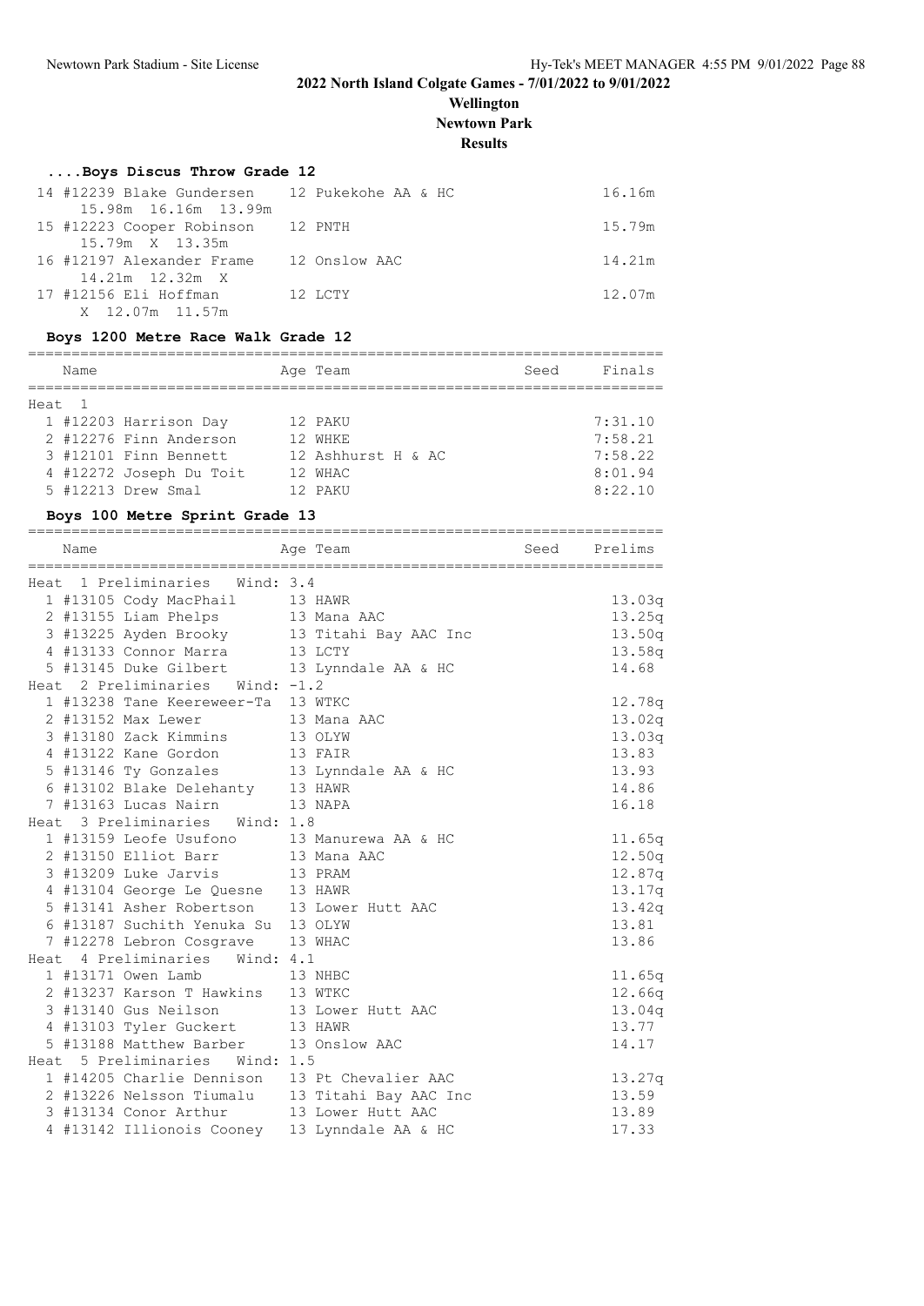## 2022 North Island Colgate Games - 7/01/2022 to 9/01/2022

**Wellington**

**Newtown Park**

**Results**

### ....Boys Discus Throw Grade 12

| Place | Name | Age | Team | Finals |
|---|---|---|---|---|
| 14 | #12239 Blake Gundersen | 12 | Pukekohe AA & HC | 16.16m |
| | 15.98m 16.16m 13.99m | | | |
| 15 | #12223 Cooper Robinson | 12 | PNTH | 15.79m |
| | 15.79m X 13.35m | | | |
| 16 | #12197 Alexander Frame | 12 | Onslow AAC | 14.21m |
| | 14.21m 12.32m X | | | |
| 17 | #12156 Eli Hoffman | 12 | LCTY | 12.07m |
| | X 12.07m 11.57m | | | |

### Boys 1200 Metre Race Walk Grade 12

| Place | Name | Age | Team | Seed | Finals |
|---|---|---|---|---|---|
| **Heat 1** | | | | | |
| 1 | #12203 Harrison Day | 12 | PAKU | | 7:31.10 |
| 2 | #12276 Finn Anderson | 12 | WHKE | | 7:58.21 |
| 3 | #12101 Finn Bennett | 12 | Ashhurst H & AC | | 7:58.22 |
| 4 | #12272 Joseph Du Toit | 12 | WHAC | | 8:01.94 |
| 5 | #12213 Drew Smal | 12 | PAKU | | 8:22.10 |

### Boys 100 Metre Sprint Grade 13

| Place | Name | Age | Team | Seed | Prelims |
|---|---|---|---|---|---|
| **Heat 1 Preliminaries Wind: 3.4** | | | | | |
| 1 | #13105 Cody MacPhail | 13 | HAWR | | 13.03q |
| 2 | #13155 Liam Phelps | 13 | Mana AAC | | 13.25q |
| 3 | #13225 Ayden Brooky | 13 | Titahi Bay AAC Inc | | 13.50q |
| 4 | #13133 Connor Marra | 13 | LCTY | | 13.58q |
| 5 | #13145 Duke Gilbert | 13 | Lynndale AA & HC | | 14.68 |
| **Heat 2 Preliminaries Wind: -1.2** | | | | | |
| 1 | #13238 Tane Keereweer-Ta | 13 | WTKC | | 12.78q |
| 2 | #13152 Max Lewer | 13 | Mana AAC | | 13.02q |
| 3 | #13180 Zack Kimmins | 13 | OLYW | | 13.03q |
| 4 | #13122 Kane Gordon | 13 | FAIR | | 13.83 |
| 5 | #13146 Ty Gonzales | 13 | Lynndale AA & HC | | 13.93 |
| 6 | #13102 Blake Delehanty | 13 | HAWR | | 14.86 |
| 7 | #13163 Lucas Nairn | 13 | NAPA | | 16.18 |
| **Heat 3 Preliminaries Wind: 1.8** | | | | | |
| 1 | #13159 Leofe Usufono | 13 | Manurewa AA & HC | | 11.65q |
| 2 | #13150 Elliot Barr | 13 | Mana AAC | | 12.50q |
| 3 | #13209 Luke Jarvis | 13 | PRAM | | 12.87q |
| 4 | #13104 George Le Quesne | 13 | HAWR | | 13.17q |
| 5 | #13141 Asher Robertson | 13 | Lower Hutt AAC | | 13.42q |
| 6 | #13187 Suchith Yenuka Su | 13 | OLYW | | 13.81 |
| 7 | #12278 Lebron Cosgrave | 13 | WHAC | | 13.86 |
| **Heat 4 Preliminaries Wind: 4.1** | | | | | |
| 1 | #13171 Owen Lamb | 13 | NHBC | | 11.65q |
| 2 | #13237 Karson T Hawkins | 13 | WTKC | | 12.66q |
| 3 | #13140 Gus Neilson | 13 | Lower Hutt AAC | | 13.04q |
| 4 | #13103 Tyler Guckert | 13 | HAWR | | 13.77 |
| 5 | #13188 Matthew Barber | 13 | Onslow AAC | | 14.17 |
| **Heat 5 Preliminaries Wind: 1.5** | | | | | |
| 1 | #14205 Charlie Dennison | 13 | Pt Chevalier AAC | | 13.27q |
| 2 | #13226 Nelsson Tiumalu | 13 | Titahi Bay AAC Inc | | 13.59 |
| 3 | #13134 Conor Arthur | 13 | Lower Hutt AAC | | 13.89 |
| 4 | #13142 Illionois Cooney | 13 | Lynndale AA & HC | | 17.33 |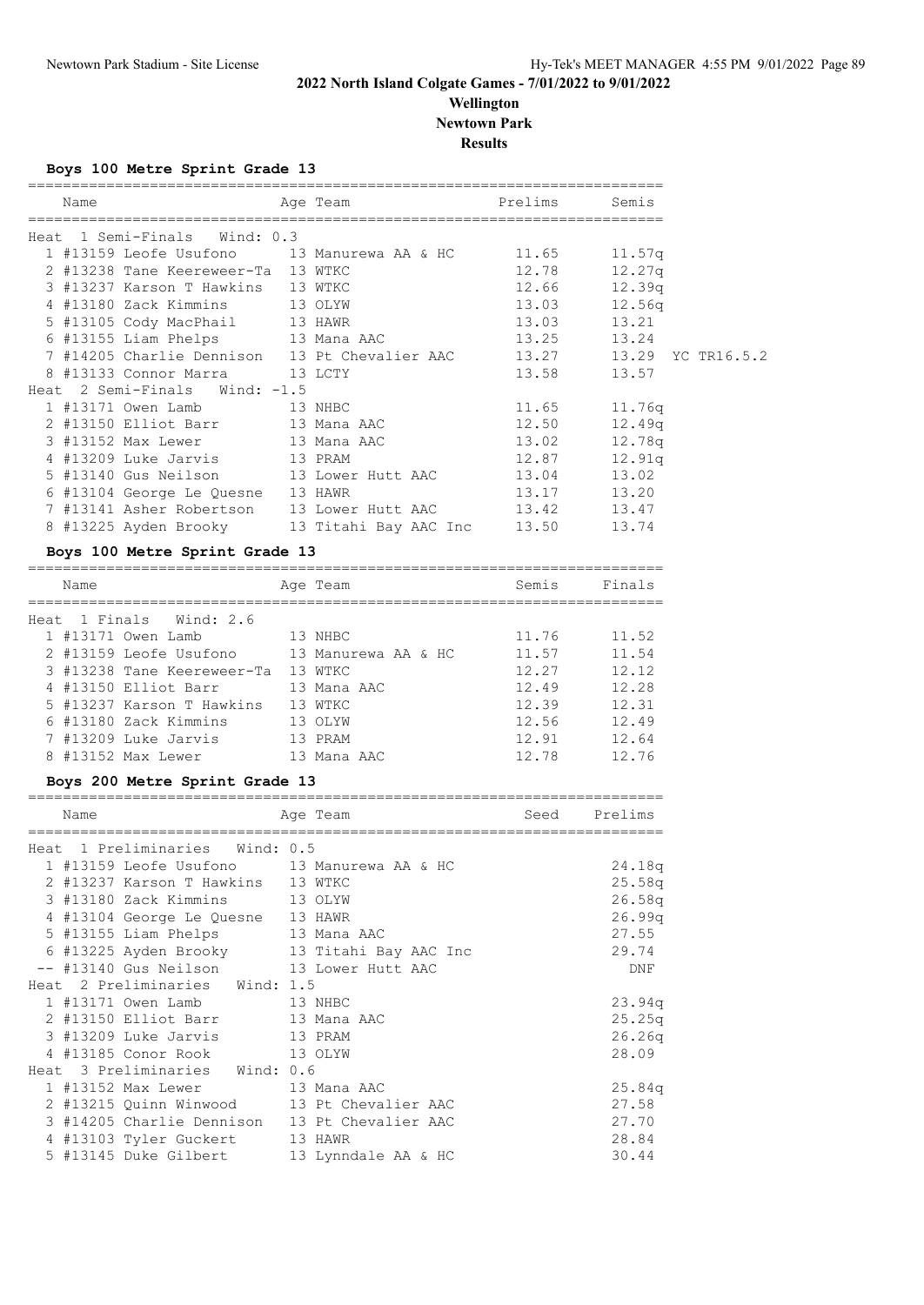# 2022 North Island Colgate Games - 7/01/2022 to 9/01/2022

## Wellington

## Newtown Park

## Results

### Boys 100 Metre Sprint Grade 13

| Place | Name | Age | Team | Prelims | Semis | |
|---|---|---|---|---|---|---|
| **Heat 1 Semi-Finals Wind: 0.3** | | | | | | |
| 1 | #13159 Leofe Usufono | 13 | Manurewa AA & HC | 11.65 | 11.57q | |
| 2 | #13238 Tane Keereweer-Ta | 13 | WTKC | 12.78 | 12.27q | |
| 3 | #13237 Karson T Hawkins | 13 | WTKC | 12.66 | 12.39q | |
| 4 | #13180 Zack Kimmins | 13 | OLYW | 13.03 | 12.56q | |
| 5 | #13105 Cody MacPhail | 13 | HAWR | 13.03 | 13.21 | |
| 6 | #13155 Liam Phelps | 13 | Mana AAC | 13.25 | 13.24 | |
| 7 | #14205 Charlie Dennison | 13 | Pt Chevalier AAC | 13.27 | 13.29 | YC TR16.5.2 |
| 8 | #13133 Connor Marra | 13 | LCTY | 13.58 | 13.57 | |
| **Heat 2 Semi-Finals Wind: -1.5** | | | | | | |
| 1 | #13171 Owen Lamb | 13 | NHBC | 11.65 | 11.76q | |
| 2 | #13150 Elliot Barr | 13 | Mana AAC | 12.50 | 12.49q | |
| 3 | #13152 Max Lewer | 13 | Mana AAC | 13.02 | 12.78q | |
| 4 | #13209 Luke Jarvis | 13 | PRAM | 12.87 | 12.91q | |
| 5 | #13140 Gus Neilson | 13 | Lower Hutt AAC | 13.04 | 13.02 | |
| 6 | #13104 George Le Quesne | 13 | HAWR | 13.17 | 13.20 | |
| 7 | #13141 Asher Robertson | 13 | Lower Hutt AAC | 13.42 | 13.47 | |
| 8 | #13225 Ayden Brooky | 13 | Titahi Bay AAC Inc | 13.50 | 13.74 | |

### Boys 100 Metre Sprint Grade 13

| Place | Name | Age | Team | Semis | Finals |
|---|---|---|---|---|---|
| **Heat 1 Finals Wind: 2.6** | | | | | |
| 1 | #13171 Owen Lamb | 13 | NHBC | 11.76 | 11.52 |
| 2 | #13159 Leofe Usufono | 13 | Manurewa AA & HC | 11.57 | 11.54 |
| 3 | #13238 Tane Keereweer-Ta | 13 | WTKC | 12.27 | 12.12 |
| 4 | #13150 Elliot Barr | 13 | Mana AAC | 12.49 | 12.28 |
| 5 | #13237 Karson T Hawkins | 13 | WTKC | 12.39 | 12.31 |
| 6 | #13180 Zack Kimmins | 13 | OLYW | 12.56 | 12.49 |
| 7 | #13209 Luke Jarvis | 13 | PRAM | 12.91 | 12.64 |
| 8 | #13152 Max Lewer | 13 | Mana AAC | 12.78 | 12.76 |

### Boys 200 Metre Sprint Grade 13

| Place | Name | Age | Team | Seed | Prelims |
|---|---|---|---|---|---|
| **Heat 1 Preliminaries Wind: 0.5** | | | | | |
| 1 | #13159 Leofe Usufono | 13 | Manurewa AA & HC | | 24.18q |
| 2 | #13237 Karson T Hawkins | 13 | WTKC | | 25.58q |
| 3 | #13180 Zack Kimmins | 13 | OLYW | | 26.58q |
| 4 | #13104 George Le Quesne | 13 | HAWR | | 26.99q |
| 5 | #13155 Liam Phelps | 13 | Mana AAC | | 27.55 |
| 6 | #13225 Ayden Brooky | 13 | Titahi Bay AAC Inc | | 29.74 |
| -- | #13140 Gus Neilson | 13 | Lower Hutt AAC | | DNF |
| **Heat 2 Preliminaries Wind: 1.5** | | | | | |
| 1 | #13171 Owen Lamb | 13 | NHBC | | 23.94q |
| 2 | #13150 Elliot Barr | 13 | Mana AAC | | 25.25q |
| 3 | #13209 Luke Jarvis | 13 | PRAM | | 26.26q |
| 4 | #13185 Conor Rook | 13 | OLYW | | 28.09 |
| **Heat 3 Preliminaries Wind: 0.6** | | | | | |
| 1 | #13152 Max Lewer | 13 | Mana AAC | | 25.84q |
| 2 | #13215 Quinn Winwood | 13 | Pt Chevalier AAC | | 27.58 |
| 3 | #14205 Charlie Dennison | 13 | Pt Chevalier AAC | | 27.70 |
| 4 | #13103 Tyler Guckert | 13 | HAWR | | 28.84 |
| 5 | #13145 Duke Gilbert | 13 | Lynndale AA & HC | | 30.44 |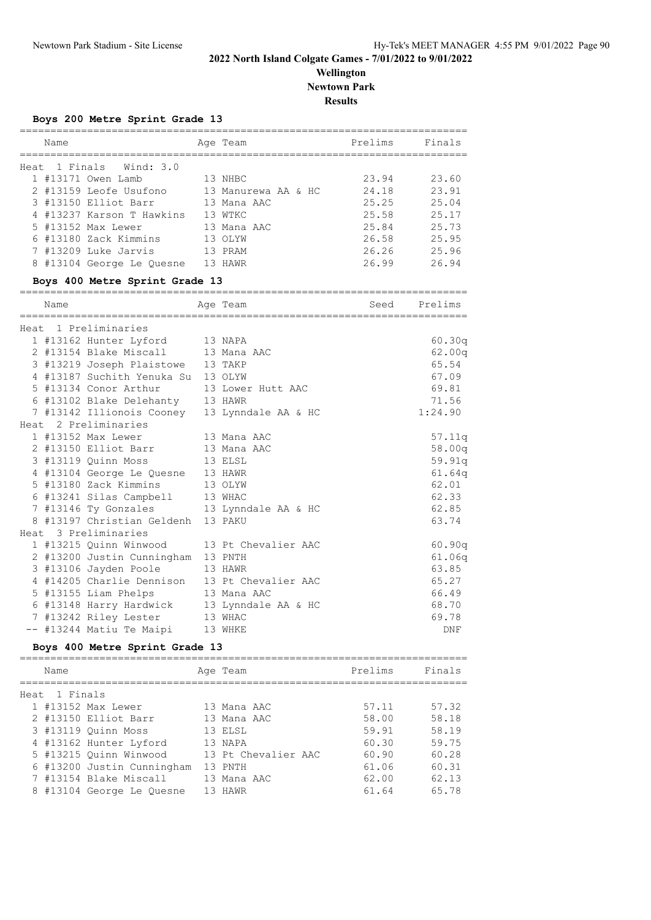# 2022 North Island Colgate Games - 7/01/2022 to 9/01/2022

**Wellington**

**Newtown Park**

**Results**

### Boys 200 Metre Sprint Grade 13

Heat 1 Finals Wind: 3.0

| | Name | Age | Team | Prelims | Finals |
|---|---|---|---|---|---|
| 1 | #13171 Owen Lamb | 13 | NHBC | 23.94 | 23.60 |
| 2 | #13159 Leofe Usufono | 13 | Manurewa AA & HC | 24.18 | 23.91 |
| 3 | #13150 Elliot Barr | 13 | Mana AAC | 25.25 | 25.04 |
| 4 | #13237 Karson T Hawkins | 13 | WTKC | 25.58 | 25.17 |
| 5 | #13152 Max Lewer | 13 | Mana AAC | 25.84 | 25.73 |
| 6 | #13180 Zack Kimmins | 13 | OLYW | 26.58 | 25.95 |
| 7 | #13209 Luke Jarvis | 13 | PRAM | 26.26 | 25.96 |
| 8 | #13104 George Le Quesne | 13 | HAWR | 26.99 | 26.94 |

### Boys 400 Metre Sprint Grade 13

| | Name | Age | Team | Seed | Prelims |
|---|---|---|---|---|---|
| **Heat 1 Preliminaries** | | | | | |
| 1 | #13162 Hunter Lyford | 13 | NAPA | | 60.30q |
| 2 | #13154 Blake Miscall | 13 | Mana AAC | | 62.00q |
| 3 | #13219 Joseph Plaistowe | 13 | TAKP | | 65.54 |
| 4 | #13187 Suchith Yenuka Su | 13 | OLYW | | 67.09 |
| 5 | #13134 Conor Arthur | 13 | Lower Hutt AAC | | 69.81 |
| 6 | #13102 Blake Delehanty | 13 | HAWR | | 71.56 |
| 7 | #13142 Illionois Cooney | 13 | Lynndale AA & HC | | 1:24.90 |
| **Heat 2 Preliminaries** | | | | | |
| 1 | #13152 Max Lewer | 13 | Mana AAC | | 57.11q |
| 2 | #13150 Elliot Barr | 13 | Mana AAC | | 58.00q |
| 3 | #13119 Quinn Moss | 13 | ELSL | | 59.91q |
| 4 | #13104 George Le Quesne | 13 | HAWR | | 61.64q |
| 5 | #13180 Zack Kimmins | 13 | OLYW | | 62.01 |
| 6 | #13241 Silas Campbell | 13 | WHAC | | 62.33 |
| 7 | #13146 Ty Gonzales | 13 | Lynndale AA & HC | | 62.85 |
| 8 | #13197 Christian Geldenh | 13 | PAKU | | 63.74 |
| **Heat 3 Preliminaries** | | | | | |
| 1 | #13215 Quinn Winwood | 13 | Pt Chevalier AAC | | 60.90q |
| 2 | #13200 Justin Cunningham | 13 | PNTH | | 61.06q |
| 3 | #13106 Jayden Poole | 13 | HAWR | | 63.85 |
| 4 | #14205 Charlie Dennison | 13 | Pt Chevalier AAC | | 65.27 |
| 5 | #13155 Liam Phelps | 13 | Mana AAC | | 66.49 |
| 6 | #13148 Harry Hardwick | 13 | Lynndale AA & HC | | 68.70 |
| 7 | #13242 Riley Lester | 13 | WHAC | | 69.78 |
| -- | #13244 Matiu Te Maipi | 13 | WHKE | | DNF |

### Boys 400 Metre Sprint Grade 13

Heat 1 Finals

| | Name | Age | Team | Prelims | Finals |
|---|---|---|---|---|---|
| 1 | #13152 Max Lewer | 13 | Mana AAC | 57.11 | 57.32 |
| 2 | #13150 Elliot Barr | 13 | Mana AAC | 58.00 | 58.18 |
| 3 | #13119 Quinn Moss | 13 | ELSL | 59.91 | 58.19 |
| 4 | #13162 Hunter Lyford | 13 | NAPA | 60.30 | 59.75 |
| 5 | #13215 Quinn Winwood | 13 | Pt Chevalier AAC | 60.90 | 60.28 |
| 6 | #13200 Justin Cunningham | 13 | PNTH | 61.06 | 60.31 |
| 7 | #13154 Blake Miscall | 13 | Mana AAC | 62.00 | 62.13 |
| 8 | #13104 George Le Quesne | 13 | HAWR | 61.64 | 65.78 |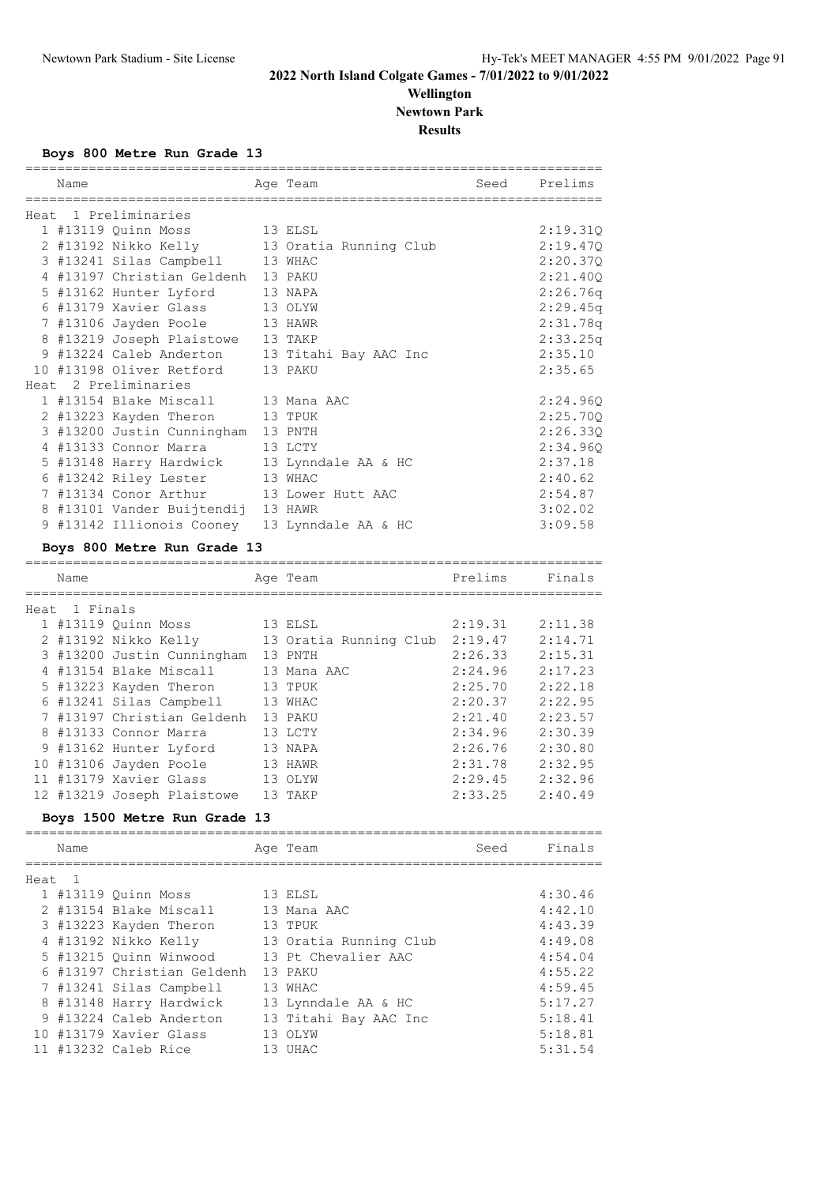# 2022 North Island Colgate Games - 7/01/2022 to 9/01/2022

**Wellington**

**Newtown Park**

**Results**

### Boys 800 Metre Run Grade 13

| | Name | Age | Team | Seed | Prelims |
|---|---|---|---|---|---|
| **Heat 1 Preliminaries** | | | | | |
| 1 | #13119 Quinn Moss | 13 | ELSL | | 2:19.31Q |
| 2 | #13192 Nikko Kelly | 13 | Oratia Running Club | | 2:19.47Q |
| 3 | #13241 Silas Campbell | 13 | WHAC | | 2:20.37Q |
| 4 | #13197 Christian Geldenh | 13 | PAKU | | 2:21.40Q |
| 5 | #13162 Hunter Lyford | 13 | NAPA | | 2:26.76q |
| 6 | #13179 Xavier Glass | 13 | OLYW | | 2:29.45q |
| 7 | #13106 Jayden Poole | 13 | HAWR | | 2:31.78q |
| 8 | #13219 Joseph Plaistowe | 13 | TAKP | | 2:33.25q |
| 9 | #13224 Caleb Anderton | 13 | Titahi Bay AAC Inc | | 2:35.10 |
| 10 | #13198 Oliver Retford | 13 | PAKU | | 2:35.65 |
| **Heat 2 Preliminaries** | | | | | |
| 1 | #13154 Blake Miscall | 13 | Mana AAC | | 2:24.96Q |
| 2 | #13223 Kayden Theron | 13 | TPUK | | 2:25.70Q |
| 3 | #13200 Justin Cunningham | 13 | PNTH | | 2:26.33Q |
| 4 | #13133 Connor Marra | 13 | LCTY | | 2:34.96Q |
| 5 | #13148 Harry Hardwick | 13 | Lynndale AA & HC | | 2:37.18 |
| 6 | #13242 Riley Lester | 13 | WHAC | | 2:40.62 |
| 7 | #13134 Conor Arthur | 13 | Lower Hutt AAC | | 2:54.87 |
| 8 | #13101 Vander Buijtendij | 13 | HAWR | | 3:02.02 |
| 9 | #13142 Illionois Cooney | 13 | Lynndale AA & HC | | 3:09.58 |

### Boys 800 Metre Run Grade 13

| | Name | Age | Team | Prelims | Finals |
|---|---|---|---|---|---|
| **Heat 1 Finals** | | | | | |
| 1 | #13119 Quinn Moss | 13 | ELSL | 2:19.31 | 2:11.38 |
| 2 | #13192 Nikko Kelly | 13 | Oratia Running Club | 2:19.47 | 2:14.71 |
| 3 | #13200 Justin Cunningham | 13 | PNTH | 2:26.33 | 2:15.31 |
| 4 | #13154 Blake Miscall | 13 | Mana AAC | 2:24.96 | 2:17.23 |
| 5 | #13223 Kayden Theron | 13 | TPUK | 2:25.70 | 2:22.18 |
| 6 | #13241 Silas Campbell | 13 | WHAC | 2:20.37 | 2:22.95 |
| 7 | #13197 Christian Geldenh | 13 | PAKU | 2:21.40 | 2:23.57 |
| 8 | #13133 Connor Marra | 13 | LCTY | 2:34.96 | 2:30.39 |
| 9 | #13162 Hunter Lyford | 13 | NAPA | 2:26.76 | 2:30.80 |
| 10 | #13106 Jayden Poole | 13 | HAWR | 2:31.78 | 2:32.95 |
| 11 | #13179 Xavier Glass | 13 | OLYW | 2:29.45 | 2:32.96 |
| 12 | #13219 Joseph Plaistowe | 13 | TAKP | 2:33.25 | 2:40.49 |

### Boys 1500 Metre Run Grade 13

| | Name | Age | Team | Seed | Finals |
|---|---|---|---|---|---|
| **Heat 1** | | | | | |
| 1 | #13119 Quinn Moss | 13 | ELSL | | 4:30.46 |
| 2 | #13154 Blake Miscall | 13 | Mana AAC | | 4:42.10 |
| 3 | #13223 Kayden Theron | 13 | TPUK | | 4:43.39 |
| 4 | #13192 Nikko Kelly | 13 | Oratia Running Club | | 4:49.08 |
| 5 | #13215 Quinn Winwood | 13 | Pt Chevalier AAC | | 4:54.04 |
| 6 | #13197 Christian Geldenh | 13 | PAKU | | 4:55.22 |
| 7 | #13241 Silas Campbell | 13 | WHAC | | 4:59.45 |
| 8 | #13148 Harry Hardwick | 13 | Lynndale AA & HC | | 5:17.27 |
| 9 | #13224 Caleb Anderton | 13 | Titahi Bay AAC Inc | | 5:18.41 |
| 10 | #13179 Xavier Glass | 13 | OLYW | | 5:18.81 |
| 11 | #13232 Caleb Rice | 13 | UHAC | | 5:31.54 |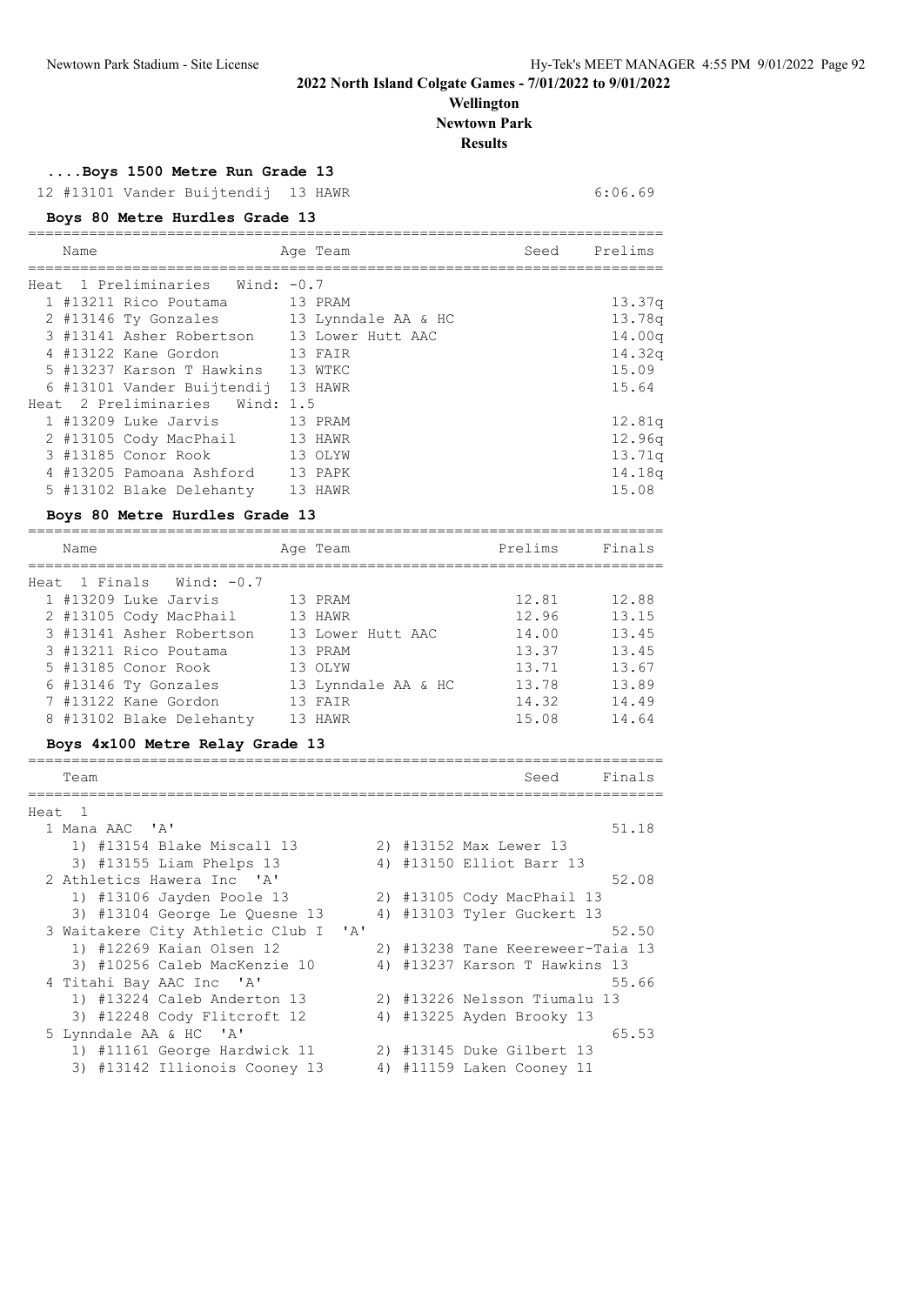# 2022 North Island Colgate Games - 7/01/2022 to 9/01/2022

**Wellington**
**Newtown Park**
**Results**

### ....Boys 1500 Metre Run Grade 13

| Place | Name | Age | Team | Finals |
|---|---|---|---|---|
| 12 | #13101 Vander Buijtendij | 13 | HAWR | 6:06.69 |

### Boys 80 Metre Hurdles Grade 13

| Place | Name | Age | Team | Seed | Prelims |
|---|---|---|---|---|---|
| **Heat 1 Preliminaries Wind: -0.7** | | | | | |
| 1 | #13211 Rico Poutama | 13 | PRAM | | 13.37q |
| 2 | #13146 Ty Gonzales | 13 | Lynndale AA & HC | | 13.78q |
| 3 | #13141 Asher Robertson | 13 | Lower Hutt AAC | | 14.00q |
| 4 | #13122 Kane Gordon | 13 | FAIR | | 14.32q |
| 5 | #13237 Karson T Hawkins | 13 | WTKC | | 15.09 |
| 6 | #13101 Vander Buijtendij | 13 | HAWR | | 15.64 |
| **Heat 2 Preliminaries Wind: 1.5** | | | | | |
| 1 | #13209 Luke Jarvis | 13 | PRAM | | 12.81q |
| 2 | #13105 Cody MacPhail | 13 | HAWR | | 12.96q |
| 3 | #13185 Conor Rook | 13 | OLYW | | 13.71q |
| 4 | #13205 Pamoana Ashford | 13 | PAPK | | 14.18q |
| 5 | #13102 Blake Delehanty | 13 | HAWR | | 15.08 |

### Boys 80 Metre Hurdles Grade 13

| Place | Name | Age | Team | Prelims | Finals |
|---|---|---|---|---|---|
| **Heat 1 Finals Wind: -0.7** | | | | | |
| 1 | #13209 Luke Jarvis | 13 | PRAM | 12.81 | 12.88 |
| 2 | #13105 Cody MacPhail | 13 | HAWR | 12.96 | 13.15 |
| 3 | #13141 Asher Robertson | 13 | Lower Hutt AAC | 14.00 | 13.45 |
| 3 | #13211 Rico Poutama | 13 | PRAM | 13.37 | 13.45 |
| 5 | #13185 Conor Rook | 13 | OLYW | 13.71 | 13.67 |
| 6 | #13146 Ty Gonzales | 13 | Lynndale AA & HC | 13.78 | 13.89 |
| 7 | #13122 Kane Gordon | 13 | FAIR | 14.32 | 14.49 |
| 8 | #13102 Blake Delehanty | 13 | HAWR | 15.08 | 14.64 |

### Boys 4x100 Metre Relay Grade 13

| Place | Team | Seed | Finals |
|---|---|---|---|
| **Heat 1** | | | |
| 1 | Mana AAC 'A' | | 51.18 |
| | 1) #13154 Blake Miscall 13; 2) #13152 Max Lewer 13; 3) #13155 Liam Phelps 13; 4) #13150 Elliot Barr 13 | | |
| 2 | Athletics Hawera Inc 'A' | | 52.08 |
| | 1) #13106 Jayden Poole 13; 2) #13105 Cody MacPhail 13; 3) #13104 George Le Quesne 13; 4) #13103 Tyler Guckert 13 | | |
| 3 | Waitakere City Athletic Club I 'A' | | 52.50 |
| | 1) #12269 Kaian Olsen 12; 2) #13238 Tane Keereweer-Taia 13; 3) #10256 Caleb MacKenzie 10; 4) #13237 Karson T Hawkins 13 | | |
| 4 | Titahi Bay AAC Inc 'A' | | 55.66 |
| | 1) #13224 Caleb Anderton 13; 2) #13226 Nelsson Tiumalu 13; 3) #12248 Cody Flitcroft 12; 4) #13225 Ayden Brooky 13 | | |
| 5 | Lynndale AA & HC 'A' | | 65.53 |
| | 1) #11161 George Hardwick 11; 2) #13145 Duke Gilbert 13; 3) #13142 Illionois Cooney 13; 4) #11159 Laken Cooney 11 | | |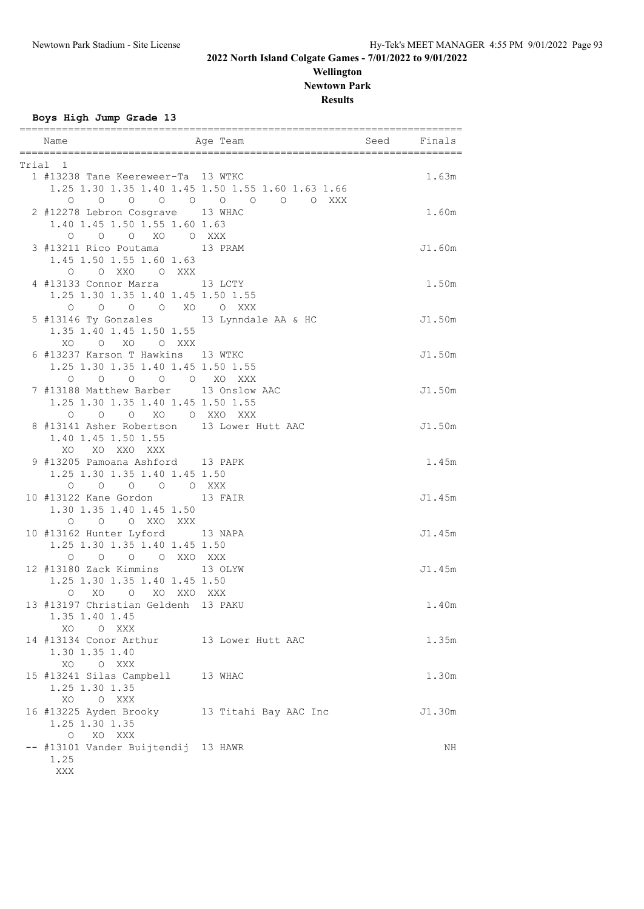## 2022 North Island Colgate Games - 7/01/2022 to 9/01/2022

**Wellington**

**Newtown Park**

**Results**

### Boys High Jump Grade 13

```
=========================================================================
    Name                    Age Team                    Seed    Finals  
=========================================================================
Trial  1
  1 #13238 Tane Keereweer-Ta  13 WTKC                                1.63m
     1.25 1.30 1.35 1.40 1.45 1.50 1.55 1.60 1.63 1.66
        O    O    O    O    O    O    O    O    O XXX
  2 #12278 Lebron Cosgrave    13 WHAC                                1.60m
     1.40 1.45 1.50 1.55 1.60 1.63
        O    O    O   XO    O  XXX
  3 #13211 Rico Poutama       13 PRAM                               J1.60m
     1.45 1.50 1.55 1.60 1.63
        O    O  XXO    O  XXX
  4 #13133 Connor Marra       13 LCTY                                1.50m
     1.25 1.30 1.35 1.40 1.45 1.50 1.55
        O    O    O    O   XO    O  XXX
  5 #13146 Ty Gonzales        13 Lynndale AA & HC                   J1.50m
     1.35 1.40 1.45 1.50 1.55
       XO    O   XO    O  XXX
  6 #13237 Karson T Hawkins   13 WTKC                               J1.50m
     1.25 1.30 1.35 1.40 1.45 1.50 1.55
        O    O    O    O    O   XO  XXX
  7 #13188 Matthew Barber     13 Onslow AAC                         J1.50m
     1.25 1.30 1.35 1.40 1.45 1.50 1.55
        O    O    O   XO    O  XXO  XXX
  8 #13141 Asher Robertson    13 Lower Hutt AAC                     J1.50m
     1.40 1.45 1.50 1.55
       XO   XO  XXO  XXX
  9 #13205 Pamoana Ashford    13 PAPK                                1.45m
     1.25 1.30 1.35 1.40 1.45 1.50
        O    O    O    O    O  XXX
 10 #13122 Kane Gordon        13 FAIR                               J1.45m
     1.30 1.35 1.40 1.45 1.50
        O    O    O  XXO  XXX
 10 #13162 Hunter Lyford      13 NAPA                               J1.45m
     1.25 1.30 1.35 1.40 1.45 1.50
        O    O    O    O  XXO  XXX
 12 #13180 Zack Kimmins       13 OLYW                               J1.45m
     1.25 1.30 1.35 1.40 1.45 1.50
        O   XO    O   XO  XXO  XXX
 13 #13197 Christian Geldenh  13 PAKU                                1.40m
     1.35 1.40 1.45
       XO    O  XXX
 14 #13134 Conor Arthur       13 Lower Hutt AAC                      1.35m
     1.30 1.35 1.40
       XO    O  XXX
 15 #13241 Silas Campbell     13 WHAC                                1.30m
     1.25 1.30 1.35
       XO    O  XXX
 16 #13225 Ayden Brooky       13 Titahi Bay AAC Inc                 J1.30m
     1.25 1.30 1.35
        O   XO  XXX
 -- #13101 Vander Buijtendij  13 HAWR                                   NH
     1.25
      XXX
```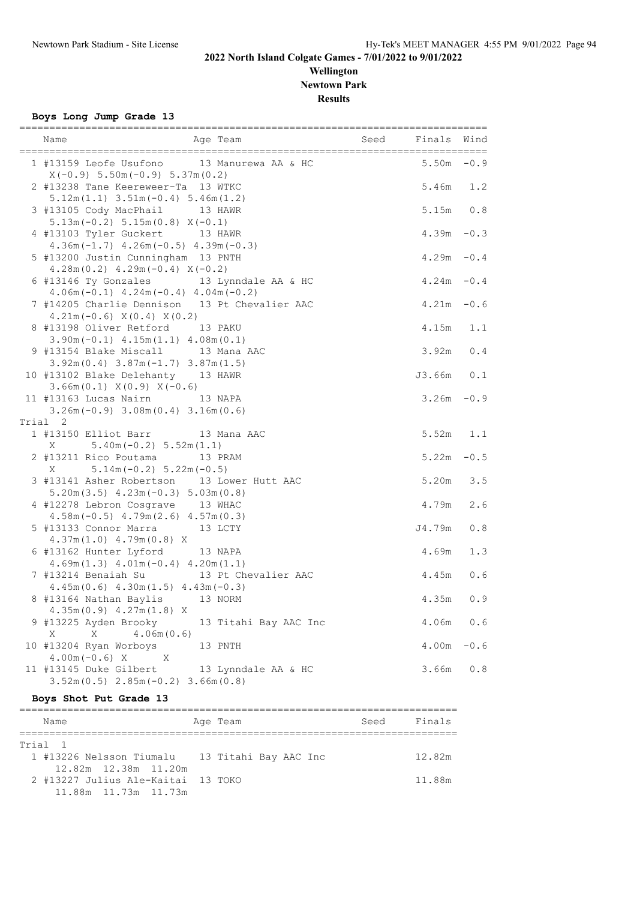# 2022 North Island Colgate Games - 7/01/2022 to 9/01/2022

**Wellington**
**Newtown Park**
**Results**

### Boys Long Jump Grade 13

| Place | Name | Age | Team | Seed | Finals | Wind |
|---|---|---|---|---|---|---|
| 1 | #13159 Leofe Usufono | 13 | Manurewa AA & HC | | 5.50m | -0.9 |
| | X(-0.9) 5.50m(-0.9) 5.37m(0.2) | | | | | |
| 2 | #13238 Tane Keereweer-Ta | 13 | WTKC | | 5.46m | 1.2 |
| | 5.12m(1.1) 3.51m(-0.4) 5.46m(1.2) | | | | | |
| 3 | #13105 Cody MacPhail | 13 | HAWR | | 5.15m | 0.8 |
| | 5.13m(-0.2) 5.15m(0.8) X(-0.1) | | | | | |
| 4 | #13103 Tyler Guckert | 13 | HAWR | | 4.39m | -0.3 |
| | 4.36m(-1.7) 4.26m(-0.5) 4.39m(-0.3) | | | | | |
| 5 | #13200 Justin Cunningham | 13 | PNTH | | 4.29m | -0.4 |
| | 4.28m(0.2) 4.29m(-0.4) X(-0.2) | | | | | |
| 6 | #13146 Ty Gonzales | 13 | Lynndale AA & HC | | 4.24m | -0.4 |
| | 4.06m(-0.1) 4.24m(-0.4) 4.04m(-0.2) | | | | | |
| 7 | #14205 Charlie Dennison | 13 | Pt Chevalier AAC | | 4.21m | -0.6 |
| | 4.21m(-0.6) X(0.4) X(0.2) | | | | | |
| 8 | #13198 Oliver Retford | 13 | PAKU | | 4.15m | 1.1 |
| | 3.90m(-0.1) 4.15m(1.1) 4.08m(0.1) | | | | | |
| 9 | #13154 Blake Miscall | 13 | Mana AAC | | 3.92m | 0.4 |
| | 3.92m(0.4) 3.87m(-1.7) 3.87m(1.5) | | | | | |
| 10 | #13102 Blake Delehanty | 13 | HAWR | | J3.66m | 0.1 |
| | 3.66m(0.1) X(0.9) X(-0.6) | | | | | |
| 11 | #13163 Lucas Nairn | 13 | NAPA | | 3.26m | -0.9 |
| | 3.26m(-0.9) 3.08m(0.4) 3.16m(0.6) | | | | | |
| **Trial 2** | | | | | | |
| 1 | #13150 Elliot Barr | 13 | Mana AAC | | 5.52m | 1.1 |
| | X 5.40m(-0.2) 5.52m(1.1) | | | | | |
| 2 | #13211 Rico Poutama | 13 | PRAM | | 5.22m | -0.5 |
| | X 5.14m(-0.2) 5.22m(-0.5) | | | | | |
| 3 | #13141 Asher Robertson | 13 | Lower Hutt AAC | | 5.20m | 3.5 |
| | 5.20m(3.5) 4.23m(-0.3) 5.03m(0.8) | | | | | |
| 4 | #12278 Lebron Cosgrave | 13 | WHAC | | 4.79m | 2.6 |
| | 4.58m(-0.5) 4.79m(2.6) 4.57m(0.3) | | | | | |
| 5 | #13133 Connor Marra | 13 | LCTY | | J4.79m | 0.8 |
| | 4.37m(1.0) 4.79m(0.8) X | | | | | |
| 6 | #13162 Hunter Lyford | 13 | NAPA | | 4.69m | 1.3 |
| | 4.69m(1.3) 4.01m(-0.4) 4.20m(1.1) | | | | | |
| 7 | #13214 Benaiah Su | 13 | Pt Chevalier AAC | | 4.45m | 0.6 |
| | 4.45m(0.6) 4.30m(1.5) 4.43m(-0.3) | | | | | |
| 8 | #13164 Nathan Baylis | 13 | NORM | | 4.35m | 0.9 |
| | 4.35m(0.9) 4.27m(1.8) X | | | | | |
| 9 | #13225 Ayden Brooky | 13 | Titahi Bay AAC Inc | | 4.06m | 0.6 |
| | X X 4.06m(0.6) | | | | | |
| 10 | #13204 Ryan Worboys | 13 | PNTH | | 4.00m | -0.6 |
| | 4.00m(-0.6) X X | | | | | |
| 11 | #13145 Duke Gilbert | 13 | Lynndale AA & HC | | 3.66m | 0.8 |
| | 3.52m(0.5) 2.85m(-0.2) 3.66m(0.8) | | | | | |

### Boys Shot Put Grade 13

| Place | Name | Age | Team | Seed | Finals |
|---|---|---|---|---|---|
| **Trial 1** | | | | | |
| 1 | #13226 Nelsson Tiumalu | 13 | Titahi Bay AAC Inc | | 12.82m |
| | 12.82m 12.38m 11.20m | | | | |
| 2 | #13227 Julius Ale-Kaitai | 13 | TOKO | | 11.88m |
| | 11.88m 11.73m 11.73m | | | | |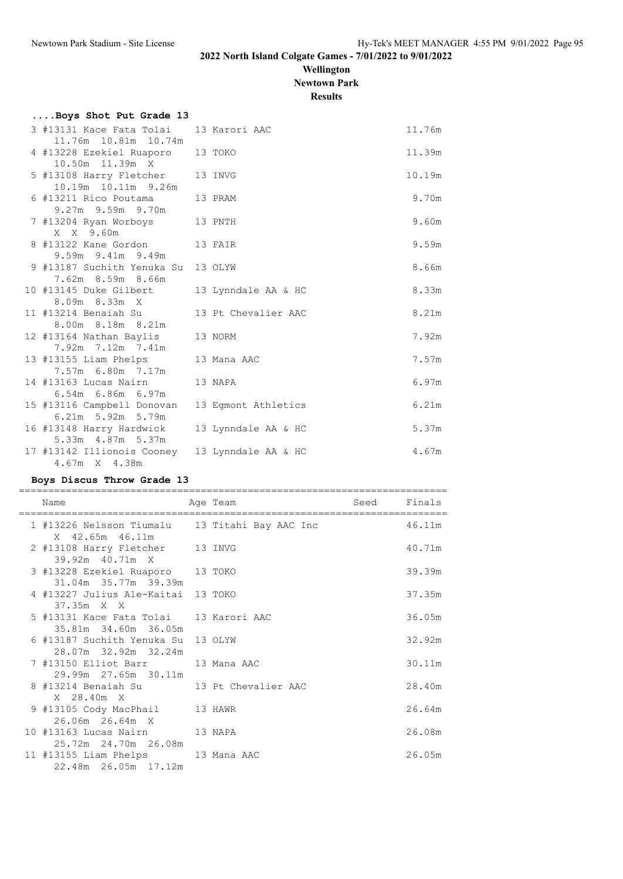# 2022 North Island Colgate Games - 7/01/2022 to 9/01/2022

## Wellington

## Newtown Park

## Results

### ....Boys Shot Put Grade 13

| Place | Name | Age | Team | Finals |
|---|---|---|---|---|
| 3 | #13131 Kace Fata Tolai | 13 | Karori AAC | 11.76m |
| | 11.76m 10.81m 10.74m | | | |
| 4 | #13228 Ezekiel Ruaporo | 13 | TOKO | 11.39m |
| | 10.50m 11.39m X | | | |
| 5 | #13108 Harry Fletcher | 13 | INVG | 10.19m |
| | 10.19m 10.11m 9.26m | | | |
| 6 | #13211 Rico Poutama | 13 | PRAM | 9.70m |
| | 9.27m 9.59m 9.70m | | | |
| 7 | #13204 Ryan Worboys | 13 | PNTH | 9.60m |
| | X X 9.60m | | | |
| 8 | #13122 Kane Gordon | 13 | FAIR | 9.59m |
| | 9.59m 9.41m 9.49m | | | |
| 9 | #13187 Suchith Yenuka Su | 13 | OLYW | 8.66m |
| | 7.62m 8.59m 8.66m | | | |
| 10 | #13145 Duke Gilbert | 13 | Lynndale AA & HC | 8.33m |
| | 8.09m 8.33m X | | | |
| 11 | #13214 Benaiah Su | 13 | Pt Chevalier AAC | 8.21m |
| | 8.00m 8.18m 8.21m | | | |
| 12 | #13164 Nathan Baylis | 13 | NORM | 7.92m |
| | 7.92m 7.12m 7.41m | | | |
| 13 | #13155 Liam Phelps | 13 | Mana AAC | 7.57m |
| | 7.57m 6.80m 7.17m | | | |
| 14 | #13163 Lucas Nairn | 13 | NAPA | 6.97m |
| | 6.54m 6.86m 6.97m | | | |
| 15 | #13116 Campbell Donovan | 13 | Egmont Athletics | 6.21m |
| | 6.21m 5.92m 5.79m | | | |
| 16 | #13148 Harry Hardwick | 13 | Lynndale AA & HC | 5.37m |
| | 5.33m 4.87m 5.37m | | | |
| 17 | #13142 Illionois Cooney | 13 | Lynndale AA & HC | 4.67m |
| | 4.67m X 4.38m | | | |

### Boys Discus Throw Grade 13

| Place | Name | Age | Team | Seed | Finals |
|---|---|---|---|---|---|
| 1 | #13226 Nelsson Tiumalu | 13 | Titahi Bay AAC Inc | | 46.11m |
| | X 42.65m 46.11m | | | | |
| 2 | #13108 Harry Fletcher | 13 | INVG | | 40.71m |
| | 39.92m 40.71m X | | | | |
| 3 | #13228 Ezekiel Ruaporo | 13 | TOKO | | 39.39m |
| | 31.04m 35.77m 39.39m | | | | |
| 4 | #13227 Julius Ale-Kaitai | 13 | TOKO | | 37.35m |
| | 37.35m X X | | | | |
| 5 | #13131 Kace Fata Tolai | 13 | Karori AAC | | 36.05m |
| | 35.81m 34.60m 36.05m | | | | |
| 6 | #13187 Suchith Yenuka Su | 13 | OLYW | | 32.92m |
| | 28.07m 32.92m 32.24m | | | | |
| 7 | #13150 Elliot Barr | 13 | Mana AAC | | 30.11m |
| | 29.99m 27.65m 30.11m | | | | |
| 8 | #13214 Benaiah Su | 13 | Pt Chevalier AAC | | 28.40m |
| | X 28.40m X | | | | |
| 9 | #13105 Cody MacPhail | 13 | HAWR | | 26.64m |
| | 26.06m 26.64m X | | | | |
| 10 | #13163 Lucas Nairn | 13 | NAPA | | 26.08m |
| | 25.72m 24.70m 26.08m | | | | |
| 11 | #13155 Liam Phelps | 13 | Mana AAC | | 26.05m |
| | 22.48m 26.05m 17.12m | | | | |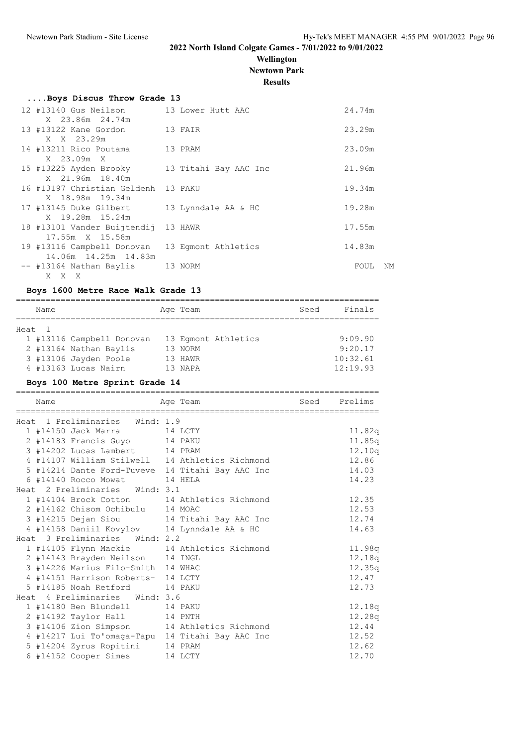## 2022 North Island Colgate Games - 7/01/2022 to 9/01/2022

**Wellington**
**Newtown Park**
**Results**

### ....Boys Discus Throw Grade 13

| Place | Name | Age | Team | Finals | |
|---|---|---|---|---|---|
| 12 | #13140 Gus Neilson | 13 | Lower Hutt AAC | 24.74m | |
| | X 23.86m 24.74m | | | | |
| 13 | #13122 Kane Gordon | 13 | FAIR | 23.29m | |
| | X X 23.29m | | | | |
| 14 | #13211 Rico Poutama | 13 | PRAM | 23.09m | |
| | X 23.09m X | | | | |
| 15 | #13225 Ayden Brooky | 13 | Titahi Bay AAC Inc | 21.96m | |
| | X 21.96m 18.40m | | | | |
| 16 | #13197 Christian Geldenh | 13 | PAKU | 19.34m | |
| | X 18.98m 19.34m | | | | |
| 17 | #13145 Duke Gilbert | 13 | Lynndale AA & HC | 19.28m | |
| | X 19.28m 15.24m | | | | |
| 18 | #13101 Vander Buijtendij | 13 | HAWR | 17.55m | |
| | 17.55m X 15.58m | | | | |
| 19 | #13116 Campbell Donovan | 13 | Egmont Athletics | 14.83m | |
| | 14.06m 14.25m 14.83m | | | | |
| -- | #13164 Nathan Baylis | 13 | NORM | FOUL | NM |
| | X X X | | | | |

### Boys 1600 Metre Race Walk Grade 13

| Place | Name | Age | Team | Seed | Finals |
|---|---|---|---|---|---|
| **Heat 1** | | | | | |
| 1 | #13116 Campbell Donovan | 13 | Egmont Athletics | | 9:09.90 |
| 2 | #13164 Nathan Baylis | 13 | NORM | | 9:20.17 |
| 3 | #13106 Jayden Poole | 13 | HAWR | | 10:32.61 |
| 4 | #13163 Lucas Nairn | 13 | NAPA | | 12:19.93 |

### Boys 100 Metre Sprint Grade 14

| Place | Name | Age | Team | Seed | Prelims |
|---|---|---|---|---|---|
| **Heat 1 Preliminaries Wind: 1.9** | | | | | |
| 1 | #14150 Jack Marra | 14 | LCTY | | 11.82q |
| 2 | #14183 Francis Guyo | 14 | PAKU | | 11.85q |
| 3 | #14202 Lucas Lambert | 14 | PRAM | | 12.10q |
| 4 | #14107 William Stilwell | 14 | Athletics Richmond | | 12.86 |
| 5 | #14214 Dante Ford-Tuveve | 14 | Titahi Bay AAC Inc | | 14.03 |
| 6 | #14140 Rocco Mowat | 14 | HELA | | 14.23 |
| **Heat 2 Preliminaries Wind: 3.1** | | | | | |
| 1 | #14104 Brock Cotton | 14 | Athletics Richmond | | 12.35 |
| 2 | #14162 Chisom Ochibulu | 14 | MOAC | | 12.53 |
| 3 | #14215 Dejan Siou | 14 | Titahi Bay AAC Inc | | 12.74 |
| 4 | #14158 Daniil Kovylov | 14 | Lynndale AA & HC | | 14.63 |
| **Heat 3 Preliminaries Wind: 2.2** | | | | | |
| 1 | #14105 Flynn Mackie | 14 | Athletics Richmond | | 11.98q |
| 2 | #14143 Brayden Neilson | 14 | INGL | | 12.18q |
| 3 | #14226 Marius Filo-Smith | 14 | WHAC | | 12.35q |
| 4 | #14151 Harrison Roberts- | 14 | LCTY | | 12.47 |
| 5 | #14185 Noah Retford | 14 | PAKU | | 12.73 |
| **Heat 4 Preliminaries Wind: 3.6** | | | | | |
| 1 | #14180 Ben Blundell | 14 | PAKU | | 12.18q |
| 2 | #14192 Taylor Hall | 14 | PNTH | | 12.28q |
| 3 | #14106 Zion Simpson | 14 | Athletics Richmond | | 12.44 |
| 4 | #14217 Lui To'omaga-Tapu | 14 | Titahi Bay AAC Inc | | 12.52 |
| 5 | #14204 Zyrus Ropitini | 14 | PRAM | | 12.62 |
| 6 | #14152 Cooper Simes | 14 | LCTY | | 12.70 |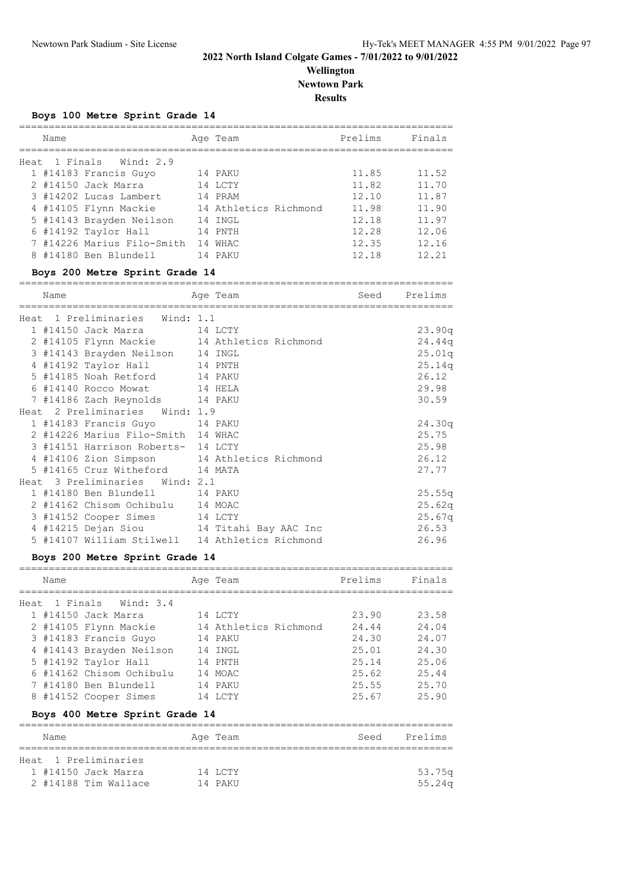## 2022 North Island Colgate Games - 7/01/2022 to 9/01/2022

**Wellington**

**Newtown Park**

**Results**

### Boys 100 Metre Sprint Grade 14

**Heat 1 Finals Wind: 2.9**

| Place | # | Name | Age | Team | Prelims | Finals |
|---|---|---|---|---|---|---|
| 1 | #14183 | Francis Guyo | 14 | PAKU | 11.85 | 11.52 |
| 2 | #14150 | Jack Marra | 14 | LCTY | 11.82 | 11.70 |
| 3 | #14202 | Lucas Lambert | 14 | PRAM | 12.10 | 11.87 |
| 4 | #14105 | Flynn Mackie | 14 | Athletics Richmond | 11.98 | 11.90 |
| 5 | #14143 | Brayden Neilson | 14 | INGL | 12.18 | 11.97 |
| 6 | #14192 | Taylor Hall | 14 | PNTH | 12.28 | 12.06 |
| 7 | #14226 | Marius Filo-Smith | 14 | WHAC | 12.35 | 12.16 |
| 8 | #14180 | Ben Blundell | 14 | PAKU | 12.18 | 12.21 |

### Boys 200 Metre Sprint Grade 14

| Place | # | Name | Age | Team | Seed | Prelims |
|---|---|---|---|---|---|---|
| **Heat 1 Preliminaries Wind: 1.1** | | | | | | |
| 1 | #14150 | Jack Marra | 14 | LCTY | | 23.90q |
| 2 | #14105 | Flynn Mackie | 14 | Athletics Richmond | | 24.44q |
| 3 | #14143 | Brayden Neilson | 14 | INGL | | 25.01q |
| 4 | #14192 | Taylor Hall | 14 | PNTH | | 25.14q |
| 5 | #14185 | Noah Retford | 14 | PAKU | | 26.12 |
| 6 | #14140 | Rocco Mowat | 14 | HELA | | 29.98 |
| 7 | #14186 | Zach Reynolds | 14 | PAKU | | 30.59 |
| **Heat 2 Preliminaries Wind: 1.9** | | | | | | |
| 1 | #14183 | Francis Guyo | 14 | PAKU | | 24.30q |
| 2 | #14226 | Marius Filo-Smith | 14 | WHAC | | 25.75 |
| 3 | #14151 | Harrison Roberts- | 14 | LCTY | | 25.98 |
| 4 | #14106 | Zion Simpson | 14 | Athletics Richmond | | 26.12 |
| 5 | #14165 | Cruz Witheford | 14 | MATA | | 27.77 |
| **Heat 3 Preliminaries Wind: 2.1** | | | | | | |
| 1 | #14180 | Ben Blundell | 14 | PAKU | | 25.55q |
| 2 | #14162 | Chisom Ochibulu | 14 | MOAC | | 25.62q |
| 3 | #14152 | Cooper Simes | 14 | LCTY | | 25.67q |
| 4 | #14215 | Dejan Siou | 14 | Titahi Bay AAC Inc | | 26.53 |
| 5 | #14107 | William Stilwell | 14 | Athletics Richmond | | 26.96 |

### Boys 200 Metre Sprint Grade 14

**Heat 1 Finals Wind: 3.4**

| Place | # | Name | Age | Team | Prelims | Finals |
|---|---|---|---|---|---|---|
| 1 | #14150 | Jack Marra | 14 | LCTY | 23.90 | 23.58 |
| 2 | #14105 | Flynn Mackie | 14 | Athletics Richmond | 24.44 | 24.04 |
| 3 | #14183 | Francis Guyo | 14 | PAKU | 24.30 | 24.07 |
| 4 | #14143 | Brayden Neilson | 14 | INGL | 25.01 | 24.30 |
| 5 | #14192 | Taylor Hall | 14 | PNTH | 25.14 | 25.06 |
| 6 | #14162 | Chisom Ochibulu | 14 | MOAC | 25.62 | 25.44 |
| 7 | #14180 | Ben Blundell | 14 | PAKU | 25.55 | 25.70 |
| 8 | #14152 | Cooper Simes | 14 | LCTY | 25.67 | 25.90 |

### Boys 400 Metre Sprint Grade 14

**Heat 1 Preliminaries**

| Place | # | Name | Age | Team | Seed | Prelims |
|---|---|---|---|---|---|---|
| 1 | #14150 | Jack Marra | 14 | LCTY | | 53.75q |
| 2 | #14188 | Tim Wallace | 14 | PAKU | | 55.24q |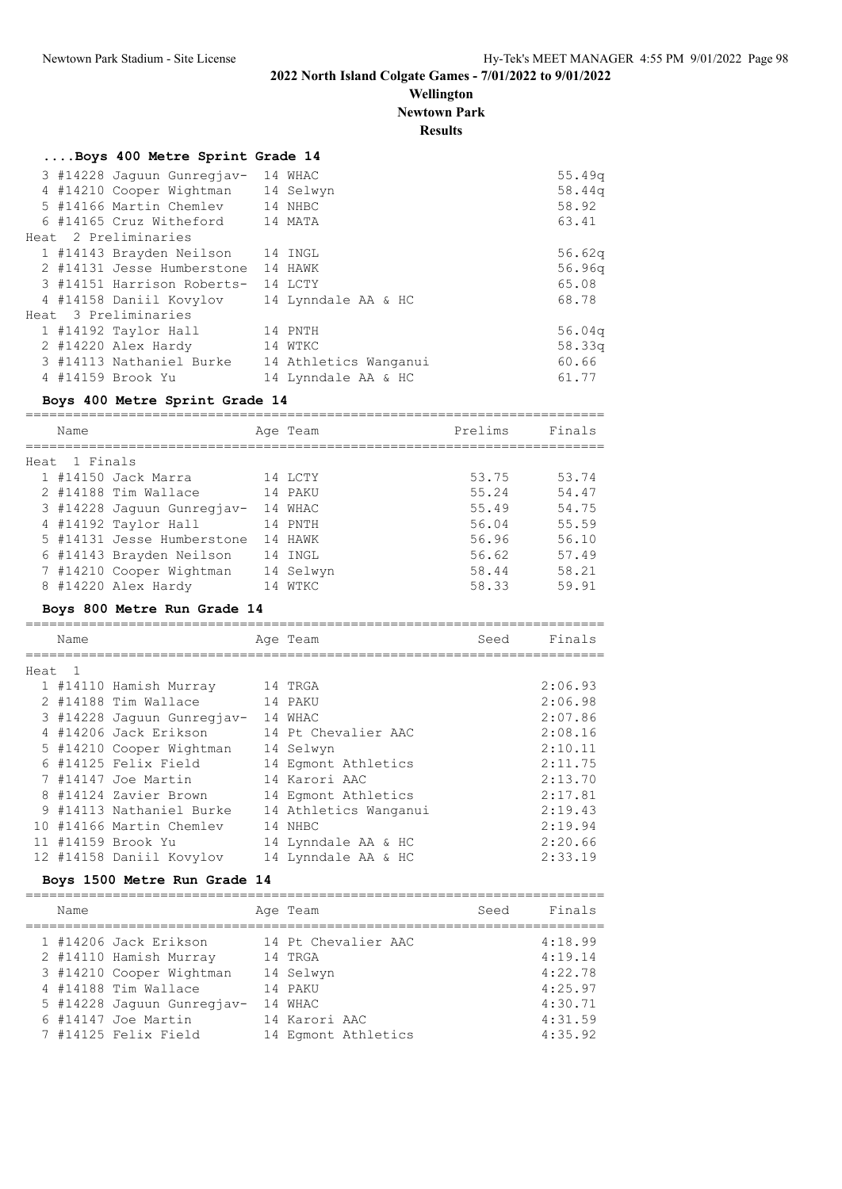# 2022 North Island Colgate Games - 7/01/2022 to 9/01/2022

**Wellington**

**Newtown Park**

**Results**

### ....Boys 400 Metre Sprint Grade 14

| Place | # | Name | Age | Team | Time |
|---|---|---|---|---|---|
| 3 | #14228 | Jaguun Gunregjav- | 14 | WHAC | 55.49q |
| 4 | #14210 | Cooper Wightman | 14 | Selwyn | 58.44q |
| 5 | #14166 | Martin Chemlev | 14 | NHBC | 58.92 |
| 6 | #14165 | Cruz Witheford | 14 | MATA | 63.41 |
| **Heat 2 Preliminaries** | | | | | |
| 1 | #14143 | Brayden Neilson | 14 | INGL | 56.62q |
| 2 | #14131 | Jesse Humberstone | 14 | HAWK | 56.96q |
| 3 | #14151 | Harrison Roberts- | 14 | LCTY | 65.08 |
| 4 | #14158 | Daniil Kovylov | 14 | Lynndale AA & HC | 68.78 |
| **Heat 3 Preliminaries** | | | | | |
| 1 | #14192 | Taylor Hall | 14 | PNTH | 56.04q |
| 2 | #14220 | Alex Hardy | 14 | WTKC | 58.33q |
| 3 | #14113 | Nathaniel Burke | 14 | Athletics Wanganui | 60.66 |
| 4 | #14159 | Brook Yu | 14 | Lynndale AA & HC | 61.77 |

### Boys 400 Metre Sprint Grade 14

| Place | # | Name | Age | Team | Prelims | Finals |
|---|---|---|---|---|---|---|
| **Heat 1 Finals** | | | | | | |
| 1 | #14150 | Jack Marra | 14 | LCTY | 53.75 | 53.74 |
| 2 | #14188 | Tim Wallace | 14 | PAKU | 55.24 | 54.47 |
| 3 | #14228 | Jaguun Gunregjav- | 14 | WHAC | 55.49 | 54.75 |
| 4 | #14192 | Taylor Hall | 14 | PNTH | 56.04 | 55.59 |
| 5 | #14131 | Jesse Humberstone | 14 | HAWK | 56.96 | 56.10 |
| 6 | #14143 | Brayden Neilson | 14 | INGL | 56.62 | 57.49 |
| 7 | #14210 | Cooper Wightman | 14 | Selwyn | 58.44 | 58.21 |
| 8 | #14220 | Alex Hardy | 14 | WTKC | 58.33 | 59.91 |

### Boys 800 Metre Run Grade 14

| Place | # | Name | Age | Team | Seed | Finals |
|---|---|---|---|---|---|---|
| **Heat 1** | | | | | | |
| 1 | #14110 | Hamish Murray | 14 | TRGA | | 2:06.93 |
| 2 | #14188 | Tim Wallace | 14 | PAKU | | 2:06.98 |
| 3 | #14228 | Jaguun Gunregjav- | 14 | WHAC | | 2:07.86 |
| 4 | #14206 | Jack Erikson | 14 | Pt Chevalier AAC | | 2:08.16 |
| 5 | #14210 | Cooper Wightman | 14 | Selwyn | | 2:10.11 |
| 6 | #14125 | Felix Field | 14 | Egmont Athletics | | 2:11.75 |
| 7 | #14147 | Joe Martin | 14 | Karori AAC | | 2:13.70 |
| 8 | #14124 | Zavier Brown | 14 | Egmont Athletics | | 2:17.81 |
| 9 | #14113 | Nathaniel Burke | 14 | Athletics Wanganui | | 2:19.43 |
| 10 | #14166 | Martin Chemlev | 14 | NHBC | | 2:19.94 |
| 11 | #14159 | Brook Yu | 14 | Lynndale AA & HC | | 2:20.66 |
| 12 | #14158 | Daniil Kovylov | 14 | Lynndale AA & HC | | 2:33.19 |

### Boys 1500 Metre Run Grade 14

| Place | # | Name | Age | Team | Seed | Finals |
|---|---|---|---|---|---|---|
| 1 | #14206 | Jack Erikson | 14 | Pt Chevalier AAC | | 4:18.99 |
| 2 | #14110 | Hamish Murray | 14 | TRGA | | 4:19.14 |
| 3 | #14210 | Cooper Wightman | 14 | Selwyn | | 4:22.78 |
| 4 | #14188 | Tim Wallace | 14 | PAKU | | 4:25.97 |
| 5 | #14228 | Jaguun Gunregjav- | 14 | WHAC | | 4:30.71 |
| 6 | #14147 | Joe Martin | 14 | Karori AAC | | 4:31.59 |
| 7 | #14125 | Felix Field | 14 | Egmont Athletics | | 4:35.92 |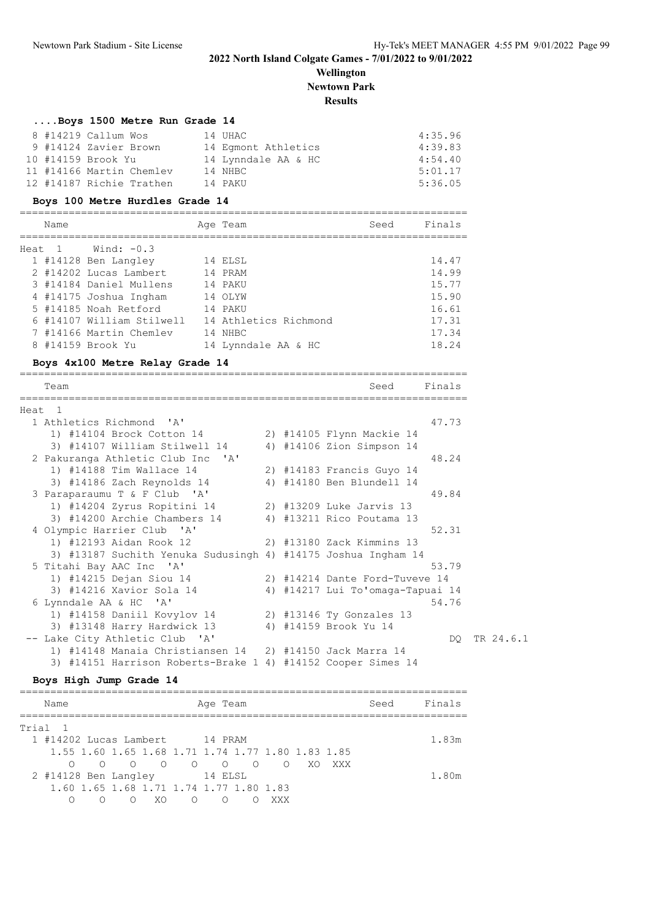## 2022 North Island Colgate Games - 7/01/2022 to 9/01/2022

**Wellington**

**Newtown Park**

**Results**

### ....Boys 1500 Metre Run Grade 14

| Place | Name | Age | Team | Finals |
|---|---|---|---|---|
| 8 | #14219 Callum Wos | 14 | UHAC | 4:35.96 |
| 9 | #14124 Zavier Brown | 14 | Egmont Athletics | 4:39.83 |
| 10 | #14159 Brook Yu | 14 | Lynndale AA & HC | 4:54.40 |
| 11 | #14166 Martin Chemlev | 14 | NHBC | 5:01.17 |
| 12 | #14187 Richie Trathen | 14 | PAKU | 5:36.05 |

### Boys 100 Metre Hurdles Grade 14

Heat 1 Wind: -0.3

| Place | Name | Age | Team | Seed | Finals |
|---|---|---|---|---|---|
| 1 | #14128 Ben Langley | 14 | ELSL | | 14.47 |
| 2 | #14202 Lucas Lambert | 14 | PRAM | | 14.99 |
| 3 | #14184 Daniel Mullens | 14 | PAKU | | 15.77 |
| 4 | #14175 Joshua Ingham | 14 | OLYW | | 15.90 |
| 5 | #14185 Noah Retford | 14 | PAKU | | 16.61 |
| 6 | #14107 William Stilwell | 14 | Athletics Richmond | | 17.31 |
| 7 | #14166 Martin Chemlev | 14 | NHBC | | 17.34 |
| 8 | #14159 Brook Yu | 14 | Lynndale AA & HC | | 18.24 |

### Boys 4x100 Metre Relay Grade 14

Heat 1

| Place | Team | Seed | Finals |
|---|---|---|---|
| 1 | Athletics Richmond 'A' | | 47.73 |
| | 1) #14104 Brock Cotton 14; 2) #14105 Flynn Mackie 14; 3) #14107 William Stilwell 14; 4) #14106 Zion Simpson 14 | | |
| 2 | Pakuranga Athletic Club Inc 'A' | | 48.24 |
| | 1) #14188 Tim Wallace 14; 2) #14183 Francis Guyo 14; 3) #14186 Zach Reynolds 14; 4) #14180 Ben Blundell 14 | | |
| 3 | Paraparaumu T & F Club 'A' | | 49.84 |
| | 1) #14204 Zyrus Ropitini 14; 2) #13209 Luke Jarvis 13; 3) #14200 Archie Chambers 14; 4) #13211 Rico Poutama 13 | | |
| 4 | Olympic Harrier Club 'A' | | 52.31 |
| | 1) #12193 Aidan Rook 12; 2) #13180 Zack Kimmins 13; 3) #13187 Suchith Yenuka Sudusingh; 4) #14175 Joshua Ingham 14 | | |
| 5 | Titahi Bay AAC Inc 'A' | | 53.79 |
| | 1) #14215 Dejan Siou 14; 2) #14214 Dante Ford-Tuveve 14; 3) #14216 Xavior Sola 14; 4) #14217 Lui To'omaga-Tapuai 14 | | |
| 6 | Lynndale AA & HC 'A' | | 54.76 |
| | 1) #14158 Daniil Kovylov 14; 2) #13146 Ty Gonzales 13; 3) #13148 Harry Hardwick 13; 4) #14159 Brook Yu 14 | | |
| -- | Lake City Athletic Club 'A' | | DQ TR 24.6.1 |
| | 1) #14148 Manaia Christiansen 14; 2) #14150 Jack Marra 14; 3) #14151 Harrison Roberts-Brake 1; 4) #14152 Cooper Simes 14 | | |

### Boys High Jump Grade 14

Trial 1

| Place | Name | Age | Team | Seed | Finals |
|---|---|---|---|---|---|
| 1 | #14202 Lucas Lambert | 14 | PRAM | | 1.83m |
| 2 | #14128 Ben Langley | 14 | ELSL | | 1.80m |

#14202 Lucas Lambert:

| 1.55 | 1.60 | 1.65 | 1.68 | 1.71 | 1.74 | 1.77 | 1.80 | 1.83 | 1.85 |
|---|---|---|---|---|---|---|---|---|---|
| O | O | O | O | O | O | O | O | XO | XXX |

#14128 Ben Langley:

| 1.60 | 1.65 | 1.68 | 1.71 | 1.74 | 1.77 | 1.80 | 1.83 |
|---|---|---|---|---|---|---|---|
| O | O | O | XO | O | O | O | XXX |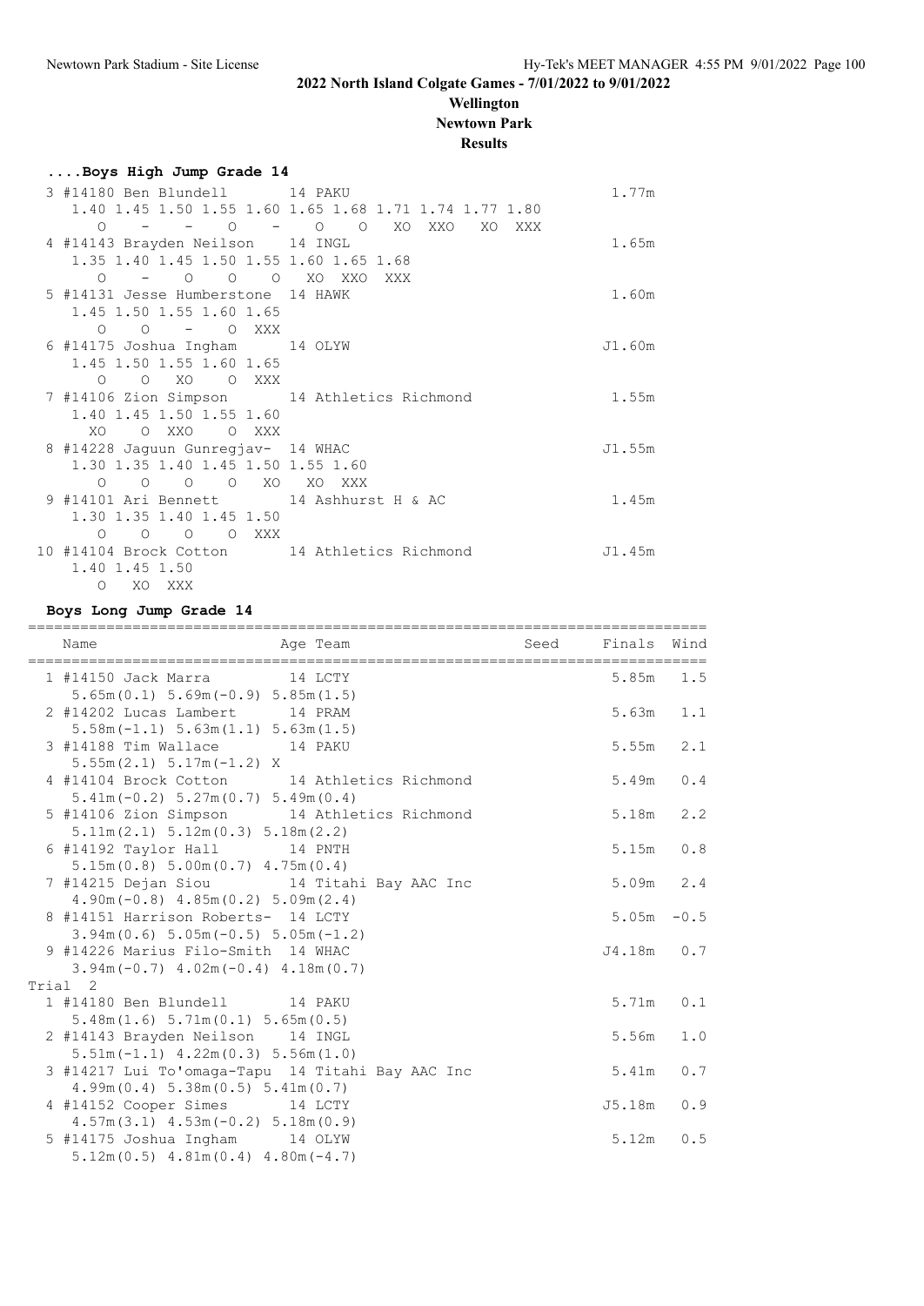## 2022 North Island Colgate Games - 7/01/2022 to 9/01/2022

**Wellington**

**Newtown Park**

**Results**

### ....Boys High Jump Grade 14

```
  3 #14180 Ben Blundell       14 PAKU                                   1.77m
     1.40 1.45 1.50 1.55 1.60 1.65 1.68 1.71 1.74 1.77 1.80
       O    -    -    O    -    O    O   XO  XXO   XO  XXX
  4 #14143 Brayden Neilson    14 INGL                                   1.65m
     1.35 1.40 1.45 1.50 1.55 1.60 1.65 1.68
       O    -    O    O    O   XO  XXO  XXX
  5 #14131 Jesse Humberstone  14 HAWK                                   1.60m
     1.45 1.50 1.55 1.60 1.65
       O    O    -    O  XXX
  6 #14175 Joshua Ingham      14 OLYW                                  J1.60m
     1.45 1.50 1.55 1.60 1.65
       O    O   XO    O  XXX
  7 #14106 Zion Simpson       14 Athletics Richmond                     1.55m
     1.40 1.45 1.50 1.55 1.60
      XO    O  XXO    O  XXX
  8 #14228 Jaguun Gunregjav-  14 WHAC                                  J1.55m
     1.30 1.35 1.40 1.45 1.50 1.55 1.60
       O    O    O    O   XO   XO  XXX
  9 #14101 Ari Bennett        14 Ashhurst H & AC                        1.45m
     1.30 1.35 1.40 1.45 1.50
       O    O    O    O  XXX
 10 #14104 Brock Cotton       14 Athletics Richmond                    J1.45m
     1.40 1.45 1.50
       O   XO  XXX
```

### Boys Long Jump Grade 14

```
=============================================================================
    Name                    Age Team                    Seed    Finals  Wind
=============================================================================
  1 #14150 Jack Marra         14 LCTY                              5.85m   1.5
     5.65m(0.1) 5.69m(-0.9) 5.85m(1.5)
  2 #14202 Lucas Lambert      14 PRAM                              5.63m   1.1
     5.58m(-1.1) 5.63m(1.1) 5.63m(1.5)
  3 #14188 Tim Wallace        14 PAKU                              5.55m   2.1
     5.55m(2.1) 5.17m(-1.2) X
  4 #14104 Brock Cotton       14 Athletics Richmond                5.49m   0.4
     5.41m(-0.2) 5.27m(0.7) 5.49m(0.4)
  5 #14106 Zion Simpson       14 Athletics Richmond                5.18m   2.2
     5.11m(2.1) 5.12m(0.3) 5.18m(2.2)
  6 #14192 Taylor Hall        14 PNTH                              5.15m   0.8
     5.15m(0.8) 5.00m(0.7) 4.75m(0.4)
  7 #14215 Dejan Siou         14 Titahi Bay AAC Inc                5.09m   2.4
     4.90m(-0.8) 4.85m(0.2) 5.09m(2.4)
  8 #14151 Harrison Roberts-  14 LCTY                              5.05m  -0.5
     3.94m(0.6) 5.05m(-0.5) 5.05m(-1.2)
  9 #14226 Marius Filo-Smith  14 WHAC                             J4.18m   0.7
     3.94m(-0.7) 4.02m(-0.4) 4.18m(0.7)
Trial  2
  1 #14180 Ben Blundell       14 PAKU                              5.71m   0.1
     5.48m(1.6) 5.71m(0.1) 5.65m(0.5)
  2 #14143 Brayden Neilson    14 INGL                              5.56m   1.0
     5.51m(-1.1) 4.22m(0.3) 5.56m(1.0)
  3 #14217 Lui To'omaga-Tapu  14 Titahi Bay AAC Inc                5.41m   0.7
     4.99m(0.4) 5.38m(0.5) 5.41m(0.7)
  4 #14152 Cooper Simes       14 LCTY                             J5.18m   0.9
     4.57m(3.1) 4.53m(-0.2) 5.18m(0.9)
  5 #14175 Joshua Ingham      14 OLYW                              5.12m   0.5
     5.12m(0.5) 4.81m(0.4) 4.80m(-4.7)
```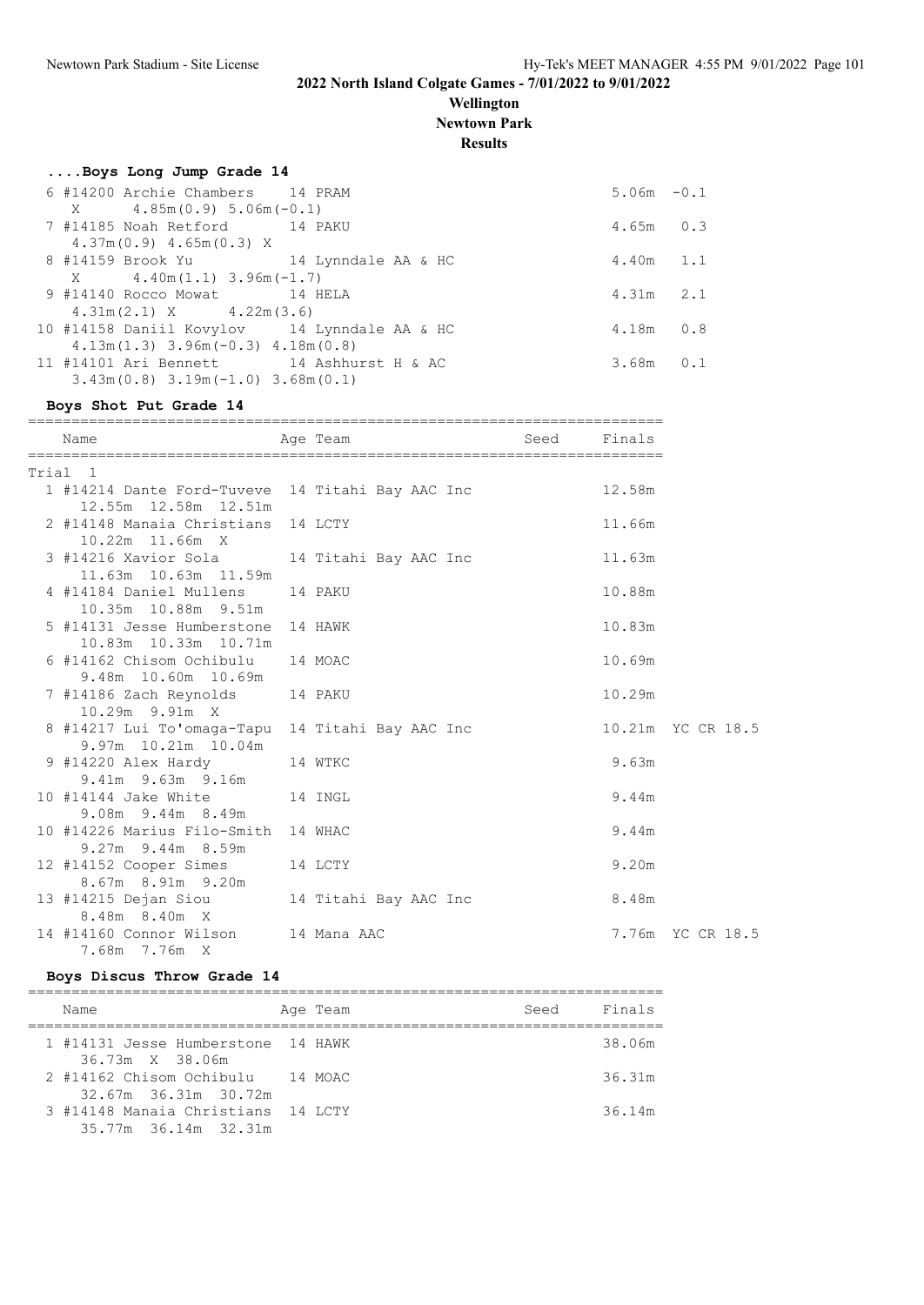# 2022 North Island Colgate Games - 7/01/2022 to 9/01/2022

## Wellington

## Newtown Park

## Results

### ....Boys Long Jump Grade 14

| Place | Name | Age | Team | Finals | Wind |
|---|---|---|---|---|---|
| 6 | #14200 Archie Chambers | 14 | PRAM | 5.06m | -0.1 |
| | X 4.85m(0.9) 5.06m(-0.1) | | | | |
| 7 | #14185 Noah Retford | 14 | PAKU | 4.65m | 0.3 |
| | 4.37m(0.9) 4.65m(0.3) X | | | | |
| 8 | #14159 Brook Yu | 14 | Lynndale AA & HC | 4.40m | 1.1 |
| | X 4.40m(1.1) 3.96m(-1.7) | | | | |
| 9 | #14140 Rocco Mowat | 14 | HELA | 4.31m | 2.1 |
| | 4.31m(2.1) X 4.22m(3.6) | | | | |
| 10 | #14158 Daniil Kovylov | 14 | Lynndale AA & HC | 4.18m | 0.8 |
| | 4.13m(1.3) 3.96m(-0.3) 4.18m(0.8) | | | | |
| 11 | #14101 Ari Bennett | 14 | Ashhurst H & AC | 3.68m | 0.1 |
| | 3.43m(0.8) 3.19m(-1.0) 3.68m(0.1) | | | | |

### Boys Shot Put Grade 14

| Place | Name | Age | Team | Seed | Finals | |
|---|---|---|---|---|---|---|
| Trial 1 | | | | | | |
| 1 | #14214 Dante Ford-Tuveve | 14 | Titahi Bay AAC Inc | | 12.58m | |
| | 12.55m 12.58m 12.51m | | | | | |
| 2 | #14148 Manaia Christians | 14 | LCTY | | 11.66m | |
| | 10.22m 11.66m X | | | | | |
| 3 | #14216 Xavior Sola | 14 | Titahi Bay AAC Inc | | 11.63m | |
| | 11.63m 10.63m 11.59m | | | | | |
| 4 | #14184 Daniel Mullens | 14 | PAKU | | 10.88m | |
| | 10.35m 10.88m 9.51m | | | | | |
| 5 | #14131 Jesse Humberstone | 14 | HAWK | | 10.83m | |
| | 10.83m 10.33m 10.71m | | | | | |
| 6 | #14162 Chisom Ochibulu | 14 | MOAC | | 10.69m | |
| | 9.48m 10.60m 10.69m | | | | | |
| 7 | #14186 Zach Reynolds | 14 | PAKU | | 10.29m | |
| | 10.29m 9.91m X | | | | | |
| 8 | #14217 Lui To'omaga-Tapu | 14 | Titahi Bay AAC Inc | | 10.21m | YC CR 18.5 |
| | 9.97m 10.21m 10.04m | | | | | |
| 9 | #14220 Alex Hardy | 14 | WTKC | | 9.63m | |
| | 9.41m 9.63m 9.16m | | | | | |
| 10 | #14144 Jake White | 14 | INGL | | 9.44m | |
| | 9.08m 9.44m 8.49m | | | | | |
| 10 | #14226 Marius Filo-Smith | 14 | WHAC | | 9.44m | |
| | 9.27m 9.44m 8.59m | | | | | |
| 12 | #14152 Cooper Simes | 14 | LCTY | | 9.20m | |
| | 8.67m 8.91m 9.20m | | | | | |
| 13 | #14215 Dejan Siou | 14 | Titahi Bay AAC Inc | | 8.48m | |
| | 8.48m 8.40m X | | | | | |
| 14 | #14160 Connor Wilson | 14 | Mana AAC | | 7.76m | YC CR 18.5 |
| | 7.68m 7.76m X | | | | | |

### Boys Discus Throw Grade 14

| Place | Name | Age | Team | Seed | Finals |
|---|---|---|---|---|---|
| 1 | #14131 Jesse Humberstone | 14 | HAWK | | 38.06m |
| | 36.73m X 38.06m | | | | |
| 2 | #14162 Chisom Ochibulu | 14 | MOAC | | 36.31m |
| | 32.67m 36.31m 30.72m | | | | |
| 3 | #14148 Manaia Christians | 14 | LCTY | | 36.14m |
| | 35.77m 36.14m 32.31m | | | | |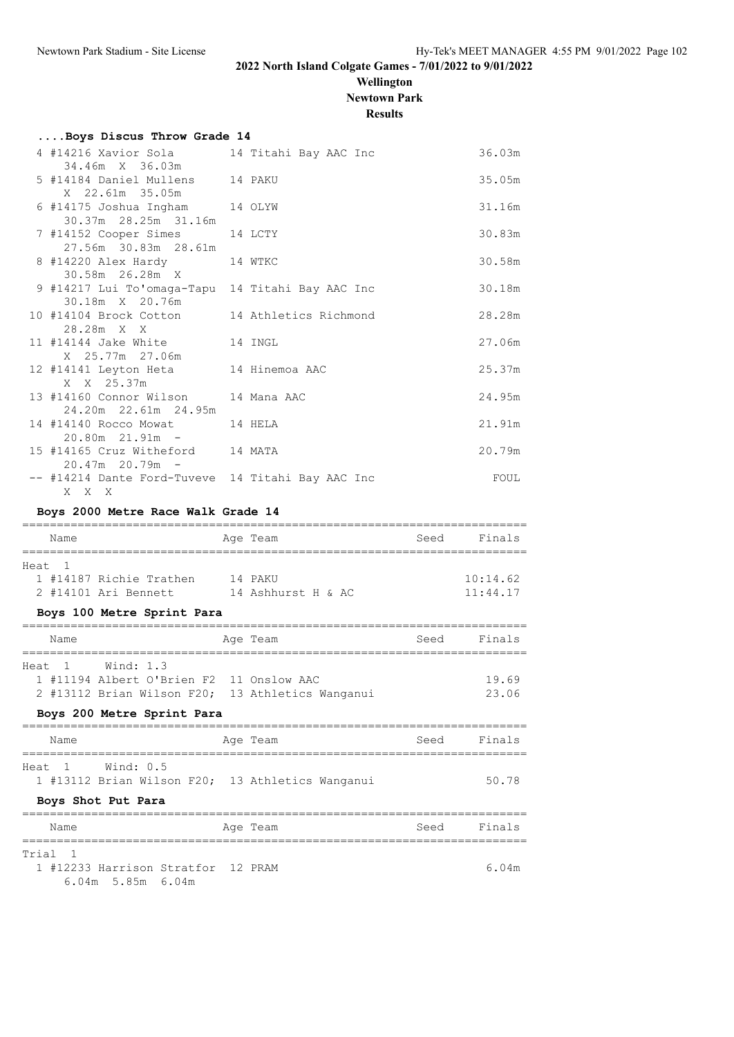## 2022 North Island Colgate Games - 7/01/2022 to 9/01/2022

**Wellington**

**Newtown Park**

**Results**

### ....Boys Discus Throw Grade 14

| Place | Name | Age | Team | Finals |
|---|---|---|---|---|
| 4 | #14216 Xavior Sola | 14 | Titahi Bay AAC Inc | 36.03m |
| | 34.46m X 36.03m | | | |
| 5 | #14184 Daniel Mullens | 14 | PAKU | 35.05m |
| | X 22.61m 35.05m | | | |
| 6 | #14175 Joshua Ingham | 14 | OLYW | 31.16m |
| | 30.37m 28.25m 31.16m | | | |
| 7 | #14152 Cooper Simes | 14 | LCTY | 30.83m |
| | 27.56m 30.83m 28.61m | | | |
| 8 | #14220 Alex Hardy | 14 | WTKC | 30.58m |
| | 30.58m 26.28m X | | | |
| 9 | #14217 Lui To'omaga-Tapu | 14 | Titahi Bay AAC Inc | 30.18m |
| | 30.18m X 20.76m | | | |
| 10 | #14104 Brock Cotton | 14 | Athletics Richmond | 28.28m |
| | 28.28m X X | | | |
| 11 | #14144 Jake White | 14 | INGL | 27.06m |
| | X 25.77m 27.06m | | | |
| 12 | #14141 Leyton Heta | 14 | Hinemoa AAC | 25.37m |
| | X X 25.37m | | | |
| 13 | #14160 Connor Wilson | 14 | Mana AAC | 24.95m |
| | 24.20m 22.61m 24.95m | | | |
| 14 | #14140 Rocco Mowat | 14 | HELA | 21.91m |
| | 20.80m 21.91m - | | | |
| 15 | #14165 Cruz Witheford | 14 | MATA | 20.79m |
| | 20.47m 20.79m - | | | |
| -- | #14214 Dante Ford-Tuveve | 14 | Titahi Bay AAC Inc | FOUL |
| | X X X | | | |

### Boys 2000 Metre Race Walk Grade 14

| Place | Name | Age | Team | Seed | Finals |
|---|---|---|---|---|---|
| **Heat 1** | | | | | |
| 1 | #14187 Richie Trathen | 14 | PAKU | | 10:14.62 |
| 2 | #14101 Ari Bennett | 14 | Ashhurst H & AC | | 11:44.17 |

### Boys 100 Metre Sprint Para

| Place | Name | Age | Team | Seed | Finals |
|---|---|---|---|---|---|
| **Heat 1 Wind: 1.3** | | | | | |
| 1 | #11194 Albert O'Brien F2 | 11 | Onslow AAC | | 19.69 |
| 2 | #13112 Brian Wilson F20; | 13 | Athletics Wanganui | | 23.06 |

### Boys 200 Metre Sprint Para

| Place | Name | Age | Team | Seed | Finals |
|---|---|---|---|---|---|
| **Heat 1 Wind: 0.5** | | | | | |
| 1 | #13112 Brian Wilson F20; | 13 | Athletics Wanganui | | 50.78 |

### Boys Shot Put Para

| Place | Name | Age | Team | Seed | Finals |
|---|---|---|---|---|---|
| **Trial 1** | | | | | |
| 1 | #12233 Harrison Stratfor | 12 | PRAM | | 6.04m |
| | 6.04m 5.85m 6.04m | | | | |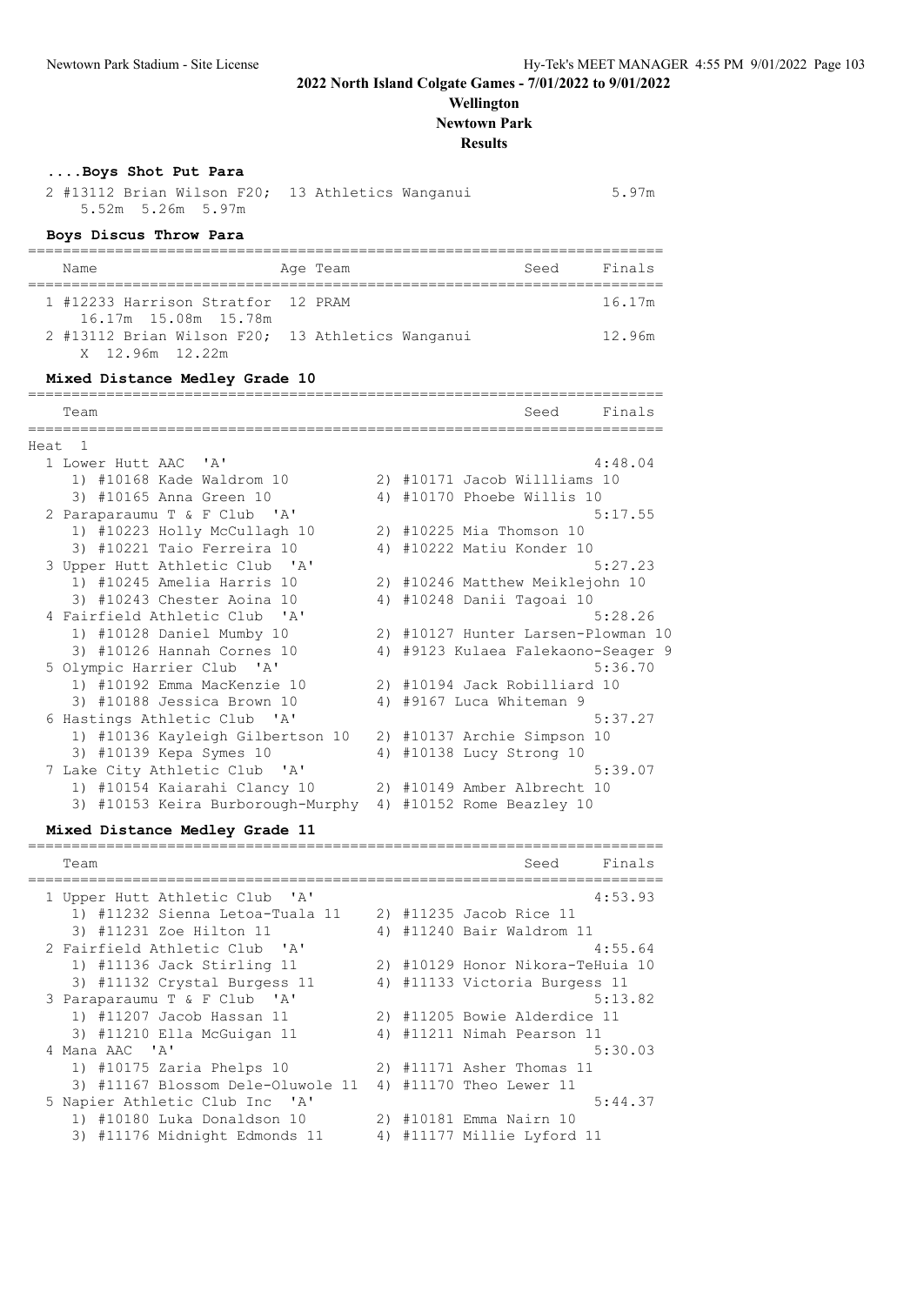2022 North Island Colgate Games - 7/01/2022 to 9/01/2022
Wellington
Newtown Park
Results

### ....Boys Shot Put Para

2 #13112 Brian Wilson F20; 13 Athletics Wanganui 5.97m
5.52m 5.26m 5.97m

### Boys Discus Throw Para

| Name | Age | Team | Seed | Finals |
|---|---|---|---|---|
| 1 #12233 Harrison Stratfor | 12 | PRAM | | 16.17m |
| 16.17m 15.08m 15.78m | | | | |
| 2 #13112 Brian Wilson F20; | 13 | Athletics Wanganui | | 12.96m |
| X 12.96m 12.22m | | | | |

### Mixed Distance Medley Grade 10

| Team | | Seed | Finals |
|---|---|---|---|
| **Heat 1** | | | |
| 1 Lower Hutt AAC 'A' | | | 4:48.04 |
| 1) #10168 Kade Waldrom 10 | 2) #10171 Jacob Willliams 10 | | |
| 3) #10165 Anna Green 10 | 4) #10170 Phoebe Willis 10 | | |
| 2 Paraparaumu T & F Club 'A' | | | 5:17.55 |
| 1) #10223 Holly McCullagh 10 | 2) #10225 Mia Thomson 10 | | |
| 3) #10221 Taio Ferreira 10 | 4) #10222 Matiu Konder 10 | | |
| 3 Upper Hutt Athletic Club 'A' | | | 5:27.23 |
| 1) #10245 Amelia Harris 10 | 2) #10246 Matthew Meiklejohn 10 | | |
| 3) #10243 Chester Aoina 10 | 4) #10248 Danii Tagoai 10 | | |
| 4 Fairfield Athletic Club 'A' | | | 5:28.26 |
| 1) #10128 Daniel Mumby 10 | 2) #10127 Hunter Larsen-Plowman 10 | | |
| 3) #10126 Hannah Cornes 10 | 4) #9123 Kulaea Falekaono-Seager 9 | | |
| 5 Olympic Harrier Club 'A' | | | 5:36.70 |
| 1) #10192 Emma MacKenzie 10 | 2) #10194 Jack Robilliard 10 | | |
| 3) #10188 Jessica Brown 10 | 4) #9167 Luca Whiteman 9 | | |
| 6 Hastings Athletic Club 'A' | | | 5:37.27 |
| 1) #10136 Kayleigh Gilbertson 10 | 2) #10137 Archie Simpson 10 | | |
| 3) #10139 Kepa Symes 10 | 4) #10138 Lucy Strong 10 | | |
| 7 Lake City Athletic Club 'A' | | | 5:39.07 |
| 1) #10154 Kaiarahi Clancy 10 | 2) #10149 Amber Albrecht 10 | | |
| 3) #10153 Keira Burborough-Murphy | 4) #10152 Rome Beazley 10 | | |

### Mixed Distance Medley Grade 11

| Team | | Seed | Finals |
|---|---|---|---|
| 1 Upper Hutt Athletic Club 'A' | | | 4:53.93 |
| 1) #11232 Sienna Letoa-Tuala 11 | 2) #11235 Jacob Rice 11 | | |
| 3) #11231 Zoe Hilton 11 | 4) #11240 Bair Waldrom 11 | | |
| 2 Fairfield Athletic Club 'A' | | | 4:55.64 |
| 1) #11136 Jack Stirling 11 | 2) #10129 Honor Nikora-TeHuia 10 | | |
| 3) #11132 Crystal Burgess 11 | 4) #11133 Victoria Burgess 11 | | |
| 3 Paraparaumu T & F Club 'A' | | | 5:13.82 |
| 1) #11207 Jacob Hassan 11 | 2) #11205 Bowie Alderdice 11 | | |
| 3) #11210 Ella McGuigan 11 | 4) #11211 Nimah Pearson 11 | | |
| 4 Mana AAC 'A' | | | 5:30.03 |
| 1) #10175 Zaria Phelps 10 | 2) #11171 Asher Thomas 11 | | |
| 3) #11167 Blossom Dele-Oluwole 11 | 4) #11170 Theo Lewer 11 | | |
| 5 Napier Athletic Club Inc 'A' | | | 5:44.37 |
| 1) #10180 Luka Donaldson 10 | 2) #10181 Emma Nairn 10 | | |
| 3) #11176 Midnight Edmonds 11 | 4) #11177 Millie Lyford 11 | | |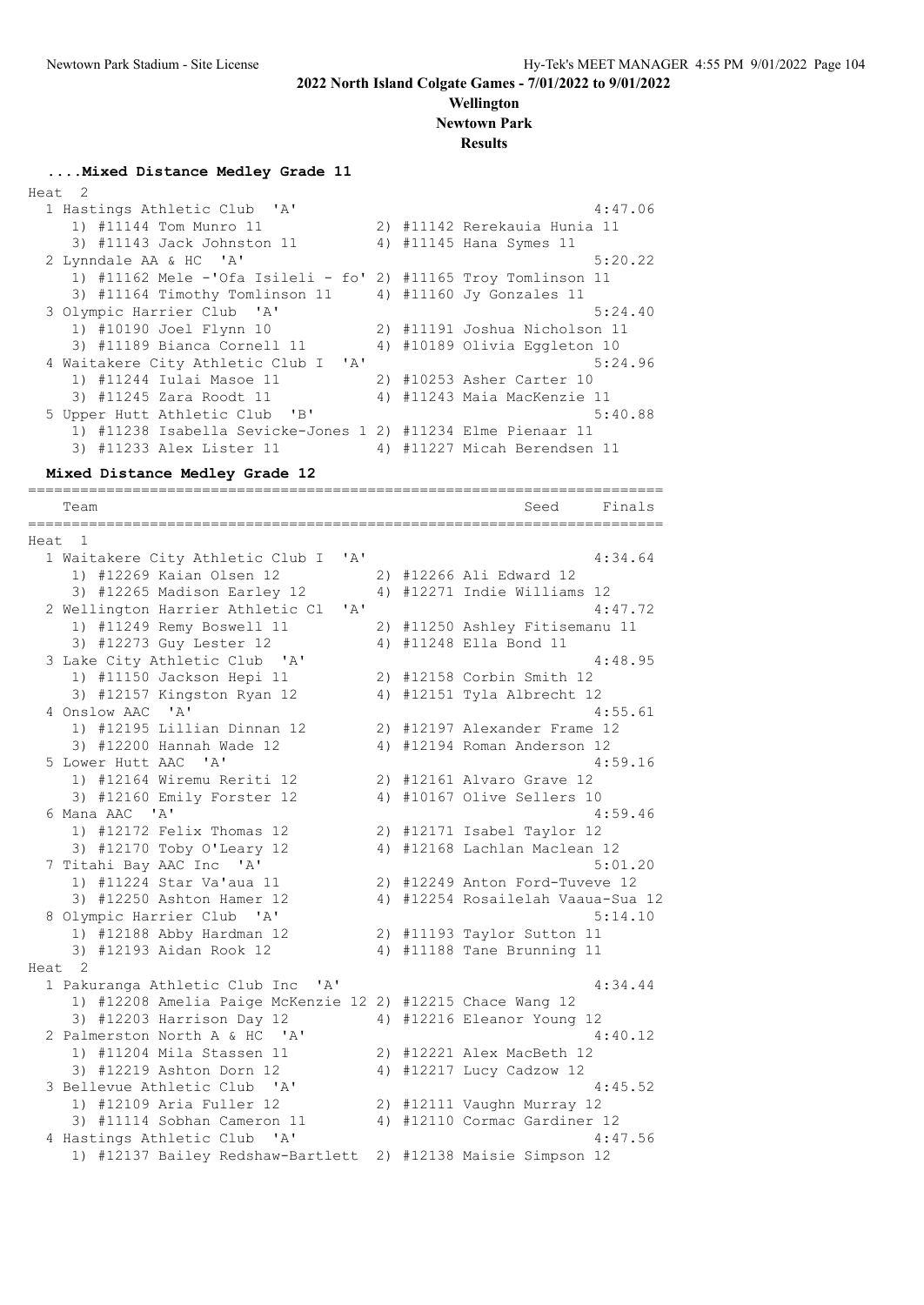**2022 North Island Colgate Games - 7/01/2022 to 9/01/2022**

**Wellington**

**Newtown Park**

**Results**

### ....Mixed Distance Medley Grade 11

Heat 2

| Place | Team | Finals |
|---|---|---|
| 1 | Hastings Athletic Club 'A' | 4:47.06 |
| | 1) #11144 Tom Munro 11; 2) #11142 Rerekauia Hunia 11; 3) #11143 Jack Johnston 11; 4) #11145 Hana Symes 11 | |
| 2 | Lynndale AA & HC 'A' | 5:20.22 |
| | 1) #11162 Mele -'Ofa Isileli - fo'; 2) #11165 Troy Tomlinson 11; 3) #11164 Timothy Tomlinson 11; 4) #11160 Jy Gonzales 11 | |
| 3 | Olympic Harrier Club 'A' | 5:24.40 |
| | 1) #10190 Joel Flynn 10; 2) #11191 Joshua Nicholson 11; 3) #11189 Bianca Cornell 11; 4) #10189 Olivia Eggleton 10 | |
| 4 | Waitakere City Athletic Club I 'A' | 5:24.96 |
| | 1) #11244 Iulai Masoe 11; 2) #10253 Asher Carter 10; 3) #11245 Zara Roodt 11; 4) #11243 Maia MacKenzie 11 | |
| 5 | Upper Hutt Athletic Club 'B' | 5:40.88 |
| | 1) #11238 Isabella Sevicke-Jones 1; 2) #11234 Elme Pienaar 11; 3) #11233 Alex Lister 11; 4) #11227 Micah Berendsen 11 | |

### Mixed Distance Medley Grade 12

Heat 1

| Place | Team | Seed | Finals |
|---|---|---|---|
| 1 | Waitakere City Athletic Club I 'A' | | 4:34.64 |
| | 1) #12269 Kaian Olsen 12; 2) #12266 Ali Edward 12; 3) #12265 Madison Earley 12; 4) #12271 Indie Williams 12 | | |
| 2 | Wellington Harrier Athletic Cl 'A' | | 4:47.72 |
| | 1) #11249 Remy Boswell 11; 2) #11250 Ashley Fitisemanu 11; 3) #12273 Guy Lester 12; 4) #11248 Ella Bond 11 | | |
| 3 | Lake City Athletic Club 'A' | | 4:48.95 |
| | 1) #11150 Jackson Hepi 11; 2) #12158 Corbin Smith 12; 3) #12157 Kingston Ryan 12; 4) #12151 Tyla Albrecht 12 | | |
| 4 | Onslow AAC 'A' | | 4:55.61 |
| | 1) #12195 Lillian Dinnan 12; 2) #12197 Alexander Frame 12; 3) #12200 Hannah Wade 12; 4) #12194 Roman Anderson 12 | | |
| 5 | Lower Hutt AAC 'A' | | 4:59.16 |
| | 1) #12164 Wiremu Reriti 12; 2) #12161 Alvaro Grave 12; 3) #12160 Emily Forster 12; 4) #10167 Olive Sellers 10 | | |
| 6 | Mana AAC 'A' | | 4:59.46 |
| | 1) #12172 Felix Thomas 12; 2) #12171 Isabel Taylor 12; 3) #12170 Toby O'Leary 12; 4) #12168 Lachlan Maclean 12 | | |
| 7 | Titahi Bay AAC Inc 'A' | | 5:01.20 |
| | 1) #11224 Star Va'aua 11; 2) #12249 Anton Ford-Tuveve 12; 3) #12250 Ashton Hamer 12; 4) #12254 Rosailelah Vaaua-Sua 12 | | |
| 8 | Olympic Harrier Club 'A' | | 5:14.10 |
| | 1) #12188 Abby Hardman 12; 2) #11193 Taylor Sutton 11; 3) #12193 Aidan Rook 12; 4) #11188 Tane Brunning 11 | | |

Heat 2

| Place | Team | Seed | Finals |
|---|---|---|---|
| 1 | Pakuranga Athletic Club Inc 'A' | | 4:34.44 |
| | 1) #12208 Amelia Paige McKenzie 12; 2) #12215 Chace Wang 12; 3) #12203 Harrison Day 12; 4) #12216 Eleanor Young 12 | | |
| 2 | Palmerston North A & HC 'A' | | 4:40.12 |
| | 1) #11204 Mila Stassen 11; 2) #12221 Alex MacBeth 12; 3) #12219 Ashton Dorn 12; 4) #12217 Lucy Cadzow 12 | | |
| 3 | Bellevue Athletic Club 'A' | | 4:45.52 |
| | 1) #12109 Aria Fuller 12; 2) #12111 Vaughn Murray 12; 3) #11114 Sobhan Cameron 11; 4) #12110 Cormac Gardiner 12 | | |
| 4 | Hastings Athletic Club 'A' | | 4:47.56 |
| | 1) #12137 Bailey Redshaw-Bartlett; 2) #12138 Maisie Simpson 12 | | |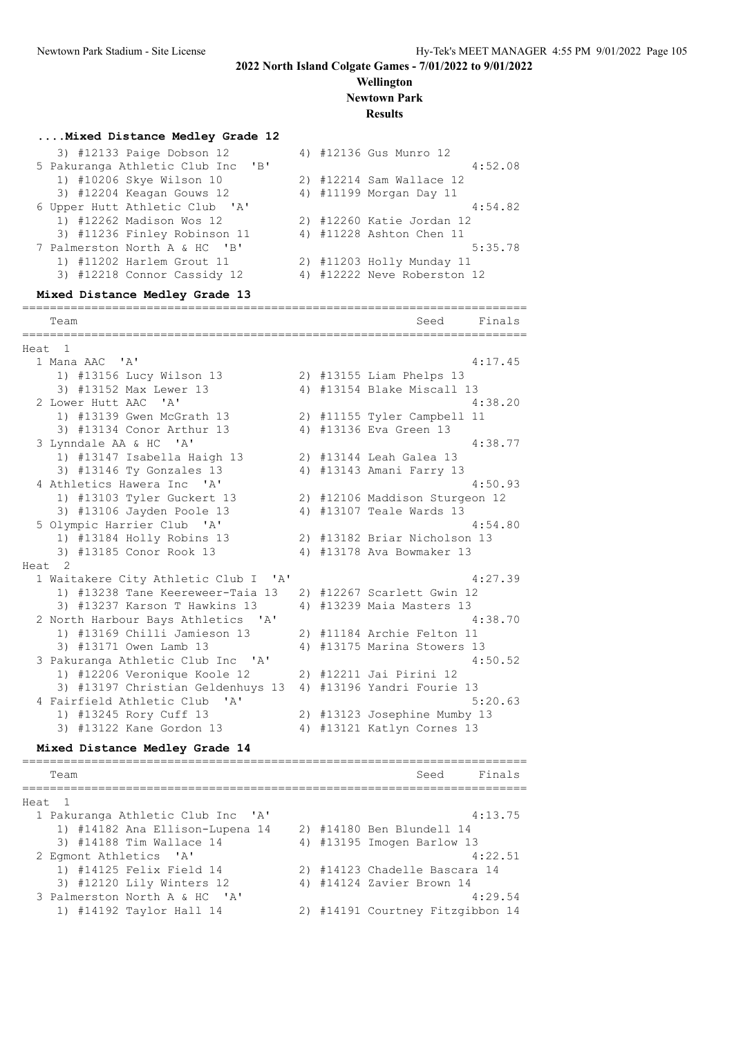## 2022 North Island Colgate Games - 7/01/2022 to 9/01/2022

**Wellington**

**Newtown Park**

**Results**

### ....Mixed Distance Medley Grade 12

```
    3) #12133 Paige Dobson 12          4) #12136 Gus Munro 12
 5 Pakuranga Athletic Club Inc  'B'                           4:52.08
    1) #10206 Skye Wilson 10           2) #12214 Sam Wallace 12
    3) #12204 Keagan Gouws 12          4) #11199 Morgan Day 11
 6 Upper Hutt Athletic Club  'A'                              4:54.82
    1) #12262 Madison Wos 12           2) #12260 Katie Jordan 12
    3) #11236 Finley Robinson 11       4) #11228 Ashton Chen 11
 7 Palmerston North A & HC  'B'                               5:35.78
    1) #11202 Harlem Grout 11          2) #11203 Holly Munday 11
    3) #12218 Connor Cassidy 12        4) #12222 Neve Roberston 12
```

### Mixed Distance Medley Grade 13

```
=======================================================================
   Team                                             Seed     Finals
=======================================================================
Heat  1
 1 Mana AAC  'A'                                              4:17.45
    1) #13156 Lucy Wilson 13           2) #13155 Liam Phelps 13
    3) #13152 Max Lewer 13             4) #13154 Blake Miscall 13
 2 Lower Hutt AAC  'A'                                        4:38.20
    1) #13139 Gwen McGrath 13          2) #11155 Tyler Campbell 11
    3) #13134 Conor Arthur 13          4) #13136 Eva Green 13
 3 Lynndale AA & HC  'A'                                      4:38.77
    1) #13147 Isabella Haigh 13        2) #13144 Leah Galea 13
    3) #13146 Ty Gonzales 13           4) #13143 Amani Farry 13
 4 Athletics Hawera Inc  'A'                                  4:50.93
    1) #13103 Tyler Guckert 13         2) #12106 Maddison Sturgeon 12
    3) #13106 Jayden Poole 13          4) #13107 Teale Wards 13
 5 Olympic Harrier Club  'A'                                  4:54.80
    1) #13184 Holly Robins 13          2) #13182 Briar Nicholson 13
    3) #13185 Conor Rook 13            4) #13178 Ava Bowmaker 13
Heat  2
 1 Waitakere City Athletic Club I  'A'                        4:27.39
    1) #13238 Tane Keereweer-Taia 13   2) #12267 Scarlett Gwin 12
    3) #13237 Karson T Hawkins 13      4) #13239 Maia Masters 13
 2 North Harbour Bays Athletics  'A'                          4:38.70
    1) #13169 Chilli Jamieson 13       2) #11184 Archie Felton 11
    3) #13171 Owen Lamb 13             4) #13175 Marina Stowers 13
 3 Pakuranga Athletic Club Inc  'A'                           4:50.52
    1) #12206 Veronique Koole 12       2) #12211 Jai Pirini 12
    3) #13197 Christian Geldenhuys 13  4) #13196 Yandri Fourie 13
 4 Fairfield Athletic Club  'A'                               5:20.63
    1) #13245 Rory Cuff 13             2) #13123 Josephine Mumby 13
    3) #13122 Kane Gordon 13           4) #13121 Katlyn Cornes 13
```

### Mixed Distance Medley Grade 14

```
=======================================================================
   Team                                             Seed     Finals
=======================================================================
Heat  1
 1 Pakuranga Athletic Club Inc  'A'                           4:13.75
    1) #14182 Ana Ellison-Lupena 14    2) #14180 Ben Blundell 14
    3) #14188 Tim Wallace 14           4) #13195 Imogen Barlow 13
 2 Egmont Athletics  'A'                                      4:22.51
    1) #14125 Felix Field 14           2) #14123 Chadelle Bascara 14
    3) #12120 Lily Winters 12          4) #14124 Zavier Brown 14
 3 Palmerston North A & HC  'A'                               4:29.54
    1) #14192 Taylor Hall 14           2) #14191 Courtney Fitzgibbon 14
```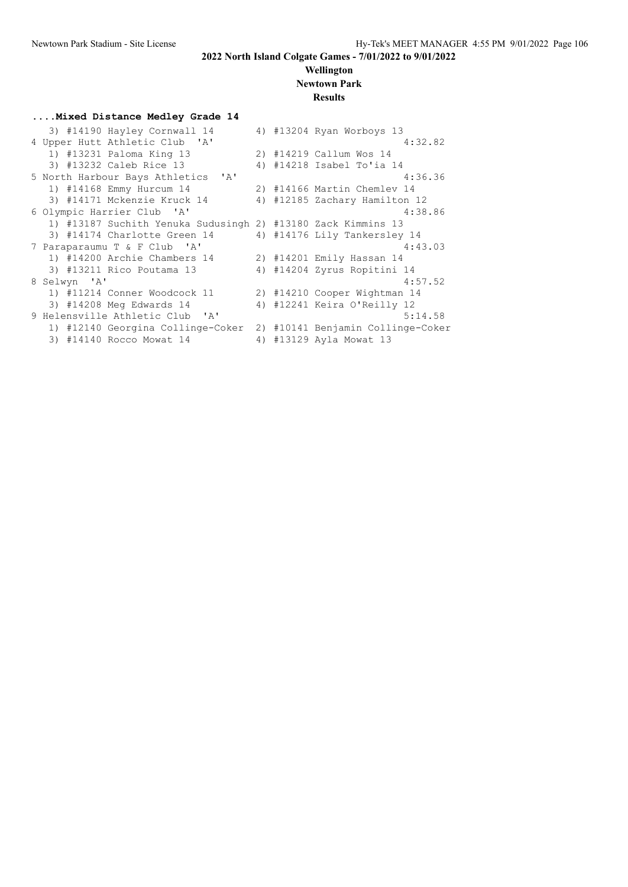**2022 North Island Colgate Games - 7/01/2022 to 9/01/2022**

**Wellington**

**Newtown Park**

**Results**

### ....Mixed Distance Medley Grade 14

```
   3) #14190 Hayley Cornwall 14        4) #13204 Ryan Worboys 13
4 Upper Hutt Athletic Club  'A'                              4:32.82
   1) #13231 Paloma King 13            2) #14219 Callum Wos 14
   3) #13232 Caleb Rice 13             4) #14218 Isabel To'ia 14
5 North Harbour Bays Athletics  'A'                          4:36.36
   1) #14168 Emmy Hurcum 14            2) #14166 Martin Chemlev 14
   3) #14171 Mckenzie Kruck 14         4) #12185 Zachary Hamilton 12
6 Olympic Harrier Club  'A'                                  4:38.86
   1) #13187 Suchith Yenuka Sudusingh 2) #13180 Zack Kimmins 13
   3) #14174 Charlotte Green 14        4) #14176 Lily Tankersley 14
7 Paraparaumu T & F Club  'A'                                4:43.03
   1) #14200 Archie Chambers 14        2) #14201 Emily Hassan 14
   3) #13211 Rico Poutama 13           4) #14204 Zyrus Ropitini 14
8 Selwyn  'A'                                                4:57.52
   1) #11214 Conner Woodcock 11        2) #14210 Cooper Wightman 14
   3) #14208 Meg Edwards 14            4) #12241 Keira O'Reilly 12
9 Helensville Athletic Club  'A'                             5:14.58
   1) #12140 Georgina Collinge-Coker  2) #10141 Benjamin Collinge-Coker
   3) #14140 Rocco Mowat 14            4) #13129 Ayla Mowat 13
```